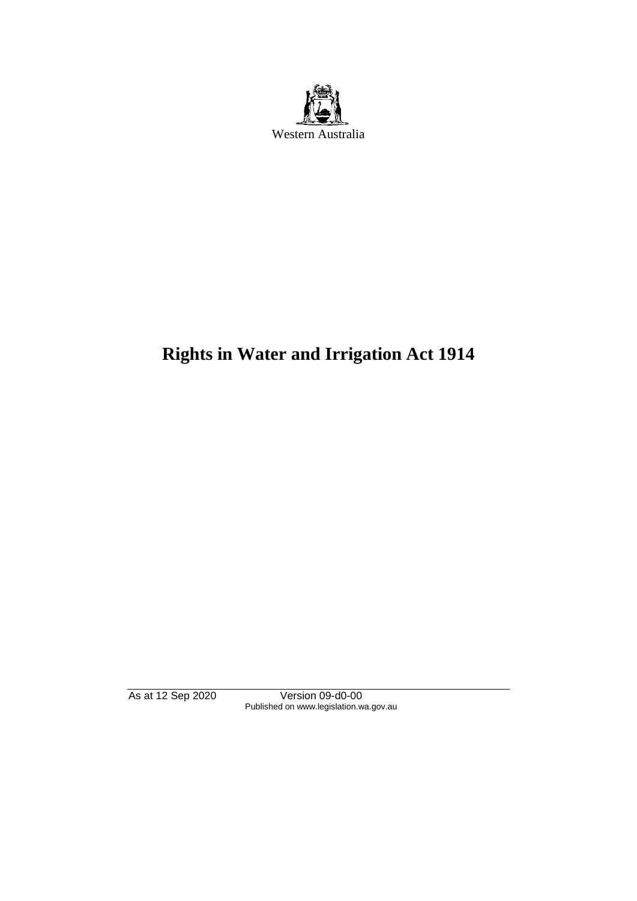Western Australia

# Rights in Water and Irrigation Act 1914

As at 12 Sep 2020 Version 09-d0-00
Published on www.legislation.wa.gov.au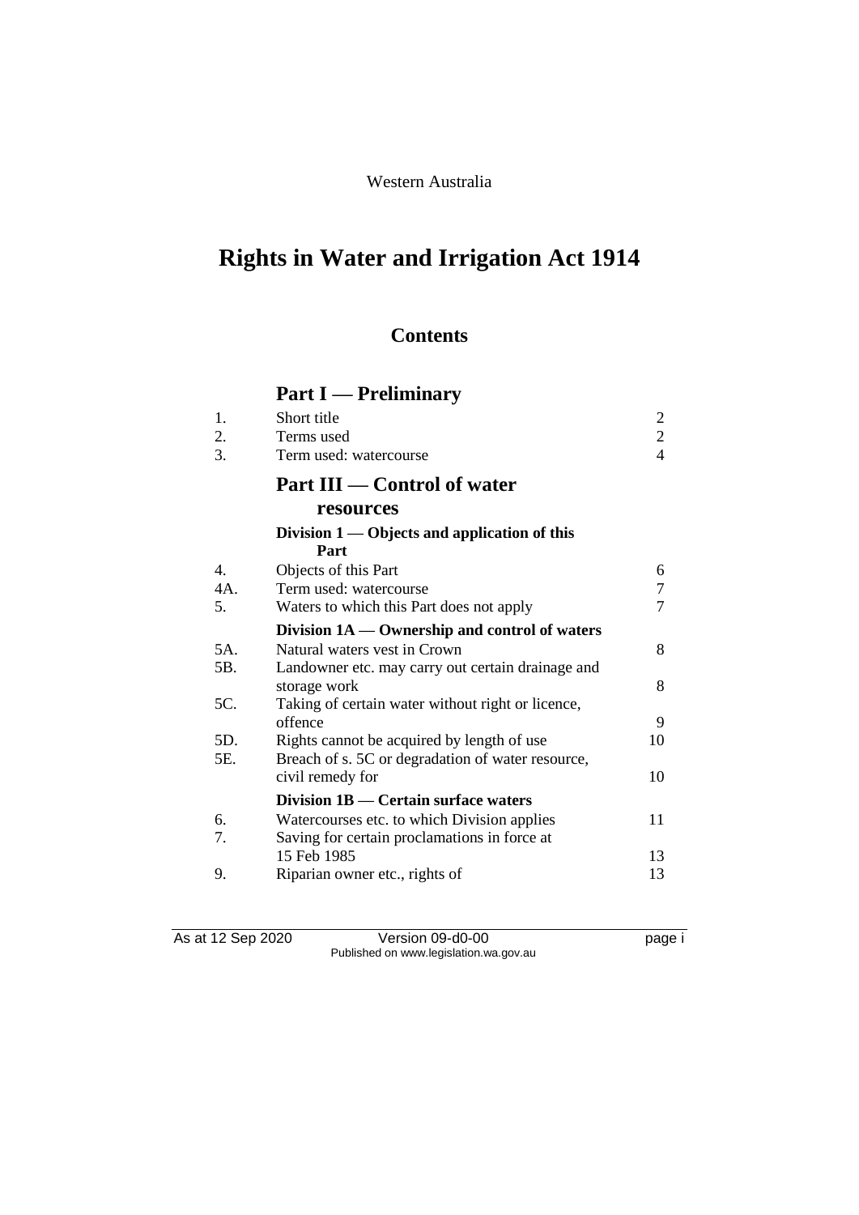Western Australia

# Rights in Water and Irrigation Act 1914

## Contents

### Part I — Preliminary

| | | |
|---|---|---|
| 1. | Short title | 2 |
| 2. | Terms used | 2 |
| 3. | Term used: watercourse | 4 |

### Part III — Control of water resources

#### Division 1 — Objects and application of this Part

| | | |
|---|---|---|
| 4. | Objects of this Part | 6 |
| 4A. | Term used: watercourse | 7 |
| 5. | Waters to which this Part does not apply | 7 |

#### Division 1A — Ownership and control of waters

| | | |
|---|---|---|
| 5A. | Natural waters vest in Crown | 8 |
| 5B. | Landowner etc. may carry out certain drainage and storage work | 8 |
| 5C. | Taking of certain water without right or licence, offence | 9 |
| 5D. | Rights cannot be acquired by length of use | 10 |
| 5E. | Breach of s. 5C or degradation of water resource, civil remedy for | 10 |

#### Division 1B — Certain surface waters

| | | |
|---|---|---|
| 6. | Watercourses etc. to which Division applies | 11 |
| 7. | Saving for certain proclamations in force at 15 Feb 1985 | 13 |
| 9. | Riparian owner etc., rights of | 13 |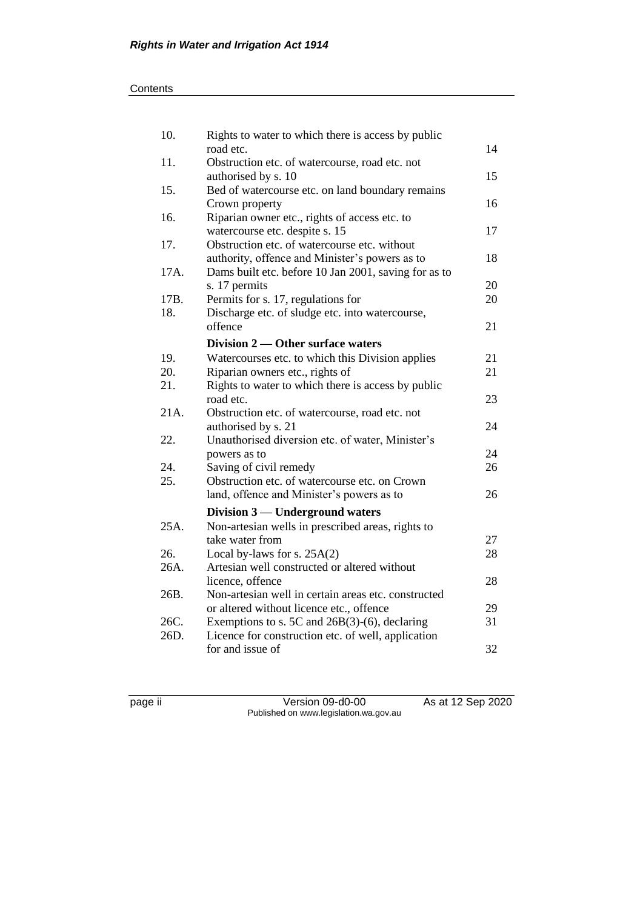| | | |
|---|---|---|
| 10. | Rights to water to which there is access by public road etc. | 14 |
| 11. | Obstruction etc. of watercourse, road etc. not authorised by s. 10 | 15 |
| 15. | Bed of watercourse etc. on land boundary remains Crown property | 16 |
| 16. | Riparian owner etc., rights of access etc. to watercourse etc. despite s. 15 | 17 |
| 17. | Obstruction etc. of watercourse etc. without authority, offence and Minister's powers as to | 18 |
| 17A. | Dams built etc. before 10 Jan 2001, saving for as to s. 17 permits | 20 |
| 17B. | Permits for s. 17, regulations for | 20 |
| 18. | Discharge etc. of sludge etc. into watercourse, offence | 21 |
| | **Division 2 — Other surface waters** | |
| 19. | Watercourses etc. to which this Division applies | 21 |
| 20. | Riparian owners etc., rights of | 21 |
| 21. | Rights to water to which there is access by public road etc. | 23 |
| 21A. | Obstruction etc. of watercourse, road etc. not authorised by s. 21 | 24 |
| 22. | Unauthorised diversion etc. of water, Minister's powers as to | 24 |
| 24. | Saving of civil remedy | 26 |
| 25. | Obstruction etc. of watercourse etc. on Crown land, offence and Minister's powers as to | 26 |
| | **Division 3 — Underground waters** | |
| 25A. | Non-artesian wells in prescribed areas, rights to take water from | 27 |
| 26. | Local by-laws for s. 25A(2) | 28 |
| 26A. | Artesian well constructed or altered without licence, offence | 28 |
| 26B. | Non-artesian well in certain areas etc. constructed or altered without licence etc., offence | 29 |
| 26C. | Exemptions to s. 5C and 26B(3)-(6), declaring | 31 |
| 26D. | Licence for construction etc. of well, application for and issue of | 32 |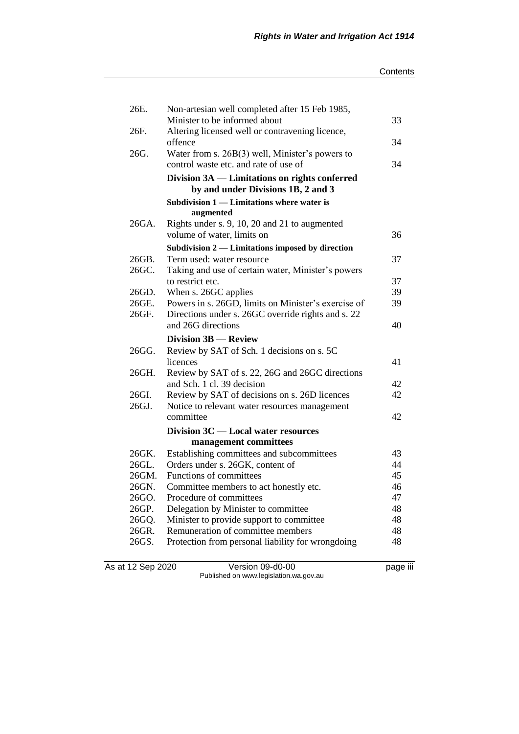| | | |
|---|---|---|
| 26E. | Non-artesian well completed after 15 Feb 1985, Minister to be informed about | 33 |
| 26F. | Altering licensed well or contravening licence, offence | 34 |
| 26G. | Water from s. 26B(3) well, Minister's powers to control waste etc. and rate of use of | 34 |
| | **Division 3A — Limitations on rights conferred by and under Divisions 1B, 2 and 3** | |
| | **Subdivision 1 — Limitations where water is augmented** | |
| 26GA. | Rights under s. 9, 10, 20 and 21 to augmented volume of water, limits on | 36 |
| | **Subdivision 2 — Limitations imposed by direction** | |
| 26GB. | Term used: water resource | 37 |
| 26GC. | Taking and use of certain water, Minister's powers to restrict etc. | 37 |
| 26GD. | When s. 26GC applies | 39 |
| 26GE. | Powers in s. 26GD, limits on Minister's exercise of | 39 |
| 26GF. | Directions under s. 26GC override rights and s. 22 and 26G directions | 40 |
| | **Division 3B — Review** | |
| 26GG. | Review by SAT of Sch. 1 decisions on s. 5C licences | 41 |
| 26GH. | Review by SAT of s. 22, 26G and 26GC directions and Sch. 1 cl. 39 decision | 42 |
| 26GI. | Review by SAT of decisions on s. 26D licences | 42 |
| 26GJ. | Notice to relevant water resources management committee | 42 |
| | **Division 3C — Local water resources management committees** | |
| 26GK. | Establishing committees and subcommittees | 43 |
| 26GL. | Orders under s. 26GK, content of | 44 |
| 26GM. | Functions of committees | 45 |
| 26GN. | Committee members to act honestly etc. | 46 |
| 26GO. | Procedure of committees | 47 |
| 26GP. | Delegation by Minister to committee | 48 |
| 26GQ. | Minister to provide support to committee | 48 |
| 26GR. | Remuneration of committee members | 48 |
| 26GS. | Protection from personal liability for wrongdoing | 48 |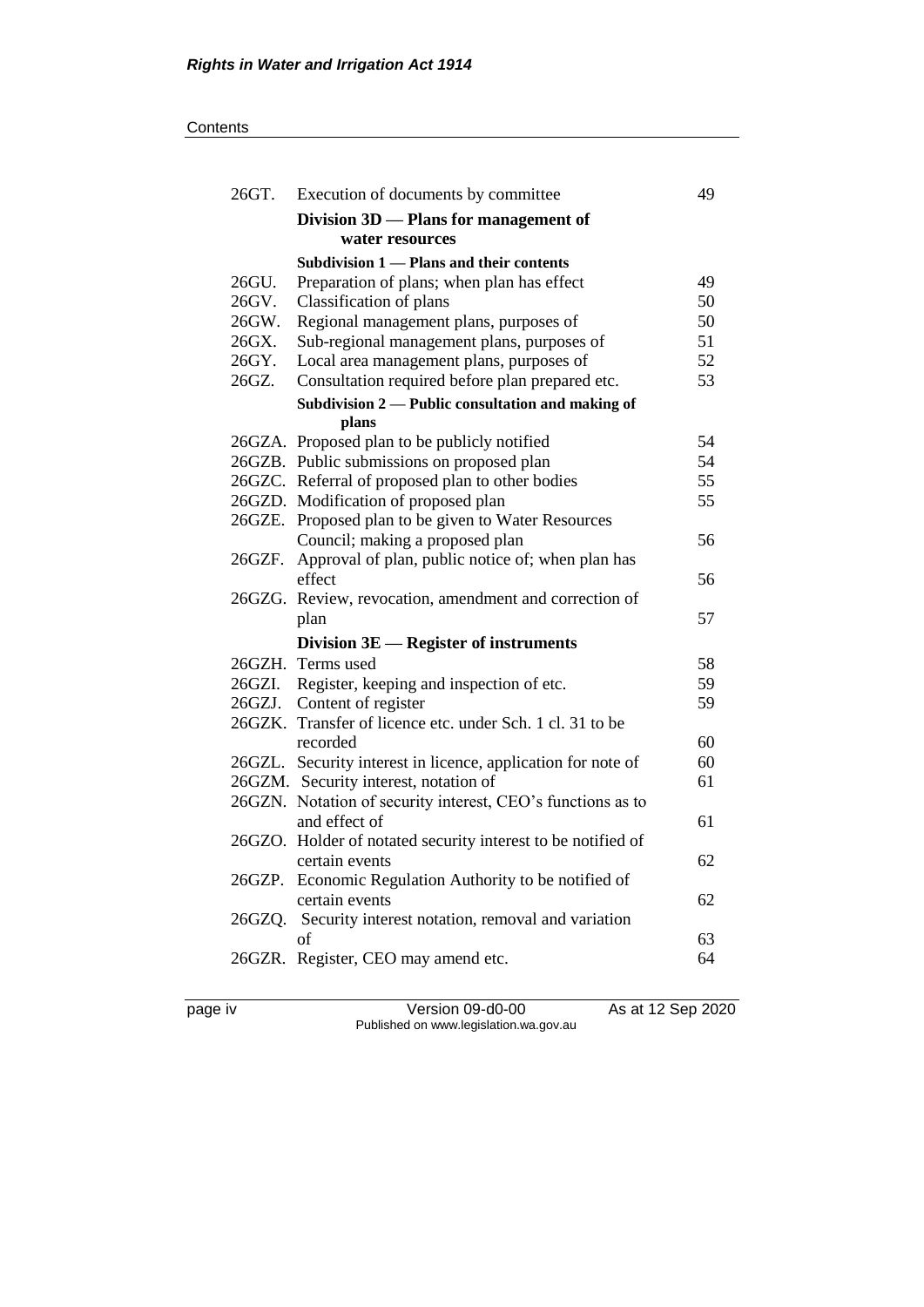| | | |
|---|---|---|
| 26GT. | Execution of documents by committee | 49 |
| | **Division 3D — Plans for management of water resources** | |
| | **Subdivision 1 — Plans and their contents** | |
| 26GU. | Preparation of plans; when plan has effect | 49 |
| 26GV. | Classification of plans | 50 |
| 26GW. | Regional management plans, purposes of | 50 |
| 26GX. | Sub-regional management plans, purposes of | 51 |
| 26GY. | Local area management plans, purposes of | 52 |
| 26GZ. | Consultation required before plan prepared etc. | 53 |
| | **Subdivision 2 — Public consultation and making of plans** | |
| 26GZA. | Proposed plan to be publicly notified | 54 |
| 26GZB. | Public submissions on proposed plan | 54 |
| 26GZC. | Referral of proposed plan to other bodies | 55 |
| 26GZD. | Modification of proposed plan | 55 |
| 26GZE. | Proposed plan to be given to Water Resources Council; making a proposed plan | 56 |
| 26GZF. | Approval of plan, public notice of; when plan has effect | 56 |
| 26GZG. | Review, revocation, amendment and correction of plan | 57 |
| | **Division 3E — Register of instruments** | |
| 26GZH. | Terms used | 58 |
| 26GZI. | Register, keeping and inspection of etc. | 59 |
| 26GZJ. | Content of register | 59 |
| 26GZK. | Transfer of licence etc. under Sch. 1 cl. 31 to be recorded | 60 |
| 26GZL. | Security interest in licence, application for note of | 60 |
| 26GZM. | Security interest, notation of | 61 |
| 26GZN. | Notation of security interest, CEO's functions as to and effect of | 61 |
| 26GZO. | Holder of notated security interest to be notified of certain events | 62 |
| 26GZP. | Economic Regulation Authority to be notified of certain events | 62 |
| 26GZQ. | Security interest notation, removal and variation of | 63 |
| 26GZR. | Register, CEO may amend etc. | 64 |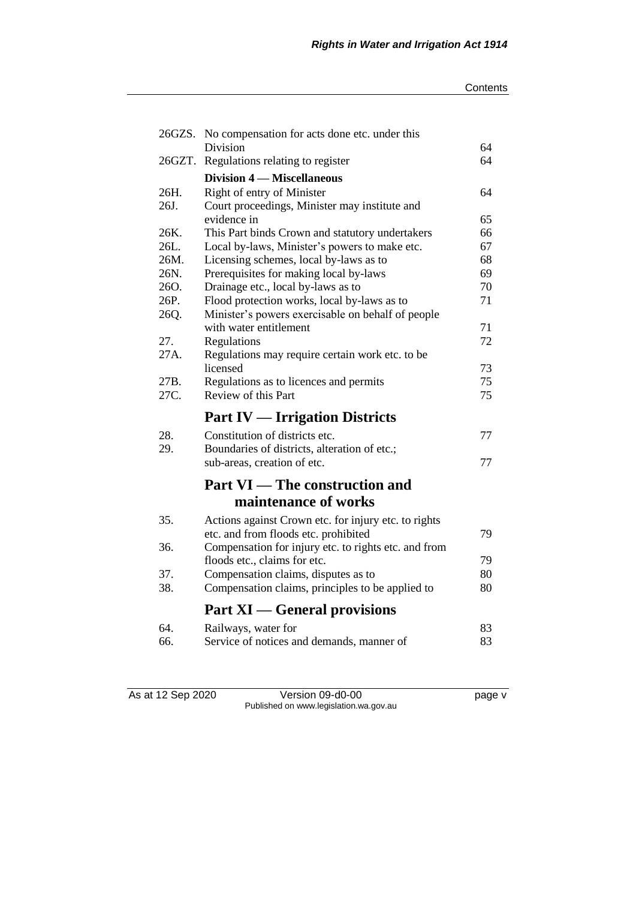| | | |
|---|---|---|
| 26GZS. | No compensation for acts done etc. under this Division | 64 |
| 26GZT. | Regulations relating to register | 64 |
| | **Division 4 — Miscellaneous** | |
| 26H. | Right of entry of Minister | 64 |
| 26J. | Court proceedings, Minister may institute and evidence in | 65 |
| 26K. | This Part binds Crown and statutory undertakers | 66 |
| 26L. | Local by-laws, Minister's powers to make etc. | 67 |
| 26M. | Licensing schemes, local by-laws as to | 68 |
| 26N. | Prerequisites for making local by-laws | 69 |
| 26O. | Drainage etc., local by-laws as to | 70 |
| 26P. | Flood protection works, local by-laws as to | 71 |
| 26Q. | Minister's powers exercisable on behalf of people with water entitlement | 71 |
| 27. | Regulations | 72 |
| 27A. | Regulations may require certain work etc. to be licensed | 73 |
| 27B. | Regulations as to licences and permits | 75 |
| 27C. | Review of this Part | 75 |

## Part IV — Irrigation Districts

| | | |
|---|---|---|
| 28. | Constitution of districts etc. | 77 |
| 29. | Boundaries of districts, alteration of etc.; sub-areas, creation of etc. | 77 |

## Part VI — The construction and maintenance of works

| | | |
|---|---|---|
| 35. | Actions against Crown etc. for injury etc. to rights etc. and from floods etc. prohibited | 79 |
| 36. | Compensation for injury etc. to rights etc. and from floods etc., claims for etc. | 79 |
| 37. | Compensation claims, disputes as to | 80 |
| 38. | Compensation claims, principles to be applied to | 80 |

## Part XI — General provisions

| | | |
|---|---|---|
| 64. | Railways, water for | 83 |
| 66. | Service of notices and demands, manner of | 83 |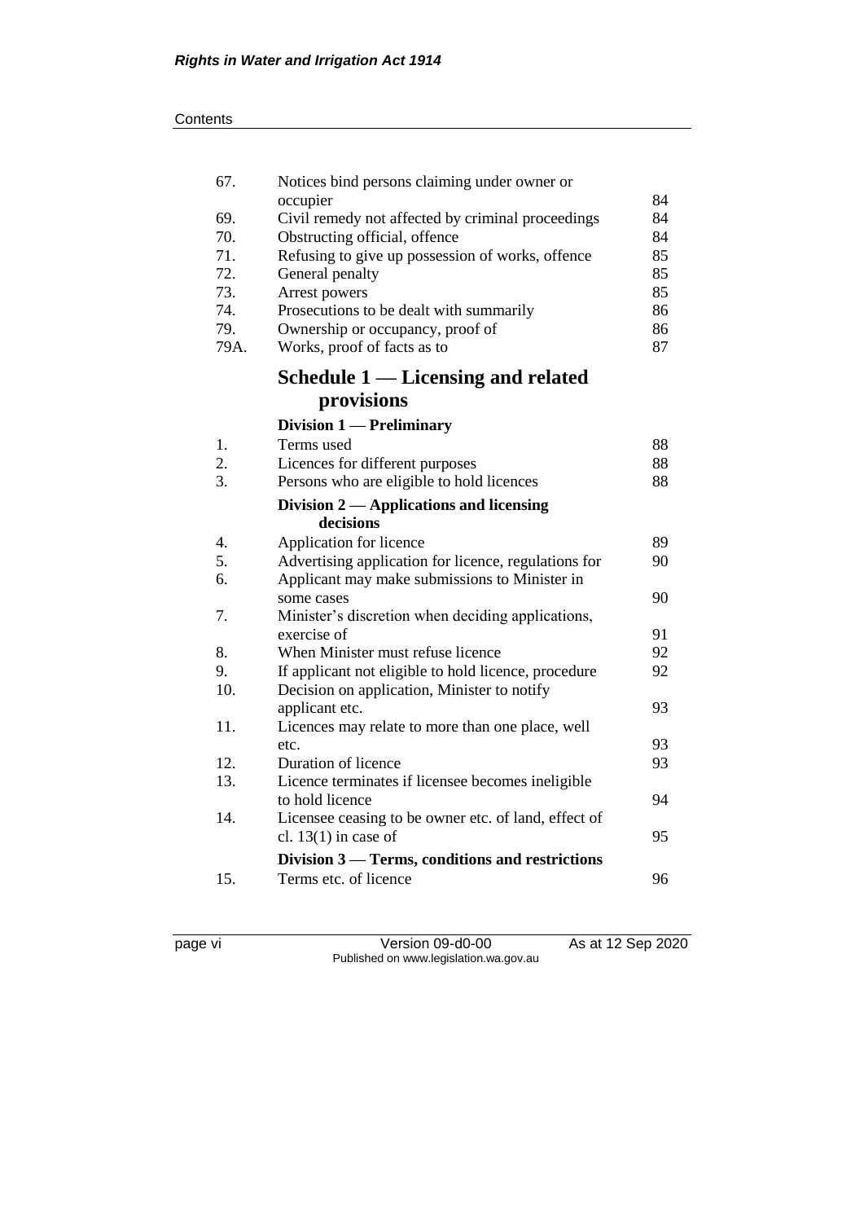| | | |
|---|---|---|
| 67. | Notices bind persons claiming under owner or occupier | 84 |
| 69. | Civil remedy not affected by criminal proceedings | 84 |
| 70. | Obstructing official, offence | 84 |
| 71. | Refusing to give up possession of works, offence | 85 |
| 72. | General penalty | 85 |
| 73. | Arrest powers | 85 |
| 74. | Prosecutions to be dealt with summarily | 86 |
| 79. | Ownership or occupancy, proof of | 86 |
| 79A. | Works, proof of facts as to | 87 |

## Schedule 1 — Licensing and related provisions

**Division 1 — Preliminary**

| | | |
|---|---|---|
| 1. | Terms used | 88 |
| 2. | Licences for different purposes | 88 |
| 3. | Persons who are eligible to hold licences | 88 |

**Division 2 — Applications and licensing decisions**

| | | |
|---|---|---|
| 4. | Application for licence | 89 |
| 5. | Advertising application for licence, regulations for | 90 |
| 6. | Applicant may make submissions to Minister in some cases | 90 |
| 7. | Minister's discretion when deciding applications, exercise of | 91 |
| 8. | When Minister must refuse licence | 92 |
| 9. | If applicant not eligible to hold licence, procedure | 92 |
| 10. | Decision on application, Minister to notify applicant etc. | 93 |
| 11. | Licences may relate to more than one place, well etc. | 93 |
| 12. | Duration of licence | 93 |
| 13. | Licence terminates if licensee becomes ineligible to hold licence | 94 |
| 14. | Licensee ceasing to be owner etc. of land, effect of cl. 13(1) in case of | 95 |

**Division 3 — Terms, conditions and restrictions**

| | | |
|---|---|---|
| 15. | Terms etc. of licence | 96 |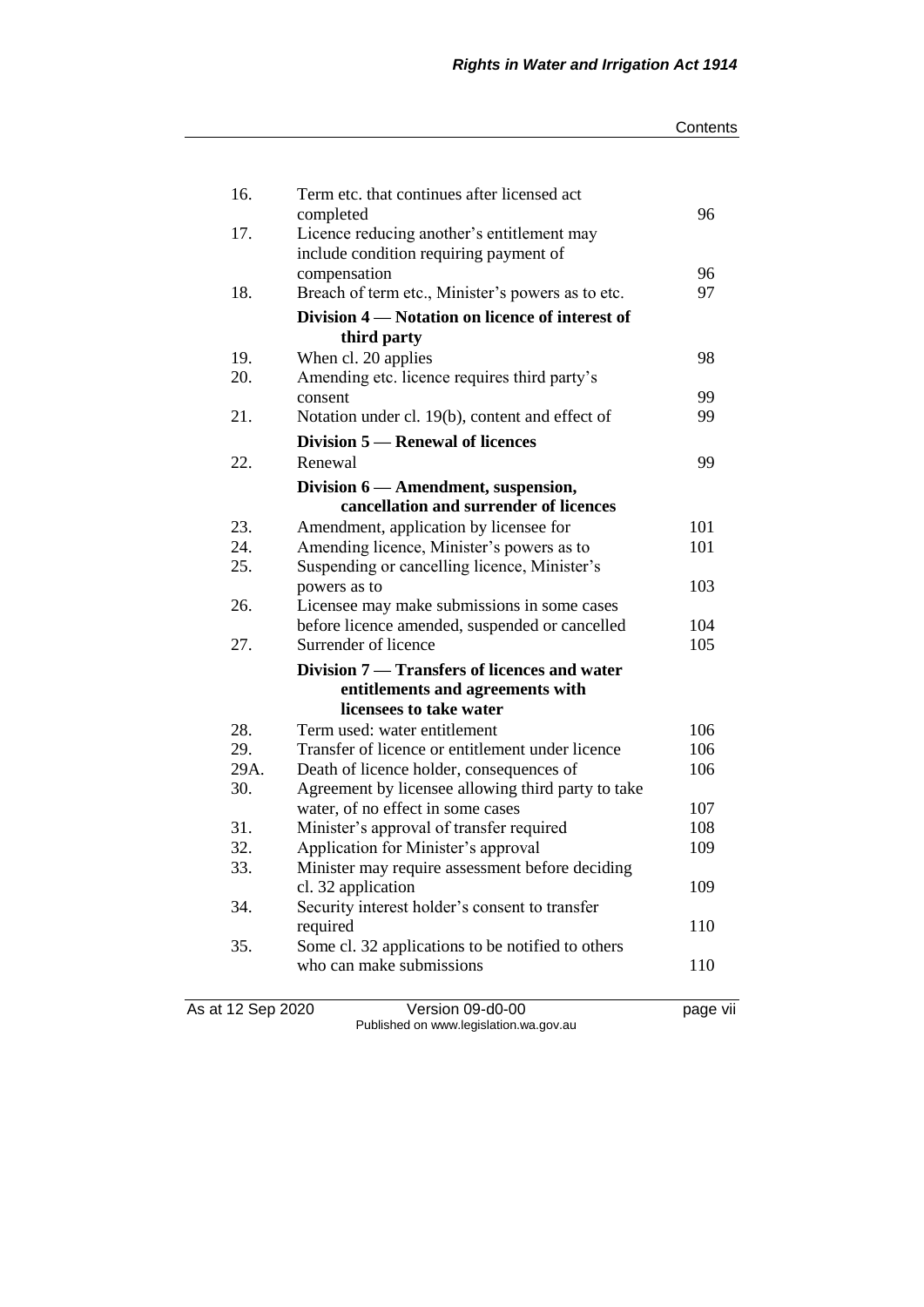| | | |
|---|---|---|
| 16. | Term etc. that continues after licensed act completed | 96 |
| 17. | Licence reducing another's entitlement may include condition requiring payment of compensation | 96 |
| 18. | Breach of term etc., Minister's powers as to etc. | 97 |
| | **Division 4 — Notation on licence of interest of third party** | |
| 19. | When cl. 20 applies | 98 |
| 20. | Amending etc. licence requires third party's consent | 99 |
| 21. | Notation under cl. 19(b), content and effect of | 99 |
| | **Division 5 — Renewal of licences** | |
| 22. | Renewal | 99 |
| | **Division 6 — Amendment, suspension, cancellation and surrender of licences** | |
| 23. | Amendment, application by licensee for | 101 |
| 24. | Amending licence, Minister's powers as to | 101 |
| 25. | Suspending or cancelling licence, Minister's powers as to | 103 |
| 26. | Licensee may make submissions in some cases before licence amended, suspended or cancelled | 104 |
| 27. | Surrender of licence | 105 |
| | **Division 7 — Transfers of licences and water entitlements and agreements with licensees to take water** | |
| 28. | Term used: water entitlement | 106 |
| 29. | Transfer of licence or entitlement under licence | 106 |
| 29A. | Death of licence holder, consequences of | 106 |
| 30. | Agreement by licensee allowing third party to take water, of no effect in some cases | 107 |
| 31. | Minister's approval of transfer required | 108 |
| 32. | Application for Minister's approval | 109 |
| 33. | Minister may require assessment before deciding cl. 32 application | 109 |
| 34. | Security interest holder's consent to transfer required | 110 |
| 35. | Some cl. 32 applications to be notified to others who can make submissions | 110 |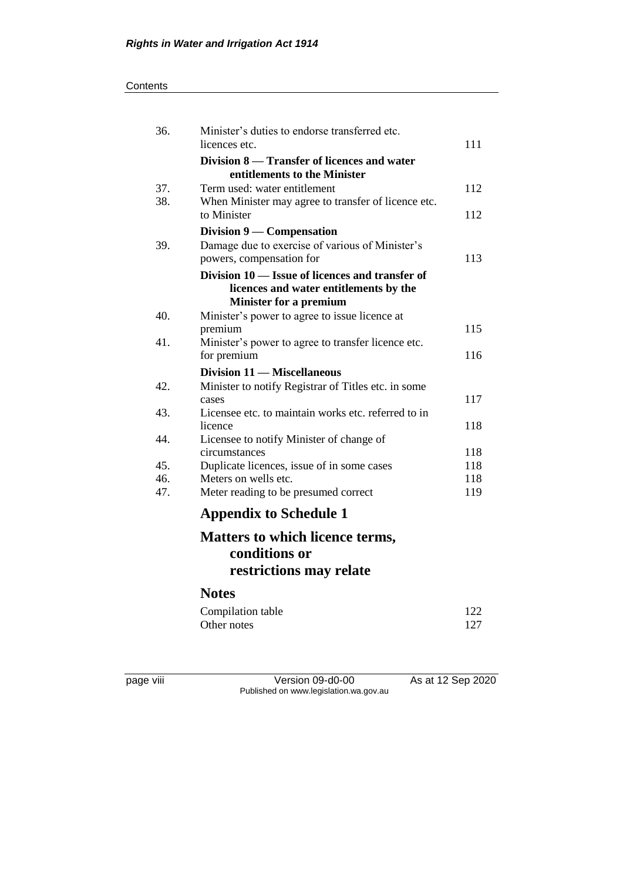| | | |
|---|---|---|
| 36. | Minister's duties to endorse transferred etc. licences etc. | 111 |
| | **Division 8 — Transfer of licences and water entitlements to the Minister** | |
| 37. | Term used: water entitlement | 112 |
| 38. | When Minister may agree to transfer of licence etc. to Minister | 112 |
| | **Division 9 — Compensation** | |
| 39. | Damage due to exercise of various of Minister's powers, compensation for | 113 |
| | **Division 10 — Issue of licences and transfer of licences and water entitlements by the Minister for a premium** | |
| 40. | Minister's power to agree to issue licence at premium | 115 |
| 41. | Minister's power to agree to transfer licence etc. for premium | 116 |
| | **Division 11 — Miscellaneous** | |
| 42. | Minister to notify Registrar of Titles etc. in some cases | 117 |
| 43. | Licensee etc. to maintain works etc. referred to in licence | 118 |
| 44. | Licensee to notify Minister of change of circumstances | 118 |
| 45. | Duplicate licences, issue of in some cases | 118 |
| 46. | Meters on wells etc. | 118 |
| 47. | Meter reading to be presumed correct | 119 |

## Appendix to Schedule 1

## Matters to which licence terms, conditions or restrictions may relate

## Notes

| | |
|---|---|
| Compilation table | 122 |
| Other notes | 127 |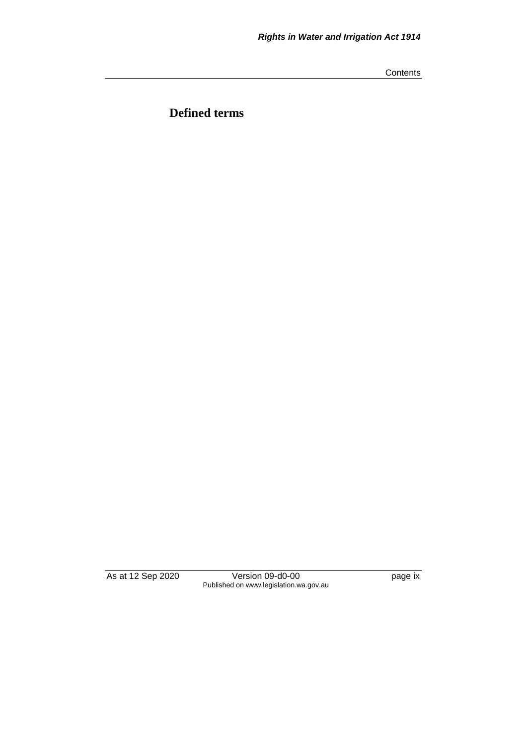# Defined terms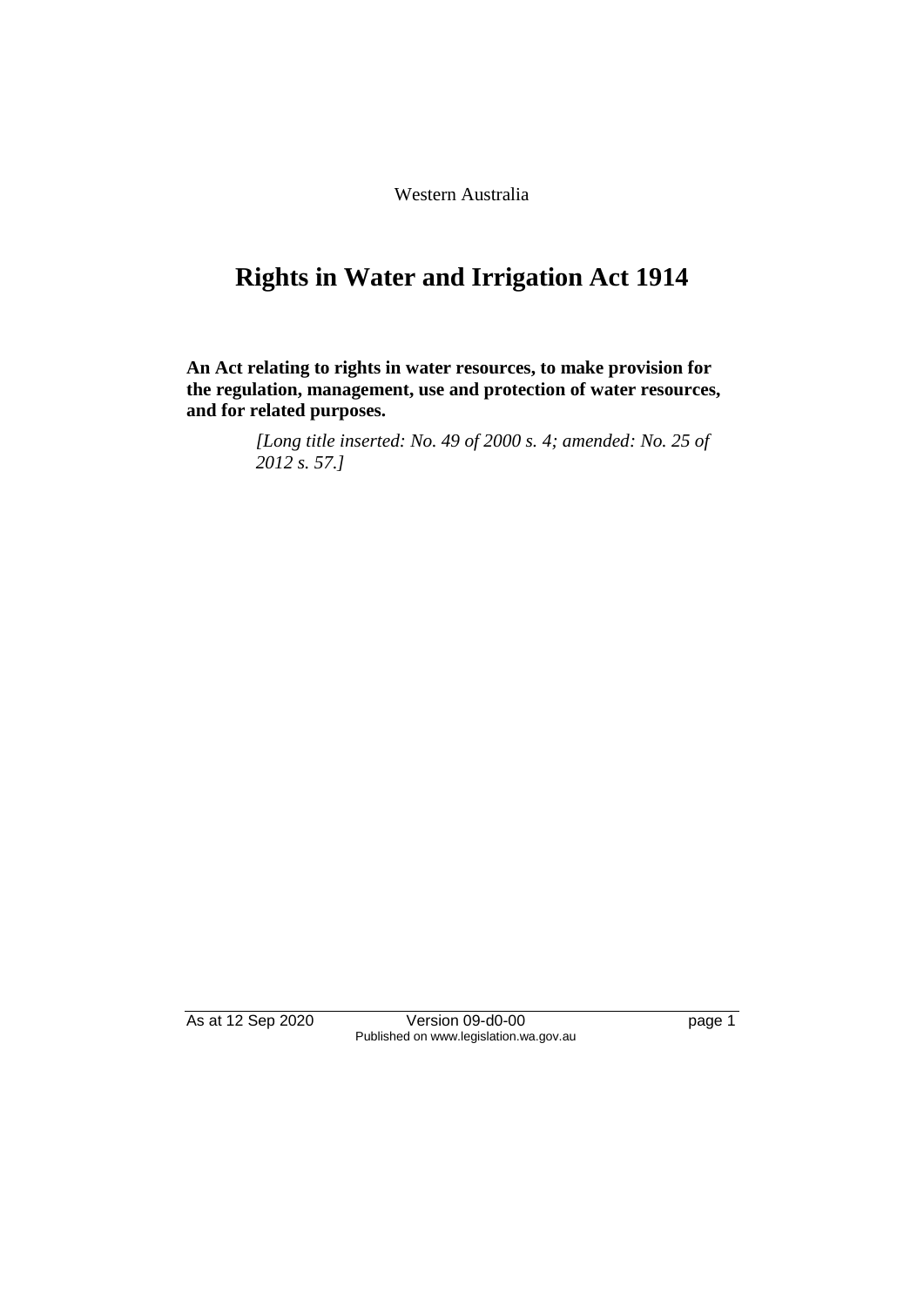Western Australia

# Rights in Water and Irrigation Act 1914

**An Act relating to rights in water resources, to make provision for the regulation, management, use and protection of water resources, and for related purposes.**

*[Long title inserted: No. 49 of 2000 s. 4; amended: No. 25 of 2012 s. 57.]*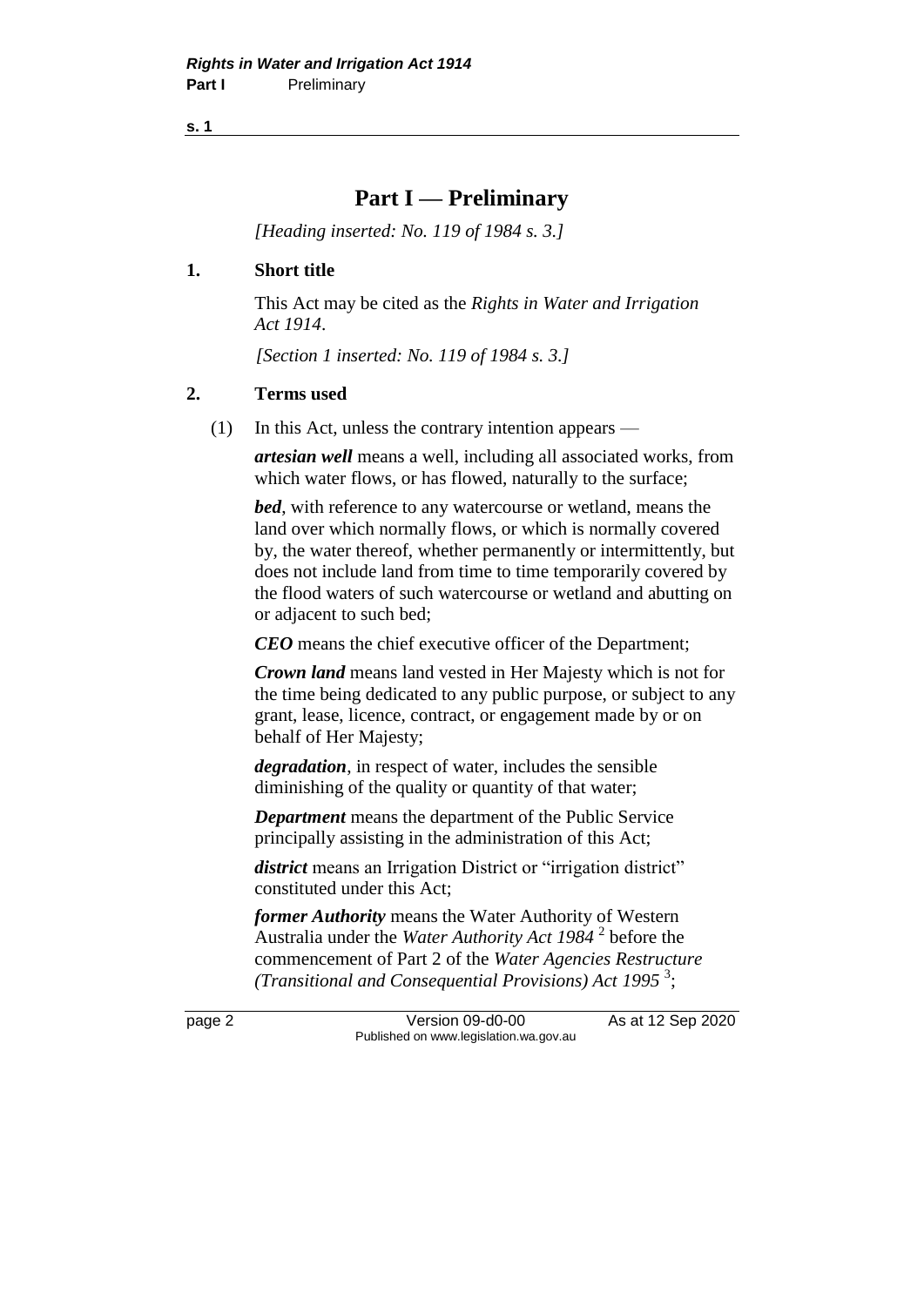# Part I — Preliminary

*[Heading inserted: No. 119 of 1984 s. 3.]*

## 1. Short title

This Act may be cited as the *Rights in Water and Irrigation Act 1914*.

*[Section 1 inserted: No. 119 of 1984 s. 3.]*

## 2. Terms used

(1) In this Act, unless the contrary intention appears —

***artesian well*** means a well, including all associated works, from which water flows, or has flowed, naturally to the surface;

***bed***, with reference to any watercourse or wetland, means the land over which normally flows, or which is normally covered by, the water thereof, whether permanently or intermittently, but does not include land from time to time temporarily covered by the flood waters of such watercourse or wetland and abutting on or adjacent to such bed;

***CEO*** means the chief executive officer of the Department;

***Crown land*** means land vested in Her Majesty which is not for the time being dedicated to any public purpose, or subject to any grant, lease, licence, contract, or engagement made by or on behalf of Her Majesty;

***degradation***, in respect of water, includes the sensible diminishing of the quality or quantity of that water;

***Department*** means the department of the Public Service principally assisting in the administration of this Act;

***district*** means an Irrigation District or "irrigation district" constituted under this Act;

***former Authority*** means the Water Authority of Western Australia under the *Water Authority Act 1984* [2] before the commencement of Part 2 of the *Water Agencies Restructure (Transitional and Consequential Provisions) Act 1995* [3];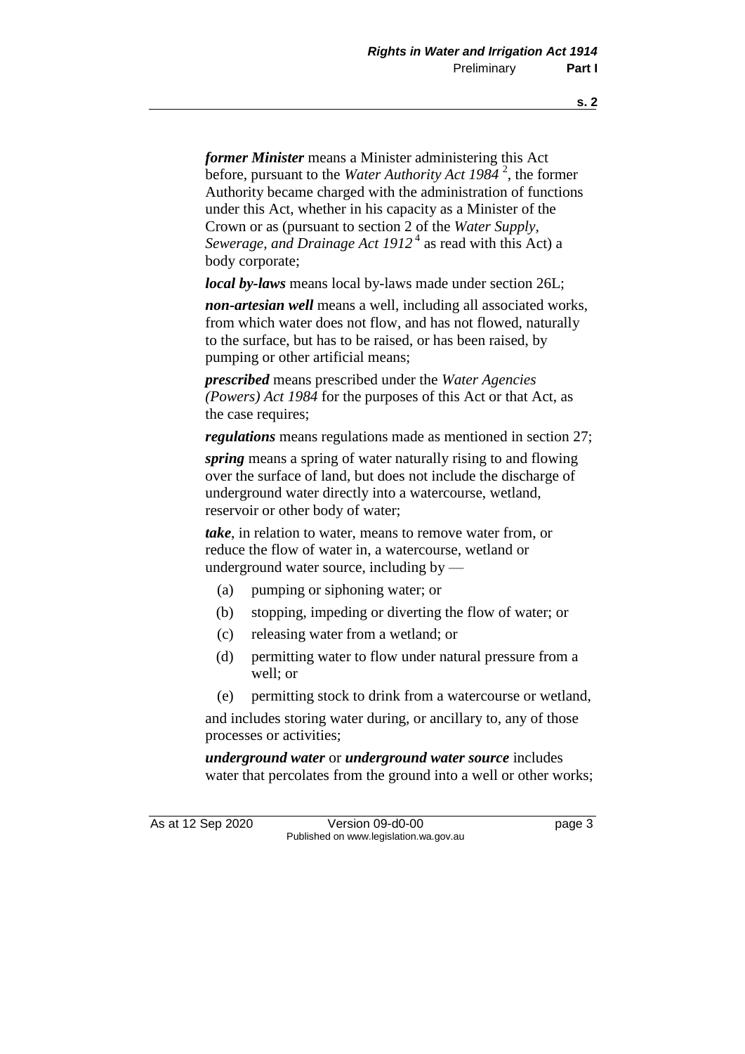***former Minister*** means a Minister administering this Act before, pursuant to the *Water Authority Act 1984* [2], the former Authority became charged with the administration of functions under this Act, whether in his capacity as a Minister of the Crown or as (pursuant to section 2 of the *Water Supply, Sewerage, and Drainage Act 1912* [4] as read with this Act) a body corporate;

***local by-laws*** means local by-laws made under section 26L;

***non-artesian well*** means a well, including all associated works, from which water does not flow, and has not flowed, naturally to the surface, but has to be raised, or has been raised, by pumping or other artificial means;

***prescribed*** means prescribed under the *Water Agencies (Powers) Act 1984* for the purposes of this Act or that Act, as the case requires;

***regulations*** means regulations made as mentioned in section 27;

***spring*** means a spring of water naturally rising to and flowing over the surface of land, but does not include the discharge of underground water directly into a watercourse, wetland, reservoir or other body of water;

***take***, in relation to water, means to remove water from, or reduce the flow of water in, a watercourse, wetland or underground water source, including by —

(a) pumping or siphoning water; or

(b) stopping, impeding or diverting the flow of water; or

(c) releasing water from a wetland; or

(d) permitting water to flow under natural pressure from a well; or

(e) permitting stock to drink from a watercourse or wetland,

and includes storing water during, or ancillary to, any of those processes or activities;

***underground water*** or ***underground water source*** includes water that percolates from the ground into a well or other works;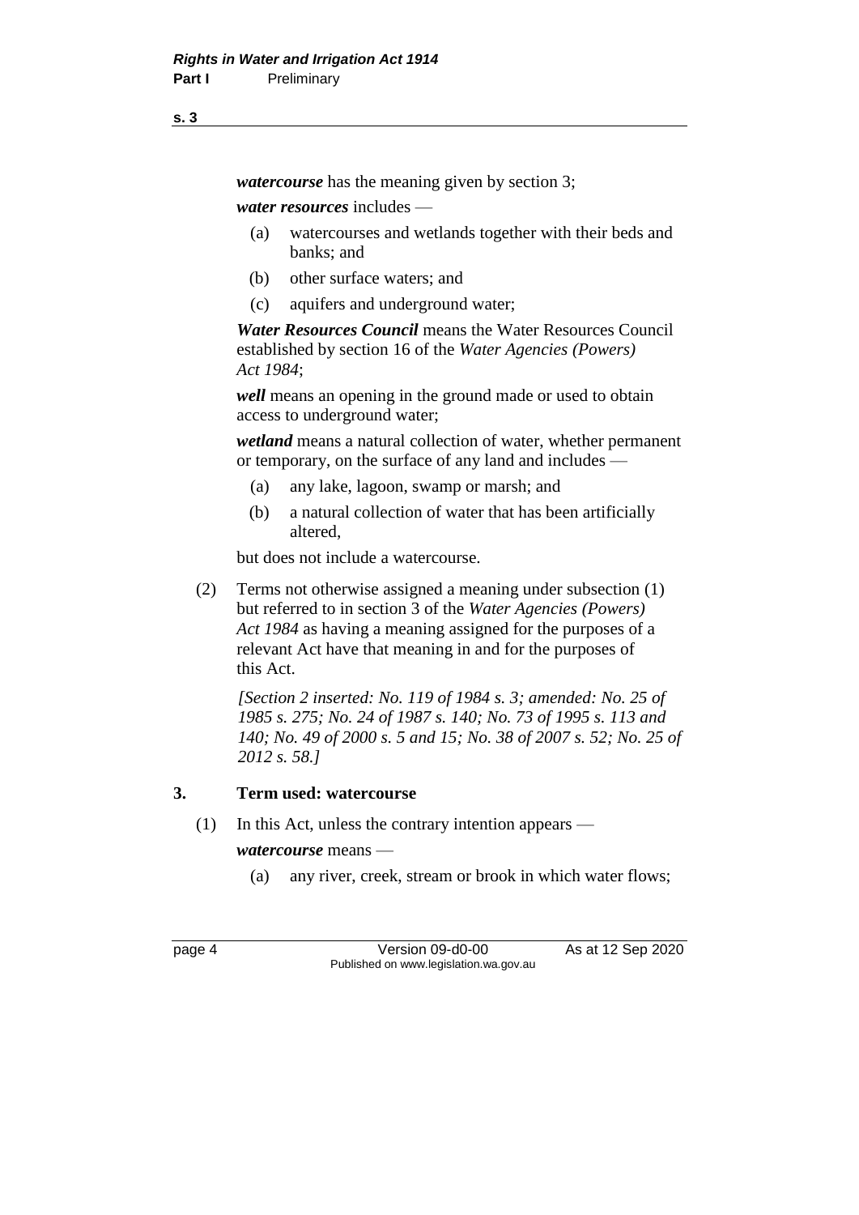***watercourse*** has the meaning given by section 3;

***water resources*** includes —

(a) watercourses and wetlands together with their beds and banks; and

(b) other surface waters; and

(c) aquifers and underground water;

***Water Resources Council*** means the Water Resources Council established by section 16 of the *Water Agencies (Powers) Act 1984*;

***well*** means an opening in the ground made or used to obtain access to underground water;

***wetland*** means a natural collection of water, whether permanent or temporary, on the surface of any land and includes —

(a) any lake, lagoon, swamp or marsh; and

(b) a natural collection of water that has been artificially altered,

but does not include a watercourse.

(2) Terms not otherwise assigned a meaning under subsection (1) but referred to in section 3 of the *Water Agencies (Powers) Act 1984* as having a meaning assigned for the purposes of a relevant Act have that meaning in and for the purposes of this Act.

*[Section 2 inserted: No. 119 of 1984 s. 3; amended: No. 25 of 1985 s. 275; No. 24 of 1987 s. 140; No. 73 of 1995 s. 113 and 140; No. 49 of 2000 s. 5 and 15; No. 38 of 2007 s. 52; No. 25 of 2012 s. 58.]*

## 3. Term used: watercourse

(1) In this Act, unless the contrary intention appears —

***watercourse*** means —

(a) any river, creek, stream or brook in which water flows;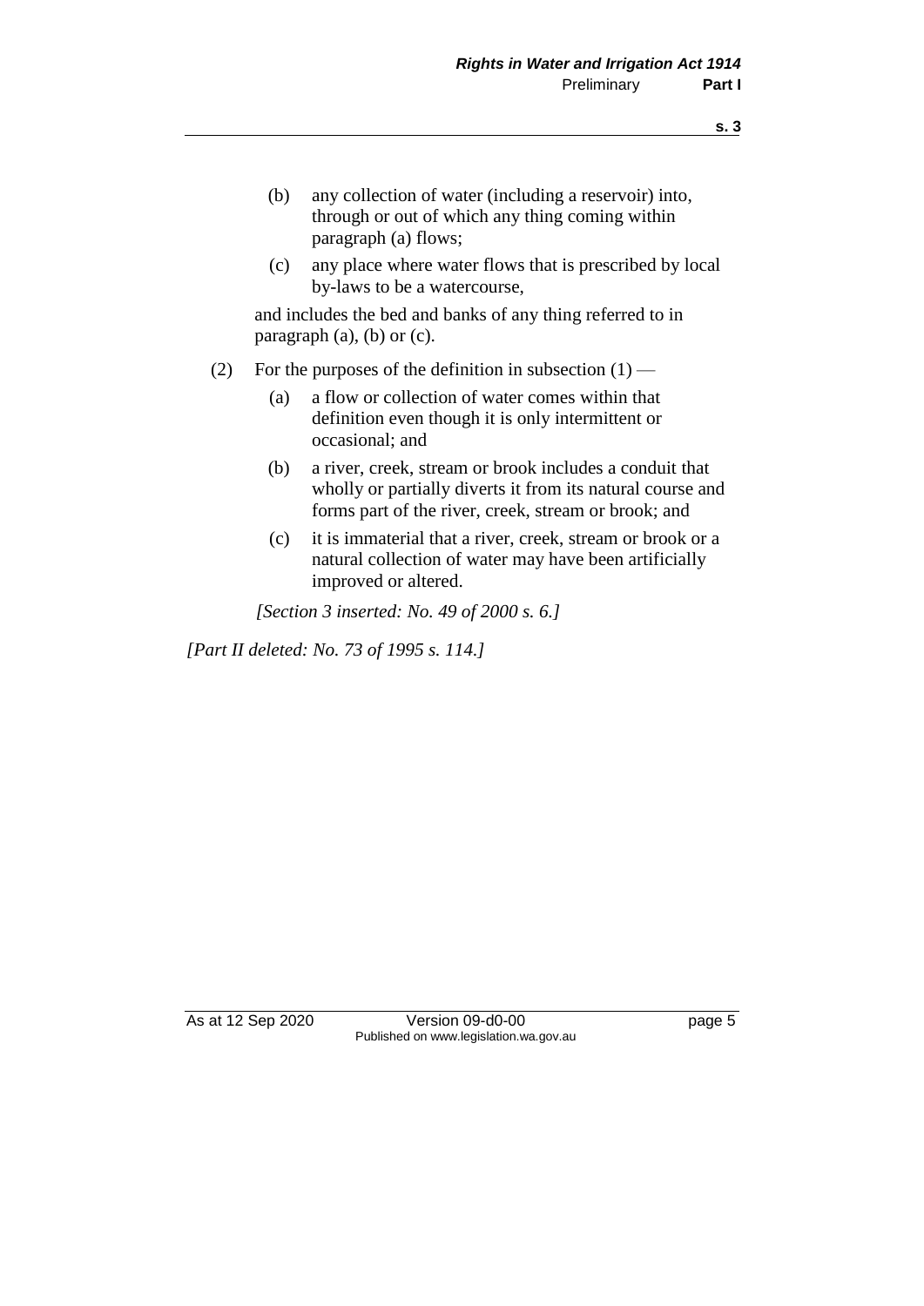(b) any collection of water (including a reservoir) into, through or out of which any thing coming within paragraph (a) flows;

(c) any place where water flows that is prescribed by local by-laws to be a watercourse,

and includes the bed and banks of any thing referred to in paragraph (a), (b) or (c).

(2) For the purposes of the definition in subsection (1) —

(a) a flow or collection of water comes within that definition even though it is only intermittent or occasional; and

(b) a river, creek, stream or brook includes a conduit that wholly or partially diverts it from its natural course and forms part of the river, creek, stream or brook; and

(c) it is immaterial that a river, creek, stream or brook or a natural collection of water may have been artificially improved or altered.

*[Section 3 inserted: No. 49 of 2000 s. 6.]*

*[Part II deleted: No. 73 of 1995 s. 114.]*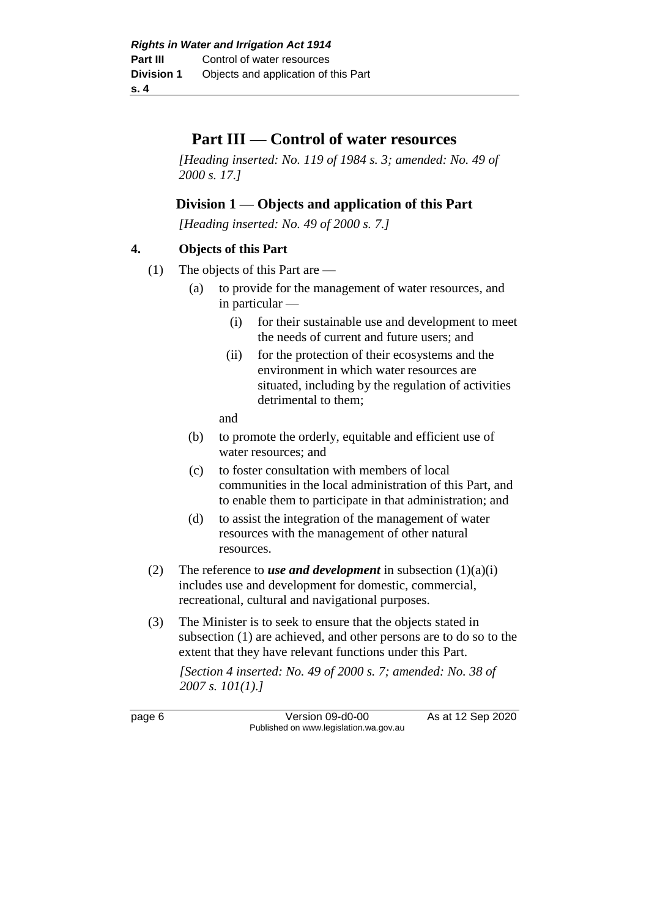# Part III — Control of water resources

*[Heading inserted: No. 119 of 1984 s. 3; amended: No. 49 of 2000 s. 17.]*

## Division 1 — Objects and application of this Part

*[Heading inserted: No. 49 of 2000 s. 7.]*

### 4. Objects of this Part

(1) The objects of this Part are —

- (a) to provide for the management of water resources, and in particular —
  - (i) for their sustainable use and development to meet the needs of current and future users; and
  - (ii) for the protection of their ecosystems and the environment in which water resources are situated, including by the regulation of activities detrimental to them;

  and
- (b) to promote the orderly, equitable and efficient use of water resources; and
- (c) to foster consultation with members of local communities in the local administration of this Part, and to enable them to participate in that administration; and
- (d) to assist the integration of the management of water resources with the management of other natural resources.

(2) The reference to ***use and development*** in subsection (1)(a)(i) includes use and development for domestic, commercial, recreational, cultural and navigational purposes.

(3) The Minister is to seek to ensure that the objects stated in subsection (1) are achieved, and other persons are to do so to the extent that they have relevant functions under this Part.

*[Section 4 inserted: No. 49 of 2000 s. 7; amended: No. 38 of 2007 s. 101(1).]*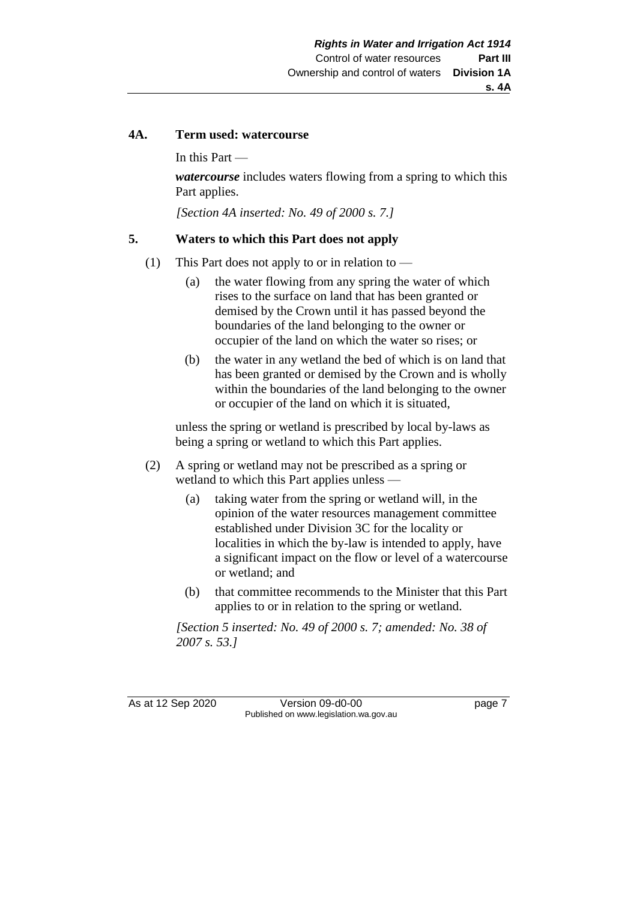### 4A. Term used: watercourse

In this Part —

***watercourse*** includes waters flowing from a spring to which this Part applies.

*[Section 4A inserted: No. 49 of 2000 s. 7.]*

### 5. Waters to which this Part does not apply

(1) This Part does not apply to or in relation to —

- (a) the water flowing from any spring the water of which rises to the surface on land that has been granted or demised by the Crown until it has passed beyond the boundaries of the land belonging to the owner or occupier of the land on which the water so rises; or
- (b) the water in any wetland the bed of which is on land that has been granted or demised by the Crown and is wholly within the boundaries of the land belonging to the owner or occupier of the land on which it is situated,

unless the spring or wetland is prescribed by local by-laws as being a spring or wetland to which this Part applies.

(2) A spring or wetland may not be prescribed as a spring or wetland to which this Part applies unless —

- (a) taking water from the spring or wetland will, in the opinion of the water resources management committee established under Division 3C for the locality or localities in which the by-law is intended to apply, have a significant impact on the flow or level of a watercourse or wetland; and
- (b) that committee recommends to the Minister that this Part applies to or in relation to the spring or wetland.

*[Section 5 inserted: No. 49 of 2000 s. 7; amended: No. 38 of 2007 s. 53.]*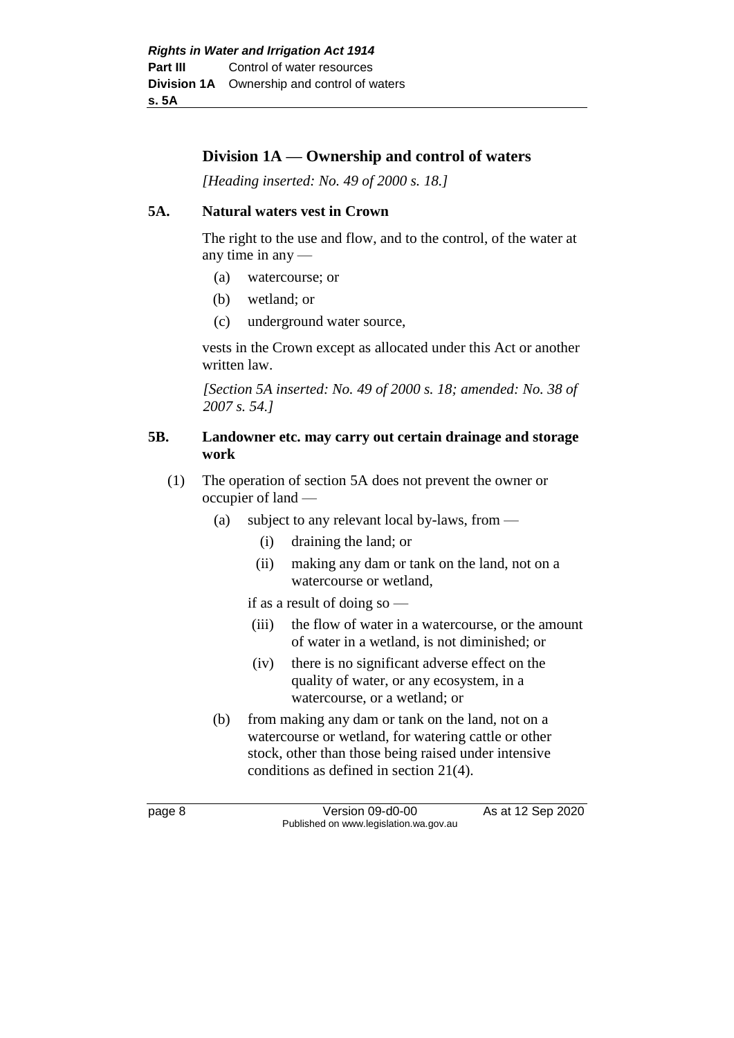## Division 1A — Ownership and control of waters

*[Heading inserted: No. 49 of 2000 s. 18.]*

### 5A. Natural waters vest in Crown

The right to the use and flow, and to the control, of the water at any time in any —

(a) watercourse; or

(b) wetland; or

(c) underground water source,

vests in the Crown except as allocated under this Act or another written law.

*[Section 5A inserted: No. 49 of 2000 s. 18; amended: No. 38 of 2007 s. 54.]*

### 5B. Landowner etc. may carry out certain drainage and storage work

(1) The operation of section 5A does not prevent the owner or occupier of land —

(a) subject to any relevant local by-laws, from —

(i) draining the land; or

(ii) making any dam or tank on the land, not on a watercourse or wetland,

if as a result of doing so —

(iii) the flow of water in a watercourse, or the amount of water in a wetland, is not diminished; or

(iv) there is no significant adverse effect on the quality of water, or any ecosystem, in a watercourse, or a wetland; or

(b) from making any dam or tank on the land, not on a watercourse or wetland, for watering cattle or other stock, other than those being raised under intensive conditions as defined in section 21(4).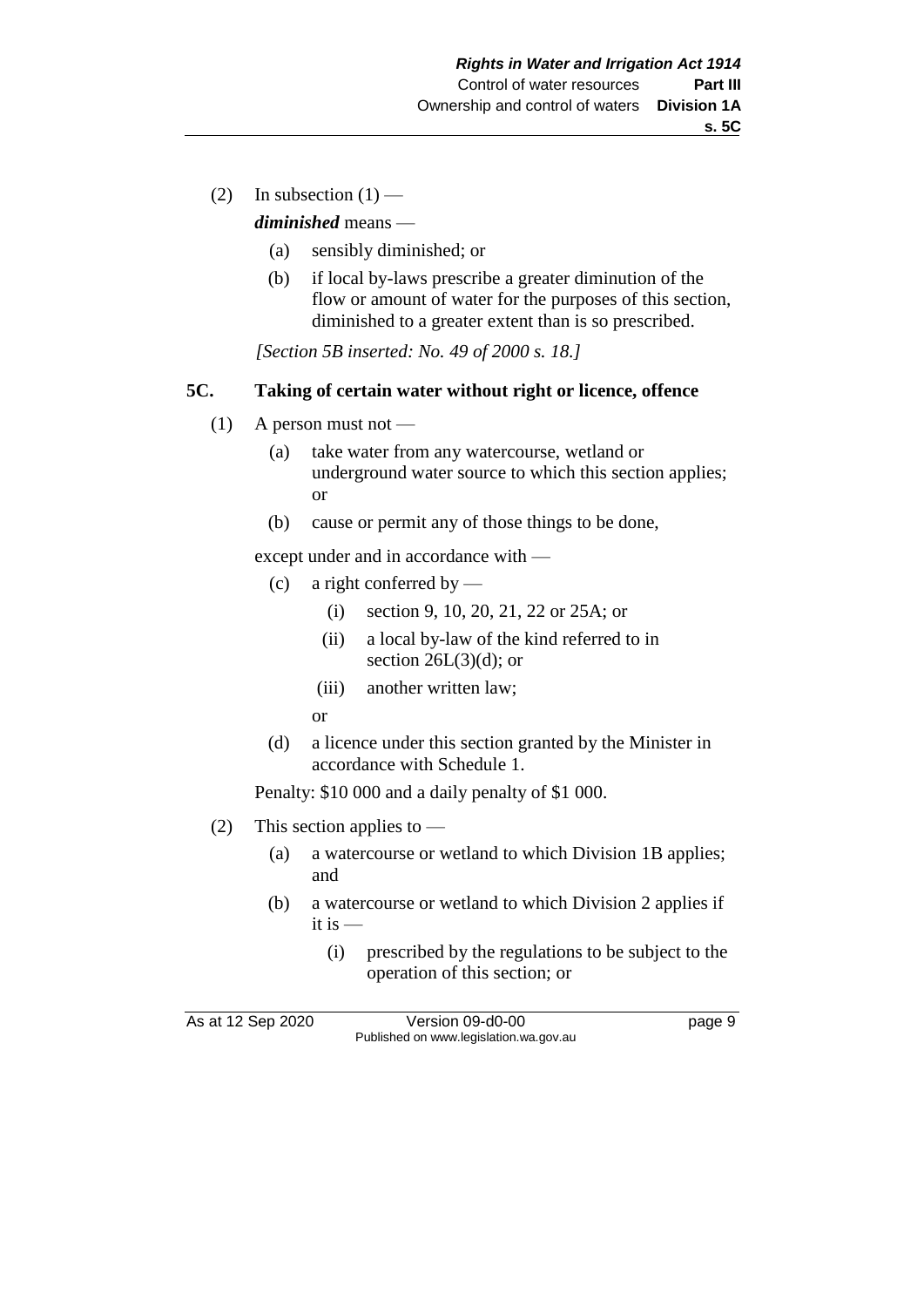(2) In subsection (1) —

***diminished*** means —

(a) sensibly diminished; or

(b) if local by-laws prescribe a greater diminution of the flow or amount of water for the purposes of this section, diminished to a greater extent than is so prescribed.

*[Section 5B inserted: No. 49 of 2000 s. 18.]*

### 5C. Taking of certain water without right or licence, offence

(1) A person must not —

(a) take water from any watercourse, wetland or underground water source to which this section applies; or

(b) cause or permit any of those things to be done,

except under and in accordance with —

(c) a right conferred by —

(i) section 9, 10, 20, 21, 22 or 25A; or

(ii) a local by-law of the kind referred to in section 26L(3)(d); or

(iii) another written law;

or

(d) a licence under this section granted by the Minister in accordance with Schedule 1.

Penalty: $10 000 and a daily penalty of $1 000.

(2) This section applies to —

(a) a watercourse or wetland to which Division 1B applies; and

(b) a watercourse or wetland to which Division 2 applies if it is —

(i) prescribed by the regulations to be subject to the operation of this section; or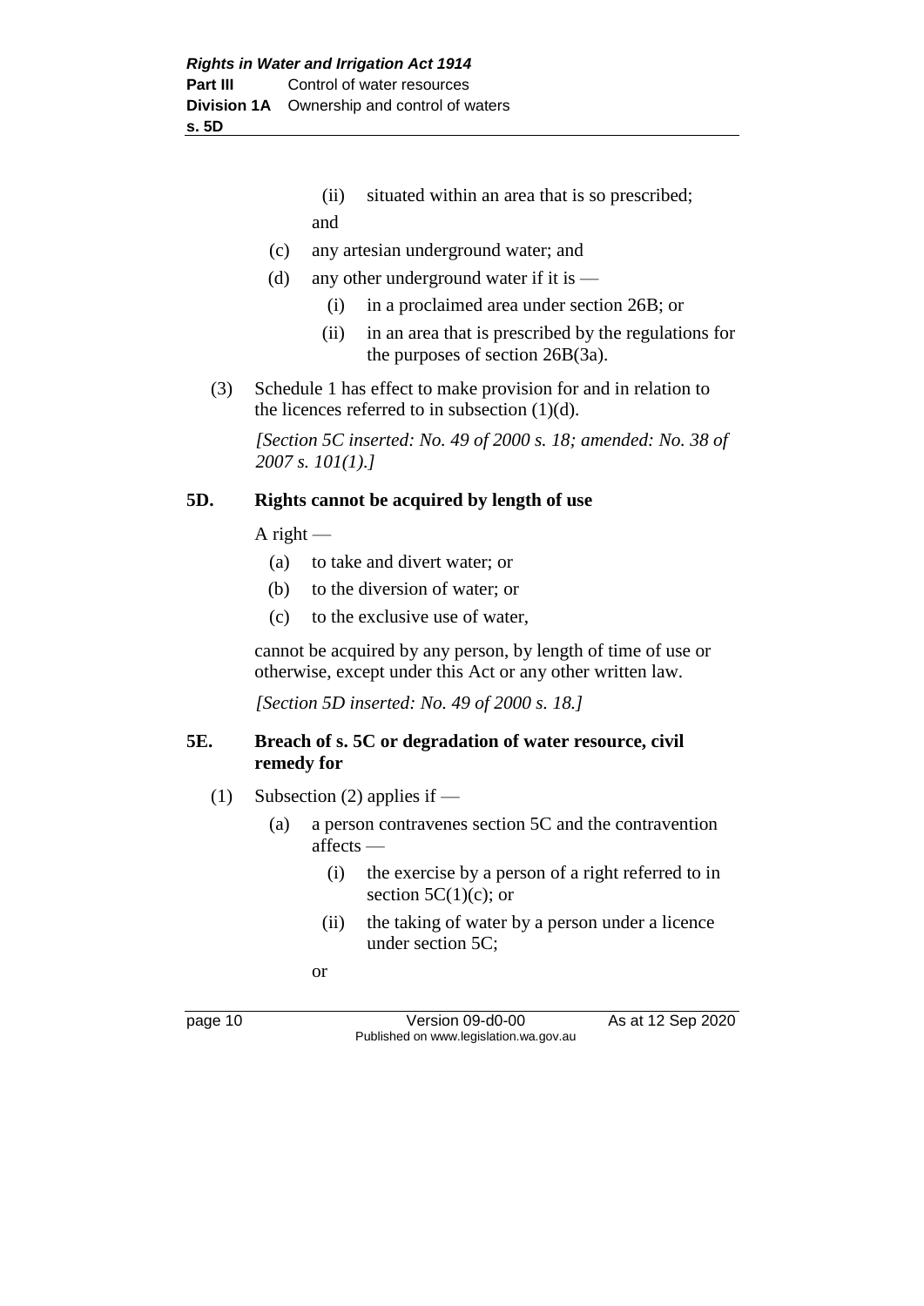(ii) situated within an area that is so prescribed;

and

(c) any artesian underground water; and

(d) any other underground water if it is —

(i) in a proclaimed area under section 26B; or

(ii) in an area that is prescribed by the regulations for the purposes of section 26B(3a).

(3) Schedule 1 has effect to make provision for and in relation to the licences referred to in subsection (1)(d).

*[Section 5C inserted: No. 49 of 2000 s. 18; amended: No. 38 of 2007 s. 101(1).]*

### 5D. Rights cannot be acquired by length of use

A right —

(a) to take and divert water; or

(b) to the diversion of water; or

(c) to the exclusive use of water,

cannot be acquired by any person, by length of time of use or otherwise, except under this Act or any other written law.

*[Section 5D inserted: No. 49 of 2000 s. 18.]*

### 5E. Breach of s. 5C or degradation of water resource, civil remedy for

(1) Subsection (2) applies if —

(a) a person contravenes section 5C and the contravention affects —

(i) the exercise by a person of a right referred to in section 5C(1)(c); or

(ii) the taking of water by a person under a licence under section 5C;

or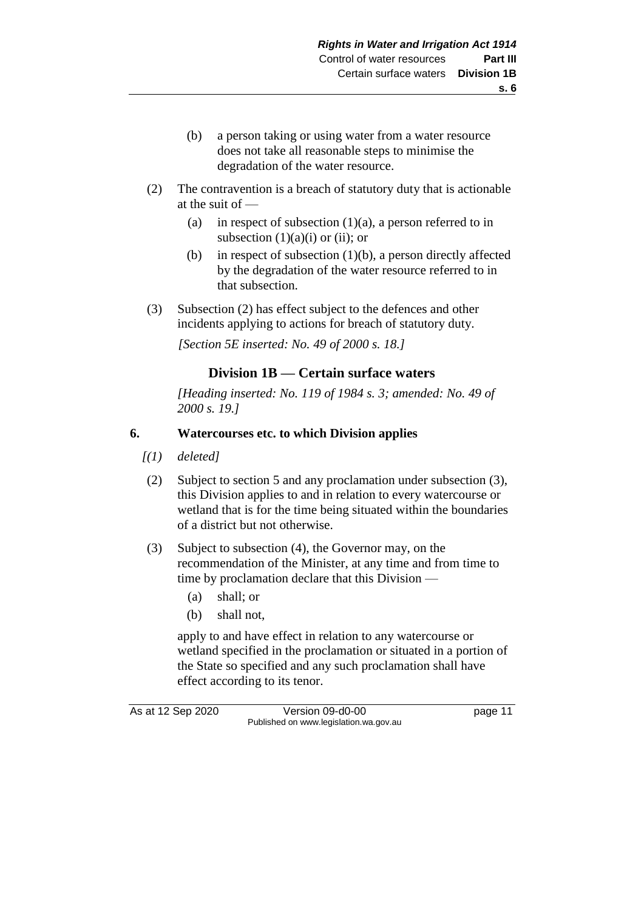(b) a person taking or using water from a water resource does not take all reasonable steps to minimise the degradation of the water resource.

(2) The contravention is a breach of statutory duty that is actionable at the suit of —

(a) in respect of subsection (1)(a), a person referred to in subsection (1)(a)(i) or (ii); or

(b) in respect of subsection (1)(b), a person directly affected by the degradation of the water resource referred to in that subsection.

(3) Subsection (2) has effect subject to the defences and other incidents applying to actions for breach of statutory duty.

*[Section 5E inserted: No. 49 of 2000 s. 18.]*

## Division 1B — Certain surface waters

*[Heading inserted: No. 119 of 1984 s. 3; amended: No. 49 of 2000 s. 19.]*

### 6. Watercourses etc. to which Division applies

*[(1) deleted]*

(2) Subject to section 5 and any proclamation under subsection (3), this Division applies to and in relation to every watercourse or wetland that is for the time being situated within the boundaries of a district but not otherwise.

(3) Subject to subsection (4), the Governor may, on the recommendation of the Minister, at any time and from time to time by proclamation declare that this Division —

(a) shall; or

(b) shall not,

apply to and have effect in relation to any watercourse or wetland specified in the proclamation or situated in a portion of the State so specified and any such proclamation shall have effect according to its tenor.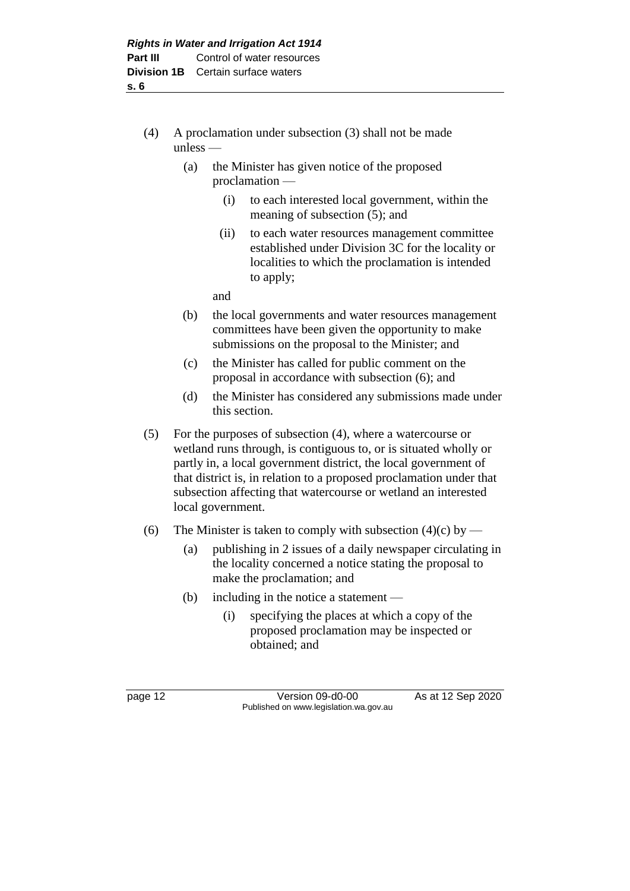(4) A proclamation under subsection (3) shall not be made unless —

  (a) the Minister has given notice of the proposed proclamation —

    (i) to each interested local government, within the meaning of subsection (5); and

    (ii) to each water resources management committee established under Division 3C for the locality or localities to which the proclamation is intended to apply;

  and

  (b) the local governments and water resources management committees have been given the opportunity to make submissions on the proposal to the Minister; and

  (c) the Minister has called for public comment on the proposal in accordance with subsection (6); and

  (d) the Minister has considered any submissions made under this section.

(5) For the purposes of subsection (4), where a watercourse or wetland runs through, is contiguous to, or is situated wholly or partly in, a local government district, the local government of that district is, in relation to a proposed proclamation under that subsection affecting that watercourse or wetland an interested local government.

(6) The Minister is taken to comply with subsection (4)(c) by —

  (a) publishing in 2 issues of a daily newspaper circulating in the locality concerned a notice stating the proposal to make the proclamation; and

  (b) including in the notice a statement —

    (i) specifying the places at which a copy of the proposed proclamation may be inspected or obtained; and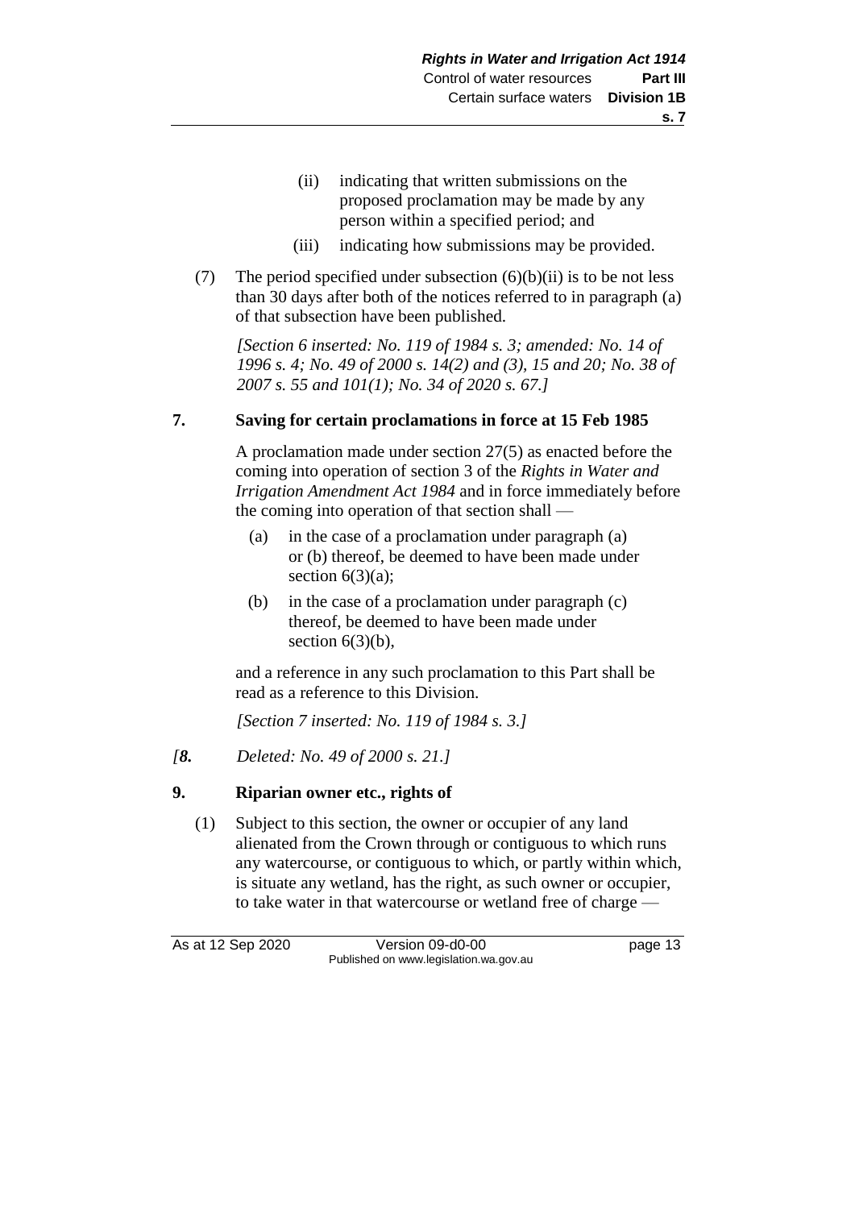(ii) indicating that written submissions on the proposed proclamation may be made by any person within a specified period; and

(iii) indicating how submissions may be provided.

(7) The period specified under subsection (6)(b)(ii) is to be not less than 30 days after both of the notices referred to in paragraph (a) of that subsection have been published.

*[Section 6 inserted: No. 119 of 1984 s. 3; amended: No. 14 of 1996 s. 4; No. 49 of 2000 s. 14(2) and (3), 15 and 20; No. 38 of 2007 s. 55 and 101(1); No. 34 of 2020 s. 67.]*

**7. Saving for certain proclamations in force at 15 Feb 1985**

A proclamation made under section 27(5) as enacted before the coming into operation of section 3 of the *Rights in Water and Irrigation Amendment Act 1984* and in force immediately before the coming into operation of that section shall —

(a) in the case of a proclamation under paragraph (a) or (b) thereof, be deemed to have been made under section 6(3)(a);

(b) in the case of a proclamation under paragraph (c) thereof, be deemed to have been made under section 6(3)(b),

and a reference in any such proclamation to this Part shall be read as a reference to this Division.

*[Section 7 inserted: No. 119 of 1984 s. 3.]*

*[**8.** Deleted: No. 49 of 2000 s. 21.]*

**9. Riparian owner etc., rights of**

(1) Subject to this section, the owner or occupier of any land alienated from the Crown through or contiguous to which runs any watercourse, or contiguous to which, or partly within which, is situate any wetland, has the right, as such owner or occupier, to take water in that watercourse or wetland free of charge —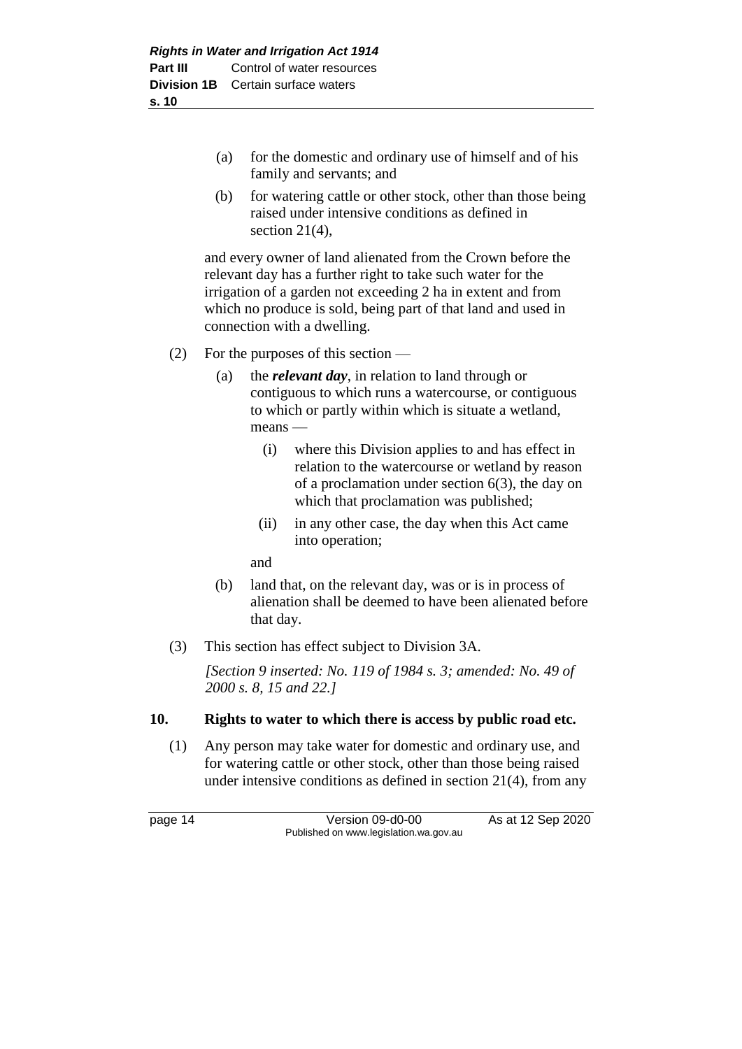(a) for the domestic and ordinary use of himself and of his family and servants; and

(b) for watering cattle or other stock, other than those being raised under intensive conditions as defined in section 21(4),

and every owner of land alienated from the Crown before the relevant day has a further right to take such water for the irrigation of a garden not exceeding 2 ha in extent and from which no produce is sold, being part of that land and used in connection with a dwelling.

(2) For the purposes of this section —

(a) the ***relevant day***, in relation to land through or contiguous to which runs a watercourse, or contiguous to which or partly within which is situate a wetland, means —

(i) where this Division applies to and has effect in relation to the watercourse or wetland by reason of a proclamation under section 6(3), the day on which that proclamation was published;

(ii) in any other case, the day when this Act came into operation;

and

(b) land that, on the relevant day, was or is in process of alienation shall be deemed to have been alienated before that day.

(3) This section has effect subject to Division 3A.

*[Section 9 inserted: No. 119 of 1984 s. 3; amended: No. 49 of 2000 s. 8, 15 and 22.]*

**10. Rights to water to which there is access by public road etc.**

(1) Any person may take water for domestic and ordinary use, and for watering cattle or other stock, other than those being raised under intensive conditions as defined in section 21(4), from any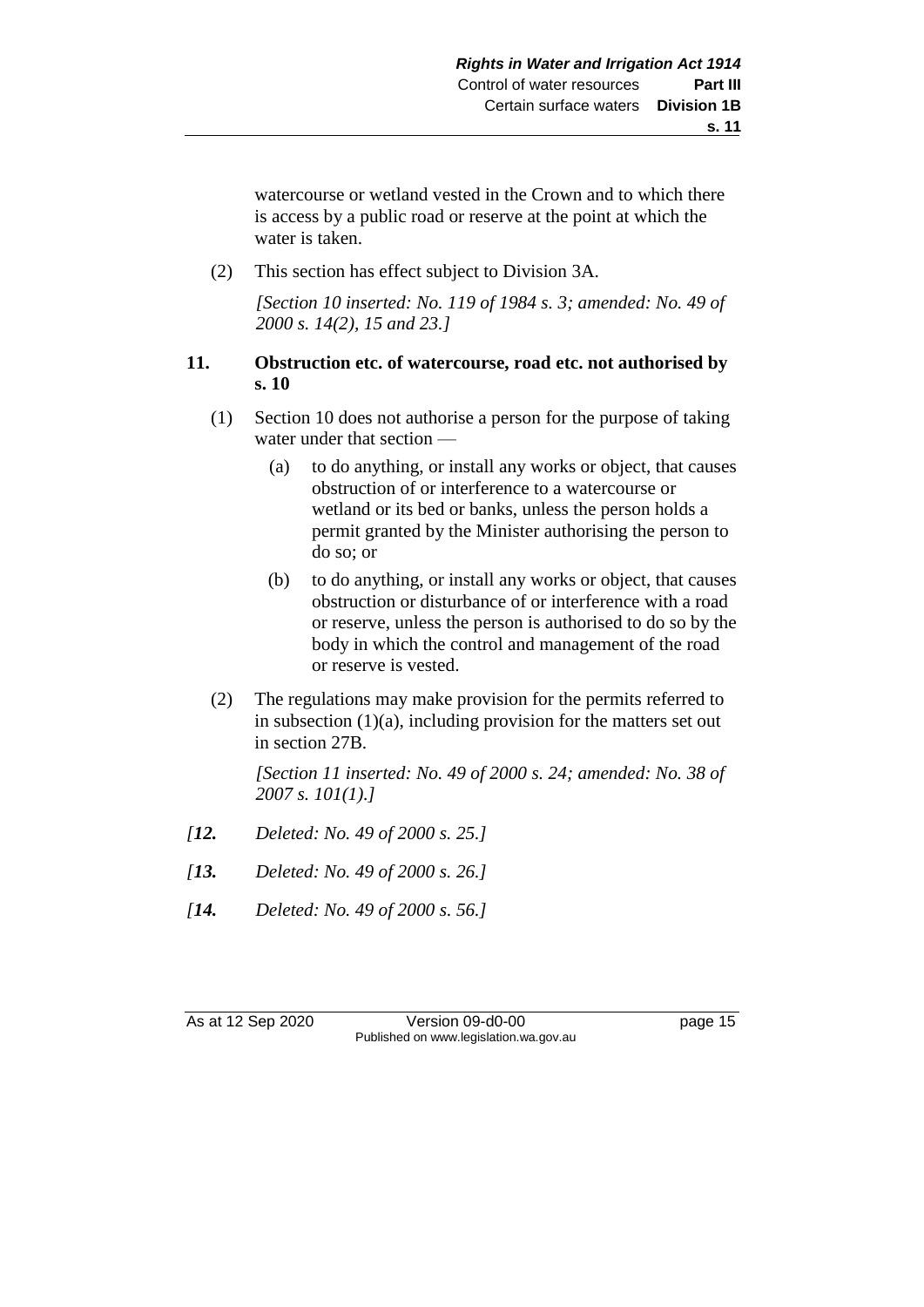watercourse or wetland vested in the Crown and to which there is access by a public road or reserve at the point at which the water is taken.

(2) This section has effect subject to Division 3A.

*[Section 10 inserted: No. 119 of 1984 s. 3; amended: No. 49 of 2000 s. 14(2), 15 and 23.]*

### 11. Obstruction etc. of watercourse, road etc. not authorised by s. 10

(1) Section 10 does not authorise a person for the purpose of taking water under that section —

(a) to do anything, or install any works or object, that causes obstruction of or interference to a watercourse or wetland or its bed or banks, unless the person holds a permit granted by the Minister authorising the person to do so; or

(b) to do anything, or install any works or object, that causes obstruction or disturbance of or interference with a road or reserve, unless the person is authorised to do so by the body in which the control and management of the road or reserve is vested.

(2) The regulations may make provision for the permits referred to in subsection (1)(a), including provision for the matters set out in section 27B.

*[Section 11 inserted: No. 49 of 2000 s. 24; amended: No. 38 of 2007 s. 101(1).]*

*[**12.** Deleted: No. 49 of 2000 s. 25.]*

*[**13.** Deleted: No. 49 of 2000 s. 26.]*

*[**14.** Deleted: No. 49 of 2000 s. 56.]*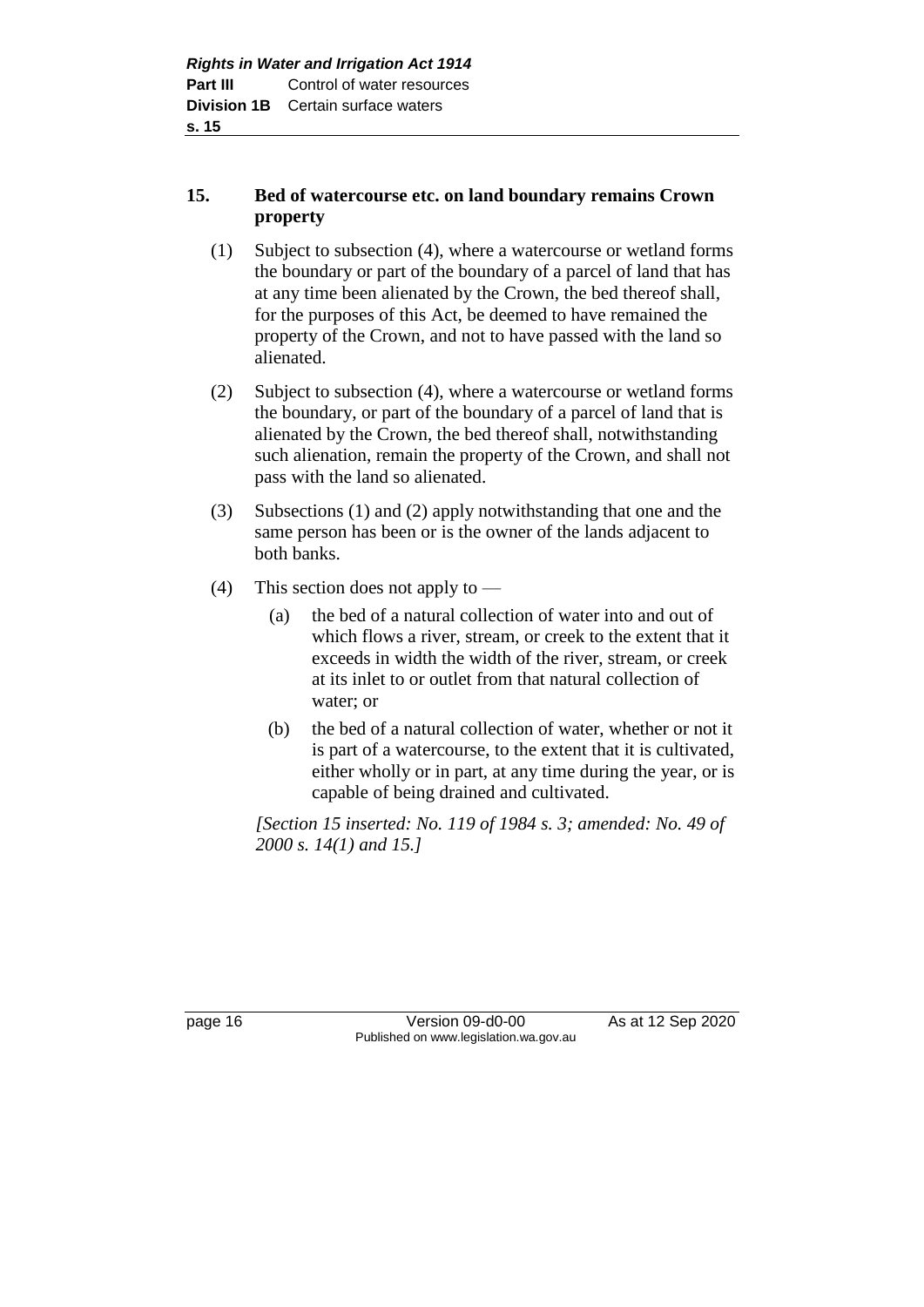## 15. Bed of watercourse etc. on land boundary remains Crown property

(1) Subject to subsection (4), where a watercourse or wetland forms the boundary or part of the boundary of a parcel of land that has at any time been alienated by the Crown, the bed thereof shall, for the purposes of this Act, be deemed to have remained the property of the Crown, and not to have passed with the land so alienated.

(2) Subject to subsection (4), where a watercourse or wetland forms the boundary, or part of the boundary of a parcel of land that is alienated by the Crown, the bed thereof shall, notwithstanding such alienation, remain the property of the Crown, and shall not pass with the land so alienated.

(3) Subsections (1) and (2) apply notwithstanding that one and the same person has been or is the owner of the lands adjacent to both banks.

(4) This section does not apply to —

(a) the bed of a natural collection of water into and out of which flows a river, stream, or creek to the extent that it exceeds in width the width of the river, stream, or creek at its inlet to or outlet from that natural collection of water; or

(b) the bed of a natural collection of water, whether or not it is part of a watercourse, to the extent that it is cultivated, either wholly or in part, at any time during the year, or is capable of being drained and cultivated.

*[Section 15 inserted: No. 119 of 1984 s. 3; amended: No. 49 of 2000 s. 14(1) and 15.]*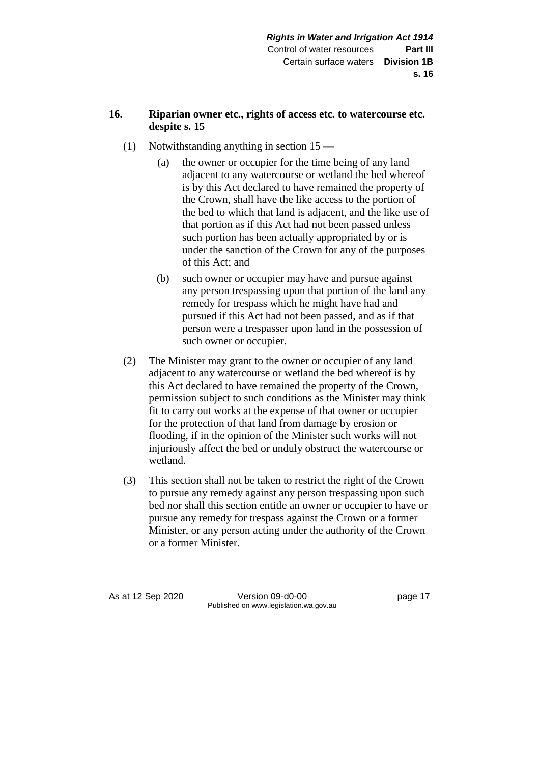**16. Riparian owner etc., rights of access etc. to watercourse etc. despite s. 15**

(1) Notwithstanding anything in section 15 —

(a) the owner or occupier for the time being of any land adjacent to any watercourse or wetland the bed whereof is by this Act declared to have remained the property of the Crown, shall have the like access to the portion of the bed to which that land is adjacent, and the like use of that portion as if this Act had not been passed unless such portion has been actually appropriated by or is under the sanction of the Crown for any of the purposes of this Act; and

(b) such owner or occupier may have and pursue against any person trespassing upon that portion of the land any remedy for trespass which he might have had and pursued if this Act had not been passed, and as if that person were a trespasser upon land in the possession of such owner or occupier.

(2) The Minister may grant to the owner or occupier of any land adjacent to any watercourse or wetland the bed whereof is by this Act declared to have remained the property of the Crown, permission subject to such conditions as the Minister may think fit to carry out works at the expense of that owner or occupier for the protection of that land from damage by erosion or flooding, if in the opinion of the Minister such works will not injuriously affect the bed or unduly obstruct the watercourse or wetland.

(3) This section shall not be taken to restrict the right of the Crown to pursue any remedy against any person trespassing upon such bed nor shall this section entitle an owner or occupier to have or pursue any remedy for trespass against the Crown or a former Minister, or any person acting under the authority of the Crown or a former Minister.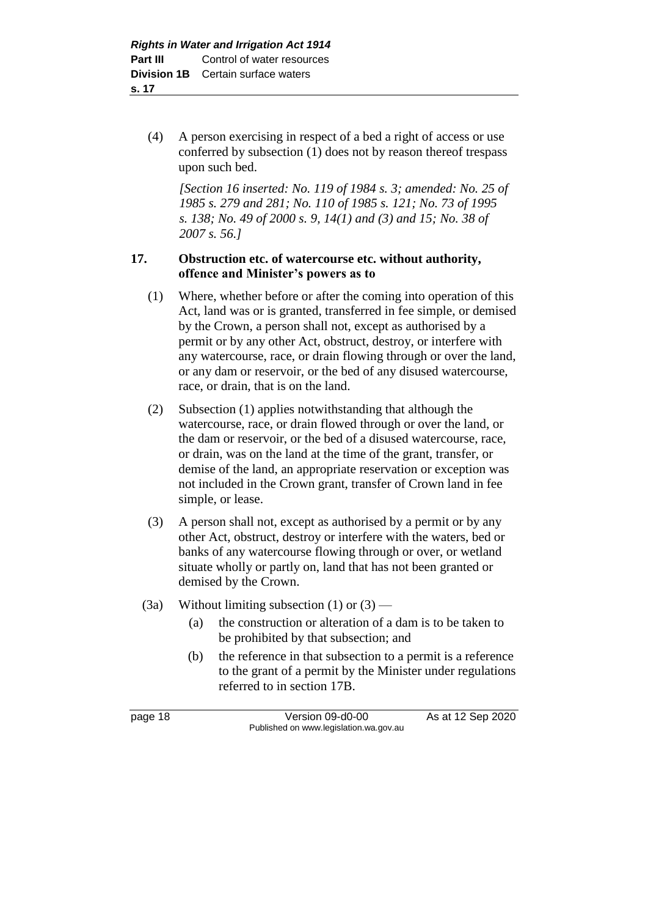(4) A person exercising in respect of a bed a right of access or use conferred by subsection (1) does not by reason thereof trespass upon such bed.

*[Section 16 inserted: No. 119 of 1984 s. 3; amended: No. 25 of 1985 s. 279 and 281; No. 110 of 1985 s. 121; No. 73 of 1995 s. 138; No. 49 of 2000 s. 9, 14(1) and (3) and 15; No. 38 of 2007 s. 56.]*

**17. Obstruction etc. of watercourse etc. without authority, offence and Minister's powers as to**

(1) Where, whether before or after the coming into operation of this Act, land was or is granted, transferred in fee simple, or demised by the Crown, a person shall not, except as authorised by a permit or by any other Act, obstruct, destroy, or interfere with any watercourse, race, or drain flowing through or over the land, or any dam or reservoir, or the bed of any disused watercourse, race, or drain, that is on the land.

(2) Subsection (1) applies notwithstanding that although the watercourse, race, or drain flowed through or over the land, or the dam or reservoir, or the bed of a disused watercourse, race, or drain, was on the land at the time of the grant, transfer, or demise of the land, an appropriate reservation or exception was not included in the Crown grant, transfer of Crown land in fee simple, or lease.

(3) A person shall not, except as authorised by a permit or by any other Act, obstruct, destroy or interfere with the waters, bed or banks of any watercourse flowing through or over, or wetland situate wholly or partly on, land that has not been granted or demised by the Crown.

(3a) Without limiting subsection (1) or (3) —

(a) the construction or alteration of a dam is to be taken to be prohibited by that subsection; and

(b) the reference in that subsection to a permit is a reference to the grant of a permit by the Minister under regulations referred to in section 17B.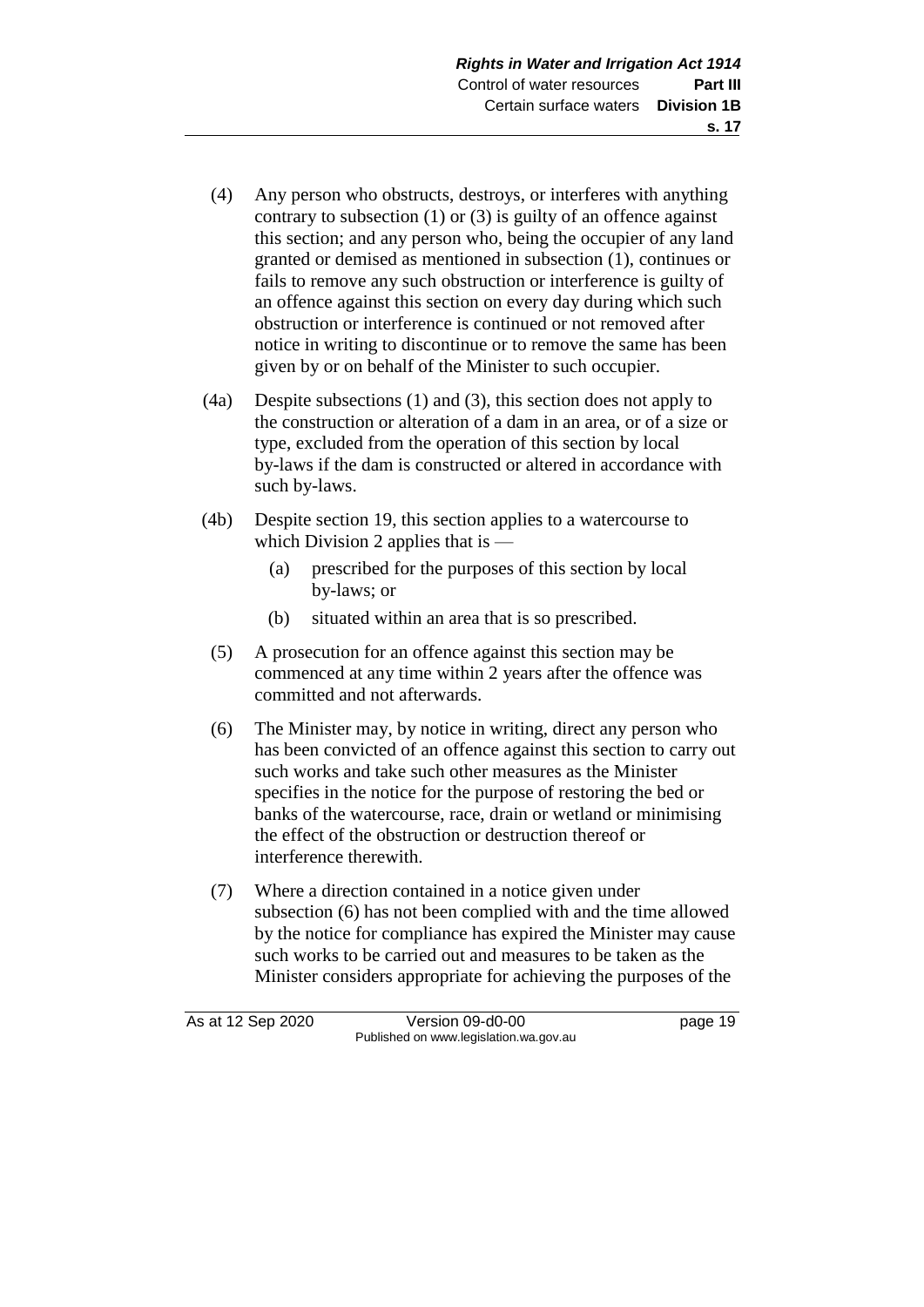(4) Any person who obstructs, destroys, or interferes with anything contrary to subsection (1) or (3) is guilty of an offence against this section; and any person who, being the occupier of any land granted or demised as mentioned in subsection (1), continues or fails to remove any such obstruction or interference is guilty of an offence against this section on every day during which such obstruction or interference is continued or not removed after notice in writing to discontinue or to remove the same has been given by or on behalf of the Minister to such occupier.

(4a) Despite subsections (1) and (3), this section does not apply to the construction or alteration of a dam in an area, or of a size or type, excluded from the operation of this section by local by-laws if the dam is constructed or altered in accordance with such by-laws.

(4b) Despite section 19, this section applies to a watercourse to which Division 2 applies that is —

(a) prescribed for the purposes of this section by local by-laws; or

(b) situated within an area that is so prescribed.

(5) A prosecution for an offence against this section may be commenced at any time within 2 years after the offence was committed and not afterwards.

(6) The Minister may, by notice in writing, direct any person who has been convicted of an offence against this section to carry out such works and take such other measures as the Minister specifies in the notice for the purpose of restoring the bed or banks of the watercourse, race, drain or wetland or minimising the effect of the obstruction or destruction thereof or interference therewith.

(7) Where a direction contained in a notice given under subsection (6) has not been complied with and the time allowed by the notice for compliance has expired the Minister may cause such works to be carried out and measures to be taken as the Minister considers appropriate for achieving the purposes of the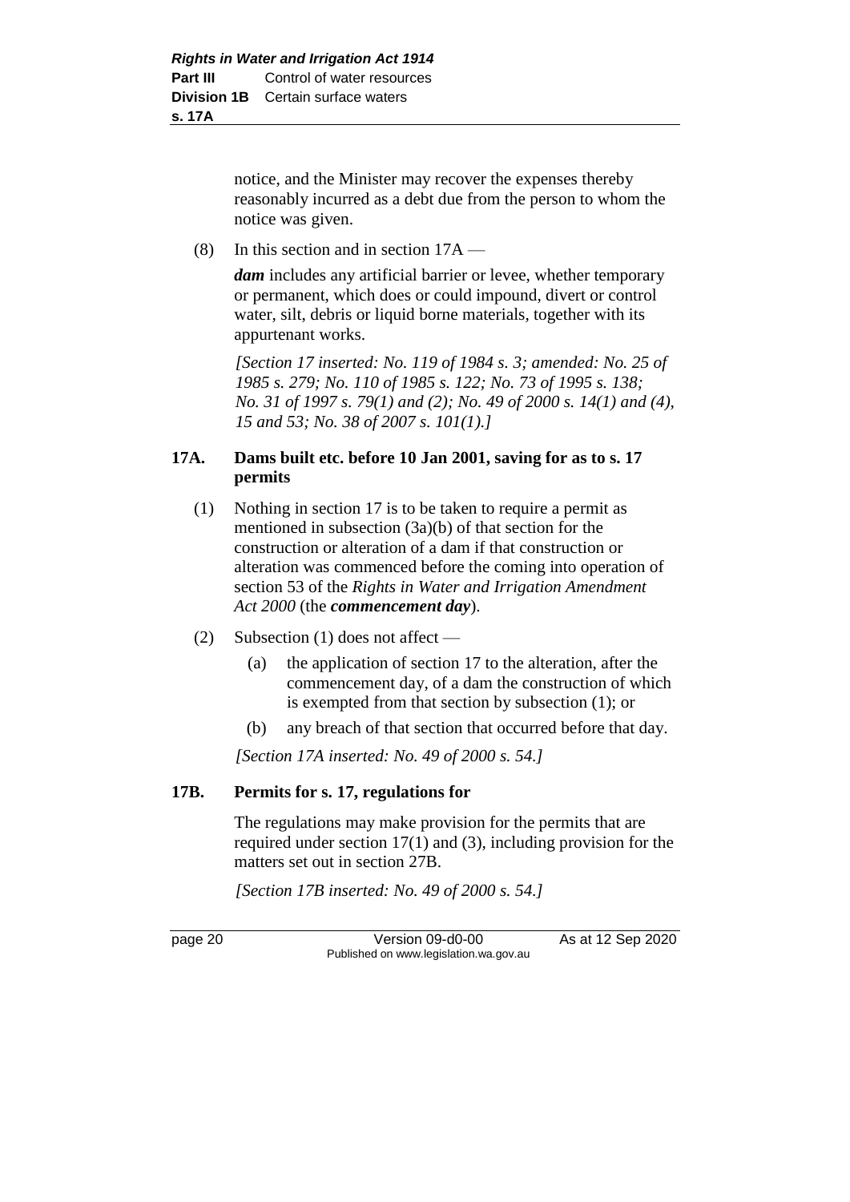notice, and the Minister may recover the expenses thereby reasonably incurred as a debt due from the person to whom the notice was given.

(8) In this section and in section 17A —

***dam*** includes any artificial barrier or levee, whether temporary or permanent, which does or could impound, divert or control water, silt, debris or liquid borne materials, together with its appurtenant works.

*[Section 17 inserted: No. 119 of 1984 s. 3; amended: No. 25 of 1985 s. 279; No. 110 of 1985 s. 122; No. 73 of 1995 s. 138; No. 31 of 1997 s. 79(1) and (2); No. 49 of 2000 s. 14(1) and (4), 15 and 53; No. 38 of 2007 s. 101(1).]*

## 17A. Dams built etc. before 10 Jan 2001, saving for as to s. 17 permits

(1) Nothing in section 17 is to be taken to require a permit as mentioned in subsection (3a)(b) of that section for the construction or alteration of a dam if that construction or alteration was commenced before the coming into operation of section 53 of the *Rights in Water and Irrigation Amendment Act 2000* (the ***commencement day***).

(2) Subsection (1) does not affect —

(a) the application of section 17 to the alteration, after the commencement day, of a dam the construction of which is exempted from that section by subsection (1); or

(b) any breach of that section that occurred before that day.

*[Section 17A inserted: No. 49 of 2000 s. 54.]*

## 17B. Permits for s. 17, regulations for

The regulations may make provision for the permits that are required under section 17(1) and (3), including provision for the matters set out in section 27B.

*[Section 17B inserted: No. 49 of 2000 s. 54.]*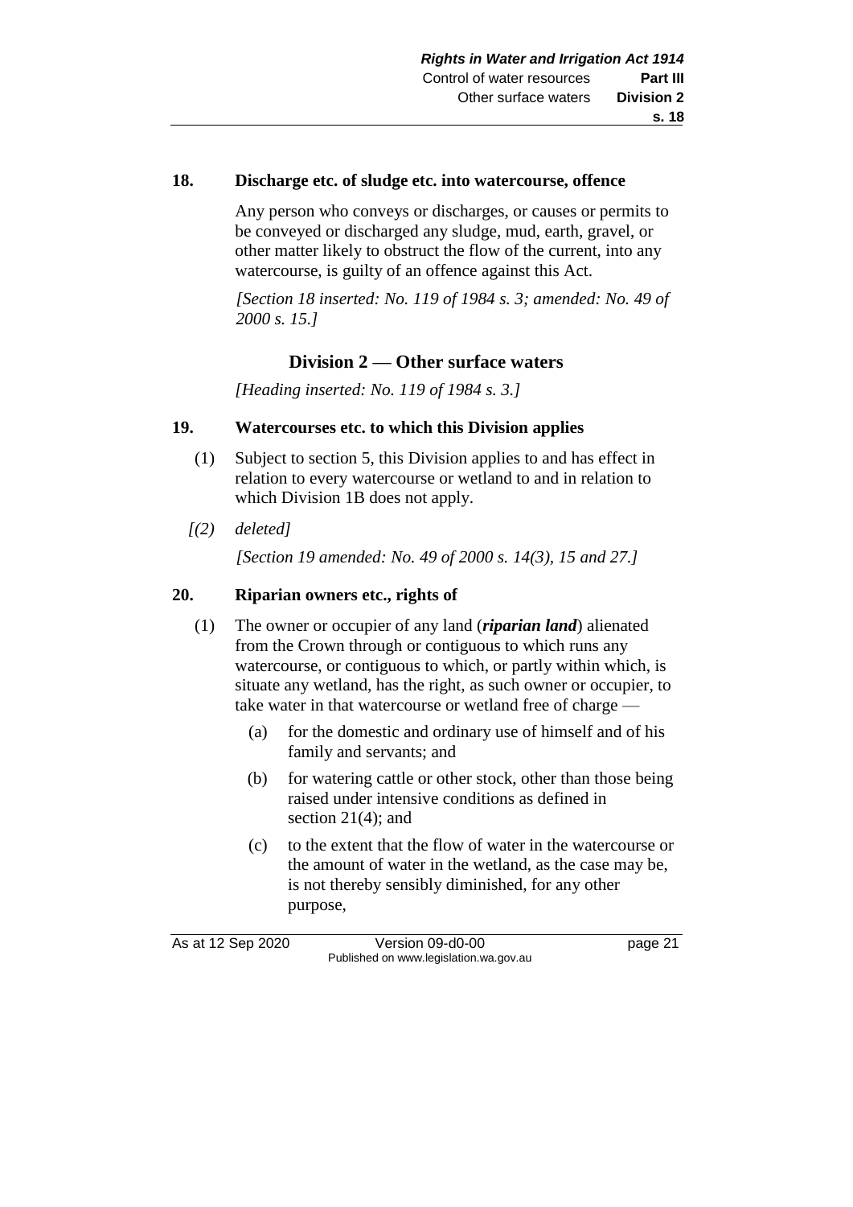**18. Discharge etc. of sludge etc. into watercourse, offence**

Any person who conveys or discharges, or causes or permits to be conveyed or discharged any sludge, mud, earth, gravel, or other matter likely to obstruct the flow of the current, into any watercourse, is guilty of an offence against this Act.

*[Section 18 inserted: No. 119 of 1984 s. 3; amended: No. 49 of 2000 s. 15.]*

## Division 2 — Other surface waters

*[Heading inserted: No. 119 of 1984 s. 3.]*

**19. Watercourses etc. to which this Division applies**

(1) Subject to section 5, this Division applies to and has effect in relation to every watercourse or wetland to and in relation to which Division 1B does not apply.

*[(2) deleted]*

*[Section 19 amended: No. 49 of 2000 s. 14(3), 15 and 27.]*

**20. Riparian owners etc., rights of**

(1) The owner or occupier of any land (***riparian land***) alienated from the Crown through or contiguous to which runs any watercourse, or contiguous to which, or partly within which, is situate any wetland, has the right, as such owner or occupier, to take water in that watercourse or wetland free of charge —

(a) for the domestic and ordinary use of himself and of his family and servants; and

(b) for watering cattle or other stock, other than those being raised under intensive conditions as defined in section 21(4); and

(c) to the extent that the flow of water in the watercourse or the amount of water in the wetland, as the case may be, is not thereby sensibly diminished, for any other purpose,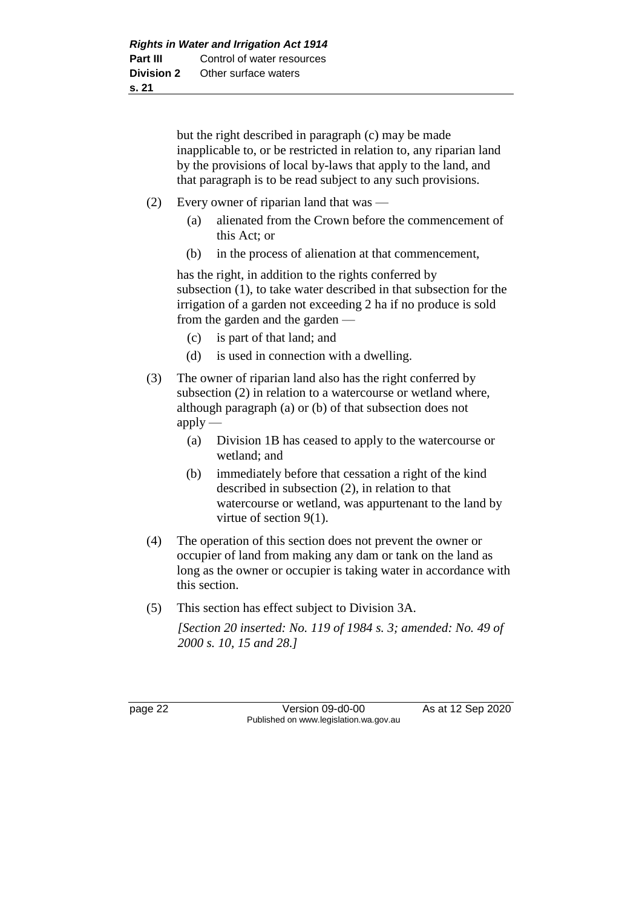but the right described in paragraph (c) may be made inapplicable to, or be restricted in relation to, any riparian land by the provisions of local by-laws that apply to the land, and that paragraph is to be read subject to any such provisions.

(2) Every owner of riparian land that was —

(a) alienated from the Crown before the commencement of this Act; or

(b) in the process of alienation at that commencement,

has the right, in addition to the rights conferred by subsection (1), to take water described in that subsection for the irrigation of a garden not exceeding 2 ha if no produce is sold from the garden and the garden —

(c) is part of that land; and

(d) is used in connection with a dwelling.

(3) The owner of riparian land also has the right conferred by subsection (2) in relation to a watercourse or wetland where, although paragraph (a) or (b) of that subsection does not apply —

(a) Division 1B has ceased to apply to the watercourse or wetland; and

(b) immediately before that cessation a right of the kind described in subsection (2), in relation to that watercourse or wetland, was appurtenant to the land by virtue of section 9(1).

(4) The operation of this section does not prevent the owner or occupier of land from making any dam or tank on the land as long as the owner or occupier is taking water in accordance with this section.

(5) This section has effect subject to Division 3A.

*[Section 20 inserted: No. 119 of 1984 s. 3; amended: No. 49 of 2000 s. 10, 15 and 28.]*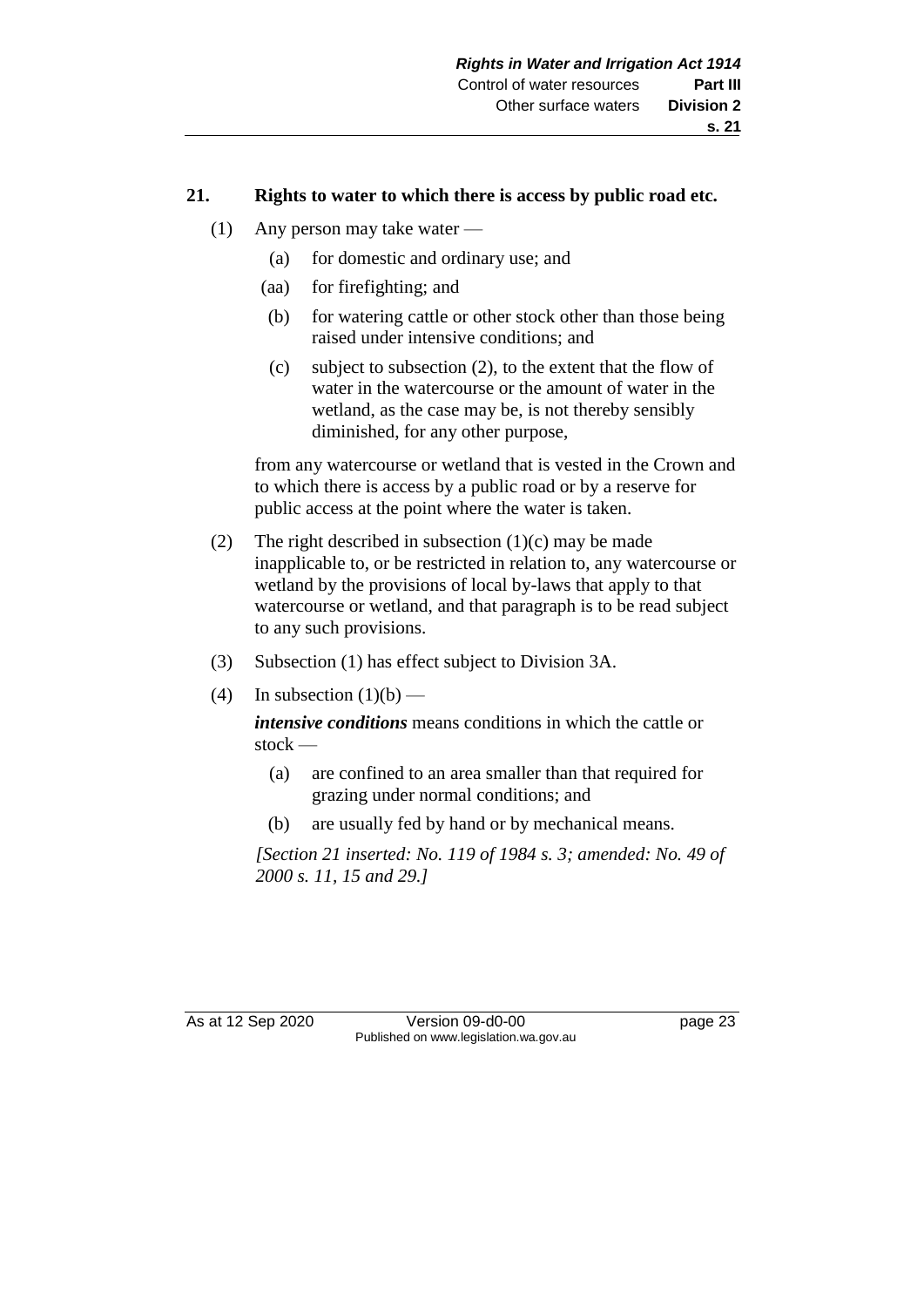## 21. Rights to water to which there is access by public road etc.

(1) Any person may take water —

(a) for domestic and ordinary use; and

(aa) for firefighting; and

(b) for watering cattle or other stock other than those being raised under intensive conditions; and

(c) subject to subsection (2), to the extent that the flow of water in the watercourse or the amount of water in the wetland, as the case may be, is not thereby sensibly diminished, for any other purpose,

from any watercourse or wetland that is vested in the Crown and to which there is access by a public road or by a reserve for public access at the point where the water is taken.

(2) The right described in subsection (1)(c) may be made inapplicable to, or be restricted in relation to, any watercourse or wetland by the provisions of local by-laws that apply to that watercourse or wetland, and that paragraph is to be read subject to any such provisions.

(3) Subsection (1) has effect subject to Division 3A.

(4) In subsection (1)(b) —

***intensive conditions*** means conditions in which the cattle or stock —

(a) are confined to an area smaller than that required for grazing under normal conditions; and

(b) are usually fed by hand or by mechanical means.

*[Section 21 inserted: No. 119 of 1984 s. 3; amended: No. 49 of 2000 s. 11, 15 and 29.]*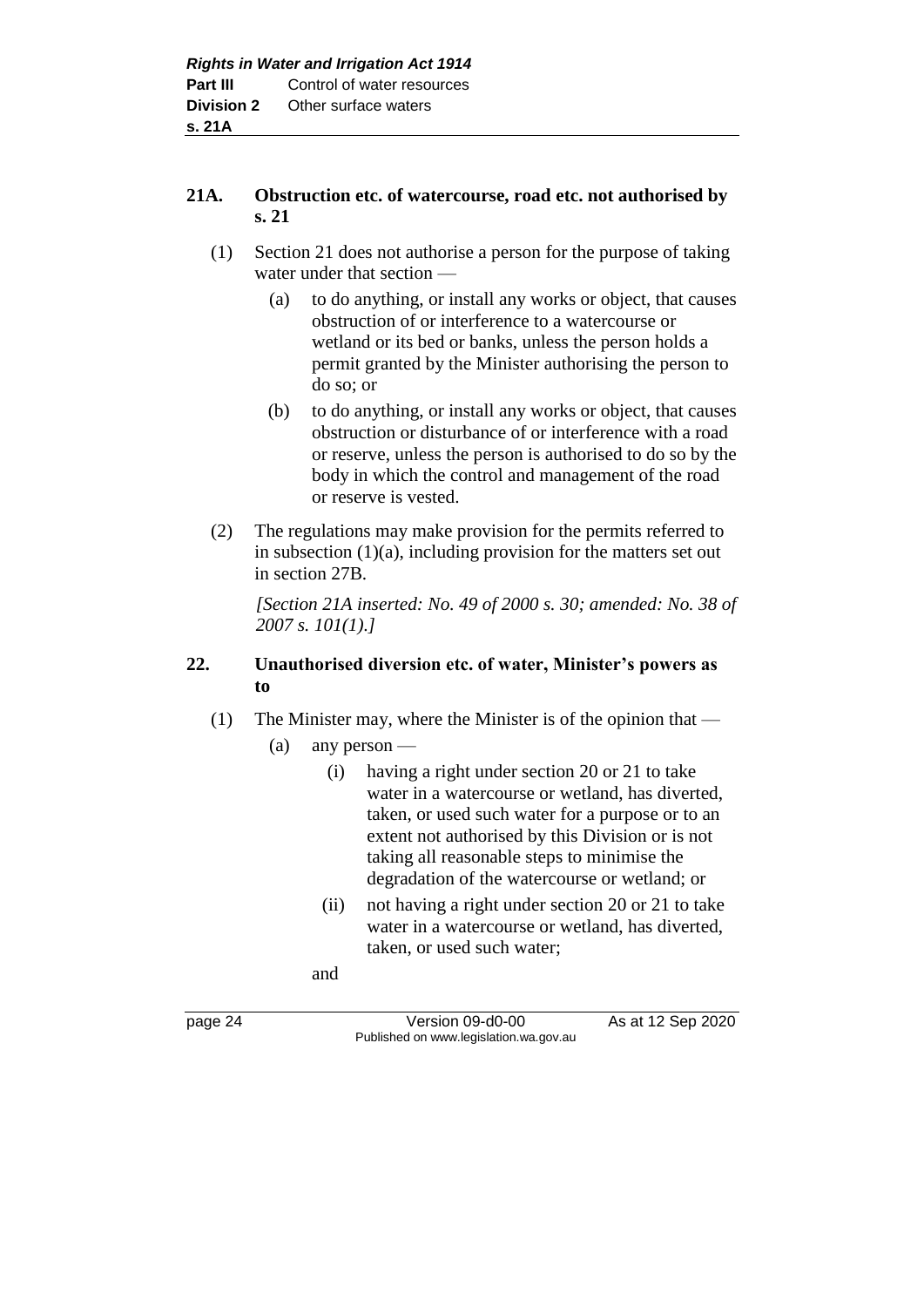### 21A. Obstruction etc. of watercourse, road etc. not authorised by s. 21

(1) Section 21 does not authorise a person for the purpose of taking water under that section —

(a) to do anything, or install any works or object, that causes obstruction of or interference to a watercourse or wetland or its bed or banks, unless the person holds a permit granted by the Minister authorising the person to do so; or

(b) to do anything, or install any works or object, that causes obstruction or disturbance of or interference with a road or reserve, unless the person is authorised to do so by the body in which the control and management of the road or reserve is vested.

(2) The regulations may make provision for the permits referred to in subsection (1)(a), including provision for the matters set out in section 27B.

*[Section 21A inserted: No. 49 of 2000 s. 30; amended: No. 38 of 2007 s. 101(1).]*

### 22. Unauthorised diversion etc. of water, Minister's powers as to

(1) The Minister may, where the Minister is of the opinion that —

(a) any person —

(i) having a right under section 20 or 21 to take water in a watercourse or wetland, has diverted, taken, or used such water for a purpose or to an extent not authorised by this Division or is not taking all reasonable steps to minimise the degradation of the watercourse or wetland; or

(ii) not having a right under section 20 or 21 to take water in a watercourse or wetland, has diverted, taken, or used such water;

and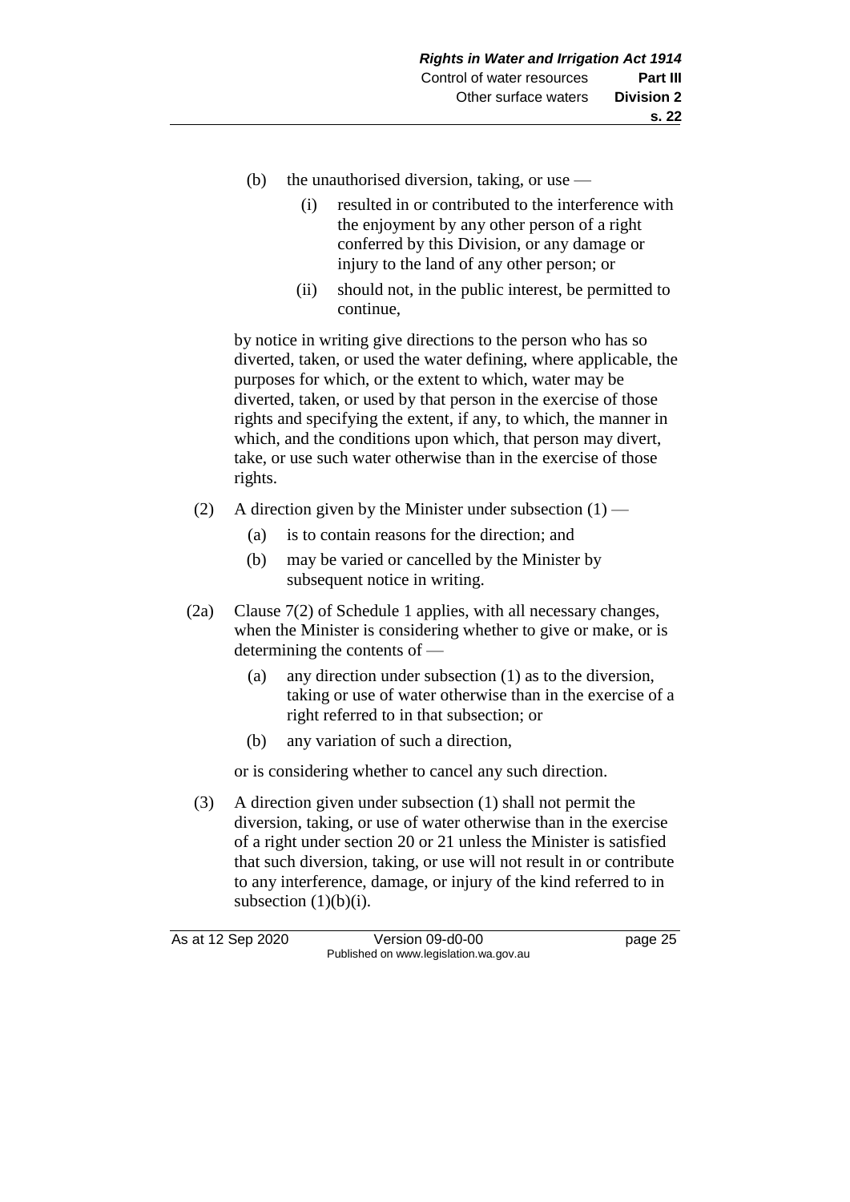(b) the unauthorised diversion, taking, or use —

  (i) resulted in or contributed to the interference with the enjoyment by any other person of a right conferred by this Division, or any damage or injury to the land of any other person; or

  (ii) should not, in the public interest, be permitted to continue,

by notice in writing give directions to the person who has so diverted, taken, or used the water defining, where applicable, the purposes for which, or the extent to which, water may be diverted, taken, or used by that person in the exercise of those rights and specifying the extent, if any, to which, the manner in which, and the conditions upon which, that person may divert, take, or use such water otherwise than in the exercise of those rights.

(2) A direction given by the Minister under subsection (1) —

  (a) is to contain reasons for the direction; and

  (b) may be varied or cancelled by the Minister by subsequent notice in writing.

(2a) Clause 7(2) of Schedule 1 applies, with all necessary changes, when the Minister is considering whether to give or make, or is determining the contents of —

  (a) any direction under subsection (1) as to the diversion, taking or use of water otherwise than in the exercise of a right referred to in that subsection; or

  (b) any variation of such a direction,

or is considering whether to cancel any such direction.

(3) A direction given under subsection (1) shall not permit the diversion, taking, or use of water otherwise than in the exercise of a right under section 20 or 21 unless the Minister is satisfied that such diversion, taking, or use will not result in or contribute to any interference, damage, or injury of the kind referred to in subsection (1)(b)(i).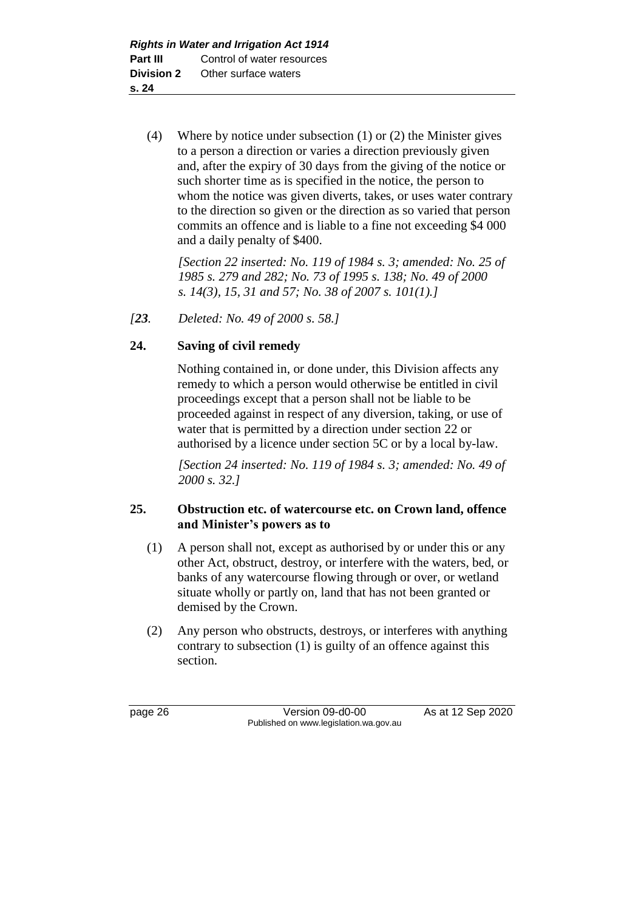(4) Where by notice under subsection (1) or (2) the Minister gives to a person a direction or varies a direction previously given and, after the expiry of 30 days from the giving of the notice or such shorter time as is specified in the notice, the person to whom the notice was given diverts, takes, or uses water contrary to the direction so given or the direction as so varied that person commits an offence and is liable to a fine not exceeding $4 000 and a daily penalty of $400.

*[Section 22 inserted: No. 119 of 1984 s. 3; amended: No. 25 of 1985 s. 279 and 282; No. 73 of 1995 s. 138; No. 49 of 2000 s. 14(3), 15, 31 and 57; No. 38 of 2007 s. 101(1).]*

*[**23**. Deleted: No. 49 of 2000 s. 58.]*

**24. Saving of civil remedy**

Nothing contained in, or done under, this Division affects any remedy to which a person would otherwise be entitled in civil proceedings except that a person shall not be liable to be proceeded against in respect of any diversion, taking, or use of water that is permitted by a direction under section 22 or authorised by a licence under section 5C or by a local by-law.

*[Section 24 inserted: No. 119 of 1984 s. 3; amended: No. 49 of 2000 s. 32.]*

**25. Obstruction etc. of watercourse etc. on Crown land, offence and Minister's powers as to**

(1) A person shall not, except as authorised by or under this or any other Act, obstruct, destroy, or interfere with the waters, bed, or banks of any watercourse flowing through or over, or wetland situate wholly or partly on, land that has not been granted or demised by the Crown.

(2) Any person who obstructs, destroys, or interferes with anything contrary to subsection (1) is guilty of an offence against this section.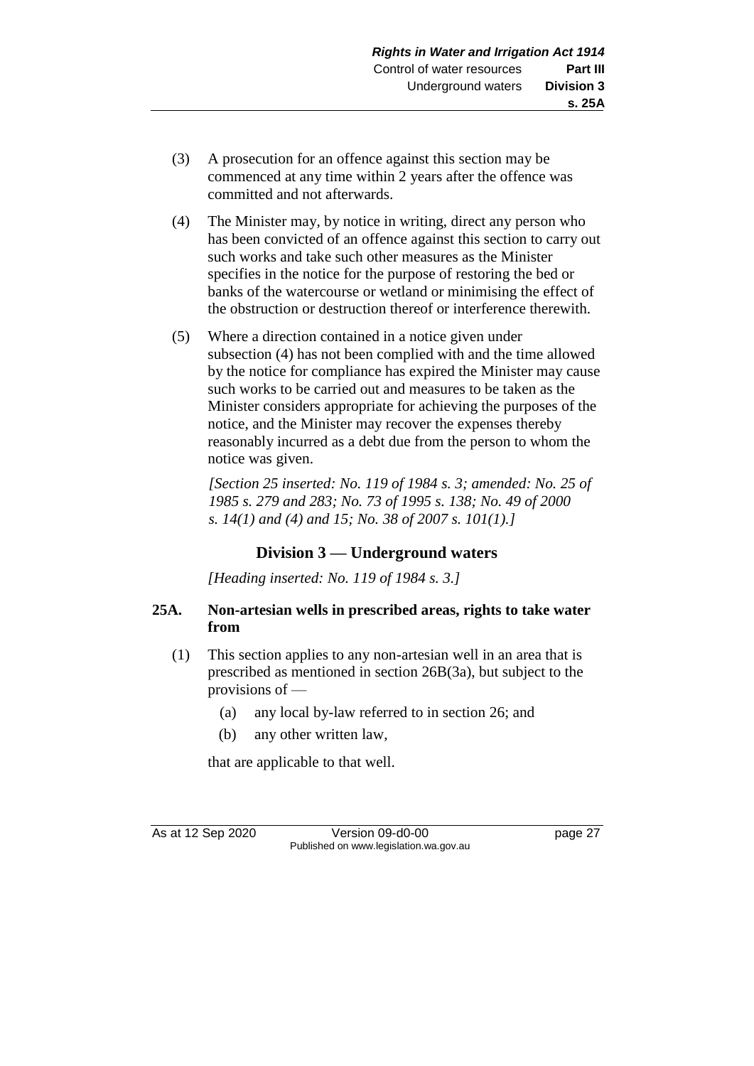(3) A prosecution for an offence against this section may be commenced at any time within 2 years after the offence was committed and not afterwards.

(4) The Minister may, by notice in writing, direct any person who has been convicted of an offence against this section to carry out such works and take such other measures as the Minister specifies in the notice for the purpose of restoring the bed or banks of the watercourse or wetland or minimising the effect of the obstruction or destruction thereof or interference therewith.

(5) Where a direction contained in a notice given under subsection (4) has not been complied with and the time allowed by the notice for compliance has expired the Minister may cause such works to be carried out and measures to be taken as the Minister considers appropriate for achieving the purposes of the notice, and the Minister may recover the expenses thereby reasonably incurred as a debt due from the person to whom the notice was given.

*[Section 25 inserted: No. 119 of 1984 s. 3; amended: No. 25 of 1985 s. 279 and 283; No. 73 of 1995 s. 138; No. 49 of 2000 s. 14(1) and (4) and 15; No. 38 of 2007 s. 101(1).]*

## Division 3 — Underground waters

*[Heading inserted: No. 119 of 1984 s. 3.]*

### 25A. Non-artesian wells in prescribed areas, rights to take water from

(1) This section applies to any non-artesian well in an area that is prescribed as mentioned in section 26B(3a), but subject to the provisions of —

(a) any local by-law referred to in section 26; and

(b) any other written law,

that are applicable to that well.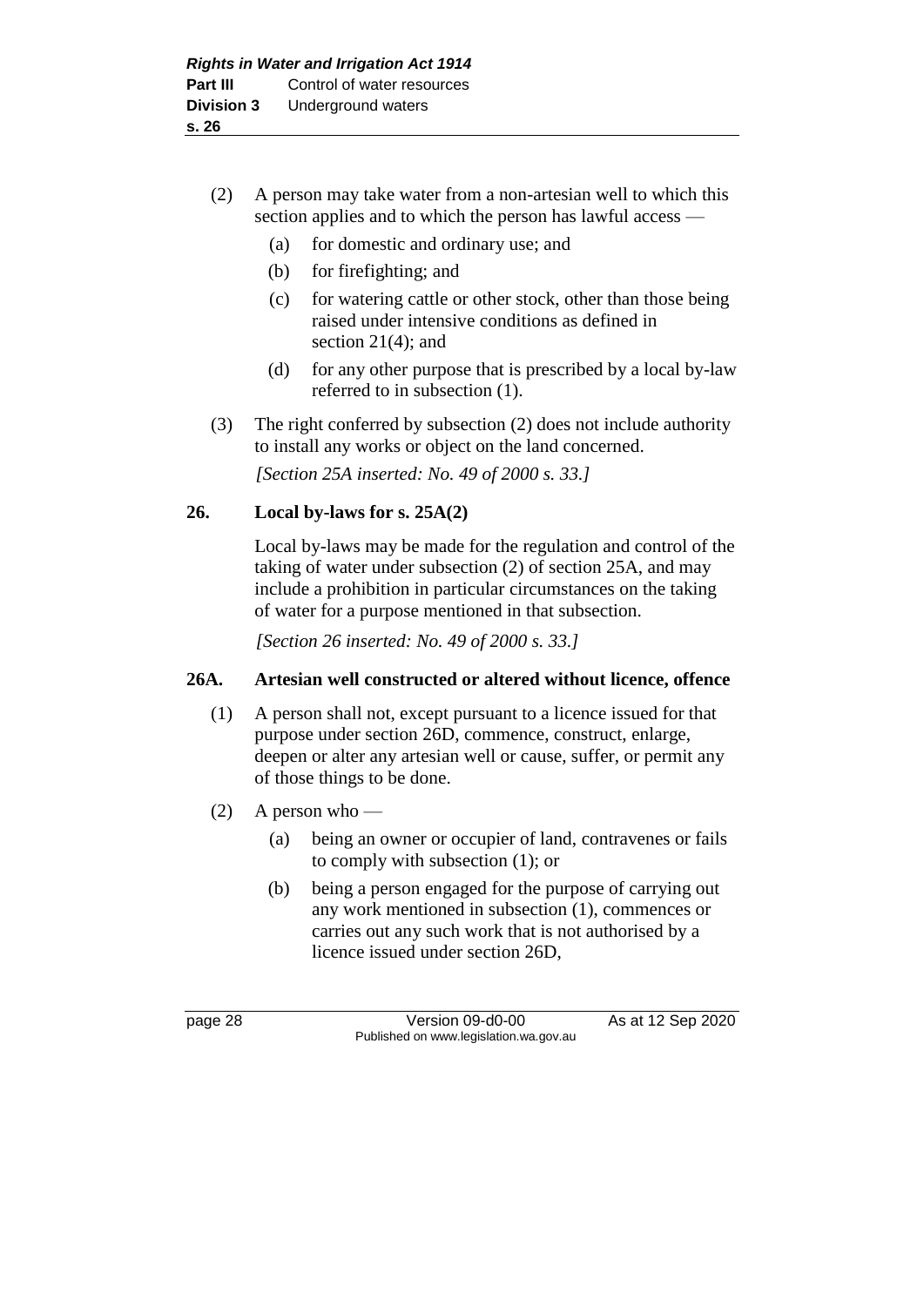(2) A person may take water from a non-artesian well to which this section applies and to which the person has lawful access —

(a) for domestic and ordinary use; and

(b) for firefighting; and

(c) for watering cattle or other stock, other than those being raised under intensive conditions as defined in section 21(4); and

(d) for any other purpose that is prescribed by a local by-law referred to in subsection (1).

(3) The right conferred by subsection (2) does not include authority to install any works or object on the land concerned.

*[Section 25A inserted: No. 49 of 2000 s. 33.]*

### 26. Local by-laws for s. 25A(2)

Local by-laws may be made for the regulation and control of the taking of water under subsection (2) of section 25A, and may include a prohibition in particular circumstances on the taking of water for a purpose mentioned in that subsection.

*[Section 26 inserted: No. 49 of 2000 s. 33.]*

### 26A. Artesian well constructed or altered without licence, offence

(1) A person shall not, except pursuant to a licence issued for that purpose under section 26D, commence, construct, enlarge, deepen or alter any artesian well or cause, suffer, or permit any of those things to be done.

(2) A person who —

(a) being an owner or occupier of land, contravenes or fails to comply with subsection (1); or

(b) being a person engaged for the purpose of carrying out any work mentioned in subsection (1), commences or carries out any such work that is not authorised by a licence issued under section 26D,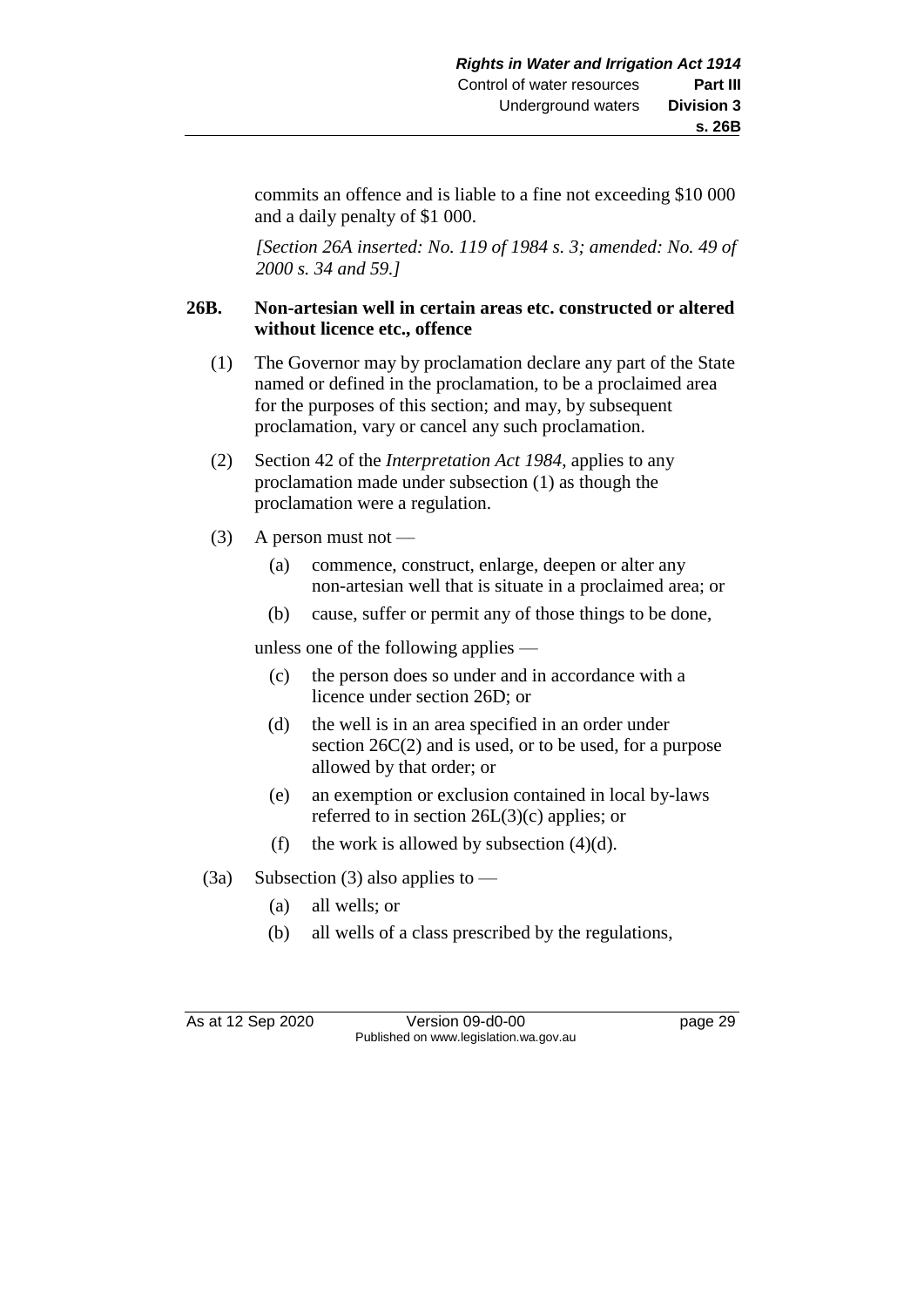commits an offence and is liable to a fine not exceeding $10 000 and a daily penalty of $1 000.

*[Section 26A inserted: No. 119 of 1984 s. 3; amended: No. 49 of 2000 s. 34 and 59.]*

### 26B. Non-artesian well in certain areas etc. constructed or altered without licence etc., offence

(1) The Governor may by proclamation declare any part of the State named or defined in the proclamation, to be a proclaimed area for the purposes of this section; and may, by subsequent proclamation, vary or cancel any such proclamation.

(2) Section 42 of the *Interpretation Act 1984*, applies to any proclamation made under subsection (1) as though the proclamation were a regulation.

(3) A person must not —

- (a) commence, construct, enlarge, deepen or alter any non-artesian well that is situate in a proclaimed area; or
- (b) cause, suffer or permit any of those things to be done,

unless one of the following applies —

- (c) the person does so under and in accordance with a licence under section 26D; or
- (d) the well is in an area specified in an order under section 26C(2) and is used, or to be used, for a purpose allowed by that order; or
- (e) an exemption or exclusion contained in local by-laws referred to in section 26L(3)(c) applies; or
- (f) the work is allowed by subsection (4)(d).

(3a) Subsection (3) also applies to —

- (a) all wells; or
- (b) all wells of a class prescribed by the regulations,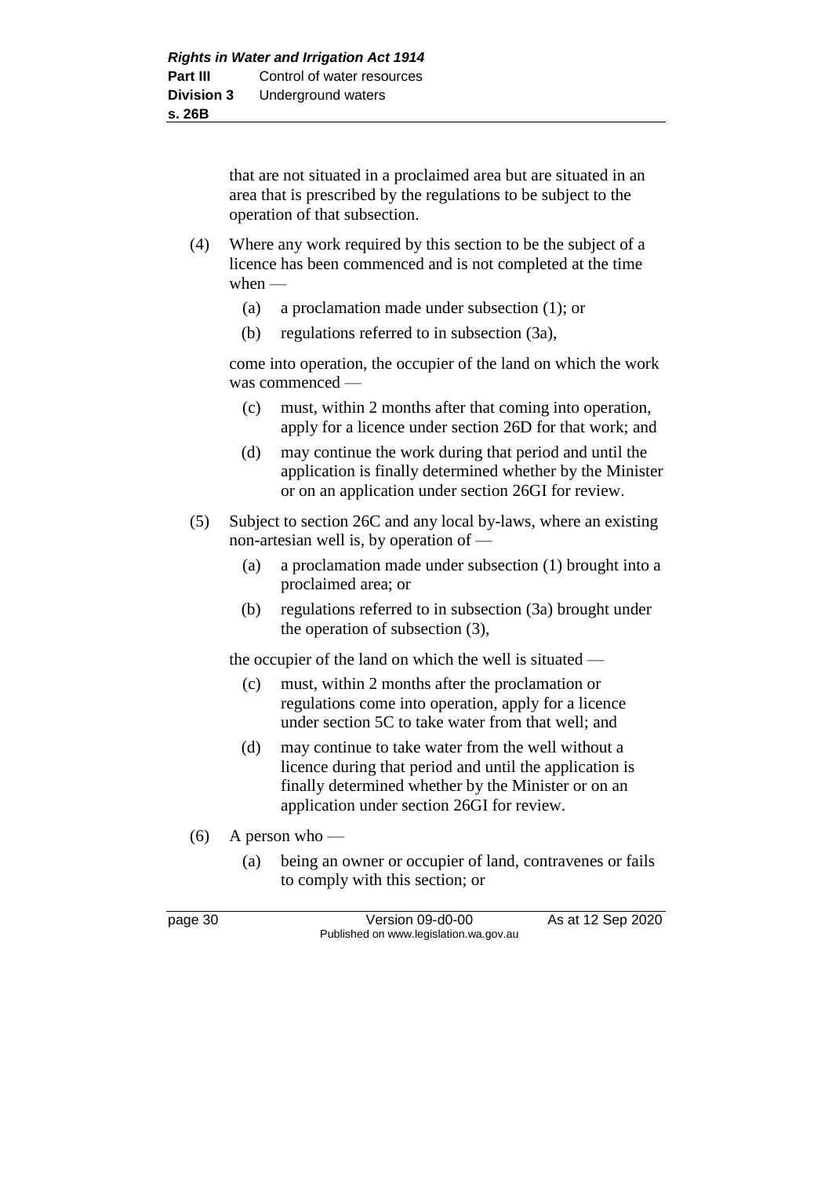that are not situated in a proclaimed area but are situated in an area that is prescribed by the regulations to be subject to the operation of that subsection.

(4) Where any work required by this section to be the subject of a licence has been commenced and is not completed at the time when —

- (a) a proclamation made under subsection (1); or
- (b) regulations referred to in subsection (3a),

come into operation, the occupier of the land on which the work was commenced —

- (c) must, within 2 months after that coming into operation, apply for a licence under section 26D for that work; and
- (d) may continue the work during that period and until the application is finally determined whether by the Minister or on an application under section 26GI for review.

(5) Subject to section 26C and any local by-laws, where an existing non-artesian well is, by operation of —

- (a) a proclamation made under subsection (1) brought into a proclaimed area; or
- (b) regulations referred to in subsection (3a) brought under the operation of subsection (3),

the occupier of the land on which the well is situated —

- (c) must, within 2 months after the proclamation or regulations come into operation, apply for a licence under section 5C to take water from that well; and
- (d) may continue to take water from the well without a licence during that period and until the application is finally determined whether by the Minister or on an application under section 26GI for review.

(6) A person who —

- (a) being an owner or occupier of land, contravenes or fails to comply with this section; or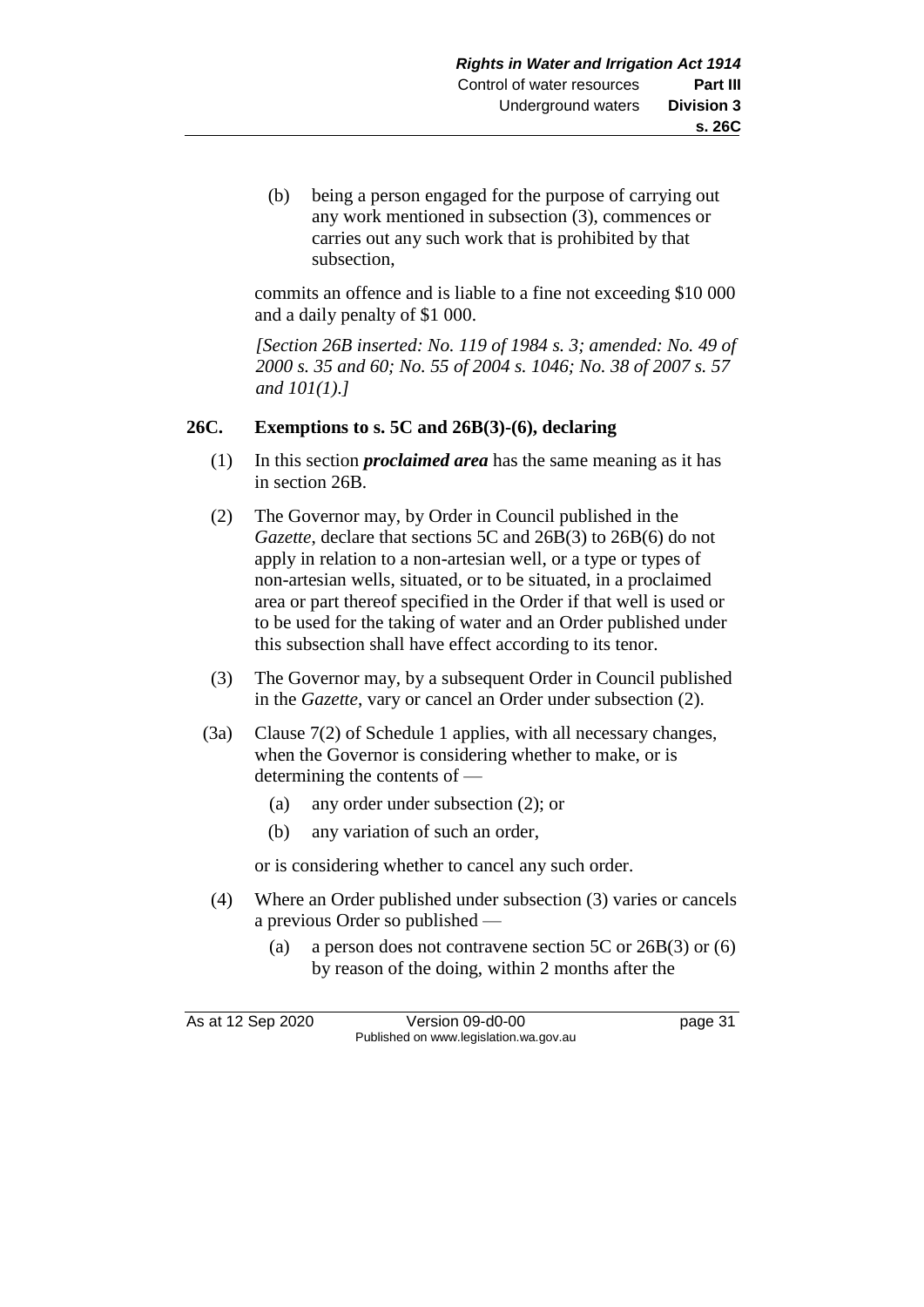(b) being a person engaged for the purpose of carrying out any work mentioned in subsection (3), commences or carries out any such work that is prohibited by that subsection,

commits an offence and is liable to a fine not exceeding $10 000 and a daily penalty of $1 000.

*[Section 26B inserted: No. 119 of 1984 s. 3; amended: No. 49 of 2000 s. 35 and 60; No. 55 of 2004 s. 1046; No. 38 of 2007 s. 57 and 101(1).]*

## 26C. Exemptions to s. 5C and 26B(3)-(6), declaring

(1) In this section ***proclaimed area*** has the same meaning as it has in section 26B.

(2) The Governor may, by Order in Council published in the *Gazette*, declare that sections 5C and 26B(3) to 26B(6) do not apply in relation to a non-artesian well, or a type or types of non-artesian wells, situated, or to be situated, in a proclaimed area or part thereof specified in the Order if that well is used or to be used for the taking of water and an Order published under this subsection shall have effect according to its tenor.

(3) The Governor may, by a subsequent Order in Council published in the *Gazette*, vary or cancel an Order under subsection (2).

(3a) Clause 7(2) of Schedule 1 applies, with all necessary changes, when the Governor is considering whether to make, or is determining the contents of —

(a) any order under subsection (2); or

(b) any variation of such an order,

or is considering whether to cancel any such order.

(4) Where an Order published under subsection (3) varies or cancels a previous Order so published —

(a) a person does not contravene section 5C or 26B(3) or (6) by reason of the doing, within 2 months after the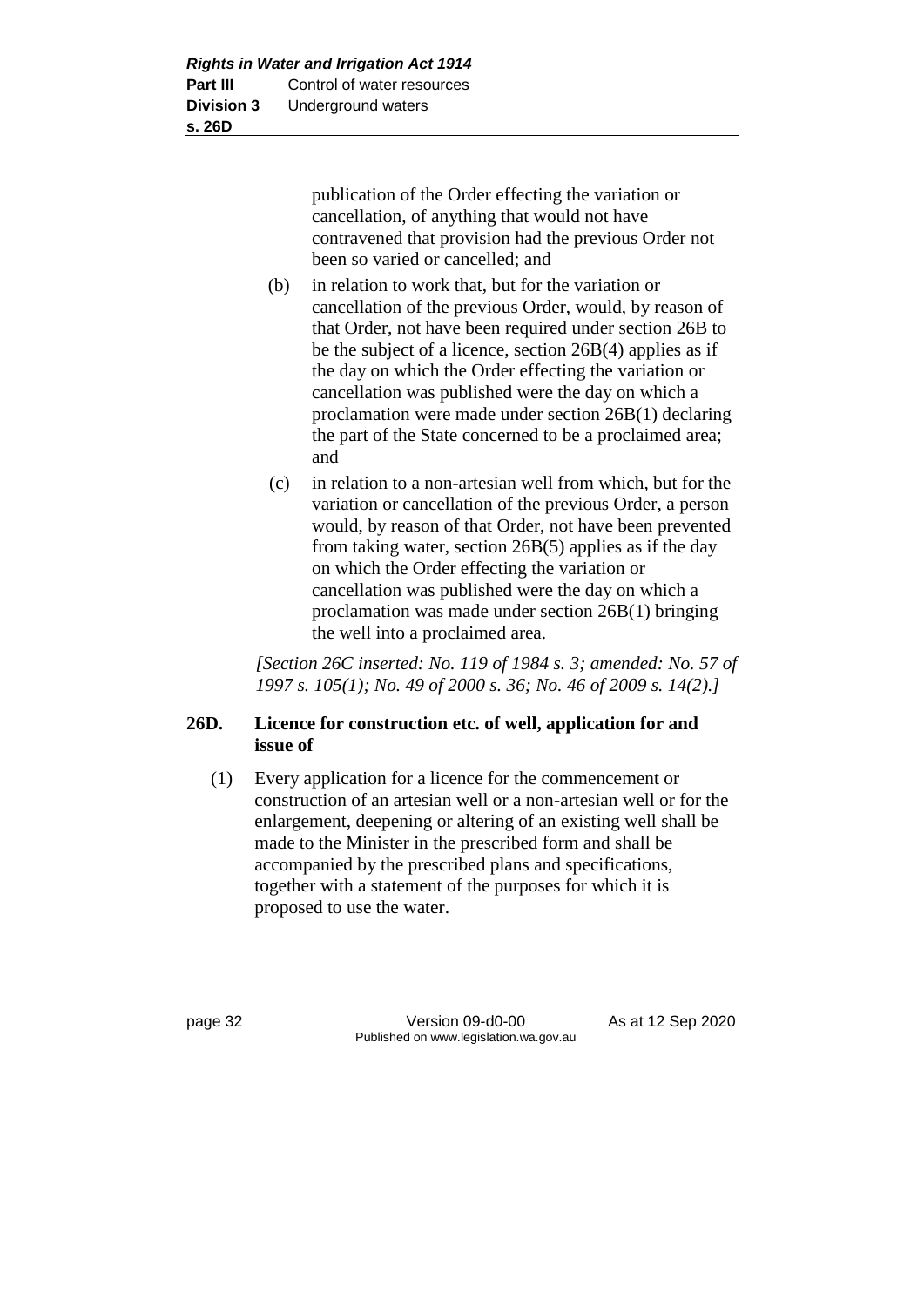publication of the Order effecting the variation or cancellation, of anything that would not have contravened that provision had the previous Order not been so varied or cancelled; and

(b) in relation to work that, but for the variation or cancellation of the previous Order, would, by reason of that Order, not have been required under section 26B to be the subject of a licence, section 26B(4) applies as if the day on which the Order effecting the variation or cancellation was published were the day on which a proclamation were made under section 26B(1) declaring the part of the State concerned to be a proclaimed area; and

(c) in relation to a non-artesian well from which, but for the variation or cancellation of the previous Order, a person would, by reason of that Order, not have been prevented from taking water, section 26B(5) applies as if the day on which the Order effecting the variation or cancellation was published were the day on which a proclamation was made under section 26B(1) bringing the well into a proclaimed area.

*[Section 26C inserted: No. 119 of 1984 s. 3; amended: No. 57 of 1997 s. 105(1); No. 49 of 2000 s. 36; No. 46 of 2009 s. 14(2).]*

### 26D. Licence for construction etc. of well, application for and issue of

(1) Every application for a licence for the commencement or construction of an artesian well or a non-artesian well or for the enlargement, deepening or altering of an existing well shall be made to the Minister in the prescribed form and shall be accompanied by the prescribed plans and specifications, together with a statement of the purposes for which it is proposed to use the water.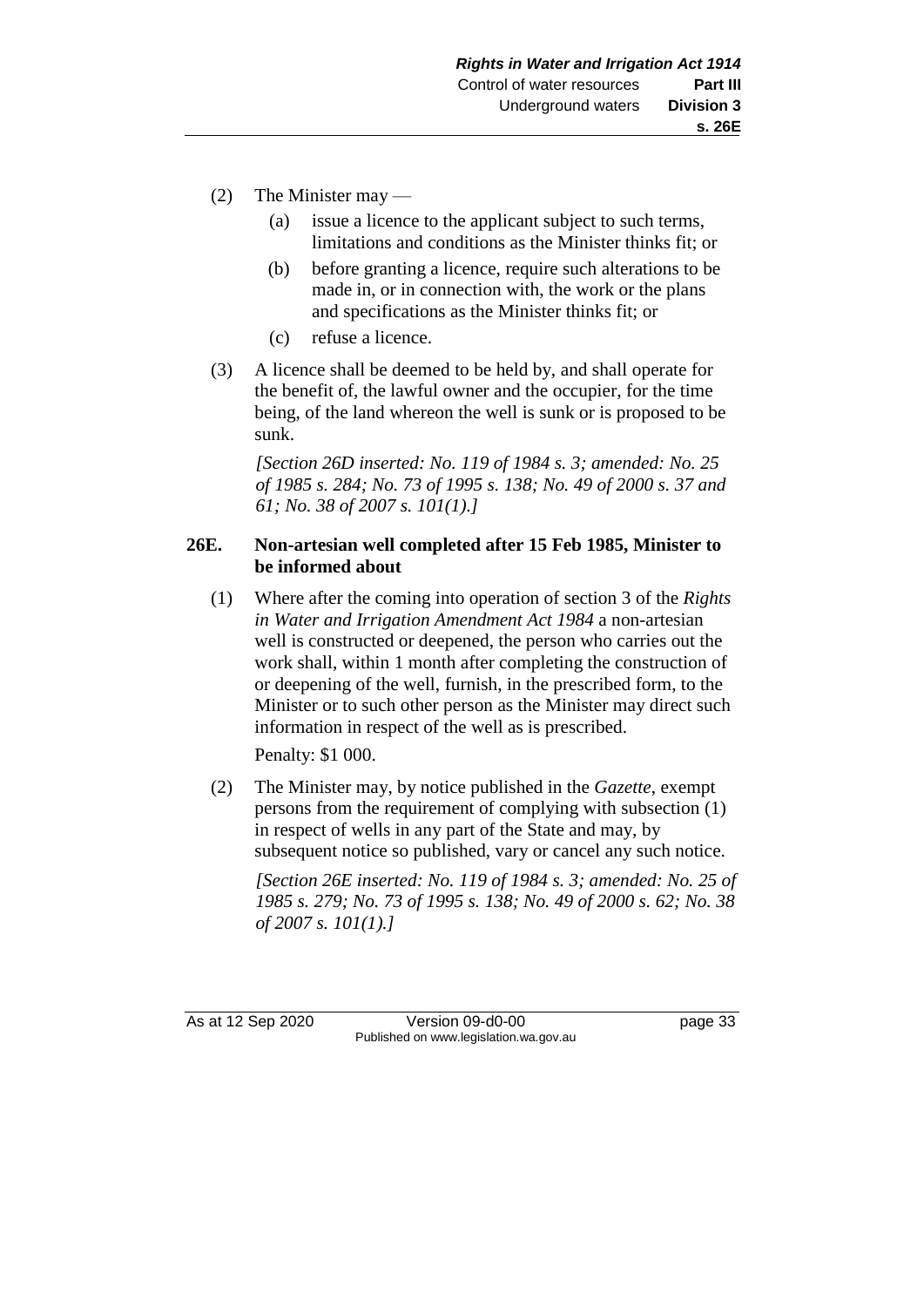(2) The Minister may —

  (a) issue a licence to the applicant subject to such terms, limitations and conditions as the Minister thinks fit; or

  (b) before granting a licence, require such alterations to be made in, or in connection with, the work or the plans and specifications as the Minister thinks fit; or

  (c) refuse a licence.

(3) A licence shall be deemed to be held by, and shall operate for the benefit of, the lawful owner and the occupier, for the time being, of the land whereon the well is sunk or is proposed to be sunk.

*[Section 26D inserted: No. 119 of 1984 s. 3; amended: No. 25 of 1985 s. 284; No. 73 of 1995 s. 138; No. 49 of 2000 s. 37 and 61; No. 38 of 2007 s. 101(1).]*

**26E. Non-artesian well completed after 15 Feb 1985, Minister to be informed about**

(1) Where after the coming into operation of section 3 of the *Rights in Water and Irrigation Amendment Act 1984* a non-artesian well is constructed or deepened, the person who carries out the work shall, within 1 month after completing the construction of or deepening of the well, furnish, in the prescribed form, to the Minister or to such other person as the Minister may direct such information in respect of the well as is prescribed.

Penalty: $1 000.

(2) The Minister may, by notice published in the *Gazette*, exempt persons from the requirement of complying with subsection (1) in respect of wells in any part of the State and may, by subsequent notice so published, vary or cancel any such notice.

*[Section 26E inserted: No. 119 of 1984 s. 3; amended: No. 25 of 1985 s. 279; No. 73 of 1995 s. 138; No. 49 of 2000 s. 62; No. 38 of 2007 s. 101(1).]*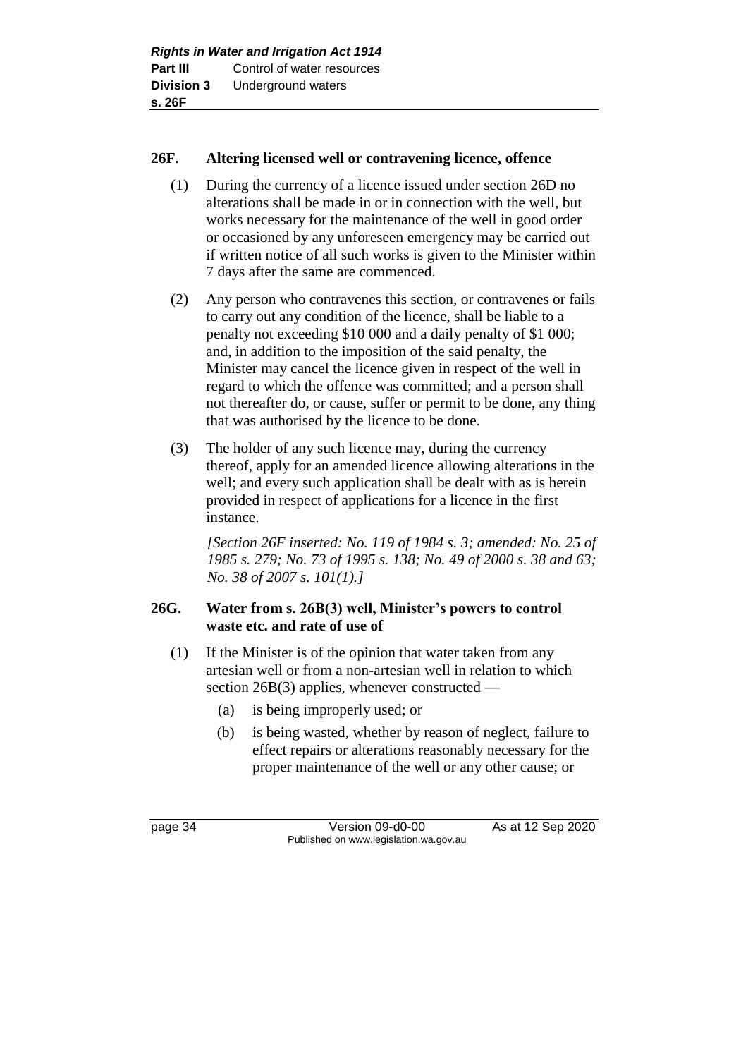### 26F. Altering licensed well or contravening licence, offence

(1) During the currency of a licence issued under section 26D no alterations shall be made in or in connection with the well, but works necessary for the maintenance of the well in good order or occasioned by any unforeseen emergency may be carried out if written notice of all such works is given to the Minister within 7 days after the same are commenced.

(2) Any person who contravenes this section, or contravenes or fails to carry out any condition of the licence, shall be liable to a penalty not exceeding $10 000 and a daily penalty of $1 000; and, in addition to the imposition of the said penalty, the Minister may cancel the licence given in respect of the well in regard to which the offence was committed; and a person shall not thereafter do, or cause, suffer or permit to be done, any thing that was authorised by the licence to be done.

(3) The holder of any such licence may, during the currency thereof, apply for an amended licence allowing alterations in the well; and every such application shall be dealt with as is herein provided in respect of applications for a licence in the first instance.

*[Section 26F inserted: No. 119 of 1984 s. 3; amended: No. 25 of 1985 s. 279; No. 73 of 1995 s. 138; No. 49 of 2000 s. 38 and 63; No. 38 of 2007 s. 101(1).]*

### 26G. Water from s. 26B(3) well, Minister's powers to control waste etc. and rate of use of

(1) If the Minister is of the opinion that water taken from any artesian well or from a non-artesian well in relation to which section 26B(3) applies, whenever constructed —

- (a) is being improperly used; or
- (b) is being wasted, whether by reason of neglect, failure to effect repairs or alterations reasonably necessary for the proper maintenance of the well or any other cause; or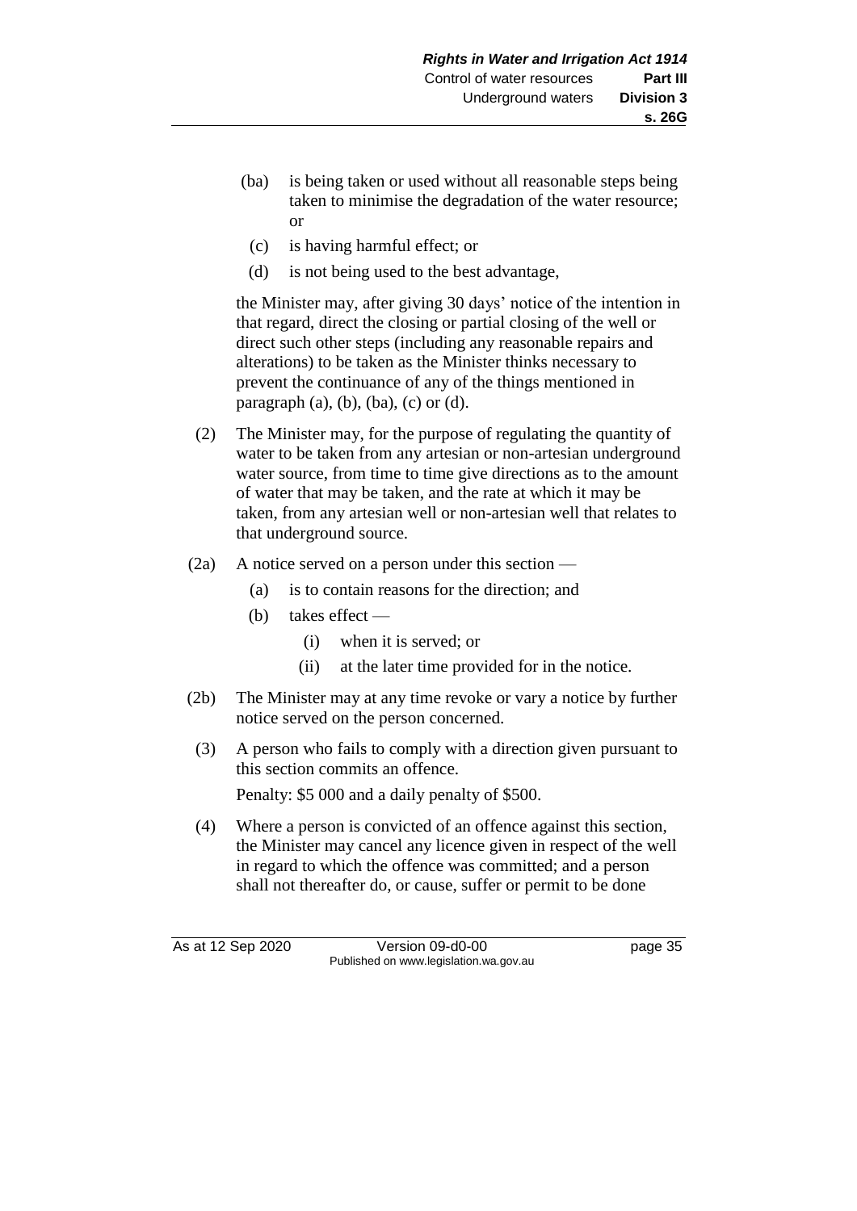(ba) is being taken or used without all reasonable steps being taken to minimise the degradation of the water resource; or

(c) is having harmful effect; or

(d) is not being used to the best advantage,

the Minister may, after giving 30 days' notice of the intention in that regard, direct the closing or partial closing of the well or direct such other steps (including any reasonable repairs and alterations) to be taken as the Minister thinks necessary to prevent the continuance of any of the things mentioned in paragraph (a), (b), (ba), (c) or (d).

(2) The Minister may, for the purpose of regulating the quantity of water to be taken from any artesian or non-artesian underground water source, from time to time give directions as to the amount of water that may be taken, and the rate at which it may be taken, from any artesian well or non-artesian well that relates to that underground source.

(2a) A notice served on a person under this section —

(a) is to contain reasons for the direction; and

(b) takes effect —

(i) when it is served; or

(ii) at the later time provided for in the notice.

(2b) The Minister may at any time revoke or vary a notice by further notice served on the person concerned.

(3) A person who fails to comply with a direction given pursuant to this section commits an offence.

Penalty: $5 000 and a daily penalty of $500.

(4) Where a person is convicted of an offence against this section, the Minister may cancel any licence given in respect of the well in regard to which the offence was committed; and a person shall not thereafter do, or cause, suffer or permit to be done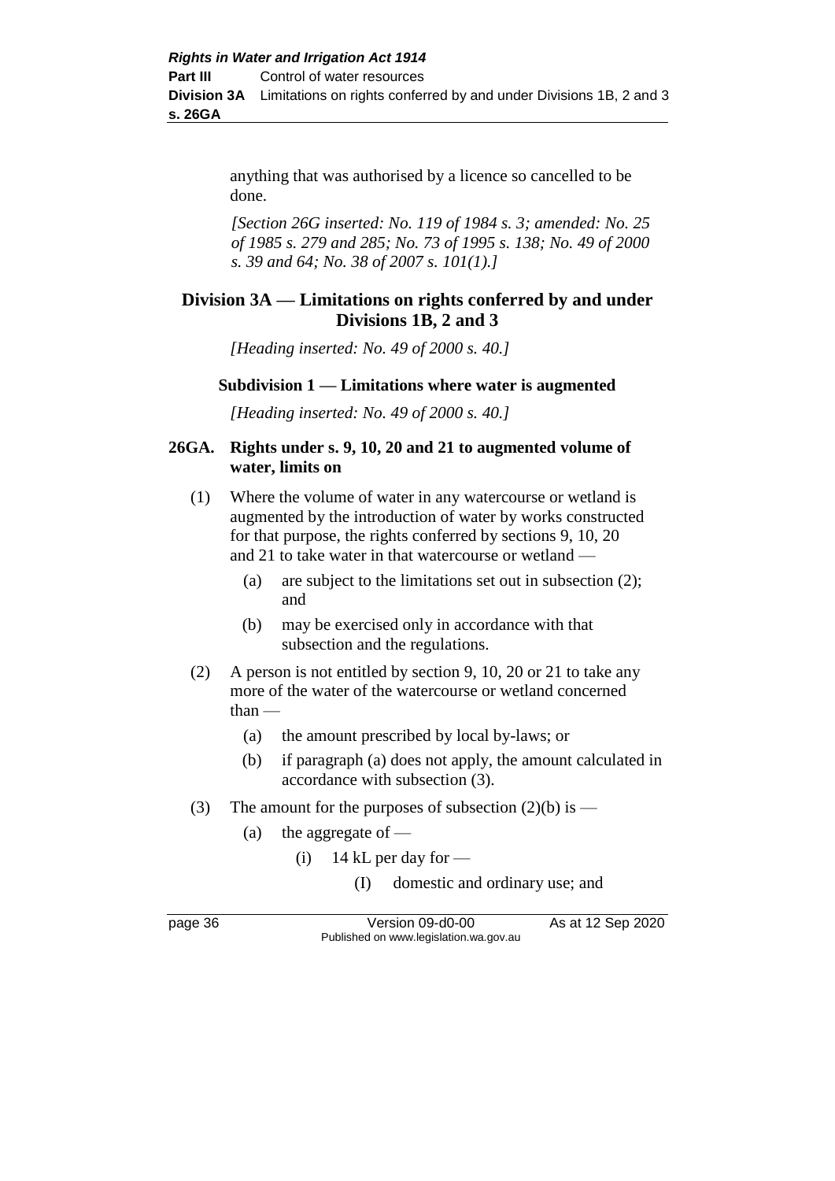anything that was authorised by a licence so cancelled to be done.

*[Section 26G inserted: No. 119 of 1984 s. 3; amended: No. 25 of 1985 s. 279 and 285; No. 73 of 1995 s. 138; No. 49 of 2000 s. 39 and 64; No. 38 of 2007 s. 101(1).]*

## Division 3A — Limitations on rights conferred by and under Divisions 1B, 2 and 3

*[Heading inserted: No. 49 of 2000 s. 40.]*

### Subdivision 1 — Limitations where water is augmented

*[Heading inserted: No. 49 of 2000 s. 40.]*

#### 26GA. Rights under s. 9, 10, 20 and 21 to augmented volume of water, limits on

(1) Where the volume of water in any watercourse or wetland is augmented by the introduction of water by works constructed for that purpose, the rights conferred by sections 9, 10, 20 and 21 to take water in that watercourse or wetland —

- (a) are subject to the limitations set out in subsection (2); and
- (b) may be exercised only in accordance with that subsection and the regulations.

(2) A person is not entitled by section 9, 10, 20 or 21 to take any more of the water of the watercourse or wetland concerned than —

- (a) the amount prescribed by local by-laws; or
- (b) if paragraph (a) does not apply, the amount calculated in accordance with subsection (3).

(3) The amount for the purposes of subsection (2)(b) is —

- (a) the aggregate of —
  - (i) 14 kL per day for —
    - (I) domestic and ordinary use; and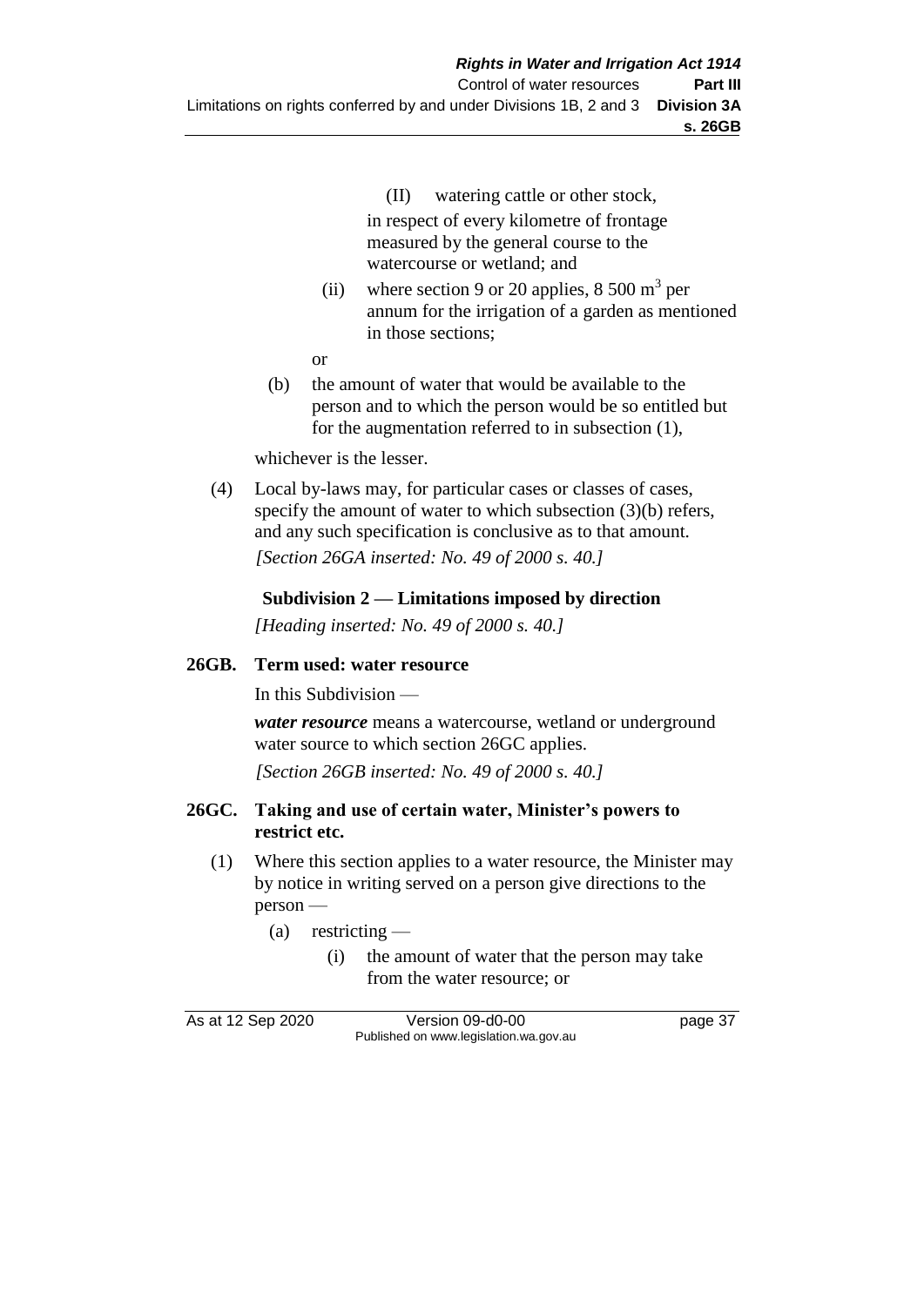(II) watering cattle or other stock,

in respect of every kilometre of frontage measured by the general course to the watercourse or wetland; and

(ii) where section 9 or 20 applies, 8 500 $m^3$ per annum for the irrigation of a garden as mentioned in those sections;

or

(b) the amount of water that would be available to the person and to which the person would be so entitled but for the augmentation referred to in subsection (1),

whichever is the lesser.

(4) Local by-laws may, for particular cases or classes of cases, specify the amount of water to which subsection (3)(b) refers, and any such specification is conclusive as to that amount.

*[Section 26GA inserted: No. 49 of 2000 s. 40.]*

### Subdivision 2 — Limitations imposed by direction

*[Heading inserted: No. 49 of 2000 s. 40.]*

### 26GB. Term used: water resource

In this Subdivision —

***water resource*** means a watercourse, wetland or underground water source to which section 26GC applies.

*[Section 26GB inserted: No. 49 of 2000 s. 40.]*

### 26GC. Taking and use of certain water, Minister's powers to restrict etc.

(1) Where this section applies to a water resource, the Minister may by notice in writing served on a person give directions to the person —

(a) restricting —

(i) the amount of water that the person may take from the water resource; or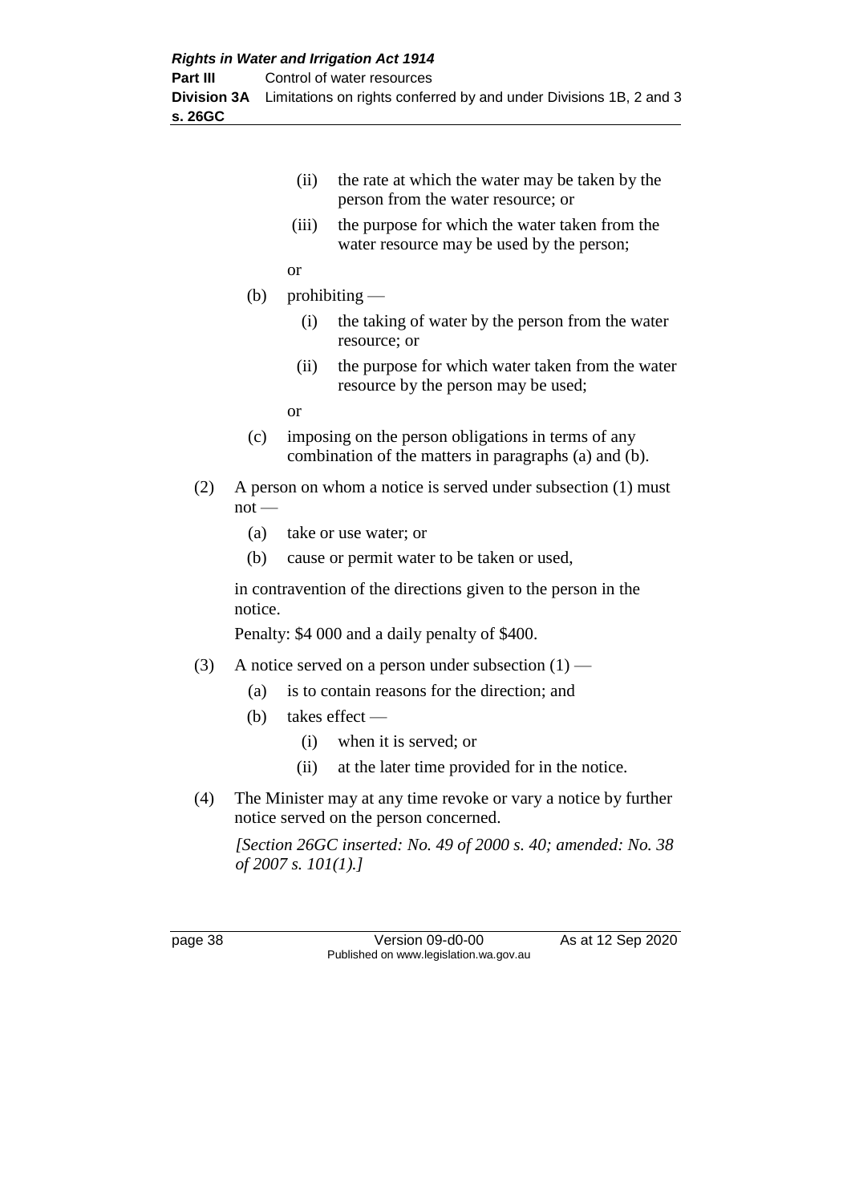(ii) the rate at which the water may be taken by the person from the water resource; or

(iii) the purpose for which the water taken from the water resource may be used by the person;

or

(b) prohibiting —

(i) the taking of water by the person from the water resource; or

(ii) the purpose for which water taken from the water resource by the person may be used;

or

(c) imposing on the person obligations in terms of any combination of the matters in paragraphs (a) and (b).

(2) A person on whom a notice is served under subsection (1) must not —

(a) take or use water; or

(b) cause or permit water to be taken or used,

in contravention of the directions given to the person in the notice.

Penalty: $4 000 and a daily penalty of $400.

(3) A notice served on a person under subsection (1) —

(a) is to contain reasons for the direction; and

(b) takes effect —

(i) when it is served; or

(ii) at the later time provided for in the notice.

(4) The Minister may at any time revoke or vary a notice by further notice served on the person concerned.

*[Section 26GC inserted: No. 49 of 2000 s. 40; amended: No. 38 of 2007 s. 101(1).]*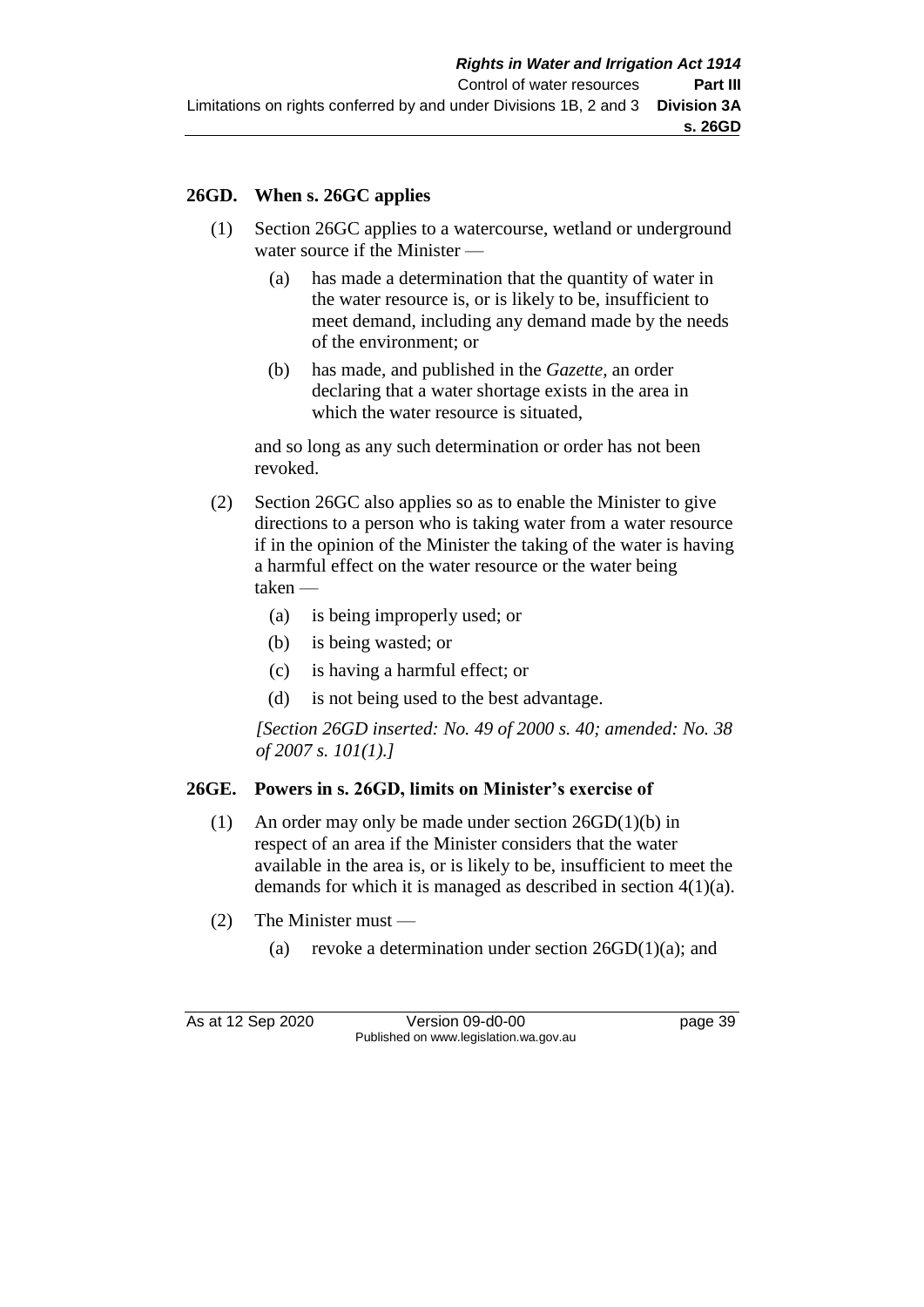### 26GD. When s. 26GC applies

(1) Section 26GC applies to a watercourse, wetland or underground water source if the Minister —

  (a) has made a determination that the quantity of water in the water resource is, or is likely to be, insufficient to meet demand, including any demand made by the needs of the environment; or

  (b) has made, and published in the *Gazette*, an order declaring that a water shortage exists in the area in which the water resource is situated,

and so long as any such determination or order has not been revoked.

(2) Section 26GC also applies so as to enable the Minister to give directions to a person who is taking water from a water resource if in the opinion of the Minister the taking of the water is having a harmful effect on the water resource or the water being taken —

  (a) is being improperly used; or

  (b) is being wasted; or

  (c) is having a harmful effect; or

  (d) is not being used to the best advantage.

*[Section 26GD inserted: No. 49 of 2000 s. 40; amended: No. 38 of 2007 s. 101(1).]*

### 26GE. Powers in s. 26GD, limits on Minister's exercise of

(1) An order may only be made under section 26GD(1)(b) in respect of an area if the Minister considers that the water available in the area is, or is likely to be, insufficient to meet the demands for which it is managed as described in section 4(1)(a).

(2) The Minister must —

  (a) revoke a determination under section 26GD(1)(a); and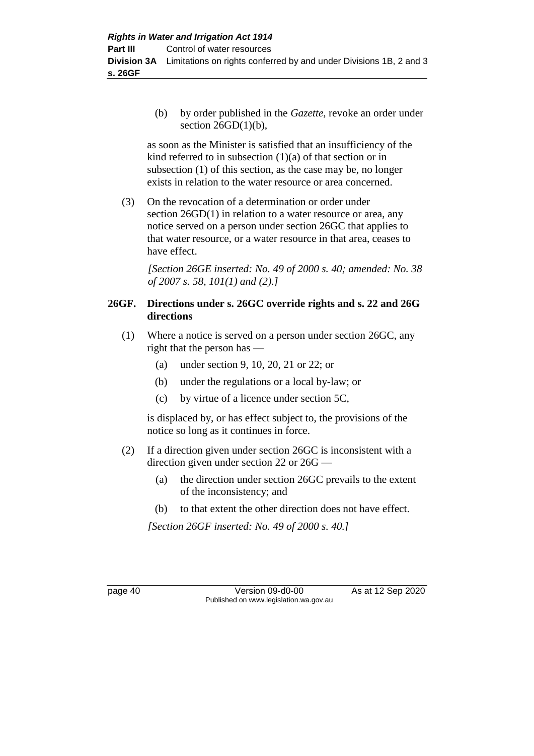(b) by order published in the *Gazette*, revoke an order under section 26GD(1)(b),

as soon as the Minister is satisfied that an insufficiency of the kind referred to in subsection (1)(a) of that section or in subsection (1) of this section, as the case may be, no longer exists in relation to the water resource or area concerned.

(3) On the revocation of a determination or order under section 26GD(1) in relation to a water resource or area, any notice served on a person under section 26GC that applies to that water resource, or a water resource in that area, ceases to have effect.

*[Section 26GE inserted: No. 49 of 2000 s. 40; amended: No. 38 of 2007 s. 58, 101(1) and (2).]*

### 26GF. Directions under s. 26GC override rights and s. 22 and 26G directions

(1) Where a notice is served on a person under section 26GC, any right that the person has —

(a) under section 9, 10, 20, 21 or 22; or

(b) under the regulations or a local by-law; or

(c) by virtue of a licence under section 5C,

is displaced by, or has effect subject to, the provisions of the notice so long as it continues in force.

(2) If a direction given under section 26GC is inconsistent with a direction given under section 22 or 26G —

(a) the direction under section 26GC prevails to the extent of the inconsistency; and

(b) to that extent the other direction does not have effect.

*[Section 26GF inserted: No. 49 of 2000 s. 40.]*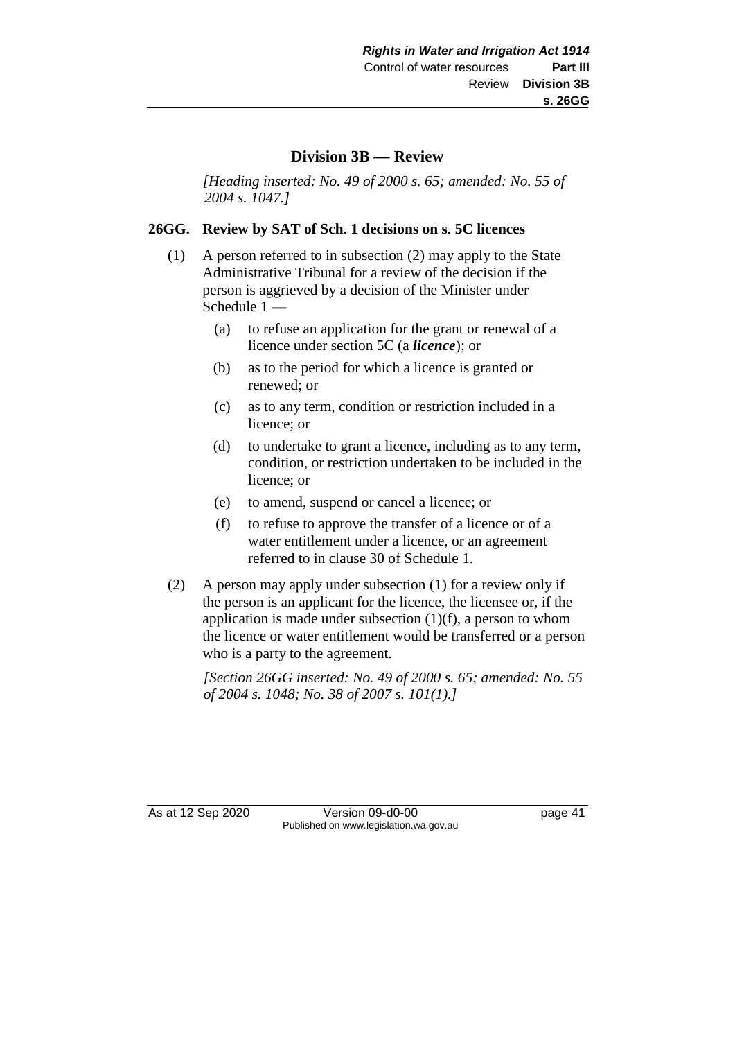## Division 3B — Review

*[Heading inserted: No. 49 of 2000 s. 65; amended: No. 55 of 2004 s. 1047.]*

### 26GG. Review by SAT of Sch. 1 decisions on s. 5C licences

(1) A person referred to in subsection (2) may apply to the State Administrative Tribunal for a review of the decision if the person is aggrieved by a decision of the Minister under Schedule 1 —

- (a) to refuse an application for the grant or renewal of a licence under section 5C (a ***licence***); or
- (b) as to the period for which a licence is granted or renewed; or
- (c) as to any term, condition or restriction included in a licence; or
- (d) to undertake to grant a licence, including as to any term, condition, or restriction undertaken to be included in the licence; or
- (e) to amend, suspend or cancel a licence; or
- (f) to refuse to approve the transfer of a licence or of a water entitlement under a licence, or an agreement referred to in clause 30 of Schedule 1.

(2) A person may apply under subsection (1) for a review only if the person is an applicant for the licence, the licensee or, if the application is made under subsection (1)(f), a person to whom the licence or water entitlement would be transferred or a person who is a party to the agreement.

*[Section 26GG inserted: No. 49 of 2000 s. 65; amended: No. 55 of 2004 s. 1048; No. 38 of 2007 s. 101(1).]*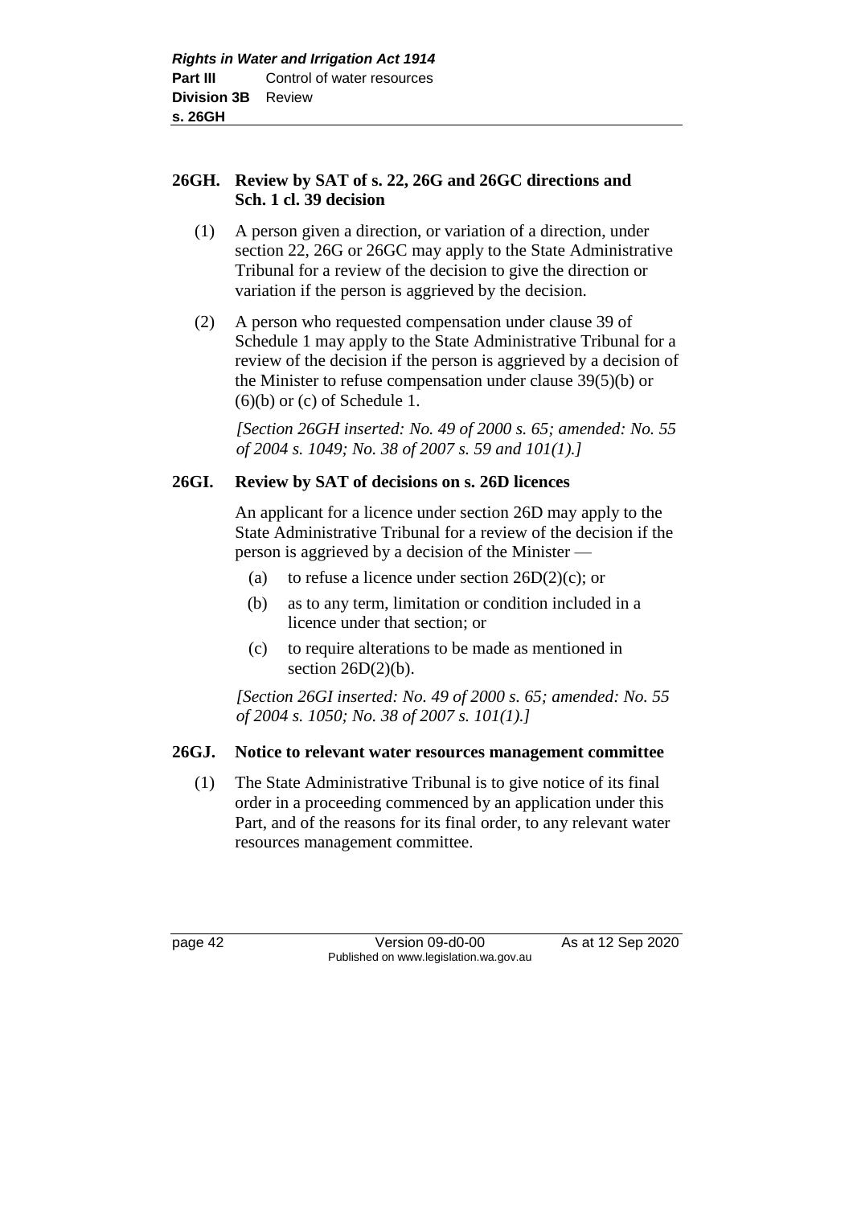### 26GH. Review by SAT of s. 22, 26G and 26GC directions and Sch. 1 cl. 39 decision

(1) A person given a direction, or variation of a direction, under section 22, 26G or 26GC may apply to the State Administrative Tribunal for a review of the decision to give the direction or variation if the person is aggrieved by the decision.

(2) A person who requested compensation under clause 39 of Schedule 1 may apply to the State Administrative Tribunal for a review of the decision if the person is aggrieved by a decision of the Minister to refuse compensation under clause 39(5)(b) or (6)(b) or (c) of Schedule 1.

*[Section 26GH inserted: No. 49 of 2000 s. 65; amended: No. 55 of 2004 s. 1049; No. 38 of 2007 s. 59 and 101(1).]*

### 26GI. Review by SAT of decisions on s. 26D licences

An applicant for a licence under section 26D may apply to the State Administrative Tribunal for a review of the decision if the person is aggrieved by a decision of the Minister —

(a) to refuse a licence under section 26D(2)(c); or

(b) as to any term, limitation or condition included in a licence under that section; or

(c) to require alterations to be made as mentioned in section 26D(2)(b).

*[Section 26GI inserted: No. 49 of 2000 s. 65; amended: No. 55 of 2004 s. 1050; No. 38 of 2007 s. 101(1).]*

### 26GJ. Notice to relevant water resources management committee

(1) The State Administrative Tribunal is to give notice of its final order in a proceeding commenced by an application under this Part, and of the reasons for its final order, to any relevant water resources management committee.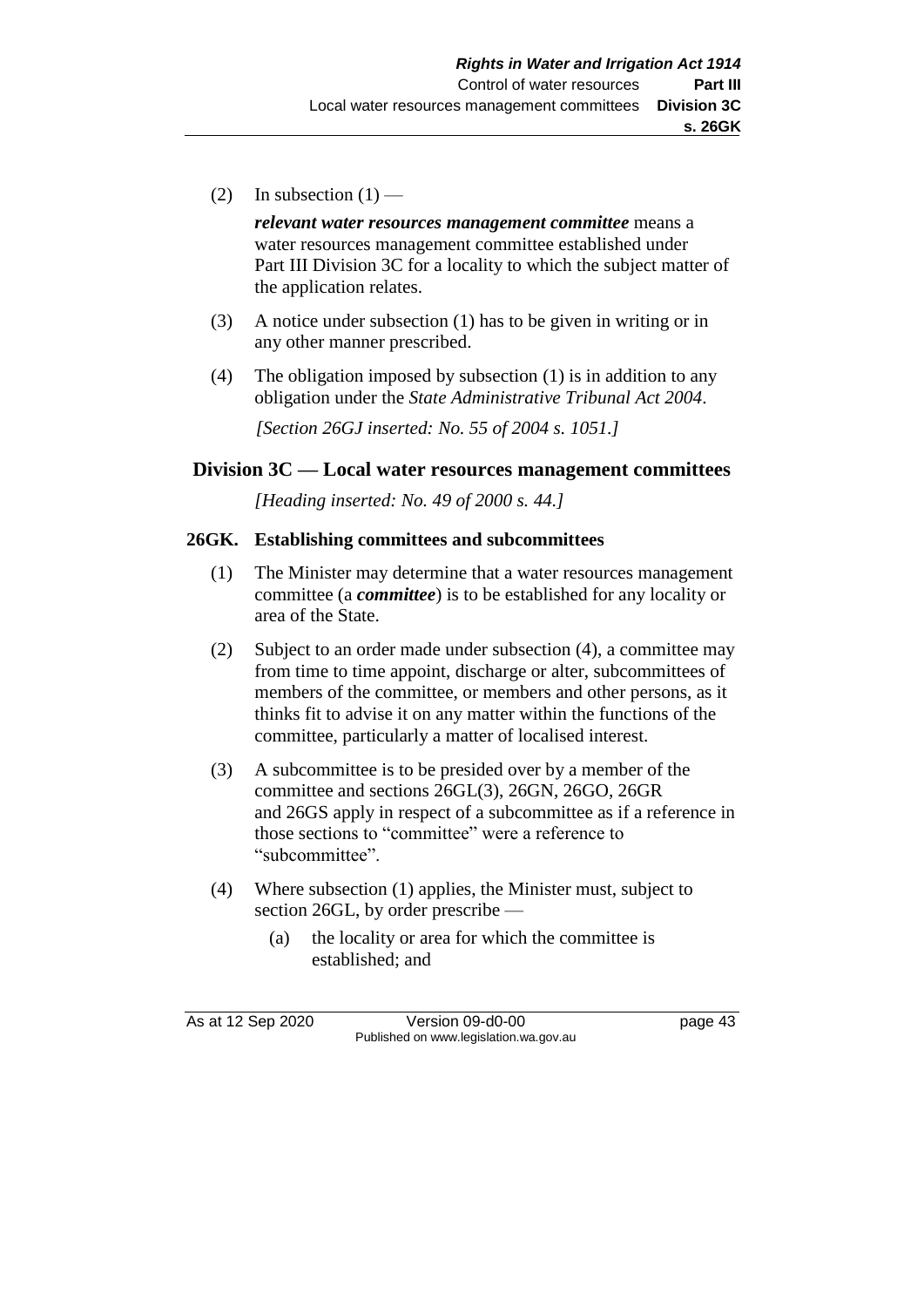(2) In subsection (1) —

*relevant water resources management committee* means a water resources management committee established under Part III Division 3C for a locality to which the subject matter of the application relates.

(3) A notice under subsection (1) has to be given in writing or in any other manner prescribed.

(4) The obligation imposed by subsection (1) is in addition to any obligation under the *State Administrative Tribunal Act 2004*.

*[Section 26GJ inserted: No. 55 of 2004 s. 1051.]*

## Division 3C — Local water resources management committees

*[Heading inserted: No. 49 of 2000 s. 44.]*

### 26GK. Establishing committees and subcommittees

(1) The Minister may determine that a water resources management committee (a ***committee***) is to be established for any locality or area of the State.

(2) Subject to an order made under subsection (4), a committee may from time to time appoint, discharge or alter, subcommittees of members of the committee, or members and other persons, as it thinks fit to advise it on any matter within the functions of the committee, particularly a matter of localised interest.

(3) A subcommittee is to be presided over by a member of the committee and sections 26GL(3), 26GN, 26GO, 26GR and 26GS apply in respect of a subcommittee as if a reference in those sections to "committee" were a reference to "subcommittee".

(4) Where subsection (1) applies, the Minister must, subject to section 26GL, by order prescribe —

- (a) the locality or area for which the committee is established; and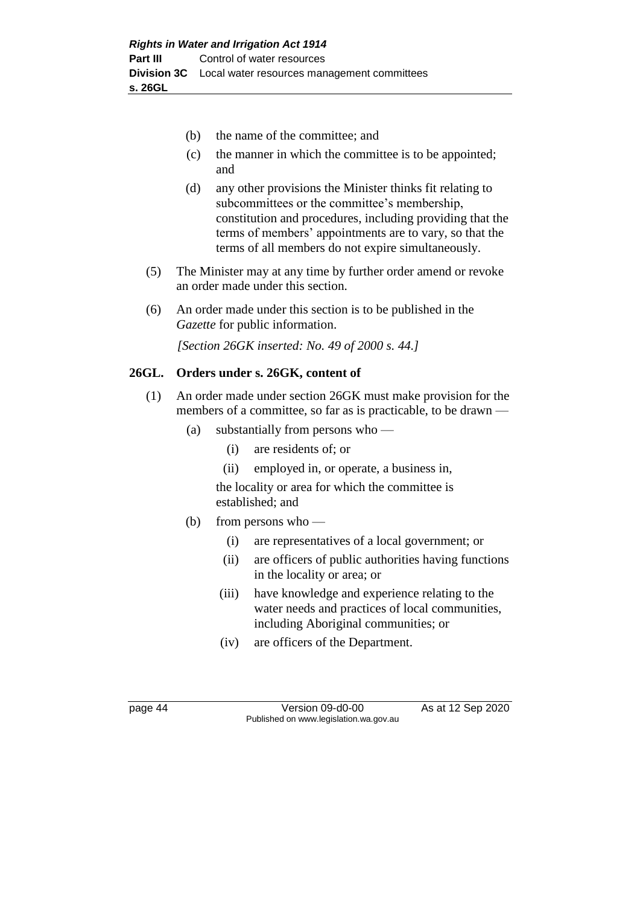(b) the name of the committee; and

(c) the manner in which the committee is to be appointed; and

(d) any other provisions the Minister thinks fit relating to subcommittees or the committee's membership, constitution and procedures, including providing that the terms of members' appointments are to vary, so that the terms of all members do not expire simultaneously.

(5) The Minister may at any time by further order amend or revoke an order made under this section.

(6) An order made under this section is to be published in the *Gazette* for public information.

*[Section 26GK inserted: No. 49 of 2000 s. 44.]*

## 26GL. Orders under s. 26GK, content of

(1) An order made under section 26GK must make provision for the members of a committee, so far as is practicable, to be drawn —

(a) substantially from persons who —

(i) are residents of; or

(ii) employed in, or operate, a business in,

the locality or area for which the committee is established; and

(b) from persons who —

(i) are representatives of a local government; or

(ii) are officers of public authorities having functions in the locality or area; or

(iii) have knowledge and experience relating to the water needs and practices of local communities, including Aboriginal communities; or

(iv) are officers of the Department.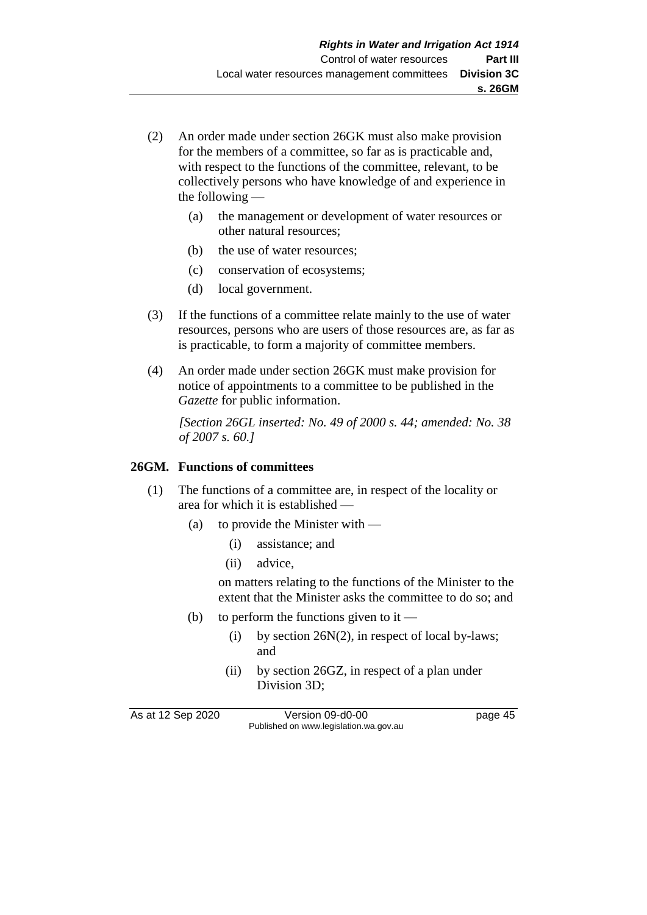(2) An order made under section 26GK must also make provision for the members of a committee, so far as is practicable and, with respect to the functions of the committee, relevant, to be collectively persons who have knowledge of and experience in the following —

(a) the management or development of water resources or other natural resources;

(b) the use of water resources;

(c) conservation of ecosystems;

(d) local government.

(3) If the functions of a committee relate mainly to the use of water resources, persons who are users of those resources are, as far as is practicable, to form a majority of committee members.

(4) An order made under section 26GK must make provision for notice of appointments to a committee to be published in the *Gazette* for public information.

*[Section 26GL inserted: No. 49 of 2000 s. 44; amended: No. 38 of 2007 s. 60.]*

**26GM. Functions of committees**

(1) The functions of a committee are, in respect of the locality or area for which it is established —

(a) to provide the Minister with —

(i) assistance; and

(ii) advice,

on matters relating to the functions of the Minister to the extent that the Minister asks the committee to do so; and

(b) to perform the functions given to it —

(i) by section 26N(2), in respect of local by-laws; and

(ii) by section 26GZ, in respect of a plan under Division 3D;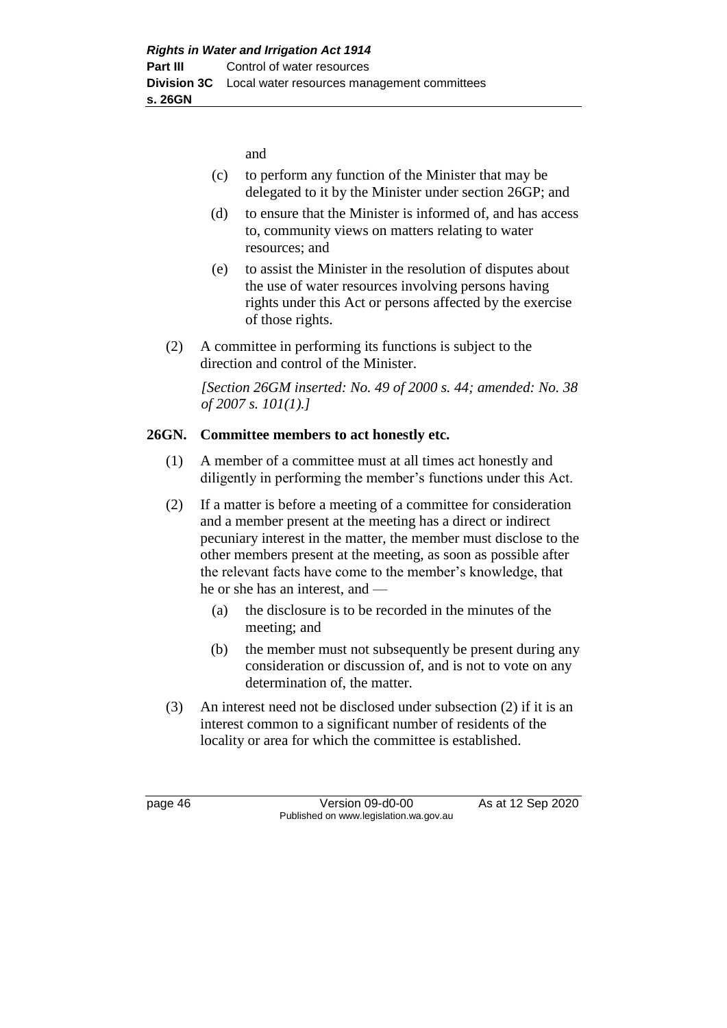and

(c) to perform any function of the Minister that may be delegated to it by the Minister under section 26GP; and

(d) to ensure that the Minister is informed of, and has access to, community views on matters relating to water resources; and

(e) to assist the Minister in the resolution of disputes about the use of water resources involving persons having rights under this Act or persons affected by the exercise of those rights.

(2) A committee in performing its functions is subject to the direction and control of the Minister.

*[Section 26GM inserted: No. 49 of 2000 s. 44; amended: No. 38 of 2007 s. 101(1).]*

## 26GN. Committee members to act honestly etc.

(1) A member of a committee must at all times act honestly and diligently in performing the member's functions under this Act.

(2) If a matter is before a meeting of a committee for consideration and a member present at the meeting has a direct or indirect pecuniary interest in the matter, the member must disclose to the other members present at the meeting, as soon as possible after the relevant facts have come to the member's knowledge, that he or she has an interest, and —

(a) the disclosure is to be recorded in the minutes of the meeting; and

(b) the member must not subsequently be present during any consideration or discussion of, and is not to vote on any determination of, the matter.

(3) An interest need not be disclosed under subsection (2) if it is an interest common to a significant number of residents of the locality or area for which the committee is established.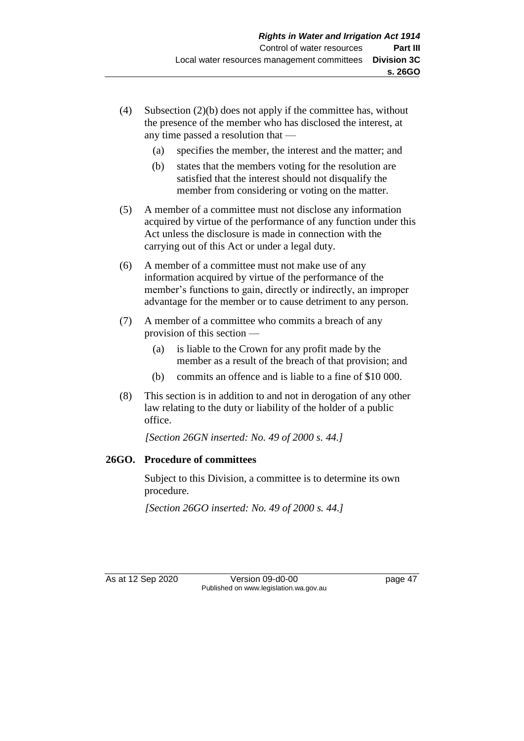(4) Subsection (2)(b) does not apply if the committee has, without the presence of the member who has disclosed the interest, at any time passed a resolution that —

  (a) specifies the member, the interest and the matter; and

  (b) states that the members voting for the resolution are satisfied that the interest should not disqualify the member from considering or voting on the matter.

(5) A member of a committee must not disclose any information acquired by virtue of the performance of any function under this Act unless the disclosure is made in connection with the carrying out of this Act or under a legal duty.

(6) A member of a committee must not make use of any information acquired by virtue of the performance of the member's functions to gain, directly or indirectly, an improper advantage for the member or to cause detriment to any person.

(7) A member of a committee who commits a breach of any provision of this section —

  (a) is liable to the Crown for any profit made by the member as a result of the breach of that provision; and

  (b) commits an offence and is liable to a fine of $10 000.

(8) This section is in addition to and not in derogation of any other law relating to the duty or liability of the holder of a public office.

*[Section 26GN inserted: No. 49 of 2000 s. 44.]*

**26GO. Procedure of committees**

Subject to this Division, a committee is to determine its own procedure.

*[Section 26GO inserted: No. 49 of 2000 s. 44.]*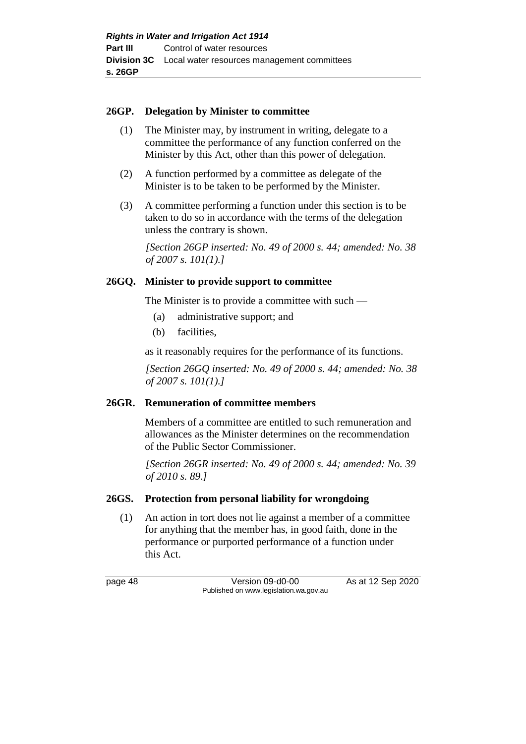**26GP. Delegation by Minister to committee**

(1) The Minister may, by instrument in writing, delegate to a committee the performance of any function conferred on the Minister by this Act, other than this power of delegation.

(2) A function performed by a committee as delegate of the Minister is to be taken to be performed by the Minister.

(3) A committee performing a function under this section is to be taken to do so in accordance with the terms of the delegation unless the contrary is shown.

*[Section 26GP inserted: No. 49 of 2000 s. 44; amended: No. 38 of 2007 s. 101(1).]*

**26GQ. Minister to provide support to committee**

The Minister is to provide a committee with such —

(a) administrative support; and

(b) facilities,

as it reasonably requires for the performance of its functions.

*[Section 26GQ inserted: No. 49 of 2000 s. 44; amended: No. 38 of 2007 s. 101(1).]*

**26GR. Remuneration of committee members**

Members of a committee are entitled to such remuneration and allowances as the Minister determines on the recommendation of the Public Sector Commissioner.

*[Section 26GR inserted: No. 49 of 2000 s. 44; amended: No. 39 of 2010 s. 89.]*

**26GS. Protection from personal liability for wrongdoing**

(1) An action in tort does not lie against a member of a committee for anything that the member has, in good faith, done in the performance or purported performance of a function under this Act.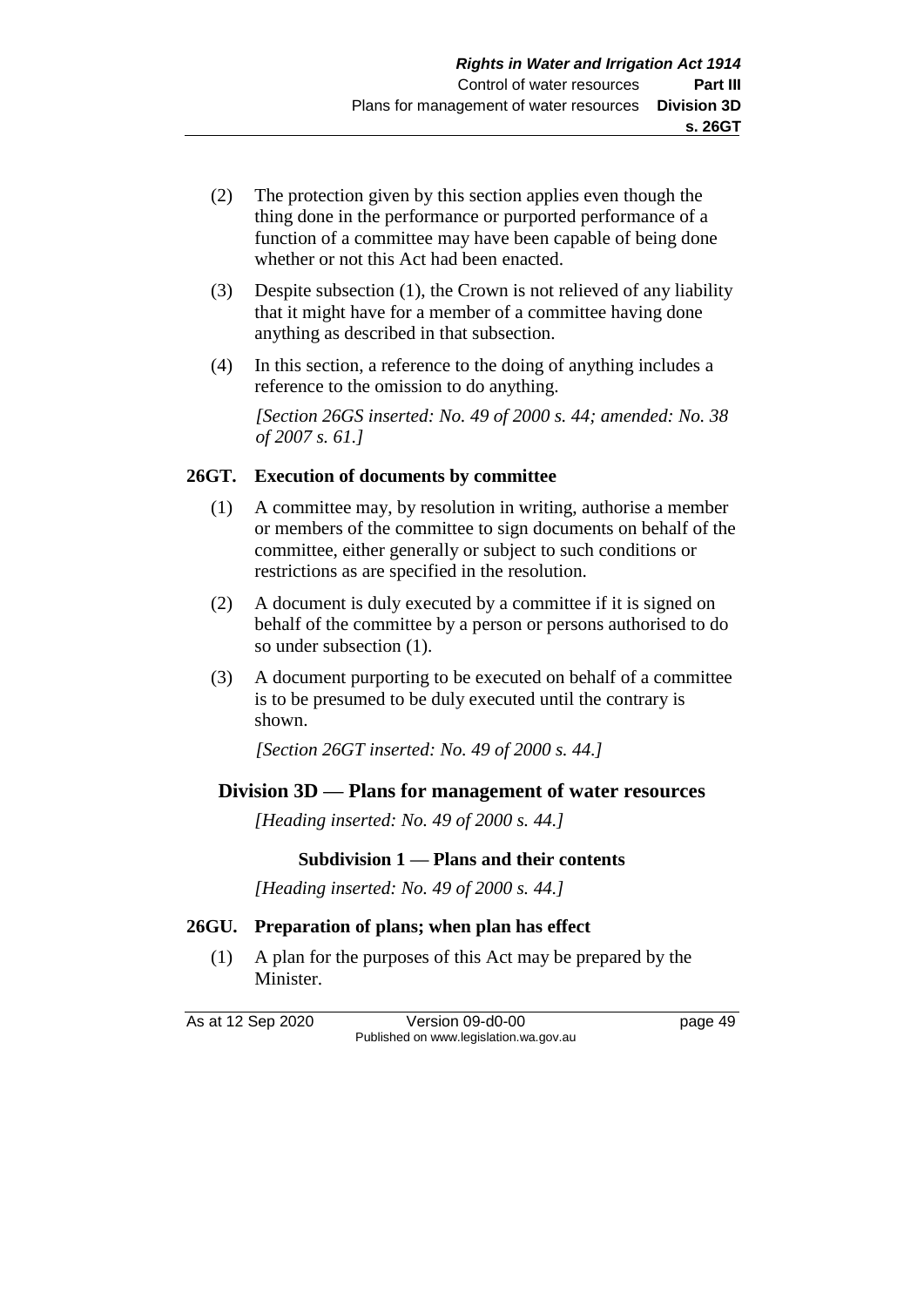(2) The protection given by this section applies even though the thing done in the performance or purported performance of a function of a committee may have been capable of being done whether or not this Act had been enacted.

(3) Despite subsection (1), the Crown is not relieved of any liability that it might have for a member of a committee having done anything as described in that subsection.

(4) In this section, a reference to the doing of anything includes a reference to the omission to do anything.

*[Section 26GS inserted: No. 49 of 2000 s. 44; amended: No. 38 of 2007 s. 61.]*

### 26GT. Execution of documents by committee

(1) A committee may, by resolution in writing, authorise a member or members of the committee to sign documents on behalf of the committee, either generally or subject to such conditions or restrictions as are specified in the resolution.

(2) A document is duly executed by a committee if it is signed on behalf of the committee by a person or persons authorised to do so under subsection (1).

(3) A document purporting to be executed on behalf of a committee is to be presumed to be duly executed until the contrary is shown.

*[Section 26GT inserted: No. 49 of 2000 s. 44.]*

## Division 3D — Plans for management of water resources

*[Heading inserted: No. 49 of 2000 s. 44.]*

### Subdivision 1 — Plans and their contents

*[Heading inserted: No. 49 of 2000 s. 44.]*

### 26GU. Preparation of plans; when plan has effect

(1) A plan for the purposes of this Act may be prepared by the Minister.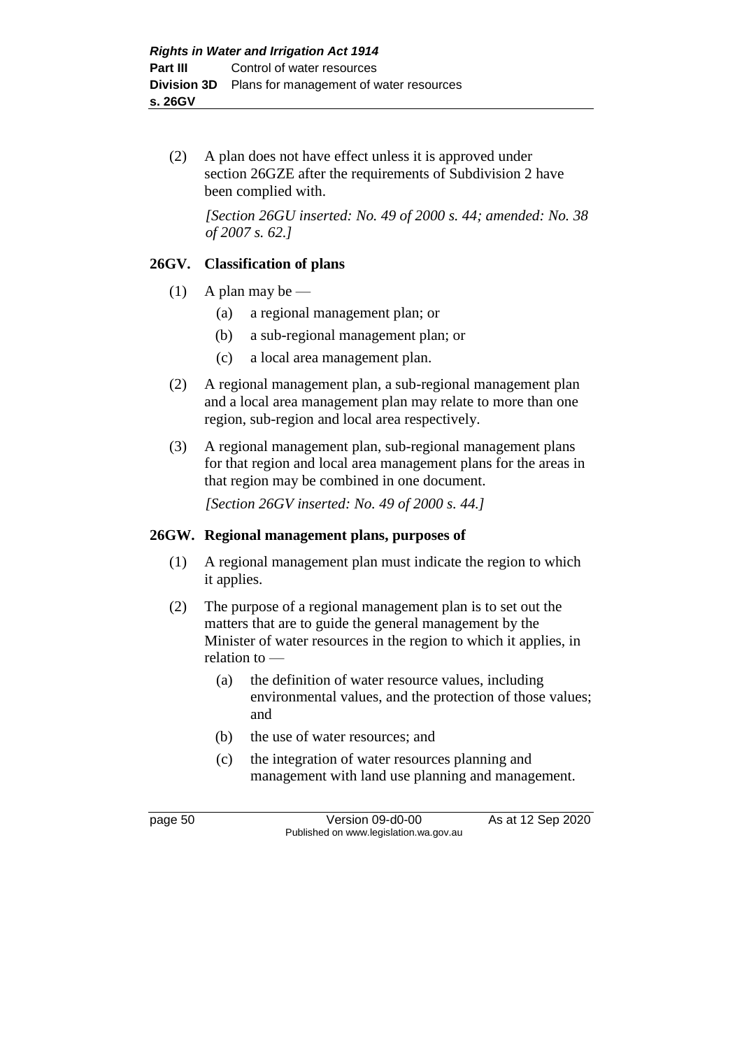(2) A plan does not have effect unless it is approved under section 26GZE after the requirements of Subdivision 2 have been complied with.

*[Section 26GU inserted: No. 49 of 2000 s. 44; amended: No. 38 of 2007 s. 62.]*

### 26GV. Classification of plans

(1) A plan may be —

- (a) a regional management plan; or
- (b) a sub-regional management plan; or
- (c) a local area management plan.

(2) A regional management plan, a sub-regional management plan and a local area management plan may relate to more than one region, sub-region and local area respectively.

(3) A regional management plan, sub-regional management plans for that region and local area management plans for the areas in that region may be combined in one document.

*[Section 26GV inserted: No. 49 of 2000 s. 44.]*

### 26GW. Regional management plans, purposes of

(1) A regional management plan must indicate the region to which it applies.

(2) The purpose of a regional management plan is to set out the matters that are to guide the general management by the Minister of water resources in the region to which it applies, in relation to —

- (a) the definition of water resource values, including environmental values, and the protection of those values; and
- (b) the use of water resources; and
- (c) the integration of water resources planning and management with land use planning and management.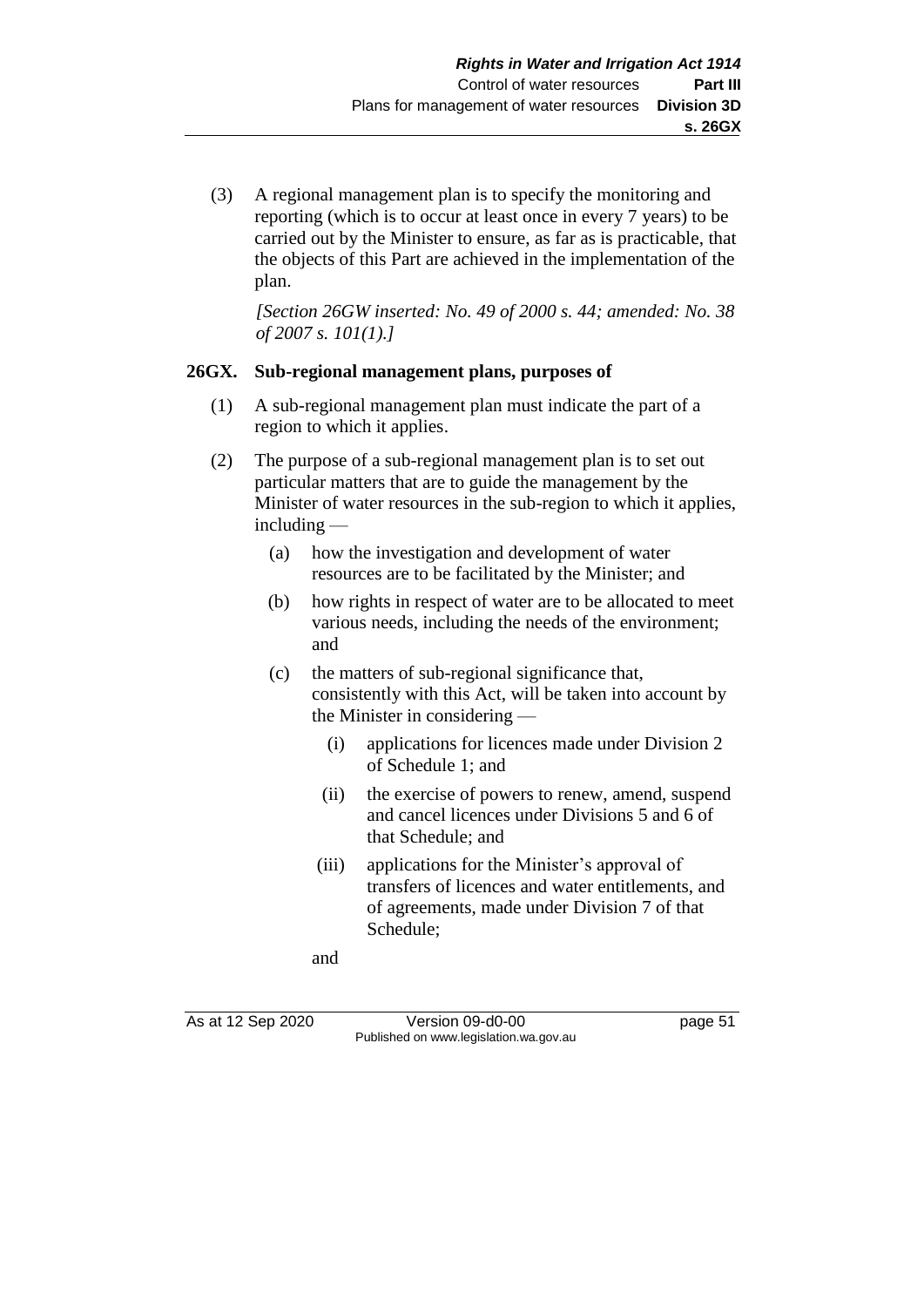(3) A regional management plan is to specify the monitoring and reporting (which is to occur at least once in every 7 years) to be carried out by the Minister to ensure, as far as is practicable, that the objects of this Part are achieved in the implementation of the plan.

*[Section 26GW inserted: No. 49 of 2000 s. 44; amended: No. 38 of 2007 s. 101(1).]*

### 26GX. Sub-regional management plans, purposes of

(1) A sub-regional management plan must indicate the part of a region to which it applies.

(2) The purpose of a sub-regional management plan is to set out particular matters that are to guide the management by the Minister of water resources in the sub-region to which it applies, including —

(a) how the investigation and development of water resources are to be facilitated by the Minister; and

(b) how rights in respect of water are to be allocated to meet various needs, including the needs of the environment; and

(c) the matters of sub-regional significance that, consistently with this Act, will be taken into account by the Minister in considering —

(i) applications for licences made under Division 2 of Schedule 1; and

(ii) the exercise of powers to renew, amend, suspend and cancel licences under Divisions 5 and 6 of that Schedule; and

(iii) applications for the Minister's approval of transfers of licences and water entitlements, and of agreements, made under Division 7 of that Schedule;

and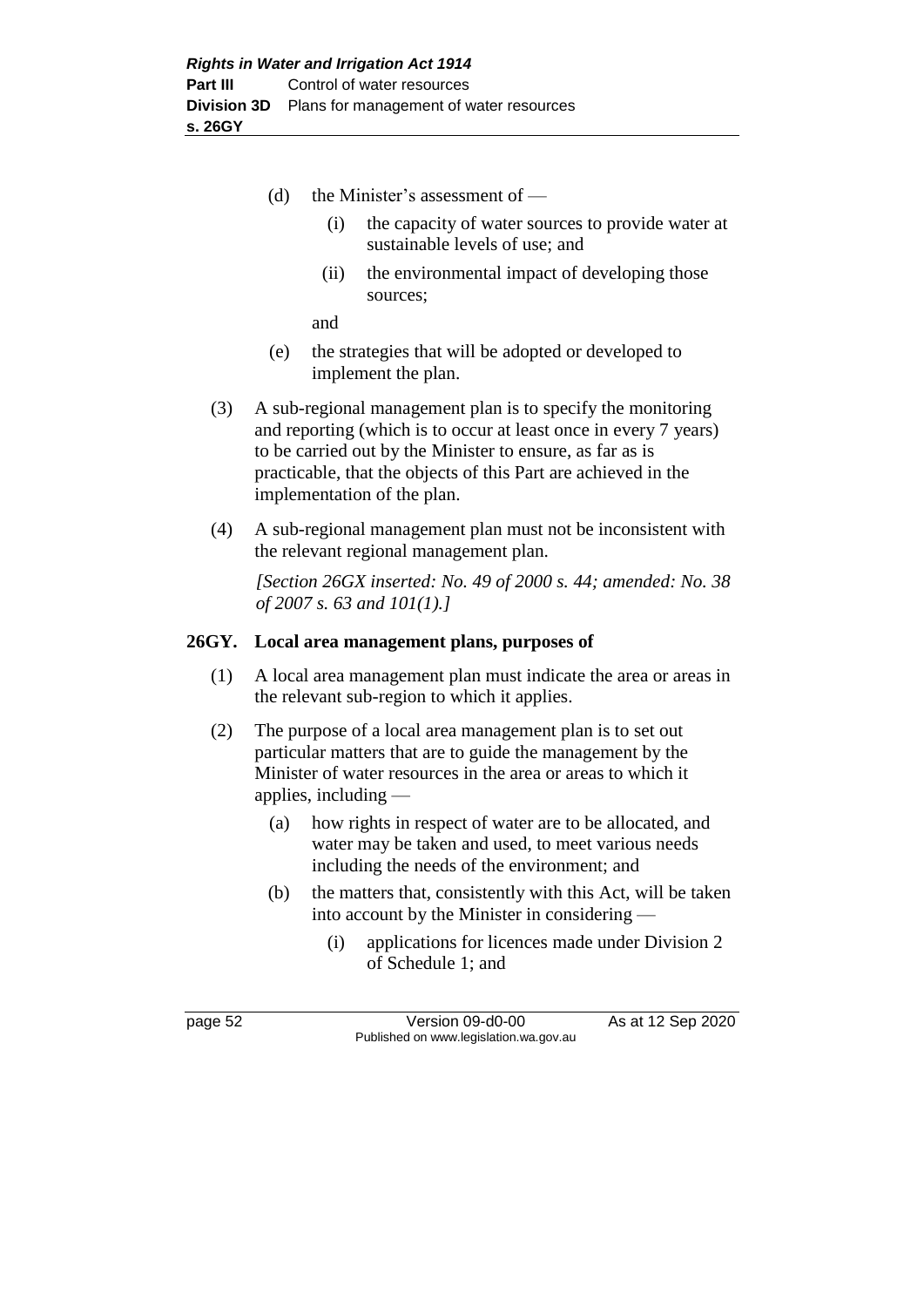(d) the Minister's assessment of —

   (i) the capacity of water sources to provide water at sustainable levels of use; and

   (ii) the environmental impact of developing those sources;

   and

(e) the strategies that will be adopted or developed to implement the plan.

(3) A sub-regional management plan is to specify the monitoring and reporting (which is to occur at least once in every 7 years) to be carried out by the Minister to ensure, as far as is practicable, that the objects of this Part are achieved in the implementation of the plan.

(4) A sub-regional management plan must not be inconsistent with the relevant regional management plan.

*[Section 26GX inserted: No. 49 of 2000 s. 44; amended: No. 38 of 2007 s. 63 and 101(1).]*

### 26GY. Local area management plans, purposes of

(1) A local area management plan must indicate the area or areas in the relevant sub-region to which it applies.

(2) The purpose of a local area management plan is to set out particular matters that are to guide the management by the Minister of water resources in the area or areas to which it applies, including —

(a) how rights in respect of water are to be allocated, and water may be taken and used, to meet various needs including the needs of the environment; and

(b) the matters that, consistently with this Act, will be taken into account by the Minister in considering —

   (i) applications for licences made under Division 2 of Schedule 1; and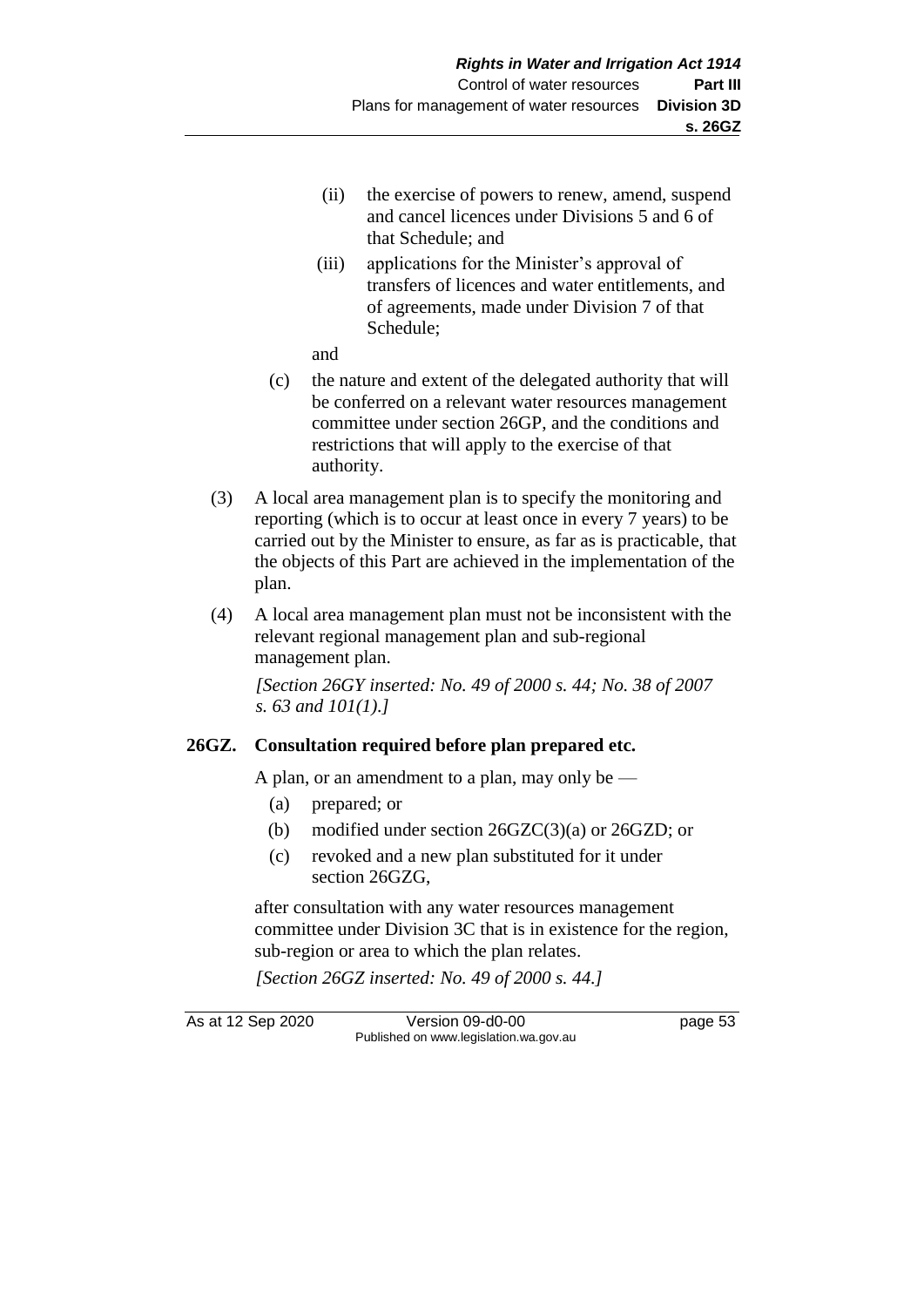(ii) the exercise of powers to renew, amend, suspend and cancel licences under Divisions 5 and 6 of that Schedule; and

(iii) applications for the Minister's approval of transfers of licences and water entitlements, and of agreements, made under Division 7 of that Schedule;

and

(c) the nature and extent of the delegated authority that will be conferred on a relevant water resources management committee under section 26GP, and the conditions and restrictions that will apply to the exercise of that authority.

(3) A local area management plan is to specify the monitoring and reporting (which is to occur at least once in every 7 years) to be carried out by the Minister to ensure, as far as is practicable, that the objects of this Part are achieved in the implementation of the plan.

(4) A local area management plan must not be inconsistent with the relevant regional management plan and sub-regional management plan.

*[Section 26GY inserted: No. 49 of 2000 s. 44; No. 38 of 2007 s. 63 and 101(1).]*

**26GZ. Consultation required before plan prepared etc.**

A plan, or an amendment to a plan, may only be —

(a) prepared; or

(b) modified under section 26GZC(3)(a) or 26GZD; or

(c) revoked and a new plan substituted for it under section 26GZG,

after consultation with any water resources management committee under Division 3C that is in existence for the region, sub-region or area to which the plan relates.

*[Section 26GZ inserted: No. 49 of 2000 s. 44.]*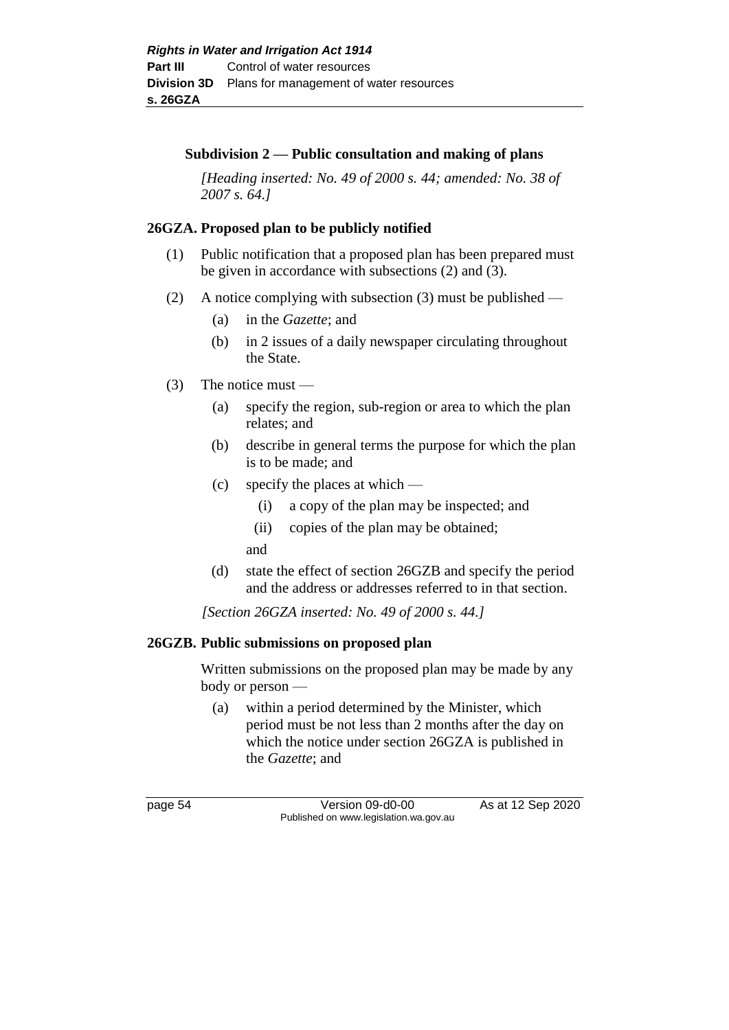### Subdivision 2 — Public consultation and making of plans

*[Heading inserted: No. 49 of 2000 s. 44; amended: No. 38 of 2007 s. 64.]*

#### 26GZA. Proposed plan to be publicly notified

(1) Public notification that a proposed plan has been prepared must be given in accordance with subsections (2) and (3).

(2) A notice complying with subsection (3) must be published —

- (a) in the *Gazette*; and
- (b) in 2 issues of a daily newspaper circulating throughout the State.

(3) The notice must —

- (a) specify the region, sub-region or area to which the plan relates; and
- (b) describe in general terms the purpose for which the plan is to be made; and
- (c) specify the places at which —
  - (i) a copy of the plan may be inspected; and
  - (ii) copies of the plan may be obtained;

  and
- (d) state the effect of section 26GZB and specify the period and the address or addresses referred to in that section.

*[Section 26GZA inserted: No. 49 of 2000 s. 44.]*

#### 26GZB. Public submissions on proposed plan

Written submissions on the proposed plan may be made by any body or person —

- (a) within a period determined by the Minister, which period must be not less than 2 months after the day on which the notice under section 26GZA is published in the *Gazette*; and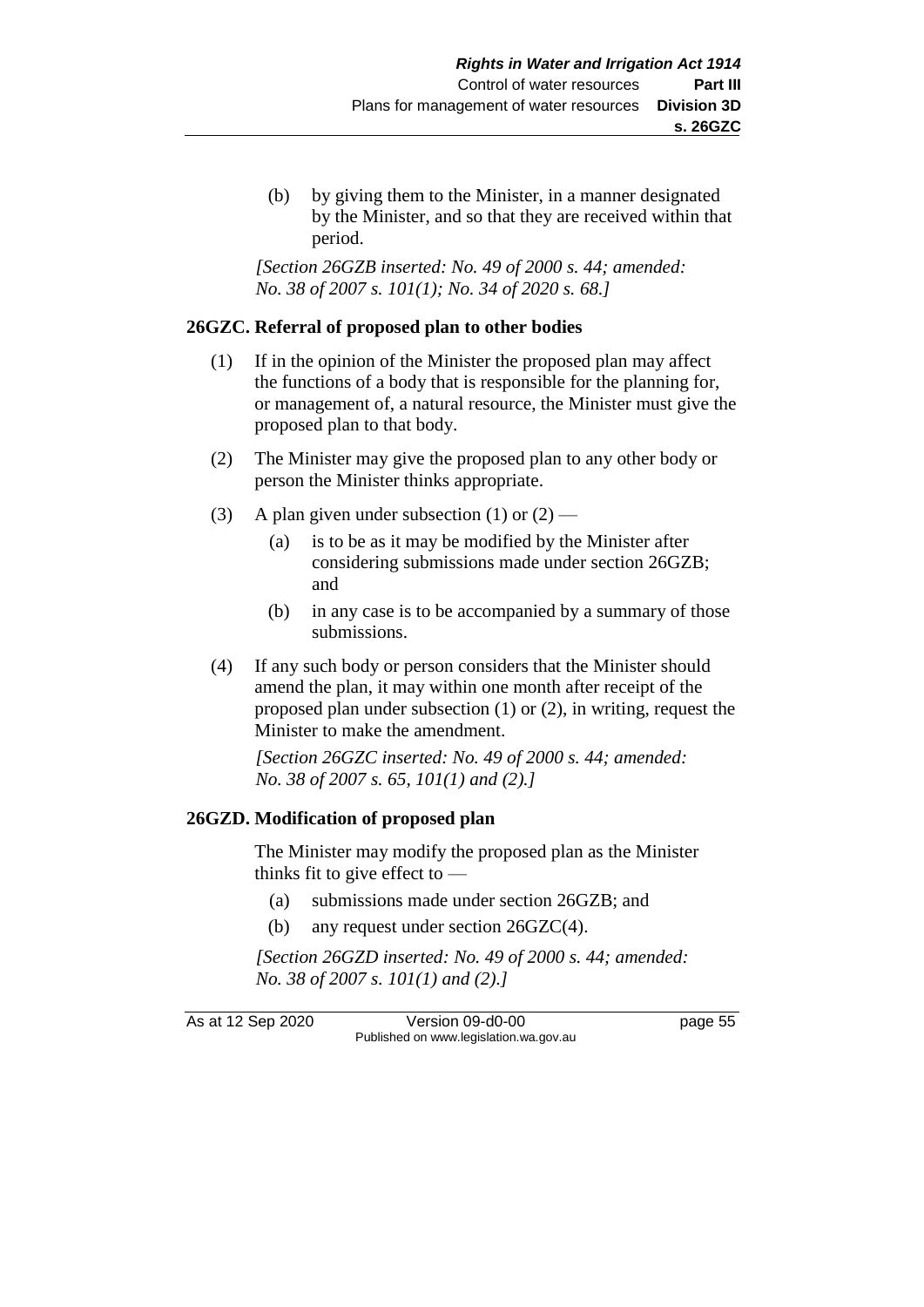(b) by giving them to the Minister, in a manner designated by the Minister, and so that they are received within that period.

*[Section 26GZB inserted: No. 49 of 2000 s. 44; amended: No. 38 of 2007 s. 101(1); No. 34 of 2020 s. 68.]*

**26GZC. Referral of proposed plan to other bodies**

(1) If in the opinion of the Minister the proposed plan may affect the functions of a body that is responsible for the planning for, or management of, a natural resource, the Minister must give the proposed plan to that body.

(2) The Minister may give the proposed plan to any other body or person the Minister thinks appropriate.

(3) A plan given under subsection (1) or (2) —

(a) is to be as it may be modified by the Minister after considering submissions made under section 26GZB; and

(b) in any case is to be accompanied by a summary of those submissions.

(4) If any such body or person considers that the Minister should amend the plan, it may within one month after receipt of the proposed plan under subsection (1) or (2), in writing, request the Minister to make the amendment.

*[Section 26GZC inserted: No. 49 of 2000 s. 44; amended: No. 38 of 2007 s. 65, 101(1) and (2).]*

**26GZD. Modification of proposed plan**

The Minister may modify the proposed plan as the Minister thinks fit to give effect to —

(a) submissions made under section 26GZB; and

(b) any request under section 26GZC(4).

*[Section 26GZD inserted: No. 49 of 2000 s. 44; amended: No. 38 of 2007 s. 101(1) and (2).]*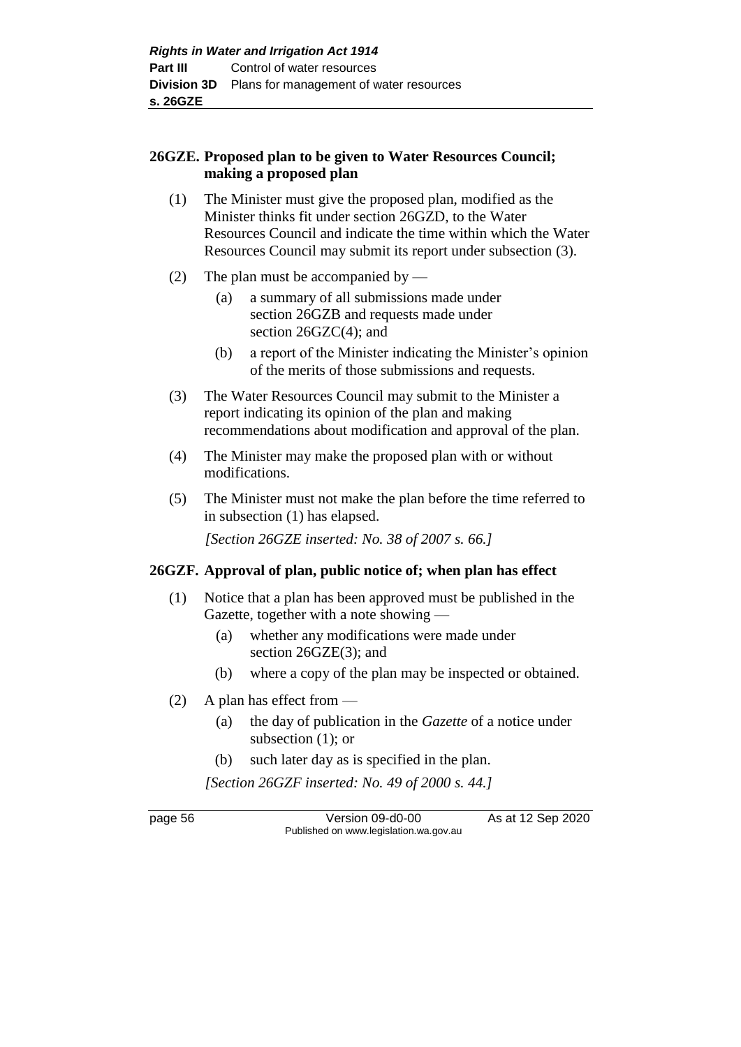### 26GZE. Proposed plan to be given to Water Resources Council; making a proposed plan

(1) The Minister must give the proposed plan, modified as the Minister thinks fit under section 26GZD, to the Water Resources Council and indicate the time within which the Water Resources Council may submit its report under subsection (3).

(2) The plan must be accompanied by —

(a) a summary of all submissions made under section 26GZB and requests made under section 26GZC(4); and

(b) a report of the Minister indicating the Minister's opinion of the merits of those submissions and requests.

(3) The Water Resources Council may submit to the Minister a report indicating its opinion of the plan and making recommendations about modification and approval of the plan.

(4) The Minister may make the proposed plan with or without modifications.

(5) The Minister must not make the plan before the time referred to in subsection (1) has elapsed.

*[Section 26GZE inserted: No. 38 of 2007 s. 66.]*

### 26GZF. Approval of plan, public notice of; when plan has effect

(1) Notice that a plan has been approved must be published in the Gazette, together with a note showing —

(a) whether any modifications were made under section 26GZE(3); and

(b) where a copy of the plan may be inspected or obtained.

(2) A plan has effect from —

(a) the day of publication in the *Gazette* of a notice under subsection (1); or

(b) such later day as is specified in the plan.

*[Section 26GZF inserted: No. 49 of 2000 s. 44.]*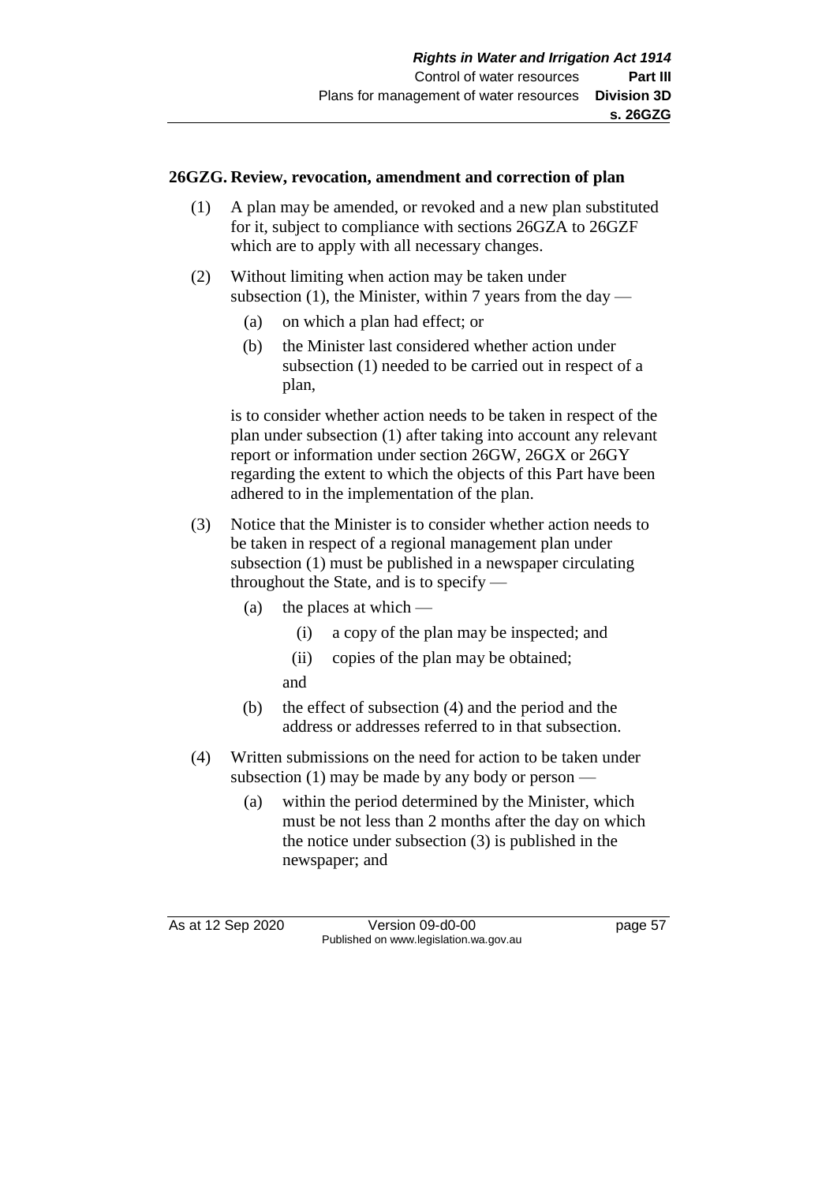**26GZG. Review, revocation, amendment and correction of plan**

(1) A plan may be amended, or revoked and a new plan substituted for it, subject to compliance with sections 26GZA to 26GZF which are to apply with all necessary changes.

(2) Without limiting when action may be taken under subsection (1), the Minister, within 7 years from the day —

(a) on which a plan had effect; or

(b) the Minister last considered whether action under subsection (1) needed to be carried out in respect of a plan,

is to consider whether action needs to be taken in respect of the plan under subsection (1) after taking into account any relevant report or information under section 26GW, 26GX or 26GY regarding the extent to which the objects of this Part have been adhered to in the implementation of the plan.

(3) Notice that the Minister is to consider whether action needs to be taken in respect of a regional management plan under subsection (1) must be published in a newspaper circulating throughout the State, and is to specify —

(a) the places at which —

(i) a copy of the plan may be inspected; and

(ii) copies of the plan may be obtained;

and

(b) the effect of subsection (4) and the period and the address or addresses referred to in that subsection.

(4) Written submissions on the need for action to be taken under subsection (1) may be made by any body or person —

(a) within the period determined by the Minister, which must be not less than 2 months after the day on which the notice under subsection (3) is published in the newspaper; and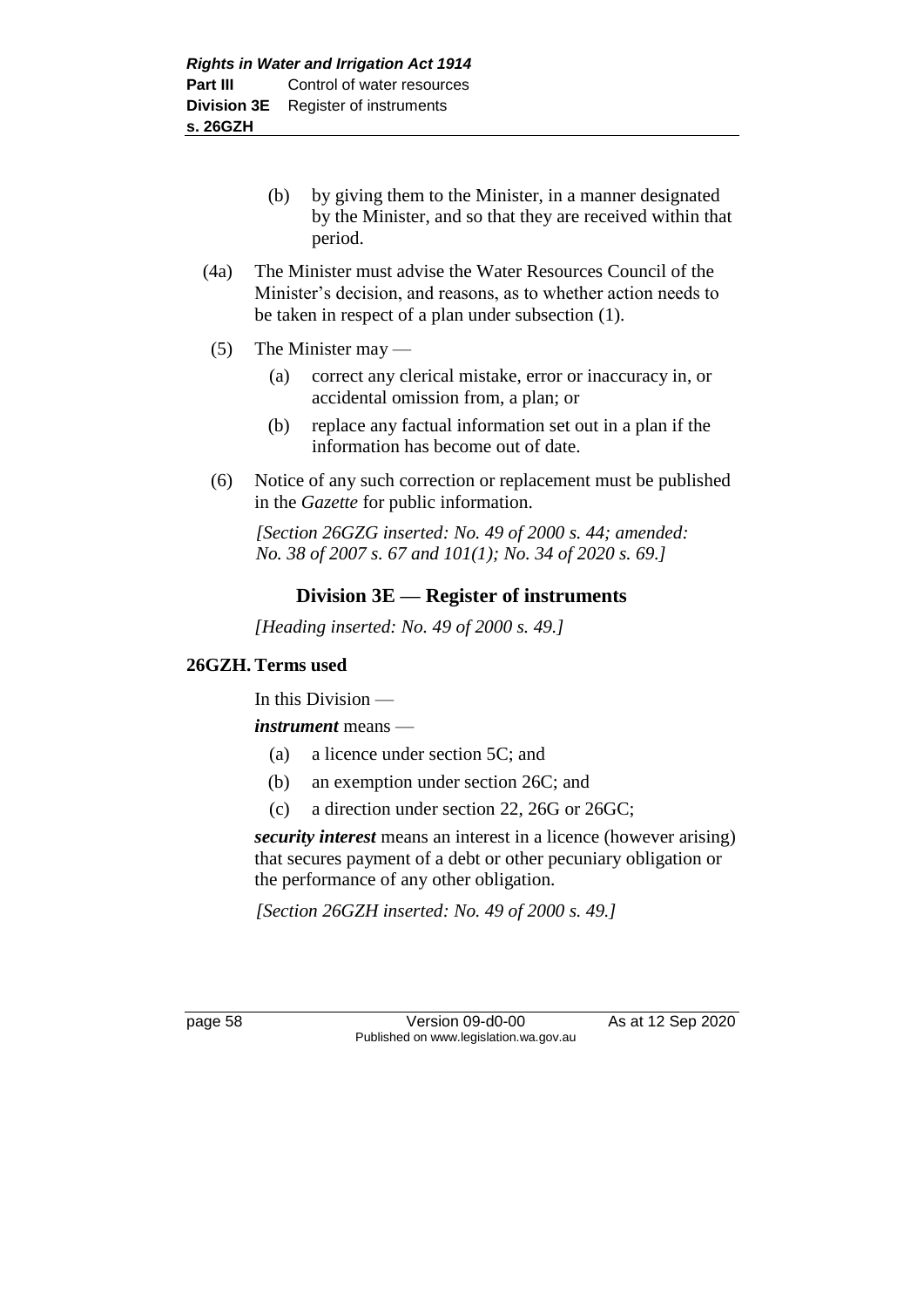(b) by giving them to the Minister, in a manner designated by the Minister, and so that they are received within that period.

(4a) The Minister must advise the Water Resources Council of the Minister's decision, and reasons, as to whether action needs to be taken in respect of a plan under subsection (1).

(5) The Minister may —

(a) correct any clerical mistake, error or inaccuracy in, or accidental omission from, a plan; or

(b) replace any factual information set out in a plan if the information has become out of date.

(6) Notice of any such correction or replacement must be published in the *Gazette* for public information.

*[Section 26GZG inserted: No. 49 of 2000 s. 44; amended: No. 38 of 2007 s. 67 and 101(1); No. 34 of 2020 s. 69.]*

## Division 3E — Register of instruments

*[Heading inserted: No. 49 of 2000 s. 49.]*

### 26GZH. Terms used

In this Division —

***instrument*** means —

(a) a licence under section 5C; and

(b) an exemption under section 26C; and

(c) a direction under section 22, 26G or 26GC;

***security interest*** means an interest in a licence (however arising) that secures payment of a debt or other pecuniary obligation or the performance of any other obligation.

*[Section 26GZH inserted: No. 49 of 2000 s. 49.]*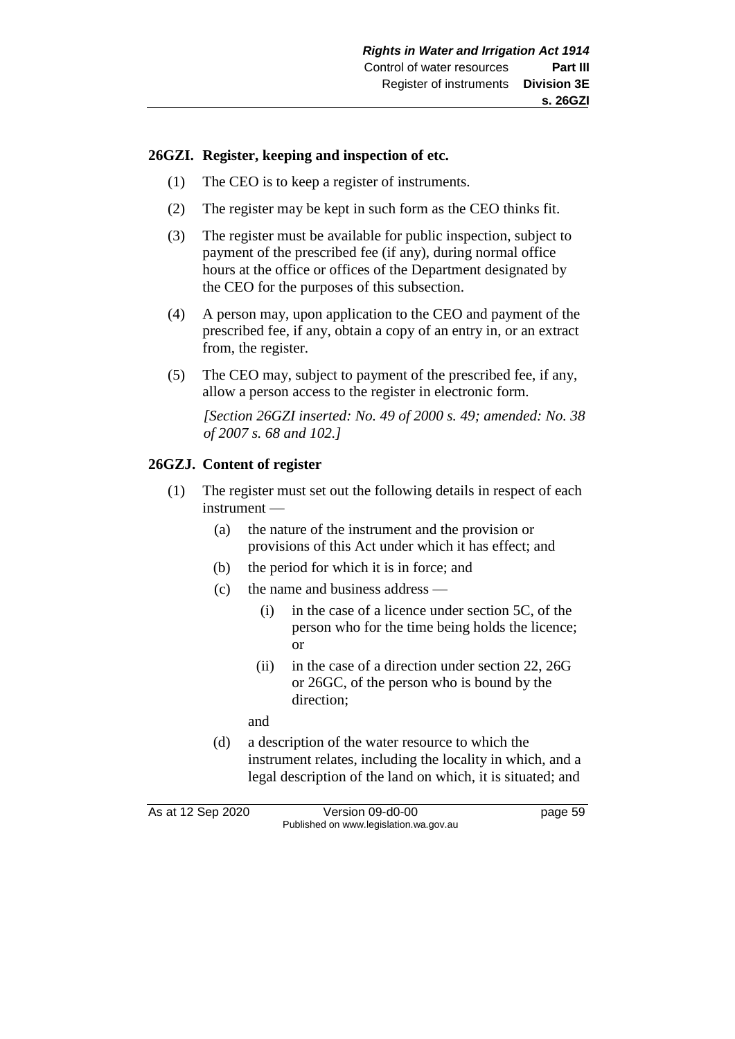### 26GZI. Register, keeping and inspection of etc.

(1) The CEO is to keep a register of instruments.

(2) The register may be kept in such form as the CEO thinks fit.

(3) The register must be available for public inspection, subject to payment of the prescribed fee (if any), during normal office hours at the office or offices of the Department designated by the CEO for the purposes of this subsection.

(4) A person may, upon application to the CEO and payment of the prescribed fee, if any, obtain a copy of an entry in, or an extract from, the register.

(5) The CEO may, subject to payment of the prescribed fee, if any, allow a person access to the register in electronic form.

*[Section 26GZI inserted: No. 49 of 2000 s. 49; amended: No. 38 of 2007 s. 68 and 102.]*

### 26GZJ. Content of register

(1) The register must set out the following details in respect of each instrument —

- (a) the nature of the instrument and the provision or provisions of this Act under which it has effect; and
- (b) the period for which it is in force; and
- (c) the name and business address —
  - (i) in the case of a licence under section 5C, of the person who for the time being holds the licence; or
  - (ii) in the case of a direction under section 22, 26G or 26GC, of the person who is bound by the direction;

  and
- (d) a description of the water resource to which the instrument relates, including the locality in which, and a legal description of the land on which, it is situated; and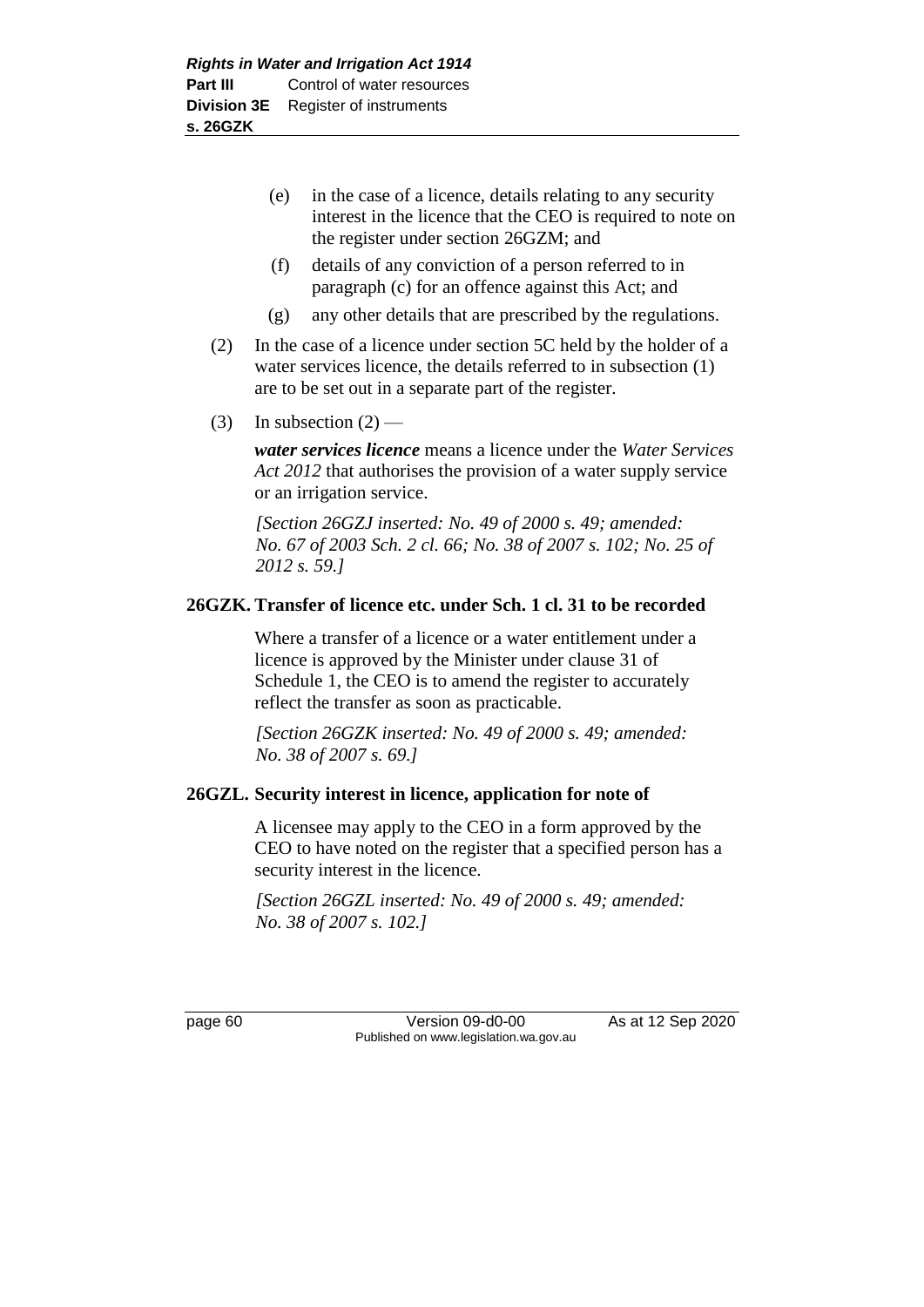(e) in the case of a licence, details relating to any security interest in the licence that the CEO is required to note on the register under section 26GZM; and

(f) details of any conviction of a person referred to in paragraph (c) for an offence against this Act; and

(g) any other details that are prescribed by the regulations.

(2) In the case of a licence under section 5C held by the holder of a water services licence, the details referred to in subsection (1) are to be set out in a separate part of the register.

(3) In subsection (2) —

***water services licence*** means a licence under the *Water Services Act 2012* that authorises the provision of a water supply service or an irrigation service.

*[Section 26GZJ inserted: No. 49 of 2000 s. 49; amended: No. 67 of 2003 Sch. 2 cl. 66; No. 38 of 2007 s. 102; No. 25 of 2012 s. 59.]*

### 26GZK. Transfer of licence etc. under Sch. 1 cl. 31 to be recorded

Where a transfer of a licence or a water entitlement under a licence is approved by the Minister under clause 31 of Schedule 1, the CEO is to amend the register to accurately reflect the transfer as soon as practicable.

*[Section 26GZK inserted: No. 49 of 2000 s. 49; amended: No. 38 of 2007 s. 69.]*

### 26GZL. Security interest in licence, application for note of

A licensee may apply to the CEO in a form approved by the CEO to have noted on the register that a specified person has a security interest in the licence.

*[Section 26GZL inserted: No. 49 of 2000 s. 49; amended: No. 38 of 2007 s. 102.]*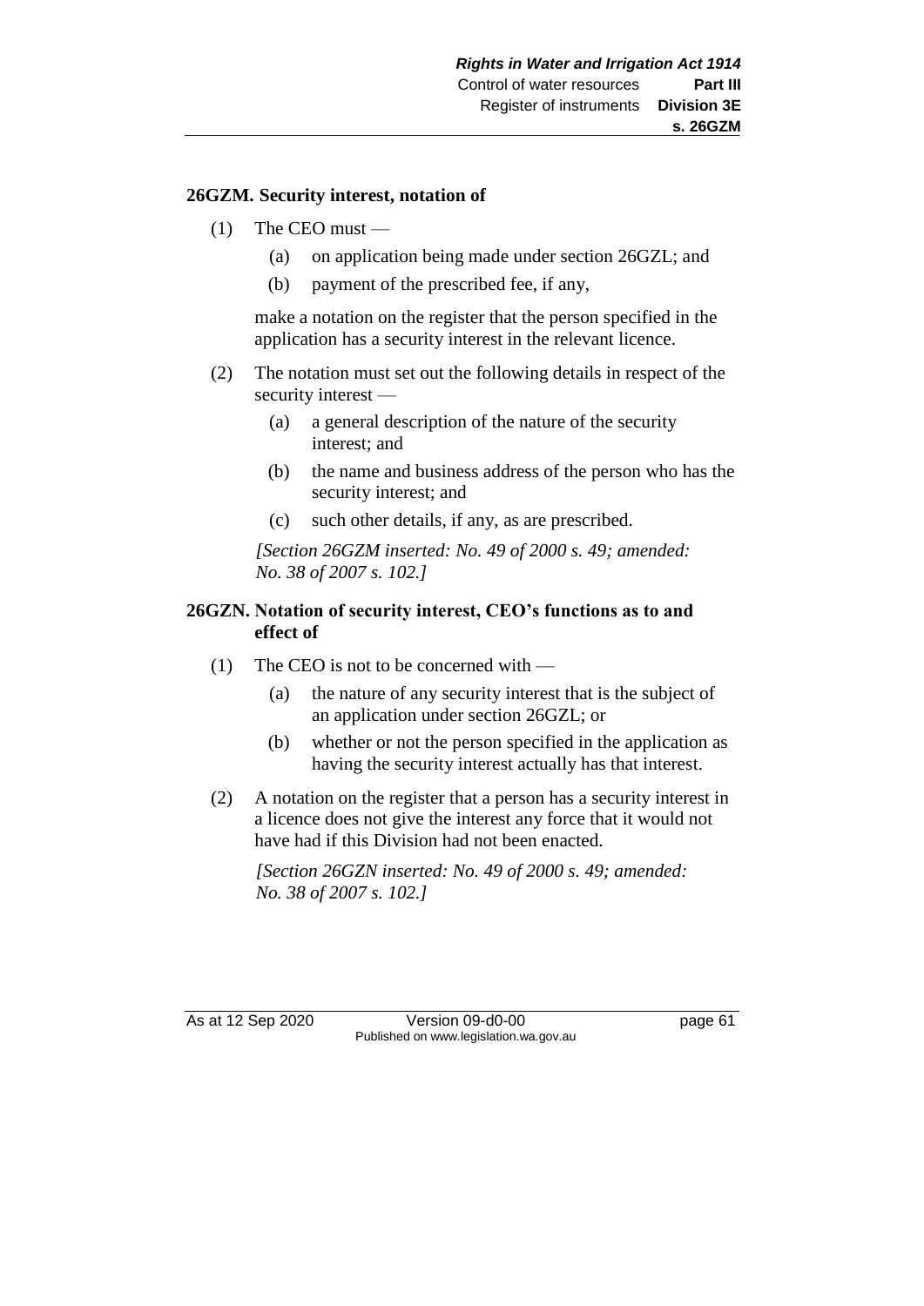**26GZM. Security interest, notation of**

(1) The CEO must —

(a) on application being made under section 26GZL; and

(b) payment of the prescribed fee, if any,

make a notation on the register that the person specified in the application has a security interest in the relevant licence.

(2) The notation must set out the following details in respect of the security interest —

(a) a general description of the nature of the security interest; and

(b) the name and business address of the person who has the security interest; and

(c) such other details, if any, as are prescribed.

*[Section 26GZM inserted: No. 49 of 2000 s. 49; amended: No. 38 of 2007 s. 102.]*

**26GZN. Notation of security interest, CEO's functions as to and effect of**

(1) The CEO is not to be concerned with —

(a) the nature of any security interest that is the subject of an application under section 26GZL; or

(b) whether or not the person specified in the application as having the security interest actually has that interest.

(2) A notation on the register that a person has a security interest in a licence does not give the interest any force that it would not have had if this Division had not been enacted.

*[Section 26GZN inserted: No. 49 of 2000 s. 49; amended: No. 38 of 2007 s. 102.]*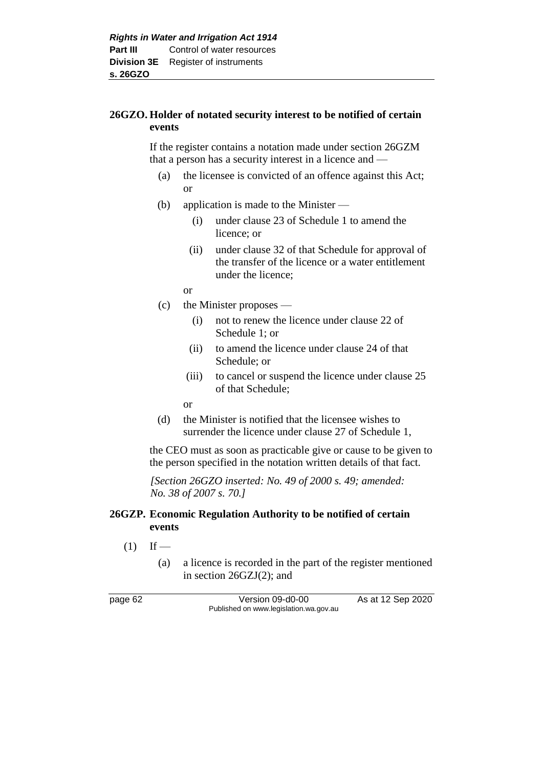## 26GZO. Holder of notated security interest to be notified of certain events

If the register contains a notation made under section 26GZM that a person has a security interest in a licence and —

(a) the licensee is convicted of an offence against this Act; or

(b) application is made to the Minister —

  (i) under clause 23 of Schedule 1 to amend the licence; or

  (ii) under clause 32 of that Schedule for approval of the transfer of the licence or a water entitlement under the licence;

  or

(c) the Minister proposes —

  (i) not to renew the licence under clause 22 of Schedule 1; or

  (ii) to amend the licence under clause 24 of that Schedule; or

  (iii) to cancel or suspend the licence under clause 25 of that Schedule;

  or

(d) the Minister is notified that the licensee wishes to surrender the licence under clause 27 of Schedule 1,

the CEO must as soon as practicable give or cause to be given to the person specified in the notation written details of that fact.

*[Section 26GZO inserted: No. 49 of 2000 s. 49; amended: No. 38 of 2007 s. 70.]*

## 26GZP. Economic Regulation Authority to be notified of certain events

(1) If —

  (a) a licence is recorded in the part of the register mentioned in section 26GZJ(2); and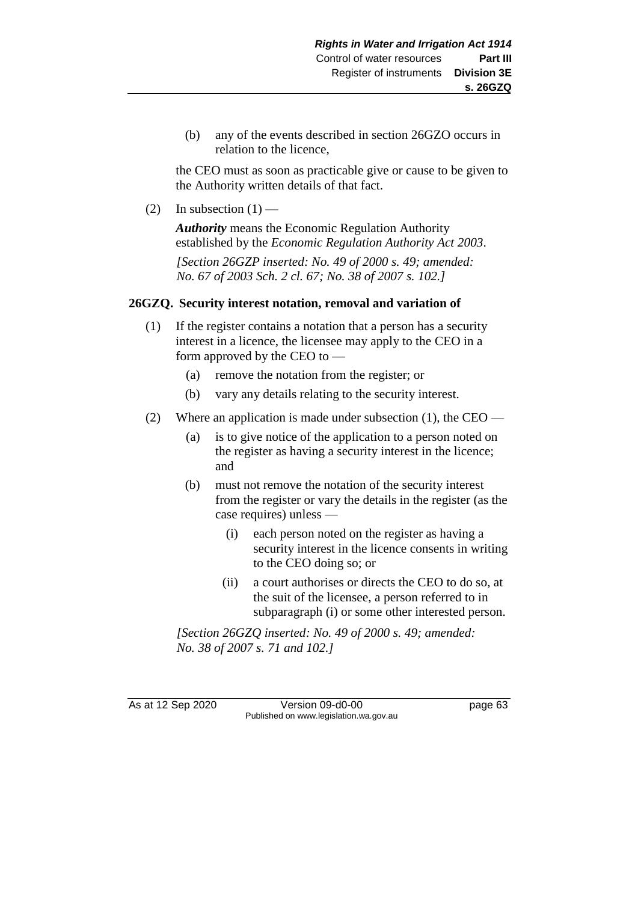(b) any of the events described in section 26GZO occurs in relation to the licence,

the CEO must as soon as practicable give or cause to be given to the Authority written details of that fact.

(2) In subsection (1) —

***Authority*** means the Economic Regulation Authority established by the *Economic Regulation Authority Act 2003*.

*[Section 26GZP inserted: No. 49 of 2000 s. 49; amended: No. 67 of 2003 Sch. 2 cl. 67; No. 38 of 2007 s. 102.]*

### 26GZQ. Security interest notation, removal and variation of

(1) If the register contains a notation that a person has a security interest in a licence, the licensee may apply to the CEO in a form approved by the CEO to —

- (a) remove the notation from the register; or
- (b) vary any details relating to the security interest.

(2) Where an application is made under subsection (1), the CEO —

- (a) is to give notice of the application to a person noted on the register as having a security interest in the licence; and
- (b) must not remove the notation of the security interest from the register or vary the details in the register (as the case requires) unless —
  - (i) each person noted on the register as having a security interest in the licence consents in writing to the CEO doing so; or
  - (ii) a court authorises or directs the CEO to do so, at the suit of the licensee, a person referred to in subparagraph (i) or some other interested person.

*[Section 26GZQ inserted: No. 49 of 2000 s. 49; amended: No. 38 of 2007 s. 71 and 102.]*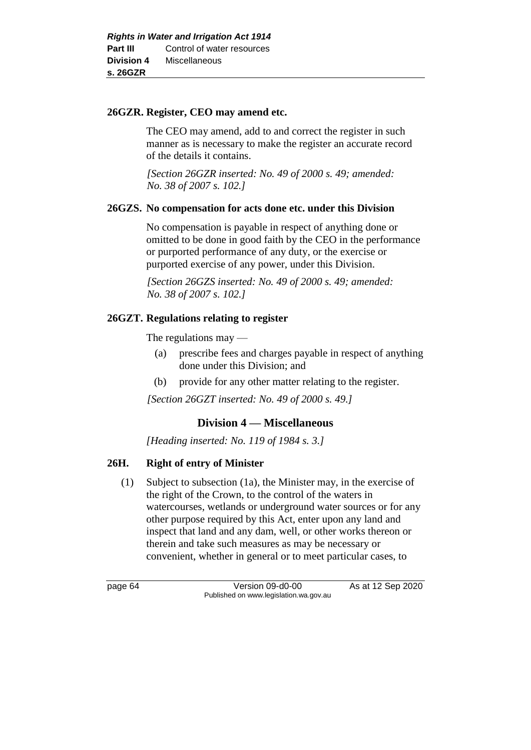### 26GZR. Register, CEO may amend etc.

The CEO may amend, add to and correct the register in such manner as is necessary to make the register an accurate record of the details it contains.

*[Section 26GZR inserted: No. 49 of 2000 s. 49; amended: No. 38 of 2007 s. 102.]*

### 26GZS. No compensation for acts done etc. under this Division

No compensation is payable in respect of anything done or omitted to be done in good faith by the CEO in the performance or purported performance of any duty, or the exercise or purported exercise of any power, under this Division.

*[Section 26GZS inserted: No. 49 of 2000 s. 49; amended: No. 38 of 2007 s. 102.]*

### 26GZT. Regulations relating to register

The regulations may —

(a) prescribe fees and charges payable in respect of anything done under this Division; and

(b) provide for any other matter relating to the register.

*[Section 26GZT inserted: No. 49 of 2000 s. 49.]*

## Division 4 — Miscellaneous

*[Heading inserted: No. 119 of 1984 s. 3.]*

### 26H. Right of entry of Minister

(1) Subject to subsection (1a), the Minister may, in the exercise of the right of the Crown, to the control of the waters in watercourses, wetlands or underground water sources or for any other purpose required by this Act, enter upon any land and inspect that land and any dam, well, or other works thereon or therein and take such measures as may be necessary or convenient, whether in general or to meet particular cases, to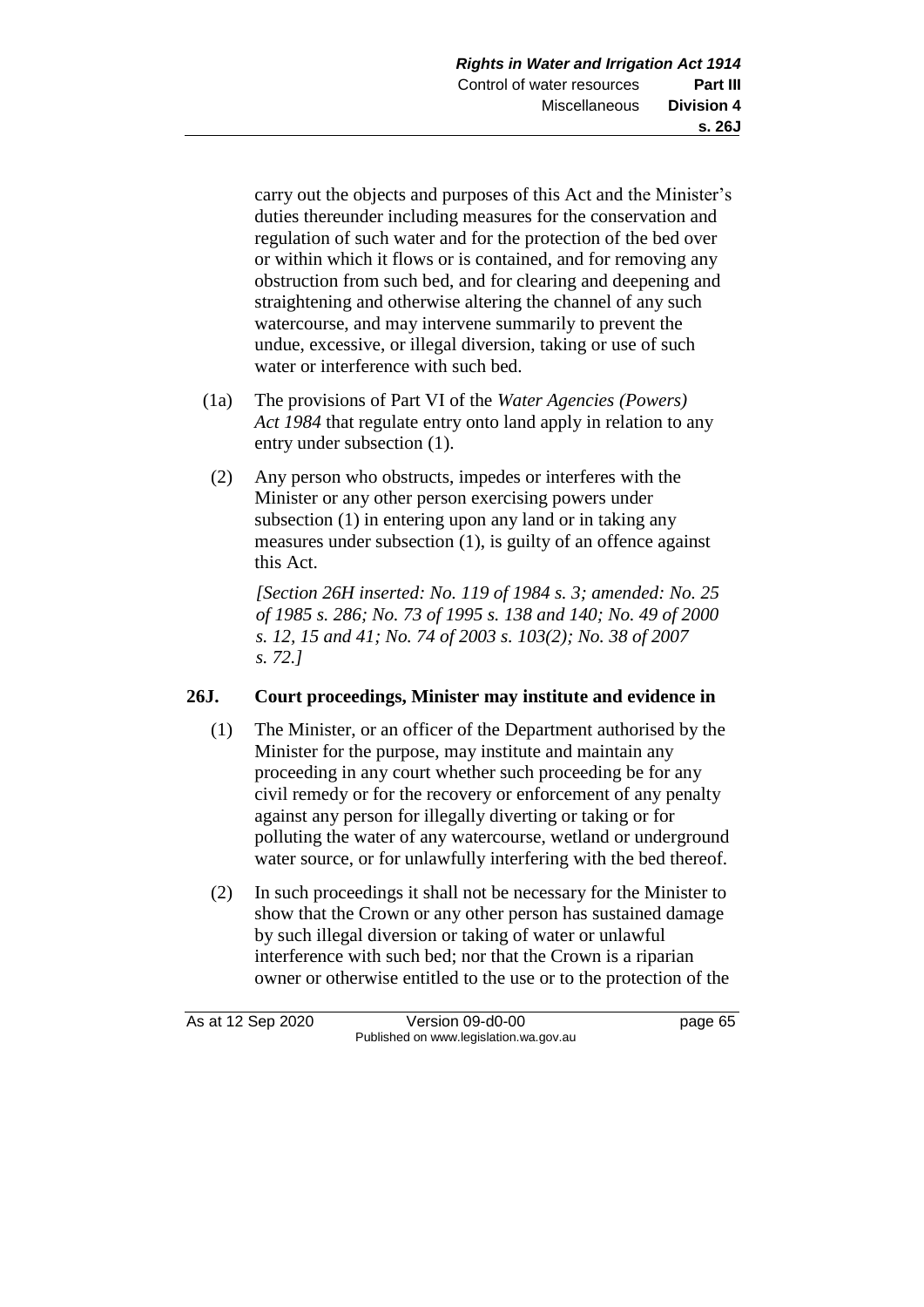carry out the objects and purposes of this Act and the Minister's duties thereunder including measures for the conservation and regulation of such water and for the protection of the bed over or within which it flows or is contained, and for removing any obstruction from such bed, and for clearing and deepening and straightening and otherwise altering the channel of any such watercourse, and may intervene summarily to prevent the undue, excessive, or illegal diversion, taking or use of such water or interference with such bed.

(1a) The provisions of Part VI of the *Water Agencies (Powers) Act 1984* that regulate entry onto land apply in relation to any entry under subsection (1).

(2) Any person who obstructs, impedes or interferes with the Minister or any other person exercising powers under subsection (1) in entering upon any land or in taking any measures under subsection (1), is guilty of an offence against this Act.

*[Section 26H inserted: No. 119 of 1984 s. 3; amended: No. 25 of 1985 s. 286; No. 73 of 1995 s. 138 and 140; No. 49 of 2000 s. 12, 15 and 41; No. 74 of 2003 s. 103(2); No. 38 of 2007 s. 72.]*

### 26J. Court proceedings, Minister may institute and evidence in

(1) The Minister, or an officer of the Department authorised by the Minister for the purpose, may institute and maintain any proceeding in any court whether such proceeding be for any civil remedy or for the recovery or enforcement of any penalty against any person for illegally diverting or taking or for polluting the water of any watercourse, wetland or underground water source, or for unlawfully interfering with the bed thereof.

(2) In such proceedings it shall not be necessary for the Minister to show that the Crown or any other person has sustained damage by such illegal diversion or taking of water or unlawful interference with such bed; nor that the Crown is a riparian owner or otherwise entitled to the use or to the protection of the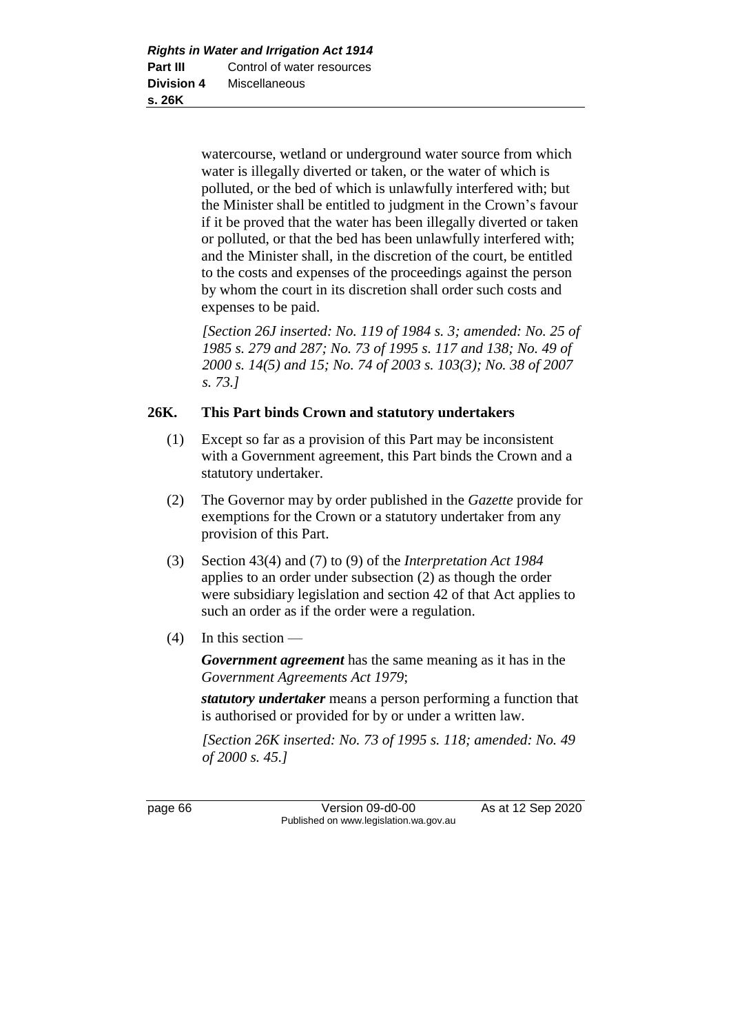watercourse, wetland or underground water source from which water is illegally diverted or taken, or the water of which is polluted, or the bed of which is unlawfully interfered with; but the Minister shall be entitled to judgment in the Crown's favour if it be proved that the water has been illegally diverted or taken or polluted, or that the bed has been unlawfully interfered with; and the Minister shall, in the discretion of the court, be entitled to the costs and expenses of the proceedings against the person by whom the court in its discretion shall order such costs and expenses to be paid.

*[Section 26J inserted: No. 119 of 1984 s. 3; amended: No. 25 of 1985 s. 279 and 287; No. 73 of 1995 s. 117 and 138; No. 49 of 2000 s. 14(5) and 15; No. 74 of 2003 s. 103(3); No. 38 of 2007 s. 73.]*

## 26K. This Part binds Crown and statutory undertakers

(1) Except so far as a provision of this Part may be inconsistent with a Government agreement, this Part binds the Crown and a statutory undertaker.

(2) The Governor may by order published in the *Gazette* provide for exemptions for the Crown or a statutory undertaker from any provision of this Part.

(3) Section 43(4) and (7) to (9) of the *Interpretation Act 1984* applies to an order under subsection (2) as though the order were subsidiary legislation and section 42 of that Act applies to such an order as if the order were a regulation.

(4) In this section —

***Government agreement*** has the same meaning as it has in the *Government Agreements Act 1979*;

***statutory undertaker*** means a person performing a function that is authorised or provided for by or under a written law.

*[Section 26K inserted: No. 73 of 1995 s. 118; amended: No. 49 of 2000 s. 45.]*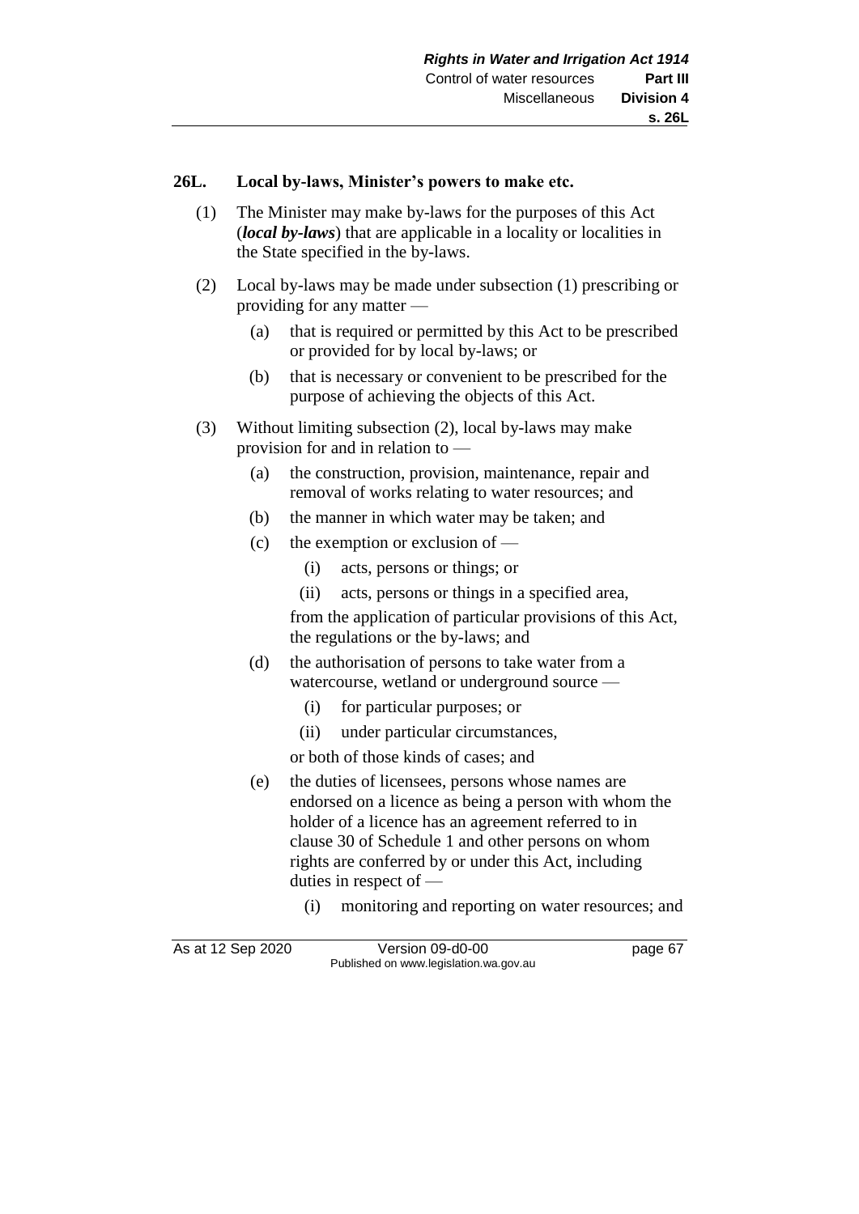## 26L. Local by-laws, Minister's powers to make etc.

(1) The Minister may make by-laws for the purposes of this Act (***local by-laws***) that are applicable in a locality or localities in the State specified in the by-laws.

(2) Local by-laws may be made under subsection (1) prescribing or providing for any matter —

- (a) that is required or permitted by this Act to be prescribed or provided for by local by-laws; or
- (b) that is necessary or convenient to be prescribed for the purpose of achieving the objects of this Act.

(3) Without limiting subsection (2), local by-laws may make provision for and in relation to —

- (a) the construction, provision, maintenance, repair and removal of works relating to water resources; and
- (b) the manner in which water may be taken; and
- (c) the exemption or exclusion of —
  - (i) acts, persons or things; or
  - (ii) acts, persons or things in a specified area,

  from the application of particular provisions of this Act, the regulations or the by-laws; and
- (d) the authorisation of persons to take water from a watercourse, wetland or underground source —
  - (i) for particular purposes; or
  - (ii) under particular circumstances,

  or both of those kinds of cases; and
- (e) the duties of licensees, persons whose names are endorsed on a licence as being a person with whom the holder of a licence has an agreement referred to in clause 30 of Schedule 1 and other persons on whom rights are conferred by or under this Act, including duties in respect of —
  - (i) monitoring and reporting on water resources; and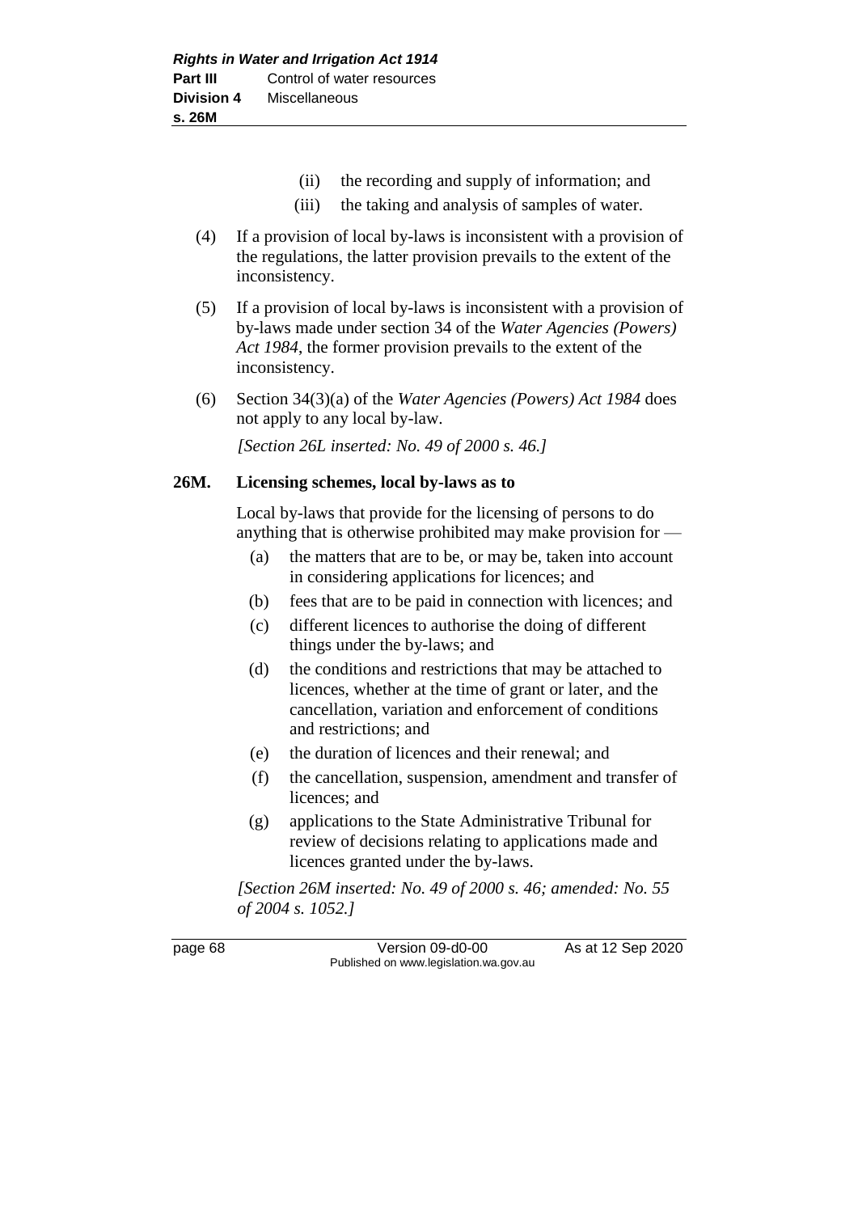(ii) the recording and supply of information; and

(iii) the taking and analysis of samples of water.

(4) If a provision of local by-laws is inconsistent with a provision of the regulations, the latter provision prevails to the extent of the inconsistency.

(5) If a provision of local by-laws is inconsistent with a provision of by-laws made under section 34 of the *Water Agencies (Powers) Act 1984*, the former provision prevails to the extent of the inconsistency.

(6) Section 34(3)(a) of the *Water Agencies (Powers) Act 1984* does not apply to any local by-law.

*[Section 26L inserted: No. 49 of 2000 s. 46.]*

**26M. Licensing schemes, local by-laws as to**

Local by-laws that provide for the licensing of persons to do anything that is otherwise prohibited may make provision for —

(a) the matters that are to be, or may be, taken into account in considering applications for licences; and

(b) fees that are to be paid in connection with licences; and

(c) different licences to authorise the doing of different things under the by-laws; and

(d) the conditions and restrictions that may be attached to licences, whether at the time of grant or later, and the cancellation, variation and enforcement of conditions and restrictions; and

(e) the duration of licences and their renewal; and

(f) the cancellation, suspension, amendment and transfer of licences; and

(g) applications to the State Administrative Tribunal for review of decisions relating to applications made and licences granted under the by-laws.

*[Section 26M inserted: No. 49 of 2000 s. 46; amended: No. 55 of 2004 s. 1052.]*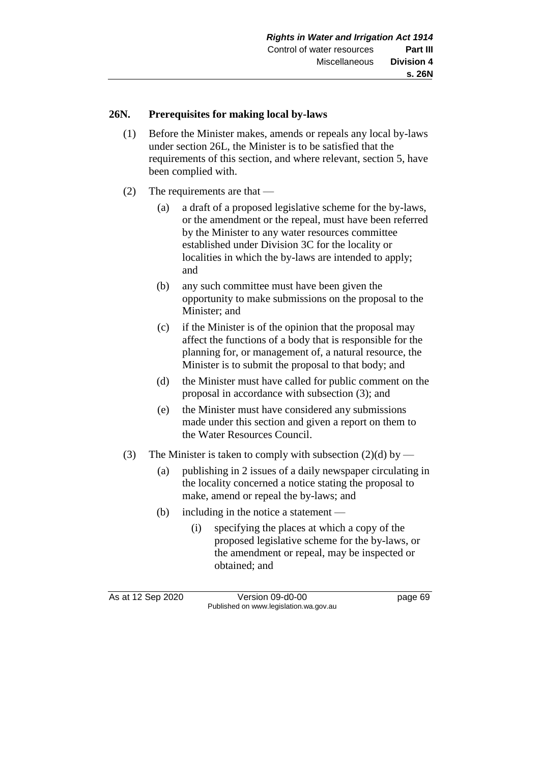## 26N. Prerequisites for making local by-laws

(1) Before the Minister makes, amends or repeals any local by-laws under section 26L, the Minister is to be satisfied that the requirements of this section, and where relevant, section 5, have been complied with.

(2) The requirements are that —

(a) a draft of a proposed legislative scheme for the by-laws, or the amendment or the repeal, must have been referred by the Minister to any water resources committee established under Division 3C for the locality or localities in which the by-laws are intended to apply; and

(b) any such committee must have been given the opportunity to make submissions on the proposal to the Minister; and

(c) if the Minister is of the opinion that the proposal may affect the functions of a body that is responsible for the planning for, or management of, a natural resource, the Minister is to submit the proposal to that body; and

(d) the Minister must have called for public comment on the proposal in accordance with subsection (3); and

(e) the Minister must have considered any submissions made under this section and given a report on them to the Water Resources Council.

(3) The Minister is taken to comply with subsection (2)(d) by —

(a) publishing in 2 issues of a daily newspaper circulating in the locality concerned a notice stating the proposal to make, amend or repeal the by-laws; and

(b) including in the notice a statement —

(i) specifying the places at which a copy of the proposed legislative scheme for the by-laws, or the amendment or repeal, may be inspected or obtained; and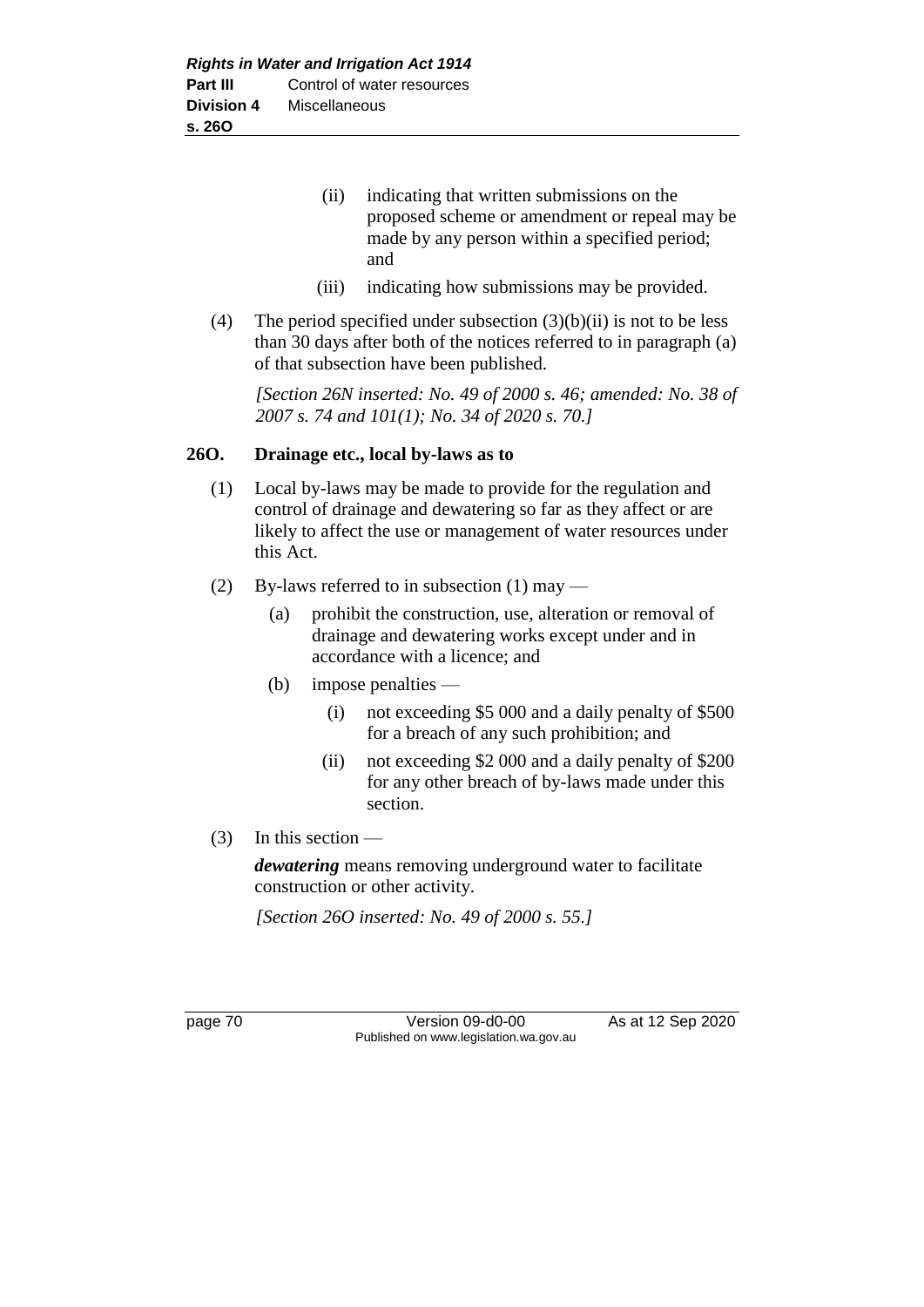(ii) indicating that written submissions on the proposed scheme or amendment or repeal may be made by any person within a specified period; and

(iii) indicating how submissions may be provided.

(4) The period specified under subsection (3)(b)(ii) is not to be less than 30 days after both of the notices referred to in paragraph (a) of that subsection have been published.

*[Section 26N inserted: No. 49 of 2000 s. 46; amended: No. 38 of 2007 s. 74 and 101(1); No. 34 of 2020 s. 70.]*

## 26O. Drainage etc., local by-laws as to

(1) Local by-laws may be made to provide for the regulation and control of drainage and dewatering so far as they affect or are likely to affect the use or management of water resources under this Act.

(2) By-laws referred to in subsection (1) may —

- (a) prohibit the construction, use, alteration or removal of drainage and dewatering works except under and in accordance with a licence; and
- (b) impose penalties —
  - (i) not exceeding $5 000 and a daily penalty of $500 for a breach of any such prohibition; and
  - (ii) not exceeding $2 000 and a daily penalty of $200 for any other breach of by-laws made under this section.

(3) In this section —

***dewatering*** means removing underground water to facilitate construction or other activity.

*[Section 26O inserted: No. 49 of 2000 s. 55.]*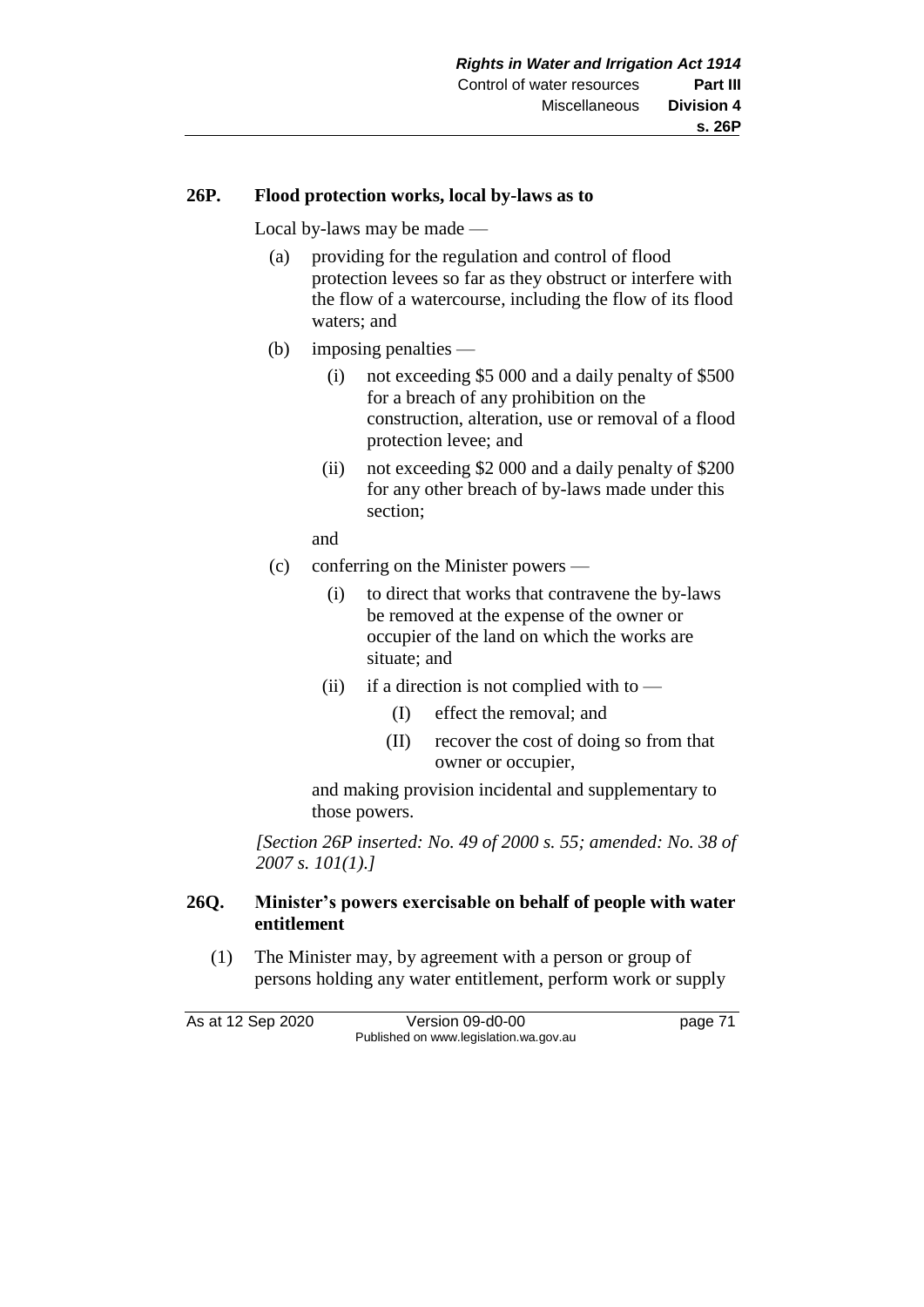### 26P. Flood protection works, local by-laws as to

Local by-laws may be made —

- (a) providing for the regulation and control of flood protection levees so far as they obstruct or interfere with the flow of a watercourse, including the flow of its flood waters; and
- (b) imposing penalties —
  - (i) not exceeding $5 000 and a daily penalty of $500 for a breach of any prohibition on the construction, alteration, use or removal of a flood protection levee; and
  - (ii) not exceeding $2 000 and a daily penalty of $200 for any other breach of by-laws made under this section;

  and
- (c) conferring on the Minister powers —
  - (i) to direct that works that contravene the by-laws be removed at the expense of the owner or occupier of the land on which the works are situate; and
  - (ii) if a direction is not complied with to —
    - (I) effect the removal; and
    - (II) recover the cost of doing so from that owner or occupier,

  and making provision incidental and supplementary to those powers.

*[Section 26P inserted: No. 49 of 2000 s. 55; amended: No. 38 of 2007 s. 101(1).]*

### 26Q. Minister's powers exercisable on behalf of people with water entitlement

(1) The Minister may, by agreement with a person or group of persons holding any water entitlement, perform work or supply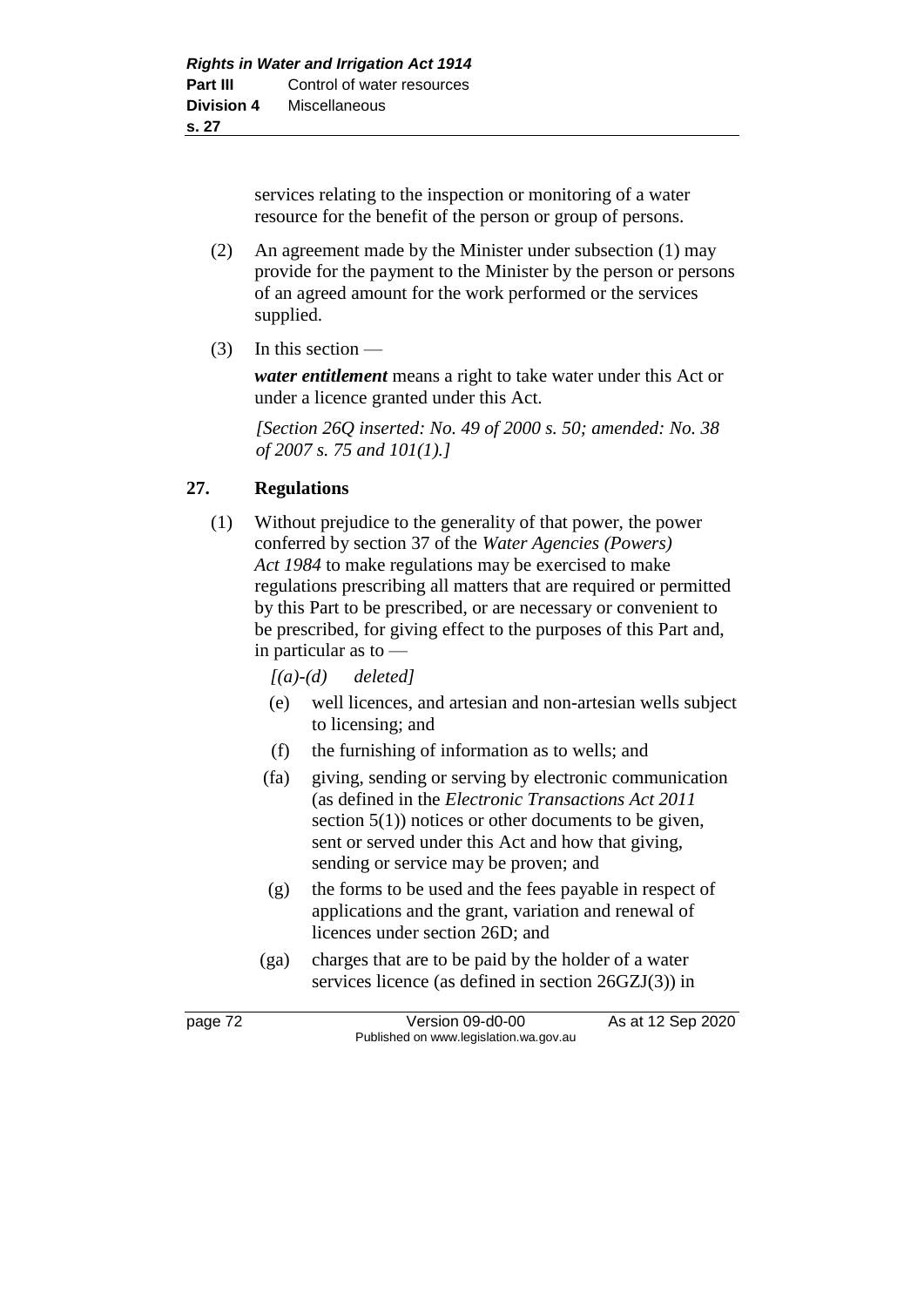services relating to the inspection or monitoring of a water resource for the benefit of the person or group of persons.

(2) An agreement made by the Minister under subsection (1) may provide for the payment to the Minister by the person or persons of an agreed amount for the work performed or the services supplied.

(3) In this section —

***water entitlement*** means a right to take water under this Act or under a licence granted under this Act.

*[Section 26Q inserted: No. 49 of 2000 s. 50; amended: No. 38 of 2007 s. 75 and 101(1).]*

## 27. Regulations

(1) Without prejudice to the generality of that power, the power conferred by section 37 of the *Water Agencies (Powers) Act 1984* to make regulations may be exercised to make regulations prescribing all matters that are required or permitted by this Part to be prescribed, or are necessary or convenient to be prescribed, for giving effect to the purposes of this Part and, in particular as to —

*[(a)-(d) deleted]*

(e) well licences, and artesian and non-artesian wells subject to licensing; and

(f) the furnishing of information as to wells; and

(fa) giving, sending or serving by electronic communication (as defined in the *Electronic Transactions Act 2011* section 5(1)) notices or other documents to be given, sent or served under this Act and how that giving, sending or service may be proven; and

(g) the forms to be used and the fees payable in respect of applications and the grant, variation and renewal of licences under section 26D; and

(ga) charges that are to be paid by the holder of a water services licence (as defined in section 26GZJ(3)) in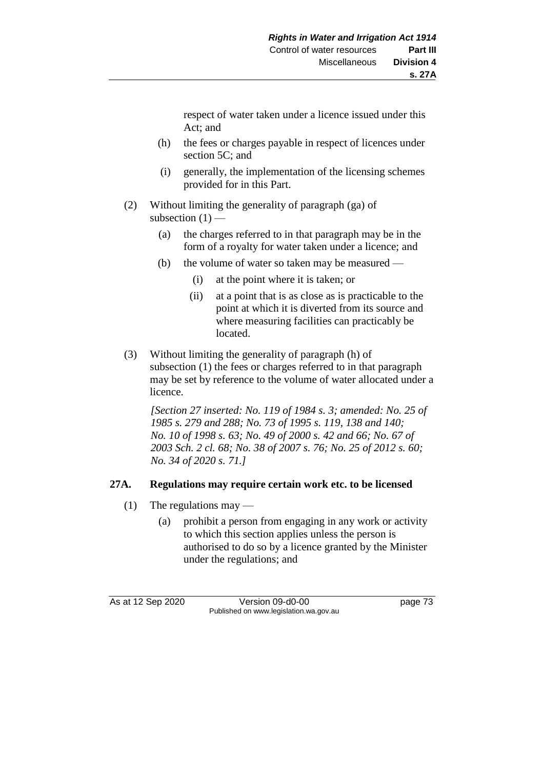respect of water taken under a licence issued under this Act; and

(h) the fees or charges payable in respect of licences under section 5C; and

(i) generally, the implementation of the licensing schemes provided for in this Part.

(2) Without limiting the generality of paragraph (ga) of subsection (1) —

(a) the charges referred to in that paragraph may be in the form of a royalty for water taken under a licence; and

(b) the volume of water so taken may be measured —

(i) at the point where it is taken; or

(ii) at a point that is as close as is practicable to the point at which it is diverted from its source and where measuring facilities can practicably be located.

(3) Without limiting the generality of paragraph (h) of subsection (1) the fees or charges referred to in that paragraph may be set by reference to the volume of water allocated under a licence.

*[Section 27 inserted: No. 119 of 1984 s. 3; amended: No. 25 of 1985 s. 279 and 288; No. 73 of 1995 s. 119, 138 and 140; No. 10 of 1998 s. 63; No. 49 of 2000 s. 42 and 66; No. 67 of 2003 Sch. 2 cl. 68; No. 38 of 2007 s. 76; No. 25 of 2012 s. 60; No. 34 of 2020 s. 71.]*

### 27A. Regulations may require certain work etc. to be licensed

(1) The regulations may —

(a) prohibit a person from engaging in any work or activity to which this section applies unless the person is authorised to do so by a licence granted by the Minister under the regulations; and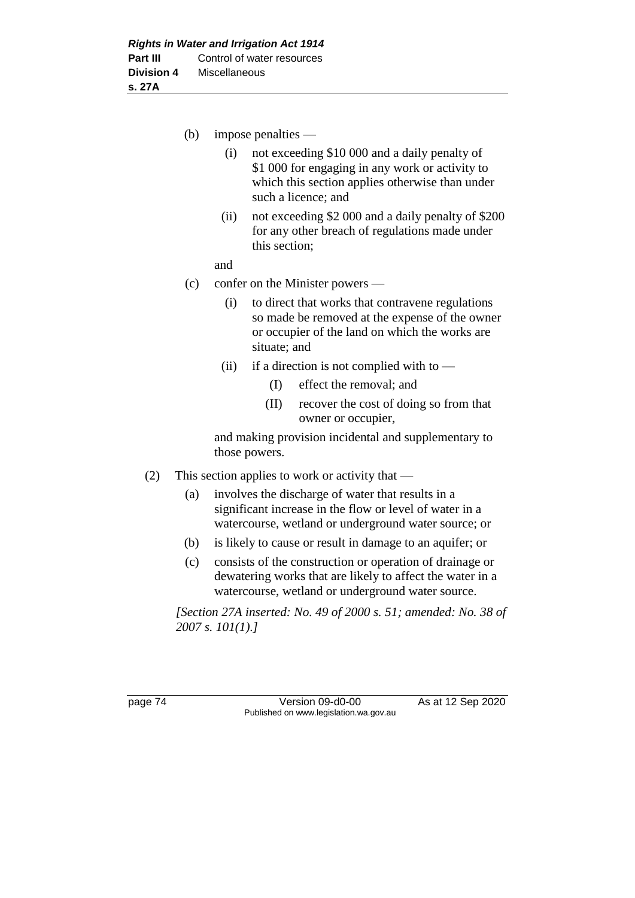(b) impose penalties —

  (i) not exceeding \$10 000 and a daily penalty of \$1 000 for engaging in any work or activity to which this section applies otherwise than under such a licence; and

  (ii) not exceeding \$2 000 and a daily penalty of \$200 for any other breach of regulations made under this section;

  and

(c) confer on the Minister powers —

  (i) to direct that works that contravene regulations so made be removed at the expense of the owner or occupier of the land on which the works are situate; and

  (ii) if a direction is not complied with to —

    (I) effect the removal; and

    (II) recover the cost of doing so from that owner or occupier,

  and making provision incidental and supplementary to those powers.

(2) This section applies to work or activity that —

  (a) involves the discharge of water that results in a significant increase in the flow or level of water in a watercourse, wetland or underground water source; or

  (b) is likely to cause or result in damage to an aquifer; or

  (c) consists of the construction or operation of drainage or dewatering works that are likely to affect the water in a watercourse, wetland or underground water source.

*[Section 27A inserted: No. 49 of 2000 s. 51; amended: No. 38 of 2007 s. 101(1).]*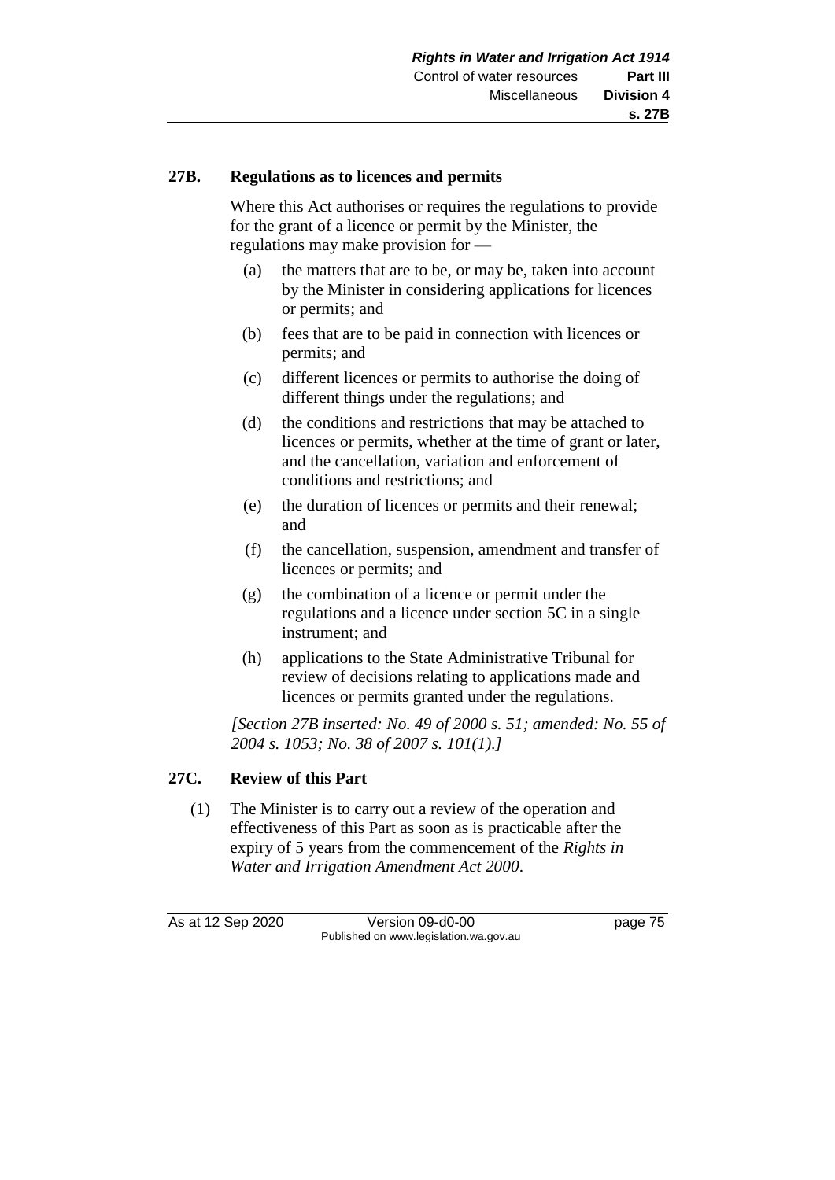### 27B. Regulations as to licences and permits

Where this Act authorises or requires the regulations to provide for the grant of a licence or permit by the Minister, the regulations may make provision for —

(a) the matters that are to be, or may be, taken into account by the Minister in considering applications for licences or permits; and

(b) fees that are to be paid in connection with licences or permits; and

(c) different licences or permits to authorise the doing of different things under the regulations; and

(d) the conditions and restrictions that may be attached to licences or permits, whether at the time of grant or later, and the cancellation, variation and enforcement of conditions and restrictions; and

(e) the duration of licences or permits and their renewal; and

(f) the cancellation, suspension, amendment and transfer of licences or permits; and

(g) the combination of a licence or permit under the regulations and a licence under section 5C in a single instrument; and

(h) applications to the State Administrative Tribunal for review of decisions relating to applications made and licences or permits granted under the regulations.

*[Section 27B inserted: No. 49 of 2000 s. 51; amended: No. 55 of 2004 s. 1053; No. 38 of 2007 s. 101(1).]*

### 27C. Review of this Part

(1) The Minister is to carry out a review of the operation and effectiveness of this Part as soon as is practicable after the expiry of 5 years from the commencement of the *Rights in Water and Irrigation Amendment Act 2000*.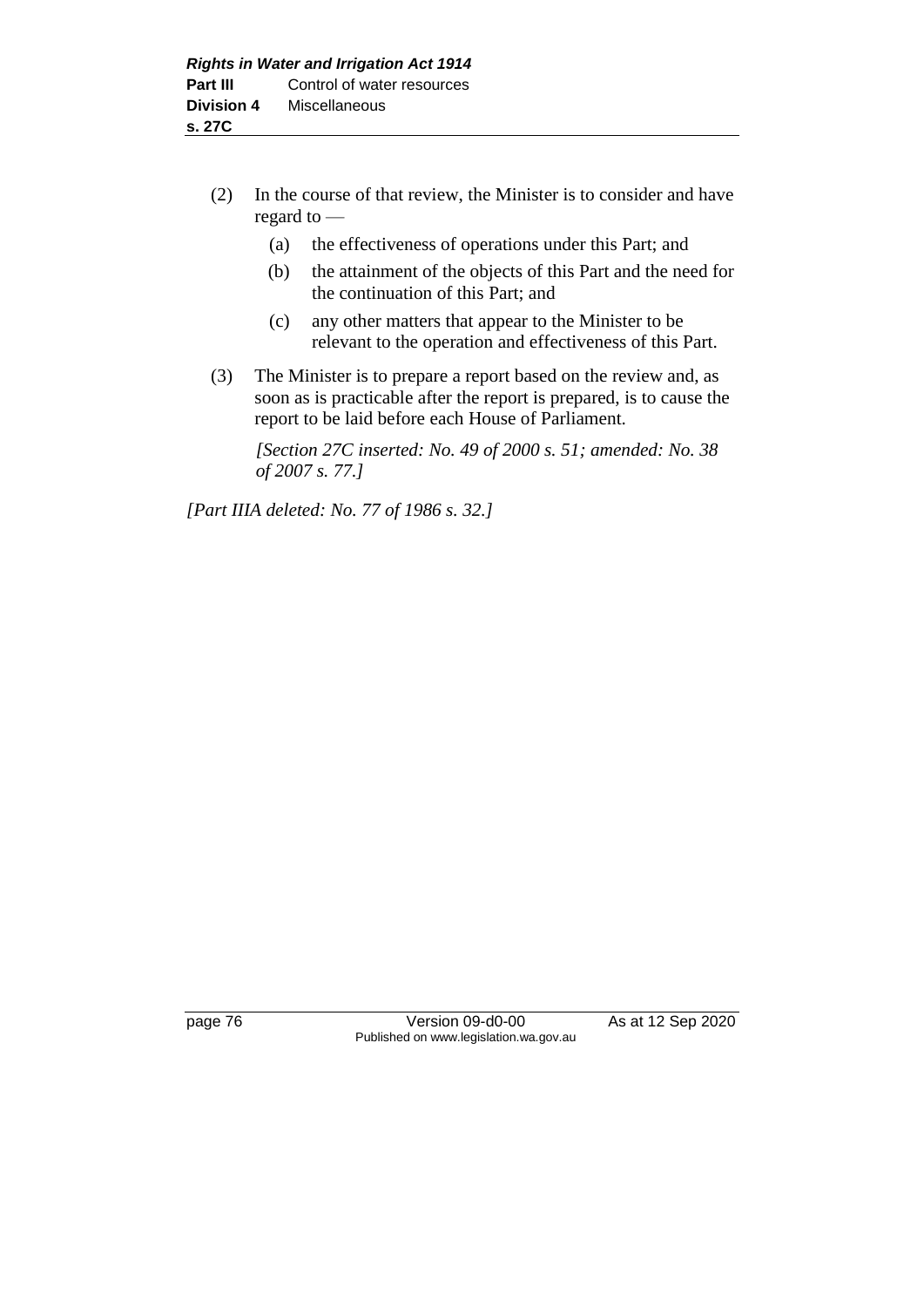(2) In the course of that review, the Minister is to consider and have regard to —

   (a) the effectiveness of operations under this Part; and

   (b) the attainment of the objects of this Part and the need for the continuation of this Part; and

   (c) any other matters that appear to the Minister to be relevant to the operation and effectiveness of this Part.

(3) The Minister is to prepare a report based on the review and, as soon as is practicable after the report is prepared, is to cause the report to be laid before each House of Parliament.

*[Section 27C inserted: No. 49 of 2000 s. 51; amended: No. 38 of 2007 s. 77.]*

*[Part IIIA deleted: No. 77 of 1986 s. 32.]*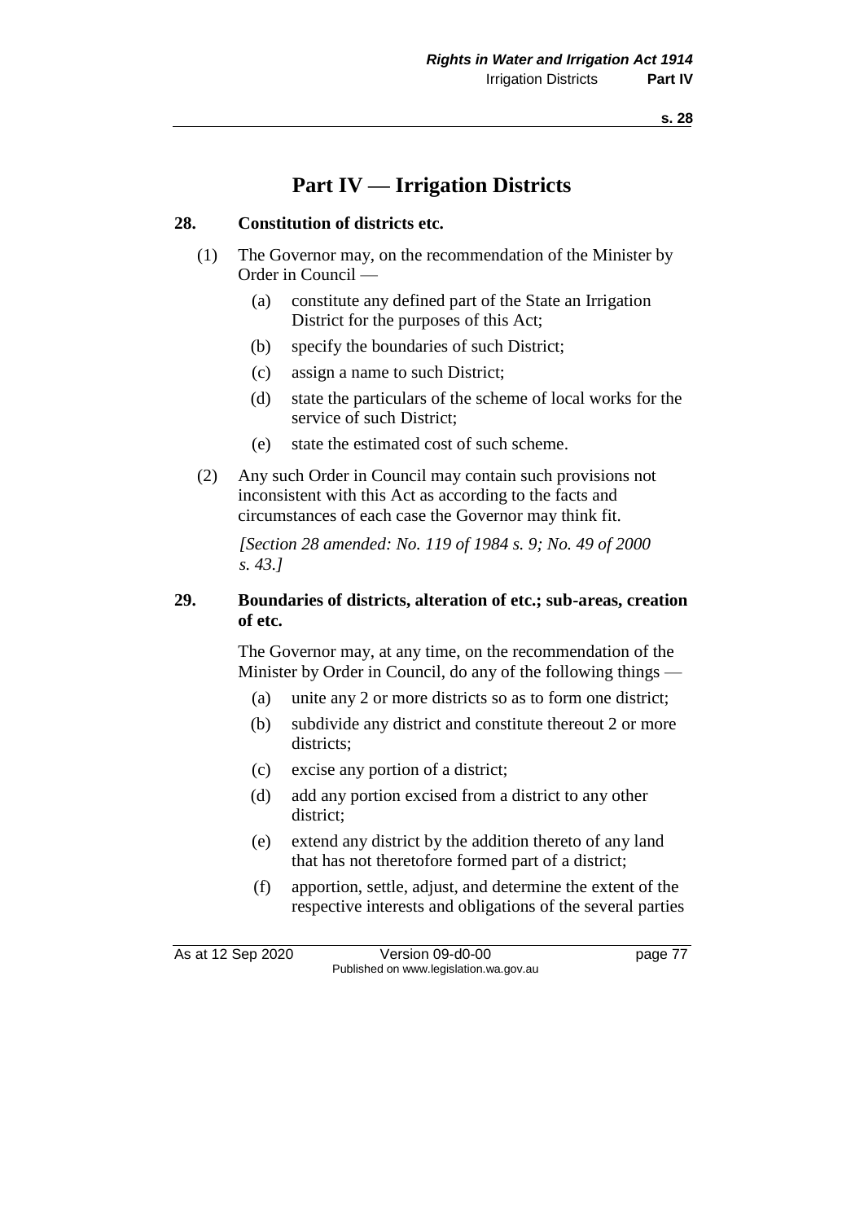# Part IV — Irrigation Districts

## 28. Constitution of districts etc.

(1) The Governor may, on the recommendation of the Minister by Order in Council —

- (a) constitute any defined part of the State an Irrigation District for the purposes of this Act;
- (b) specify the boundaries of such District;
- (c) assign a name to such District;
- (d) state the particulars of the scheme of local works for the service of such District;
- (e) state the estimated cost of such scheme.

(2) Any such Order in Council may contain such provisions not inconsistent with this Act as according to the facts and circumstances of each case the Governor may think fit.

*[Section 28 amended: No. 119 of 1984 s. 9; No. 49 of 2000 s. 43.]*

## 29. Boundaries of districts, alteration of etc.; sub-areas, creation of etc.

The Governor may, at any time, on the recommendation of the Minister by Order in Council, do any of the following things —

- (a) unite any 2 or more districts so as to form one district;
- (b) subdivide any district and constitute thereout 2 or more districts;
- (c) excise any portion of a district;
- (d) add any portion excised from a district to any other district;
- (e) extend any district by the addition thereto of any land that has not theretofore formed part of a district;
- (f) apportion, settle, adjust, and determine the extent of the respective interests and obligations of the several parties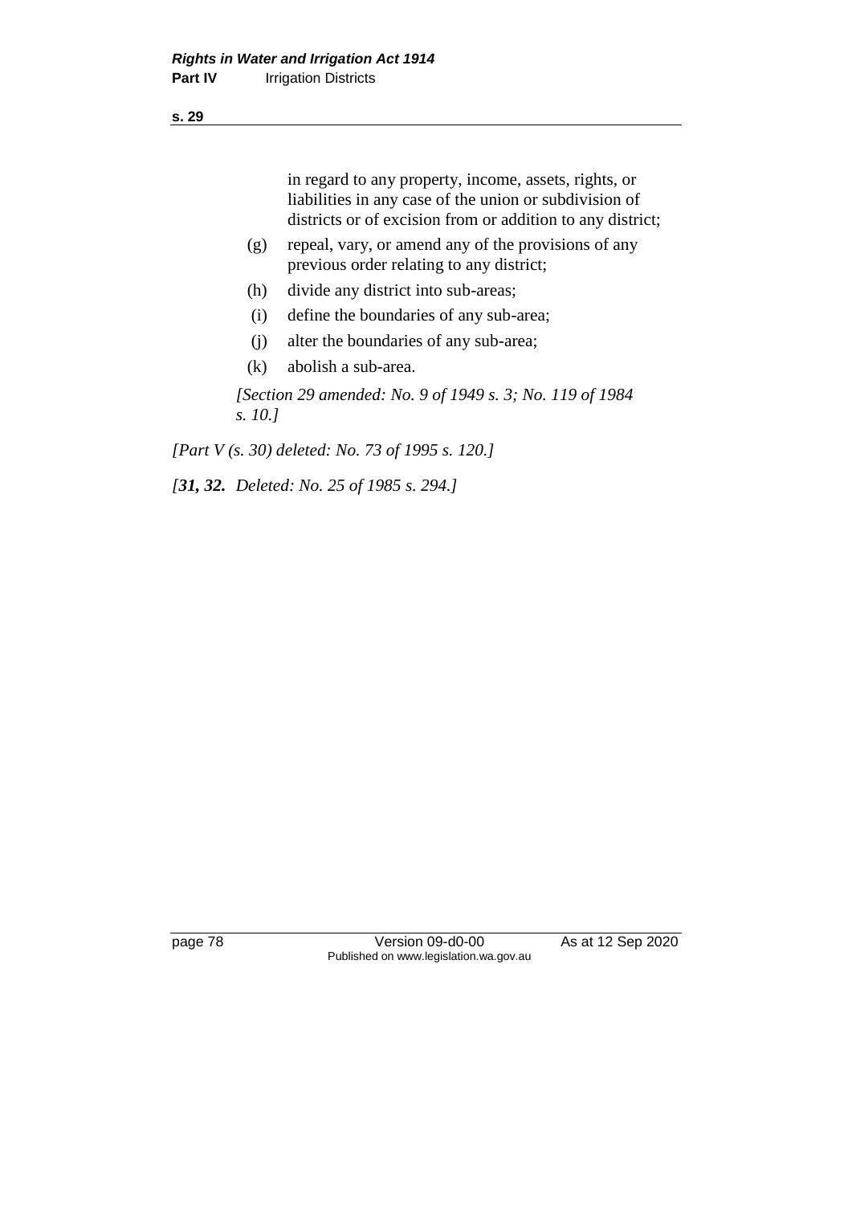in regard to any property, income, assets, rights, or liabilities in any case of the union or subdivision of districts or of excision from or addition to any district;

(g) repeal, vary, or amend any of the provisions of any previous order relating to any district;

(h) divide any district into sub-areas;

(i) define the boundaries of any sub-area;

(j) alter the boundaries of any sub-area;

(k) abolish a sub-area.

*[Section 29 amended: No. 9 of 1949 s. 3; No. 119 of 1984 s. 10.]*

*[Part V (s. 30) deleted: No. 73 of 1995 s. 120.]*

*[**31, 32.** Deleted: No. 25 of 1985 s. 294.]*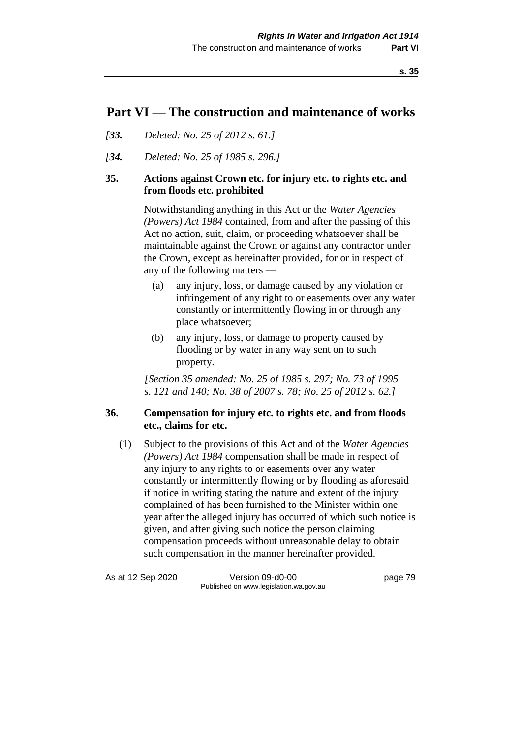# Part VI — The construction and maintenance of works

*[33. Deleted: No. 25 of 2012 s. 61.]*

*[34. Deleted: No. 25 of 1985 s. 296.]*

### 35. Actions against Crown etc. for injury etc. to rights etc. and from floods etc. prohibited

Notwithstanding anything in this Act or the *Water Agencies (Powers) Act 1984* contained, from and after the passing of this Act no action, suit, claim, or proceeding whatsoever shall be maintainable against the Crown or against any contractor under the Crown, except as hereinafter provided, for or in respect of any of the following matters —

(a) any injury, loss, or damage caused by any violation or infringement of any right to or easements over any water constantly or intermittently flowing in or through any place whatsoever;

(b) any injury, loss, or damage to property caused by flooding or by water in any way sent on to such property.

*[Section 35 amended: No. 25 of 1985 s. 297; No. 73 of 1995 s. 121 and 140; No. 38 of 2007 s. 78; No. 25 of 2012 s. 62.]*

### 36. Compensation for injury etc. to rights etc. and from floods etc., claims for etc.

(1) Subject to the provisions of this Act and of the *Water Agencies (Powers) Act 1984* compensation shall be made in respect of any injury to any rights to or easements over any water constantly or intermittently flowing or by flooding as aforesaid if notice in writing stating the nature and extent of the injury complained of has been furnished to the Minister within one year after the alleged injury has occurred of which such notice is given, and after giving such notice the person claiming compensation proceeds without unreasonable delay to obtain such compensation in the manner hereinafter provided.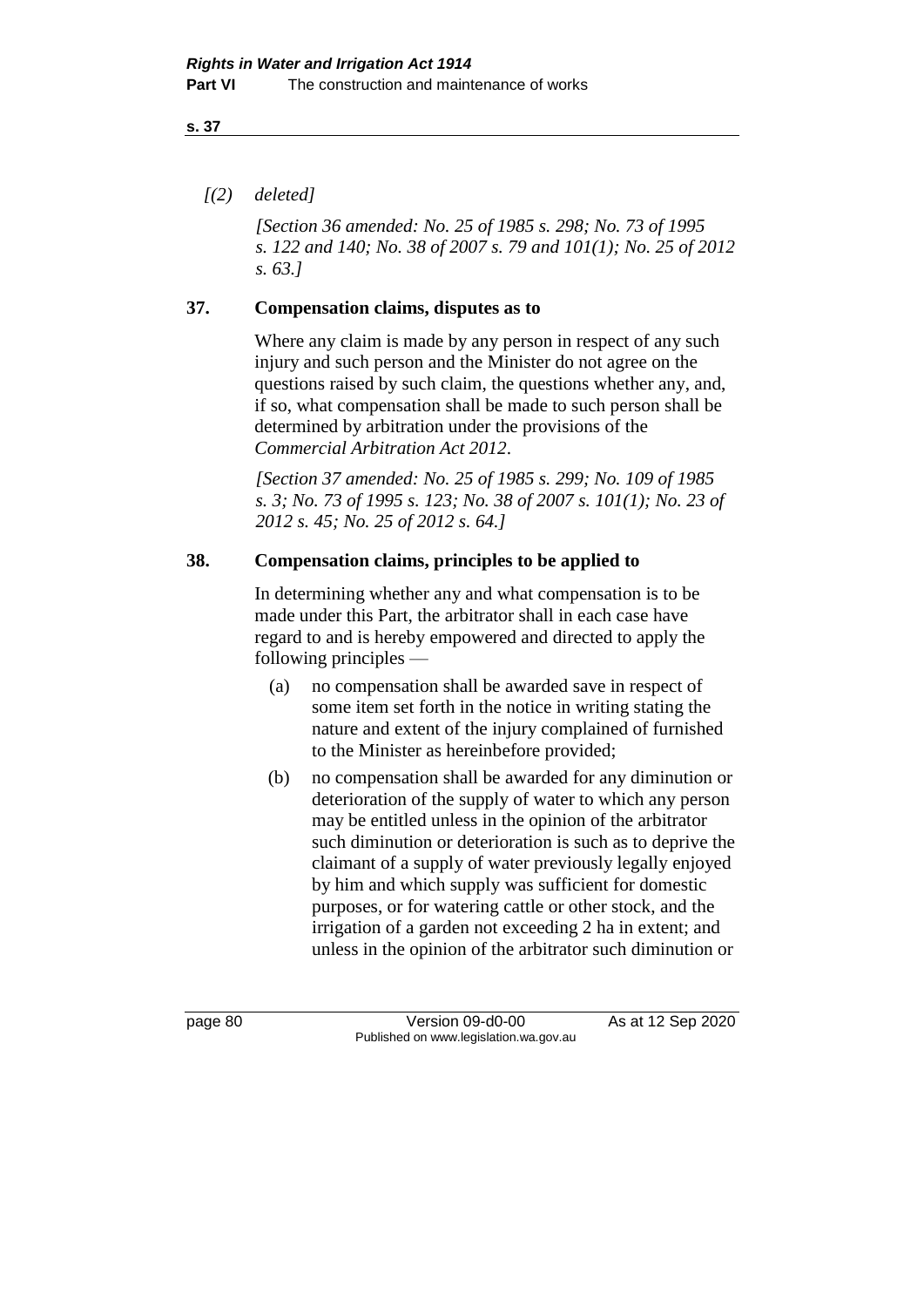*[(2) deleted]*

*[Section 36 amended: No. 25 of 1985 s. 298; No. 73 of 1995 s. 122 and 140; No. 38 of 2007 s. 79 and 101(1); No. 25 of 2012 s. 63.]*

## 37. Compensation claims, disputes as to

Where any claim is made by any person in respect of any such injury and such person and the Minister do not agree on the questions raised by such claim, the questions whether any, and, if so, what compensation shall be made to such person shall be determined by arbitration under the provisions of the *Commercial Arbitration Act 2012*.

*[Section 37 amended: No. 25 of 1985 s. 299; No. 109 of 1985 s. 3; No. 73 of 1995 s. 123; No. 38 of 2007 s. 101(1); No. 23 of 2012 s. 45; No. 25 of 2012 s. 64.]*

## 38. Compensation claims, principles to be applied to

In determining whether any and what compensation is to be made under this Part, the arbitrator shall in each case have regard to and is hereby empowered and directed to apply the following principles —

(a) no compensation shall be awarded save in respect of some item set forth in the notice in writing stating the nature and extent of the injury complained of furnished to the Minister as hereinbefore provided;

(b) no compensation shall be awarded for any diminution or deterioration of the supply of water to which any person may be entitled unless in the opinion of the arbitrator such diminution or deterioration is such as to deprive the claimant of a supply of water previously legally enjoyed by him and which supply was sufficient for domestic purposes, or for watering cattle or other stock, and the irrigation of a garden not exceeding 2 ha in extent; and unless in the opinion of the arbitrator such diminution or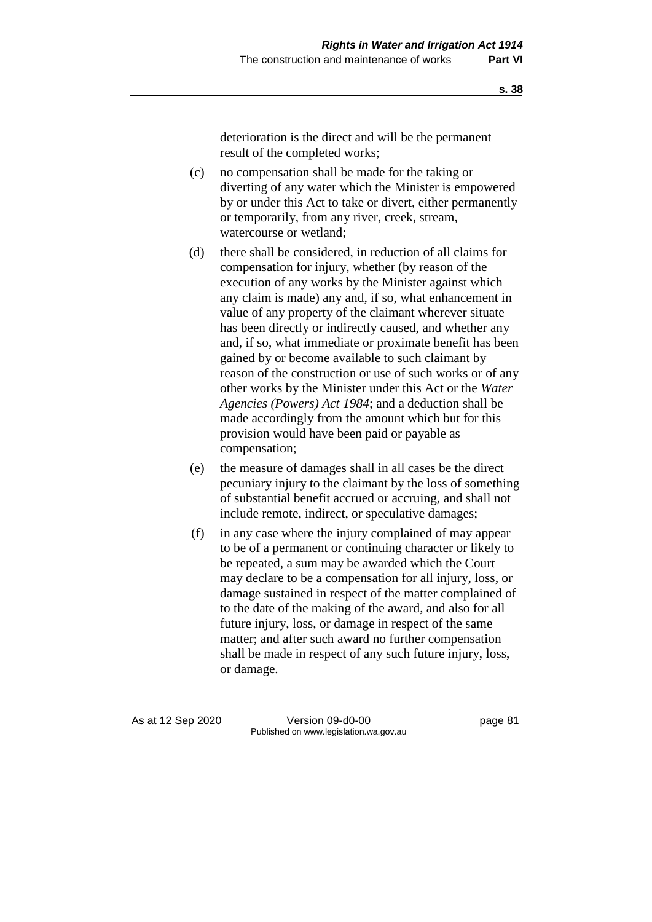deterioration is the direct and will be the permanent result of the completed works;

(c) no compensation shall be made for the taking or diverting of any water which the Minister is empowered by or under this Act to take or divert, either permanently or temporarily, from any river, creek, stream, watercourse or wetland;

(d) there shall be considered, in reduction of all claims for compensation for injury, whether (by reason of the execution of any works by the Minister against which any claim is made) any and, if so, what enhancement in value of any property of the claimant wherever situate has been directly or indirectly caused, and whether any and, if so, what immediate or proximate benefit has been gained by or become available to such claimant by reason of the construction or use of such works or of any other works by the Minister under this Act or the *Water Agencies (Powers) Act 1984*; and a deduction shall be made accordingly from the amount which but for this provision would have been paid or payable as compensation;

(e) the measure of damages shall in all cases be the direct pecuniary injury to the claimant by the loss of something of substantial benefit accrued or accruing, and shall not include remote, indirect, or speculative damages;

(f) in any case where the injury complained of may appear to be of a permanent or continuing character or likely to be repeated, a sum may be awarded which the Court may declare to be a compensation for all injury, loss, or damage sustained in respect of the matter complained of to the date of the making of the award, and also for all future injury, loss, or damage in respect of the same matter; and after such award no further compensation shall be made in respect of any such future injury, loss, or damage.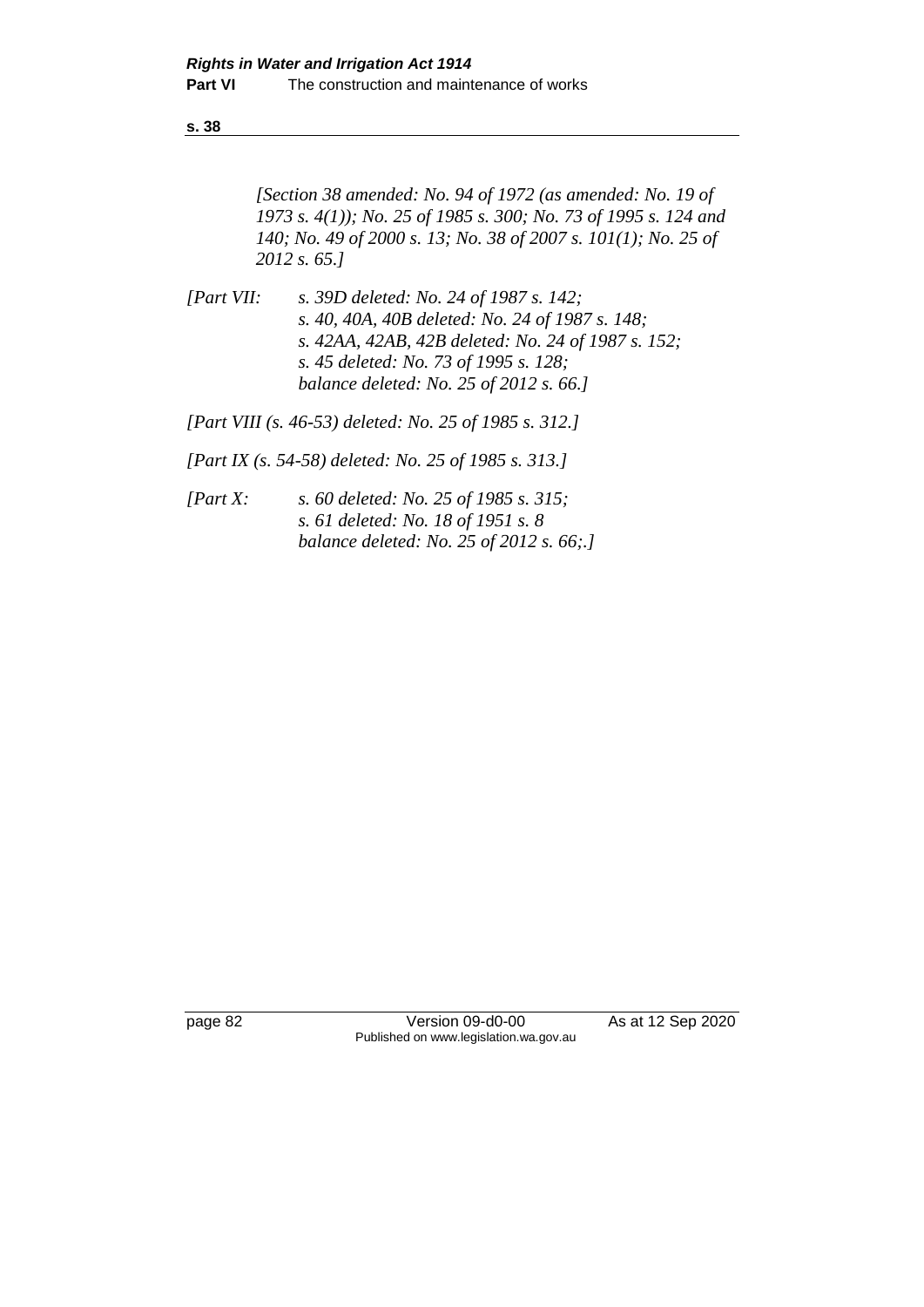*[Section 38 amended: No. 94 of 1972 (as amended: No. 19 of 1973 s. 4(1)); No. 25 of 1985 s. 300; No. 73 of 1995 s. 124 and 140; No. 49 of 2000 s. 13; No. 38 of 2007 s. 101(1); No. 25 of 2012 s. 65.]*

*[Part VII: s. 39D deleted: No. 24 of 1987 s. 142;
s. 40, 40A, 40B deleted: No. 24 of 1987 s. 148;
s. 42AA, 42AB, 42B deleted: No. 24 of 1987 s. 152;
s. 45 deleted: No. 73 of 1995 s. 128;
balance deleted: No. 25 of 2012 s. 66.]*

*[Part VIII (s. 46-53) deleted: No. 25 of 1985 s. 312.]*

*[Part IX (s. 54-58) deleted: No. 25 of 1985 s. 313.]*

*[Part X: s. 60 deleted: No. 25 of 1985 s. 315;
s. 61 deleted: No. 18 of 1951 s. 8
balance deleted: No. 25 of 2012 s. 66;.]*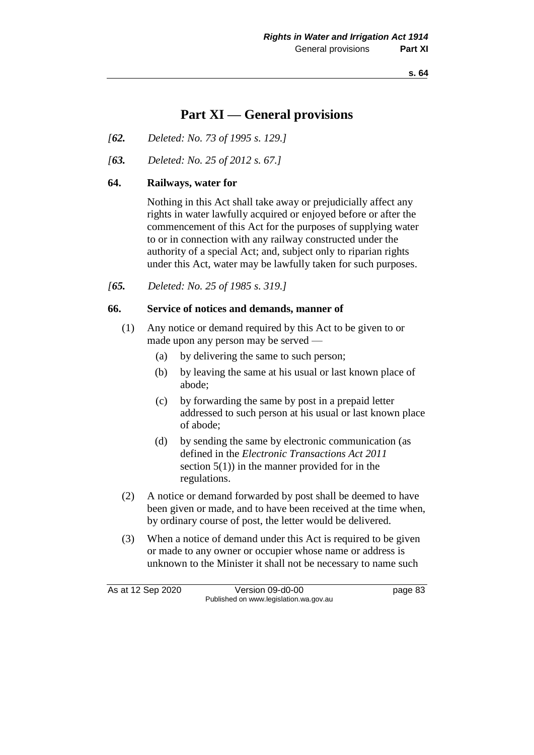# Part XI — General provisions

*[62. Deleted: No. 73 of 1995 s. 129.]*

*[63. Deleted: No. 25 of 2012 s. 67.]*

### 64. Railways, water for

Nothing in this Act shall take away or prejudicially affect any rights in water lawfully acquired or enjoyed before or after the commencement of this Act for the purposes of supplying water to or in connection with any railway constructed under the authority of a special Act; and, subject only to riparian rights under this Act, water may be lawfully taken for such purposes.

*[65. Deleted: No. 25 of 1985 s. 319.]*

### 66. Service of notices and demands, manner of

(1) Any notice or demand required by this Act to be given to or made upon any person may be served —

- (a) by delivering the same to such person;
- (b) by leaving the same at his usual or last known place of abode;
- (c) by forwarding the same by post in a prepaid letter addressed to such person at his usual or last known place of abode;
- (d) by sending the same by electronic communication (as defined in the *Electronic Transactions Act 2011* section 5(1)) in the manner provided for in the regulations.

(2) A notice or demand forwarded by post shall be deemed to have been given or made, and to have been received at the time when, by ordinary course of post, the letter would be delivered.

(3) When a notice of demand under this Act is required to be given or made to any owner or occupier whose name or address is unknown to the Minister it shall not be necessary to name such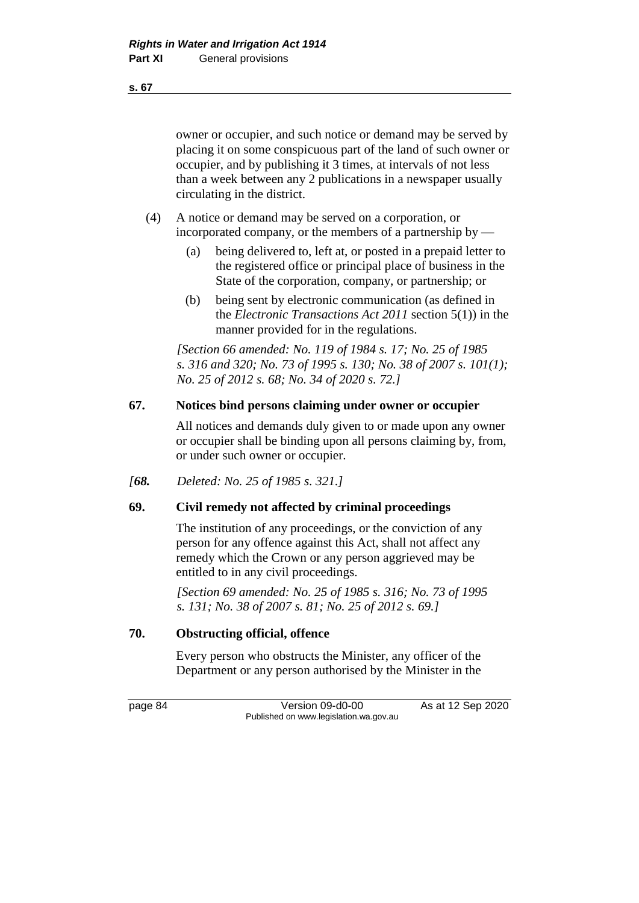owner or occupier, and such notice or demand may be served by placing it on some conspicuous part of the land of such owner or occupier, and by publishing it 3 times, at intervals of not less than a week between any 2 publications in a newspaper usually circulating in the district.

(4) A notice or demand may be served on a corporation, or incorporated company, or the members of a partnership by —

(a) being delivered to, left at, or posted in a prepaid letter to the registered office or principal place of business in the State of the corporation, company, or partnership; or

(b) being sent by electronic communication (as defined in the *Electronic Transactions Act 2011* section 5(1)) in the manner provided for in the regulations.

*[Section 66 amended: No. 119 of 1984 s. 17; No. 25 of 1985 s. 316 and 320; No. 73 of 1995 s. 130; No. 38 of 2007 s. 101(1); No. 25 of 2012 s. 68; No. 34 of 2020 s. 72.]*

### 67. Notices bind persons claiming under owner or occupier

All notices and demands duly given to or made upon any owner or occupier shall be binding upon all persons claiming by, from, or under such owner or occupier.

*[**68.** Deleted: No. 25 of 1985 s. 321.]*

### 69. Civil remedy not affected by criminal proceedings

The institution of any proceedings, or the conviction of any person for any offence against this Act, shall not affect any remedy which the Crown or any person aggrieved may be entitled to in any civil proceedings.

*[Section 69 amended: No. 25 of 1985 s. 316; No. 73 of 1995 s. 131; No. 38 of 2007 s. 81; No. 25 of 2012 s. 69.]*

### 70. Obstructing official, offence

Every person who obstructs the Minister, any officer of the Department or any person authorised by the Minister in the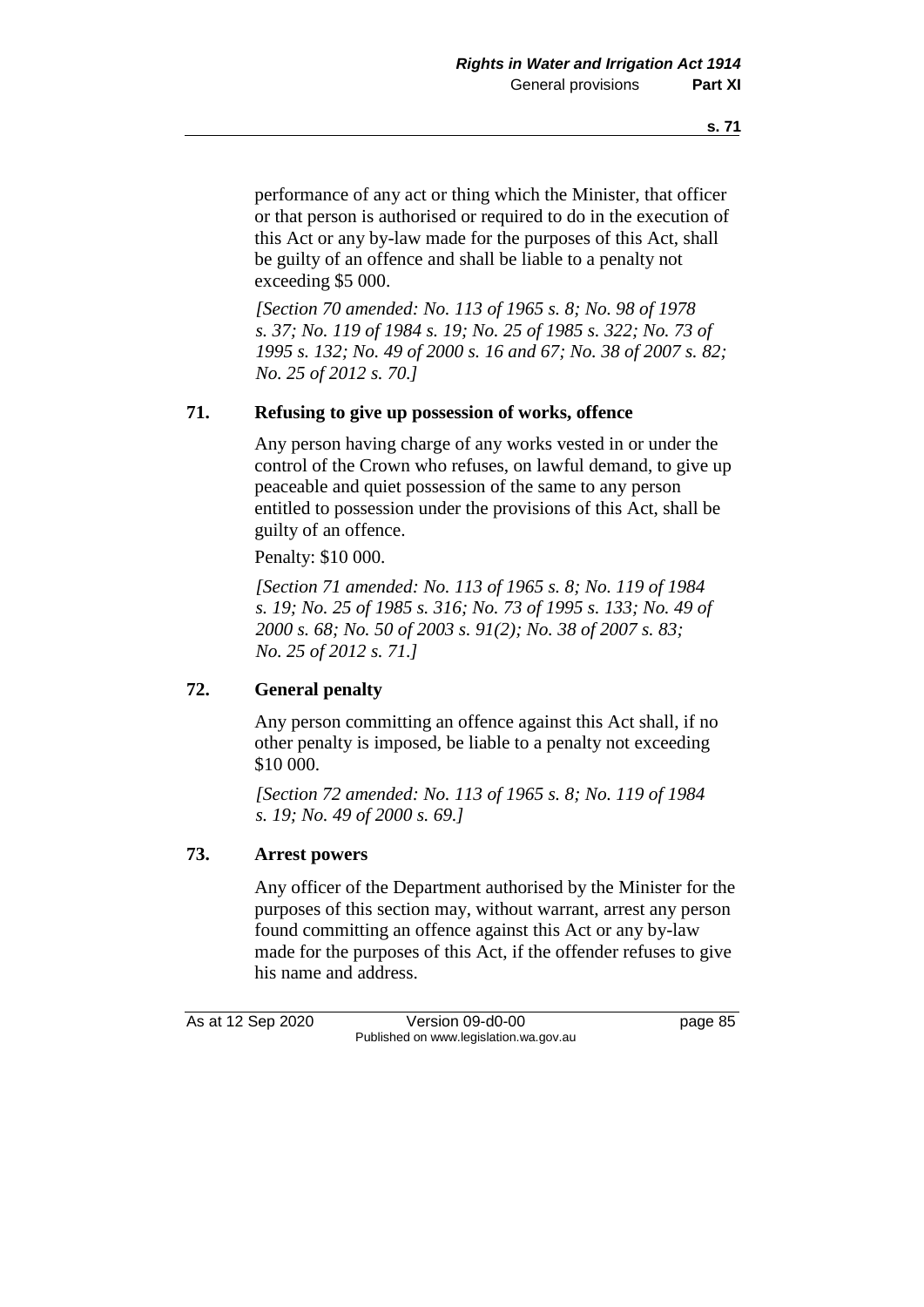performance of any act or thing which the Minister, that officer or that person is authorised or required to do in the execution of this Act or any by-law made for the purposes of this Act, shall be guilty of an offence and shall be liable to a penalty not exceeding $5 000.

*[Section 70 amended: No. 113 of 1965 s. 8; No. 98 of 1978 s. 37; No. 119 of 1984 s. 19; No. 25 of 1985 s. 322; No. 73 of 1995 s. 132; No. 49 of 2000 s. 16 and 67; No. 38 of 2007 s. 82; No. 25 of 2012 s. 70.]*

### 71. Refusing to give up possession of works, offence

Any person having charge of any works vested in or under the control of the Crown who refuses, on lawful demand, to give up peaceable and quiet possession of the same to any person entitled to possession under the provisions of this Act, shall be guilty of an offence.

Penalty: $10 000.

*[Section 71 amended: No. 113 of 1965 s. 8; No. 119 of 1984 s. 19; No. 25 of 1985 s. 316; No. 73 of 1995 s. 133; No. 49 of 2000 s. 68; No. 50 of 2003 s. 91(2); No. 38 of 2007 s. 83; No. 25 of 2012 s. 71.]*

### 72. General penalty

Any person committing an offence against this Act shall, if no other penalty is imposed, be liable to a penalty not exceeding $10 000.

*[Section 72 amended: No. 113 of 1965 s. 8; No. 119 of 1984 s. 19; No. 49 of 2000 s. 69.]*

### 73. Arrest powers

Any officer of the Department authorised by the Minister for the purposes of this section may, without warrant, arrest any person found committing an offence against this Act or any by-law made for the purposes of this Act, if the offender refuses to give his name and address.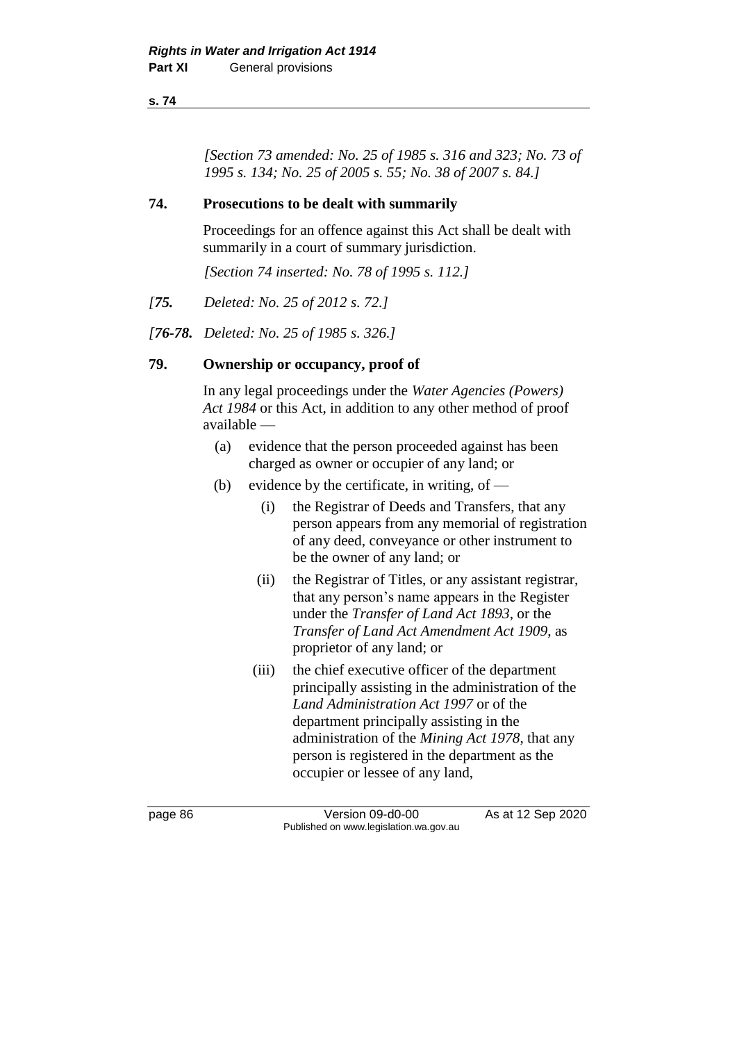*[Section 73 amended: No. 25 of 1985 s. 316 and 323; No. 73 of 1995 s. 134; No. 25 of 2005 s. 55; No. 38 of 2007 s. 84.]*

## 74. Prosecutions to be dealt with summarily

Proceedings for an offence against this Act shall be dealt with summarily in a court of summary jurisdiction.

*[Section 74 inserted: No. 78 of 1995 s. 112.]*

*[**75.** Deleted: No. 25 of 2012 s. 72.]*

*[**76-78.** Deleted: No. 25 of 1985 s. 326.]*

## 79. Ownership or occupancy, proof of

In any legal proceedings under the *Water Agencies (Powers) Act 1984* or this Act, in addition to any other method of proof available —

(a) evidence that the person proceeded against has been charged as owner or occupier of any land; or

(b) evidence by the certificate, in writing, of —

  (i) the Registrar of Deeds and Transfers, that any person appears from any memorial of registration of any deed, conveyance or other instrument to be the owner of any land; or

  (ii) the Registrar of Titles, or any assistant registrar, that any person's name appears in the Register under the *Transfer of Land Act 1893*, or the *Transfer of Land Act Amendment Act 1909*, as proprietor of any land; or

  (iii) the chief executive officer of the department principally assisting in the administration of the *Land Administration Act 1997* or of the department principally assisting in the administration of the *Mining Act 1978*, that any person is registered in the department as the occupier or lessee of any land,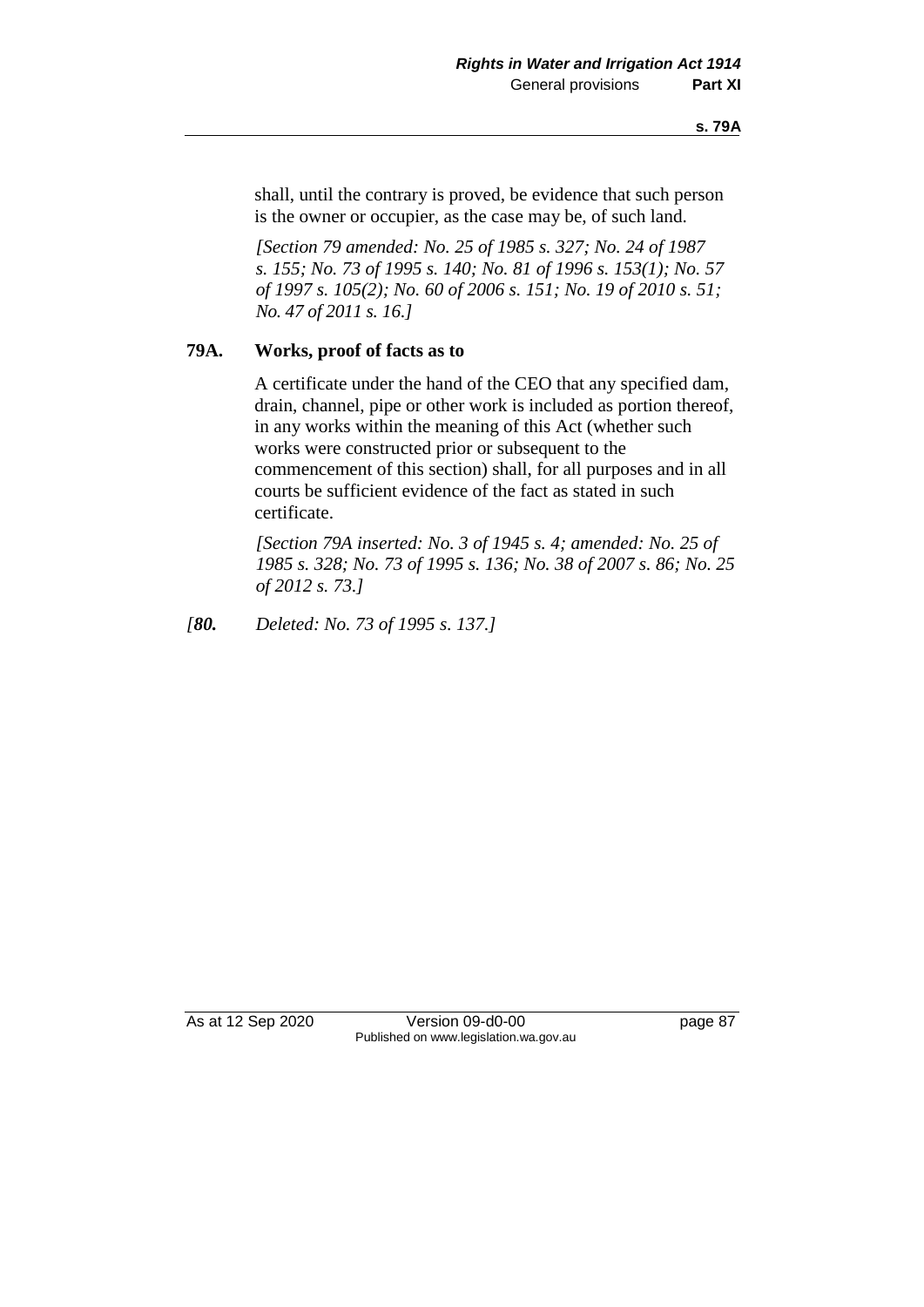shall, until the contrary is proved, be evidence that such person is the owner or occupier, as the case may be, of such land.

*[Section 79 amended: No. 25 of 1985 s. 327; No. 24 of 1987 s. 155; No. 73 of 1995 s. 140; No. 81 of 1996 s. 153(1); No. 57 of 1997 s. 105(2); No. 60 of 2006 s. 151; No. 19 of 2010 s. 51; No. 47 of 2011 s. 16.]*

### 79A. Works, proof of facts as to

A certificate under the hand of the CEO that any specified dam, drain, channel, pipe or other work is included as portion thereof, in any works within the meaning of this Act (whether such works were constructed prior or subsequent to the commencement of this section) shall, for all purposes and in all courts be sufficient evidence of the fact as stated in such certificate.

*[Section 79A inserted: No. 3 of 1945 s. 4; amended: No. 25 of 1985 s. 328; No. 73 of 1995 s. 136; No. 38 of 2007 s. 86; No. 25 of 2012 s. 73.]*

*[**80.** Deleted: No. 73 of 1995 s. 137.]*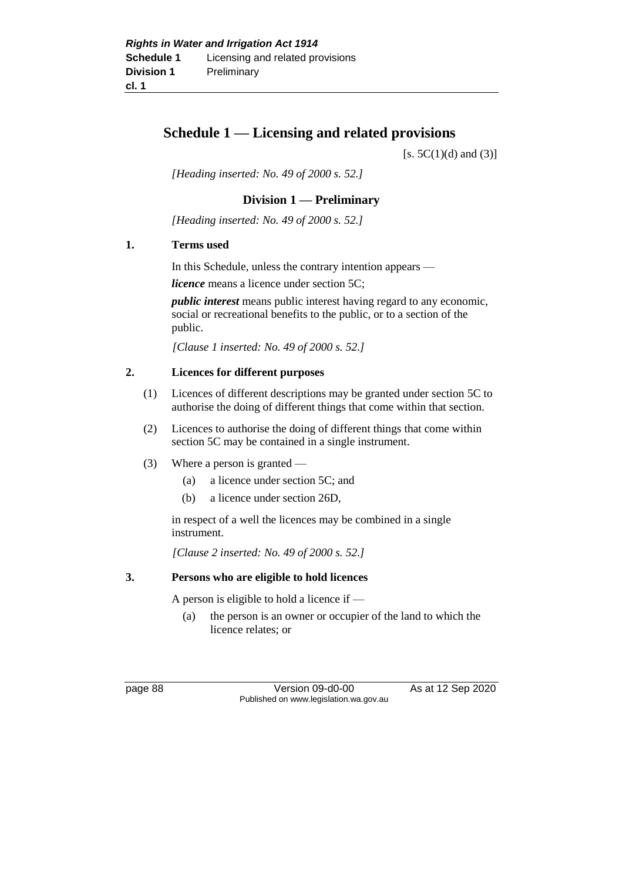# Schedule 1 — Licensing and related provisions

[s. 5C(1)(d) and (3)]

*[Heading inserted: No. 49 of 2000 s. 52.]*

## Division 1 — Preliminary

*[Heading inserted: No. 49 of 2000 s. 52.]*

### 1. Terms used

In this Schedule, unless the contrary intention appears —

***licence*** means a licence under section 5C;

***public interest*** means public interest having regard to any economic, social or recreational benefits to the public, or to a section of the public.

*[Clause 1 inserted: No. 49 of 2000 s. 52.]*

### 2. Licences for different purposes

(1) Licences of different descriptions may be granted under section 5C to authorise the doing of different things that come within that section.

(2) Licences to authorise the doing of different things that come within section 5C may be contained in a single instrument.

(3) Where a person is granted —

(a) a licence under section 5C; and

(b) a licence under section 26D,

in respect of a well the licences may be combined in a single instrument.

*[Clause 2 inserted: No. 49 of 2000 s. 52.]*

### 3. Persons who are eligible to hold licences

A person is eligible to hold a licence if —

(a) the person is an owner or occupier of the land to which the licence relates; or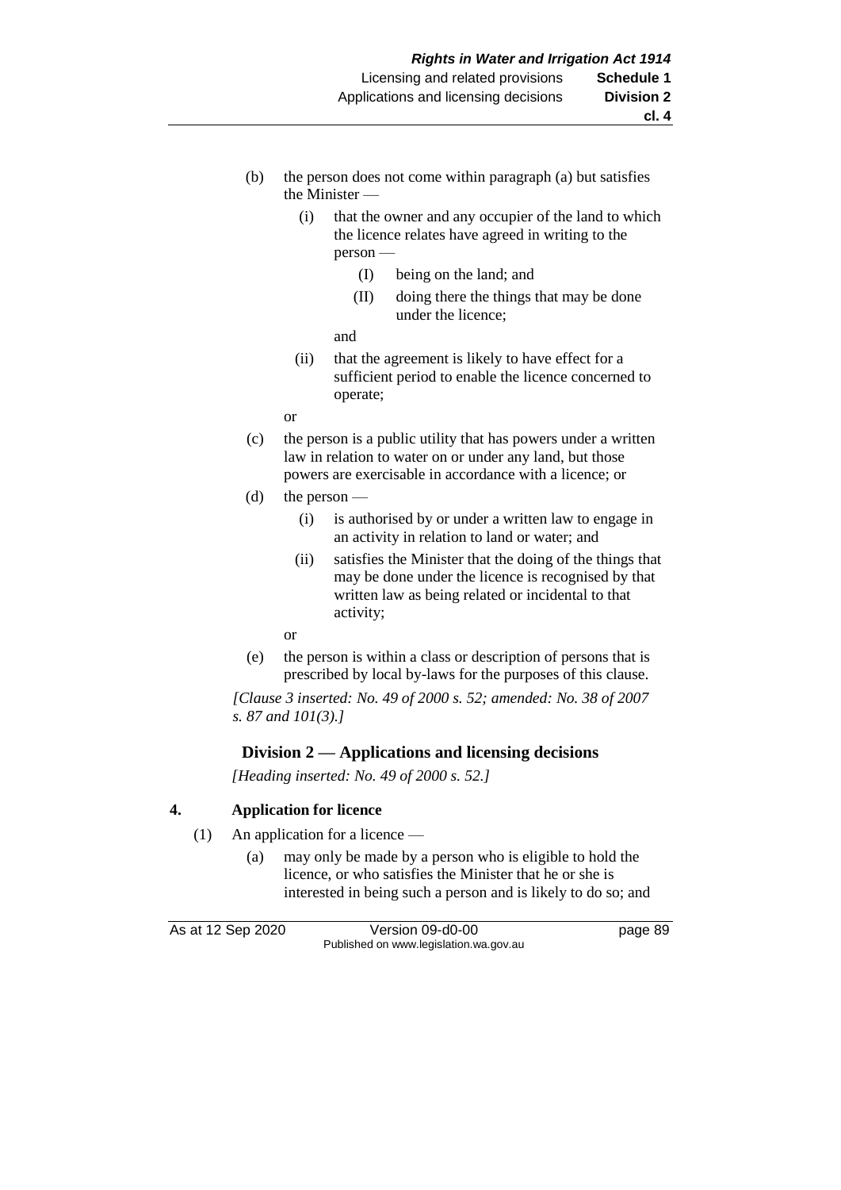(b) the person does not come within paragraph (a) but satisfies the Minister —

  (i) that the owner and any occupier of the land to which the licence relates have agreed in writing to the person —

    (I) being on the land; and

    (II) doing there the things that may be done under the licence;

  and

  (ii) that the agreement is likely to have effect for a sufficient period to enable the licence concerned to operate;

or

(c) the person is a public utility that has powers under a written law in relation to water on or under any land, but those powers are exercisable in accordance with a licence; or

(d) the person —

  (i) is authorised by or under a written law to engage in an activity in relation to land or water; and

  (ii) satisfies the Minister that the doing of the things that may be done under the licence is recognised by that written law as being related or incidental to that activity;

or

(e) the person is within a class or description of persons that is prescribed by local by-laws for the purposes of this clause.

*[Clause 3 inserted: No. 49 of 2000 s. 52; amended: No. 38 of 2007 s. 87 and 101(3).]*

## Division 2 — Applications and licensing decisions

*[Heading inserted: No. 49 of 2000 s. 52.]*

### 4. Application for licence

(1) An application for a licence —

  (a) may only be made by a person who is eligible to hold the licence, or who satisfies the Minister that he or she is interested in being such a person and is likely to do so; and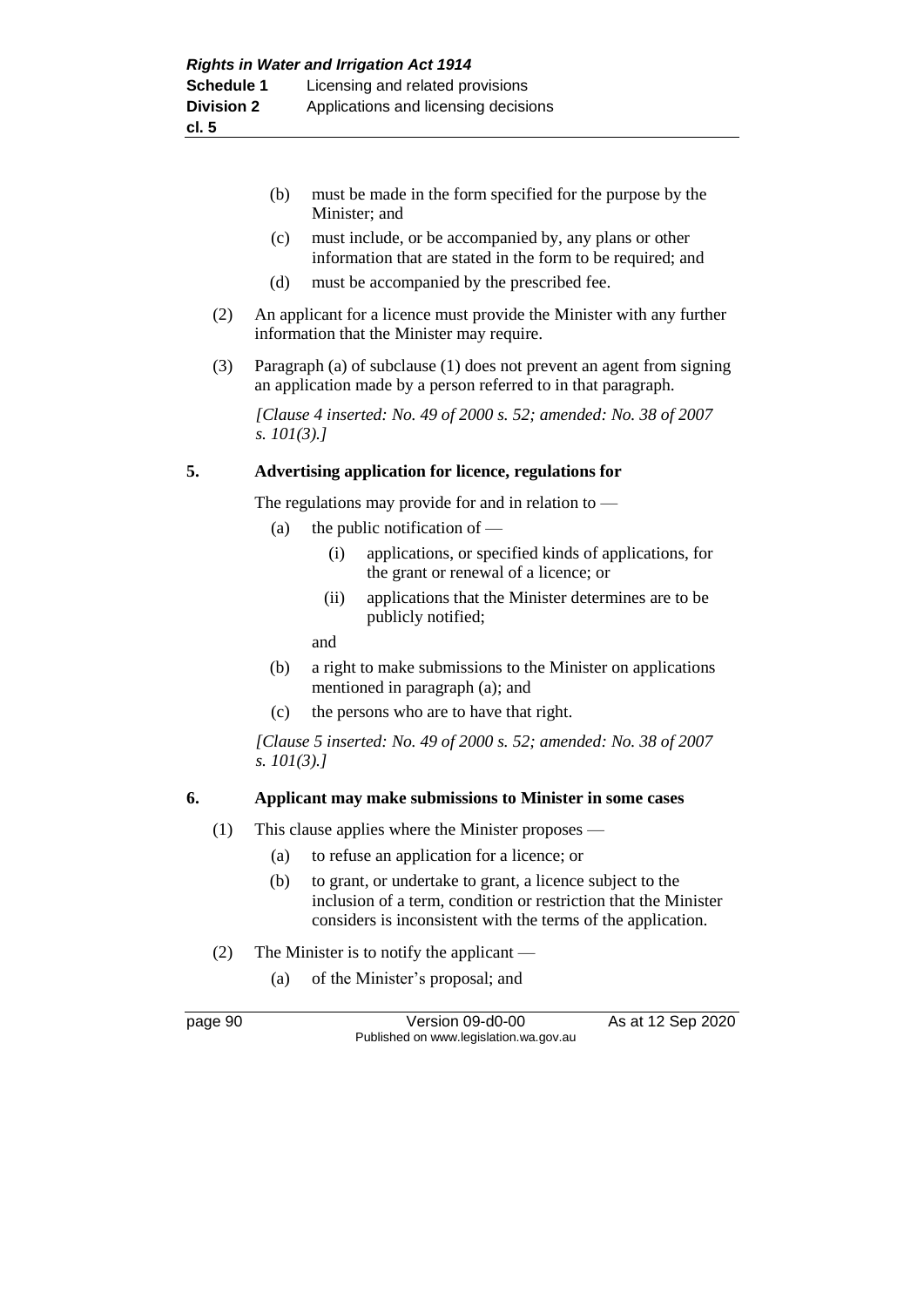(b) must be made in the form specified for the purpose by the Minister; and

(c) must include, or be accompanied by, any plans or other information that are stated in the form to be required; and

(d) must be accompanied by the prescribed fee.

(2) An applicant for a licence must provide the Minister with any further information that the Minister may require.

(3) Paragraph (a) of subclause (1) does not prevent an agent from signing an application made by a person referred to in that paragraph.

*[Clause 4 inserted: No. 49 of 2000 s. 52; amended: No. 38 of 2007 s. 101(3).]*

**5. Advertising application for licence, regulations for**

The regulations may provide for and in relation to —

(a) the public notification of —

(i) applications, or specified kinds of applications, for the grant or renewal of a licence; or

(ii) applications that the Minister determines are to be publicly notified;

and

(b) a right to make submissions to the Minister on applications mentioned in paragraph (a); and

(c) the persons who are to have that right.

*[Clause 5 inserted: No. 49 of 2000 s. 52; amended: No. 38 of 2007 s. 101(3).]*

**6. Applicant may make submissions to Minister in some cases**

(1) This clause applies where the Minister proposes —

(a) to refuse an application for a licence; or

(b) to grant, or undertake to grant, a licence subject to the inclusion of a term, condition or restriction that the Minister considers is inconsistent with the terms of the application.

(2) The Minister is to notify the applicant —

(a) of the Minister's proposal; and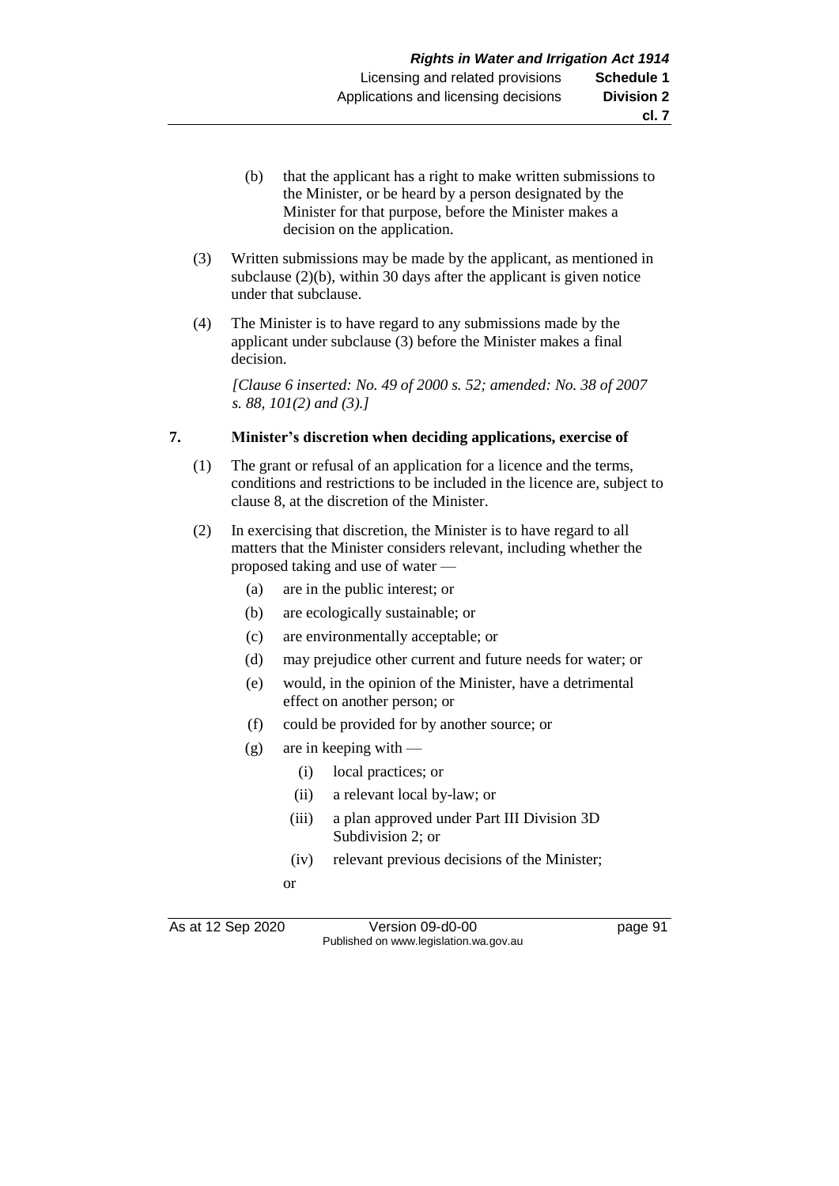(b) that the applicant has a right to make written submissions to the Minister, or be heard by a person designated by the Minister for that purpose, before the Minister makes a decision on the application.

(3) Written submissions may be made by the applicant, as mentioned in subclause (2)(b), within 30 days after the applicant is given notice under that subclause.

(4) The Minister is to have regard to any submissions made by the applicant under subclause (3) before the Minister makes a final decision.

*[Clause 6 inserted: No. 49 of 2000 s. 52; amended: No. 38 of 2007 s. 88, 101(2) and (3).]*

### 7. Minister's discretion when deciding applications, exercise of

(1) The grant or refusal of an application for a licence and the terms, conditions and restrictions to be included in the licence are, subject to clause 8, at the discretion of the Minister.

(2) In exercising that discretion, the Minister is to have regard to all matters that the Minister considers relevant, including whether the proposed taking and use of water —

- (a) are in the public interest; or
- (b) are ecologically sustainable; or
- (c) are environmentally acceptable; or
- (d) may prejudice other current and future needs for water; or
- (e) would, in the opinion of the Minister, have a detrimental effect on another person; or
- (f) could be provided for by another source; or
- (g) are in keeping with —
  - (i) local practices; or
  - (ii) a relevant local by-law; or
  - (iii) a plan approved under Part III Division 3D Subdivision 2; or
  - (iv) relevant previous decisions of the Minister;

  or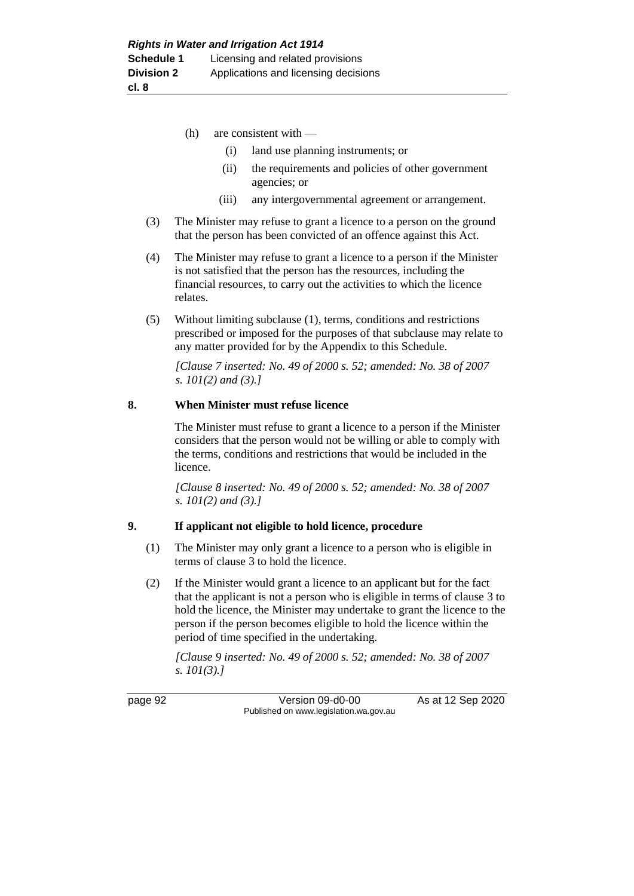(h) are consistent with —

  (i) land use planning instruments; or

  (ii) the requirements and policies of other government agencies; or

  (iii) any intergovernmental agreement or arrangement.

(3) The Minister may refuse to grant a licence to a person on the ground that the person has been convicted of an offence against this Act.

(4) The Minister may refuse to grant a licence to a person if the Minister is not satisfied that the person has the resources, including the financial resources, to carry out the activities to which the licence relates.

(5) Without limiting subclause (1), terms, conditions and restrictions prescribed or imposed for the purposes of that subclause may relate to any matter provided for by the Appendix to this Schedule.

*[Clause 7 inserted: No. 49 of 2000 s. 52; amended: No. 38 of 2007 s. 101(2) and (3).]*

### 8. When Minister must refuse licence

The Minister must refuse to grant a licence to a person if the Minister considers that the person would not be willing or able to comply with the terms, conditions and restrictions that would be included in the licence.

*[Clause 8 inserted: No. 49 of 2000 s. 52; amended: No. 38 of 2007 s. 101(2) and (3).]*

### 9. If applicant not eligible to hold licence, procedure

(1) The Minister may only grant a licence to a person who is eligible in terms of clause 3 to hold the licence.

(2) If the Minister would grant a licence to an applicant but for the fact that the applicant is not a person who is eligible in terms of clause 3 to hold the licence, the Minister may undertake to grant the licence to the person if the person becomes eligible to hold the licence within the period of time specified in the undertaking.

*[Clause 9 inserted: No. 49 of 2000 s. 52; amended: No. 38 of 2007 s. 101(3).]*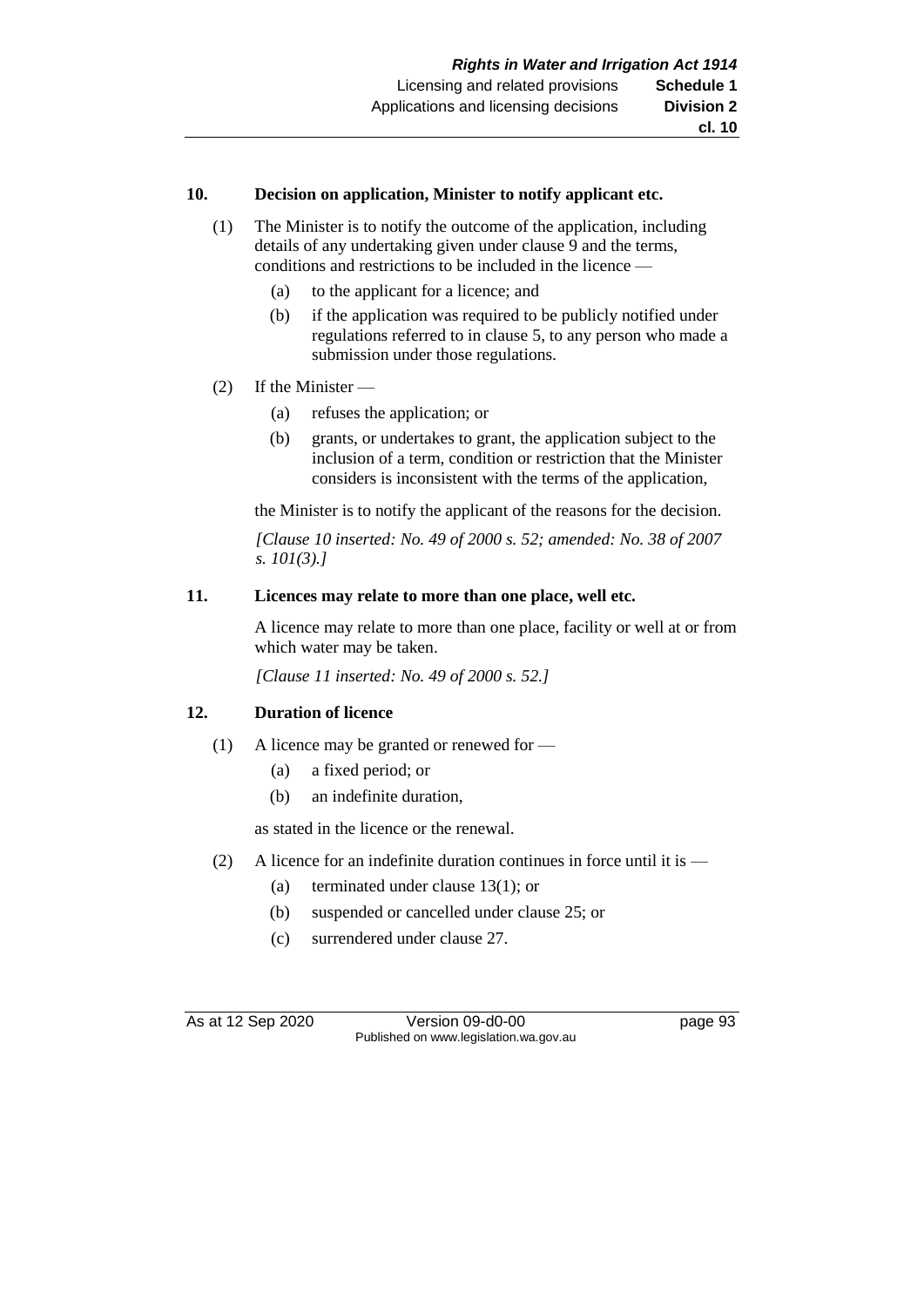### 10. Decision on application, Minister to notify applicant etc.

(1) The Minister is to notify the outcome of the application, including details of any undertaking given under clause 9 and the terms, conditions and restrictions to be included in the licence —

(a) to the applicant for a licence; and

(b) if the application was required to be publicly notified under regulations referred to in clause 5, to any person who made a submission under those regulations.

(2) If the Minister —

(a) refuses the application; or

(b) grants, or undertakes to grant, the application subject to the inclusion of a term, condition or restriction that the Minister considers is inconsistent with the terms of the application,

the Minister is to notify the applicant of the reasons for the decision.

*[Clause 10 inserted: No. 49 of 2000 s. 52; amended: No. 38 of 2007 s. 101(3).]*

### 11. Licences may relate to more than one place, well etc.

A licence may relate to more than one place, facility or well at or from which water may be taken.

*[Clause 11 inserted: No. 49 of 2000 s. 52.]*

### 12. Duration of licence

(1) A licence may be granted or renewed for —

(a) a fixed period; or

(b) an indefinite duration,

as stated in the licence or the renewal.

(2) A licence for an indefinite duration continues in force until it is —

(a) terminated under clause 13(1); or

(b) suspended or cancelled under clause 25; or

(c) surrendered under clause 27.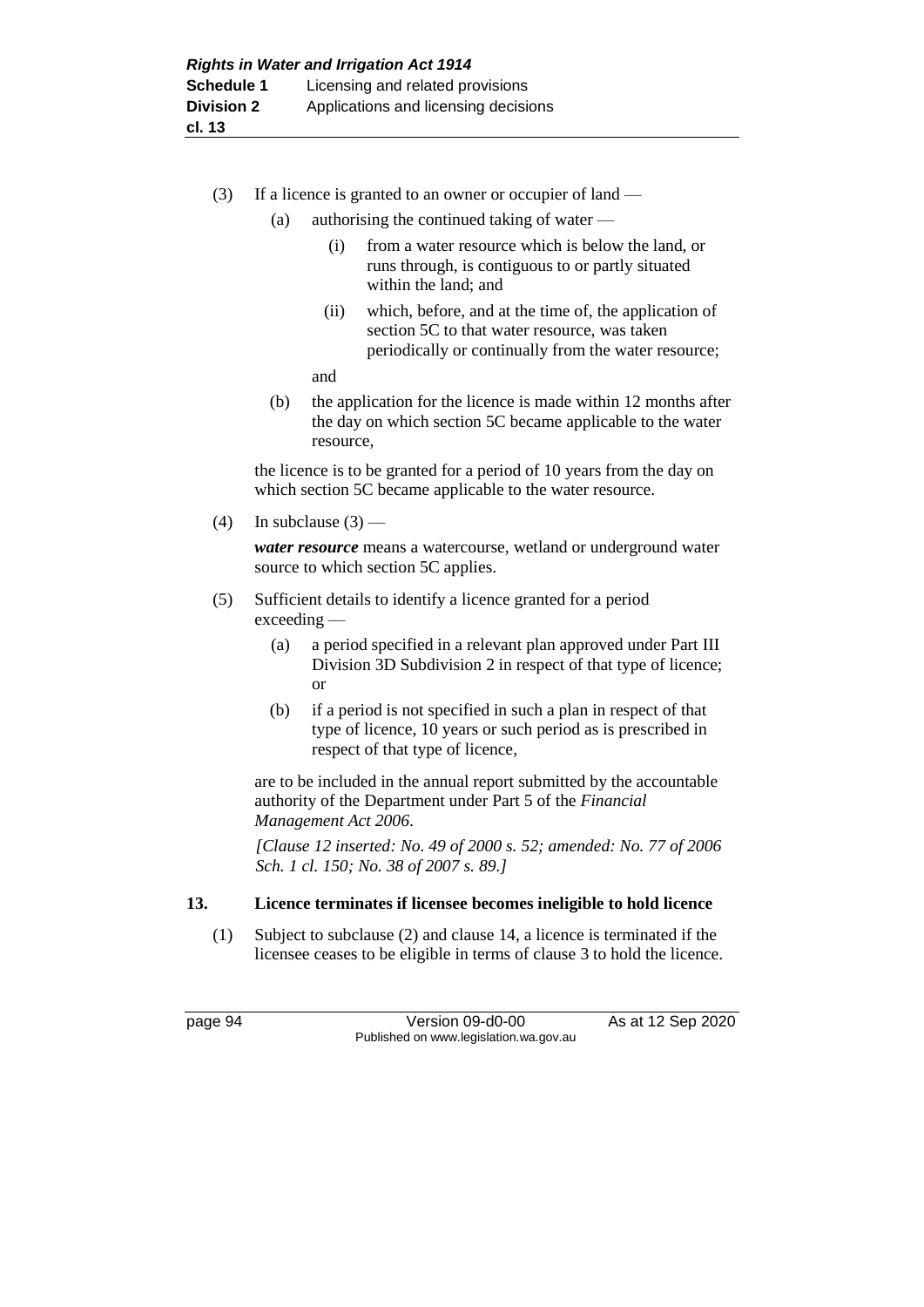(3) If a licence is granted to an owner or occupier of land —

  (a) authorising the continued taking of water —

    (i) from a water resource which is below the land, or runs through, is contiguous to or partly situated within the land; and

    (ii) which, before, and at the time of, the application of section 5C to that water resource, was taken periodically or continually from the water resource;

    and

  (b) the application for the licence is made within 12 months after the day on which section 5C became applicable to the water resource,

the licence is to be granted for a period of 10 years from the day on which section 5C became applicable to the water resource.

(4) In subclause (3) —

***water resource*** means a watercourse, wetland or underground water source to which section 5C applies.

(5) Sufficient details to identify a licence granted for a period exceeding —

  (a) a period specified in a relevant plan approved under Part III Division 3D Subdivision 2 in respect of that type of licence; or

  (b) if a period is not specified in such a plan in respect of that type of licence, 10 years or such period as is prescribed in respect of that type of licence,

are to be included in the annual report submitted by the accountable authority of the Department under Part 5 of the *Financial Management Act 2006*.

*[Clause 12 inserted: No. 49 of 2000 s. 52; amended: No. 77 of 2006 Sch. 1 cl. 150; No. 38 of 2007 s. 89.]*

**13. Licence terminates if licensee becomes ineligible to hold licence**

(1) Subject to subclause (2) and clause 14, a licence is terminated if the licensee ceases to be eligible in terms of clause 3 to hold the licence.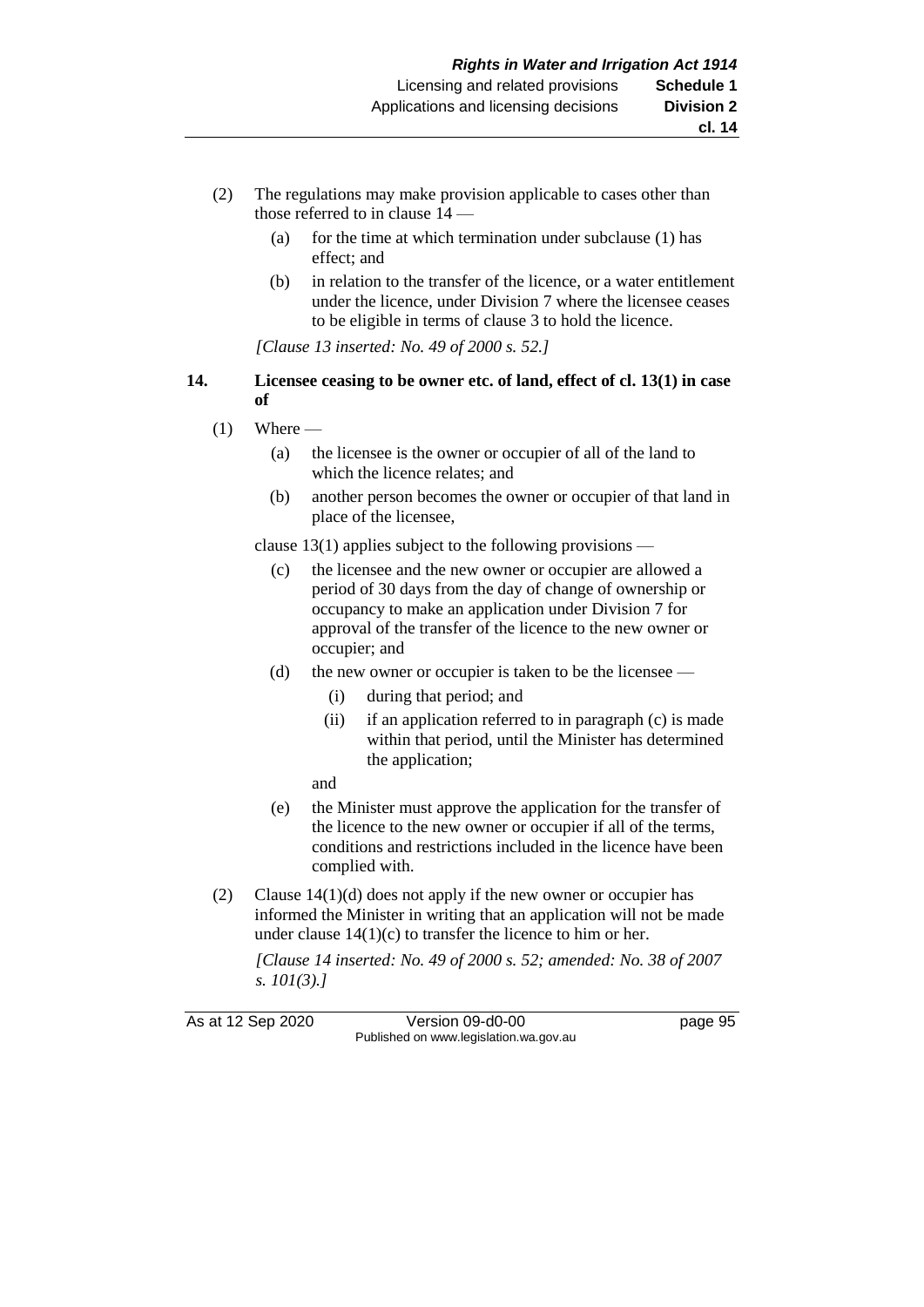(2) The regulations may make provision applicable to cases other than those referred to in clause 14 —

  (a) for the time at which termination under subclause (1) has effect; and

  (b) in relation to the transfer of the licence, or a water entitlement under the licence, under Division 7 where the licensee ceases to be eligible in terms of clause 3 to hold the licence.

*[Clause 13 inserted: No. 49 of 2000 s. 52.]*

**14. Licensee ceasing to be owner etc. of land, effect of cl. 13(1) in case of**

(1) Where —

  (a) the licensee is the owner or occupier of all of the land to which the licence relates; and

  (b) another person becomes the owner or occupier of that land in place of the licensee,

clause 13(1) applies subject to the following provisions —

  (c) the licensee and the new owner or occupier are allowed a period of 30 days from the day of change of ownership or occupancy to make an application under Division 7 for approval of the transfer of the licence to the new owner or occupier; and

  (d) the new owner or occupier is taken to be the licensee —

    (i) during that period; and

    (ii) if an application referred to in paragraph (c) is made within that period, until the Minister has determined the application;

  and

  (e) the Minister must approve the application for the transfer of the licence to the new owner or occupier if all of the terms, conditions and restrictions included in the licence have been complied with.

(2) Clause 14(1)(d) does not apply if the new owner or occupier has informed the Minister in writing that an application will not be made under clause 14(1)(c) to transfer the licence to him or her.

*[Clause 14 inserted: No. 49 of 2000 s. 52; amended: No. 38 of 2007 s. 101(3).]*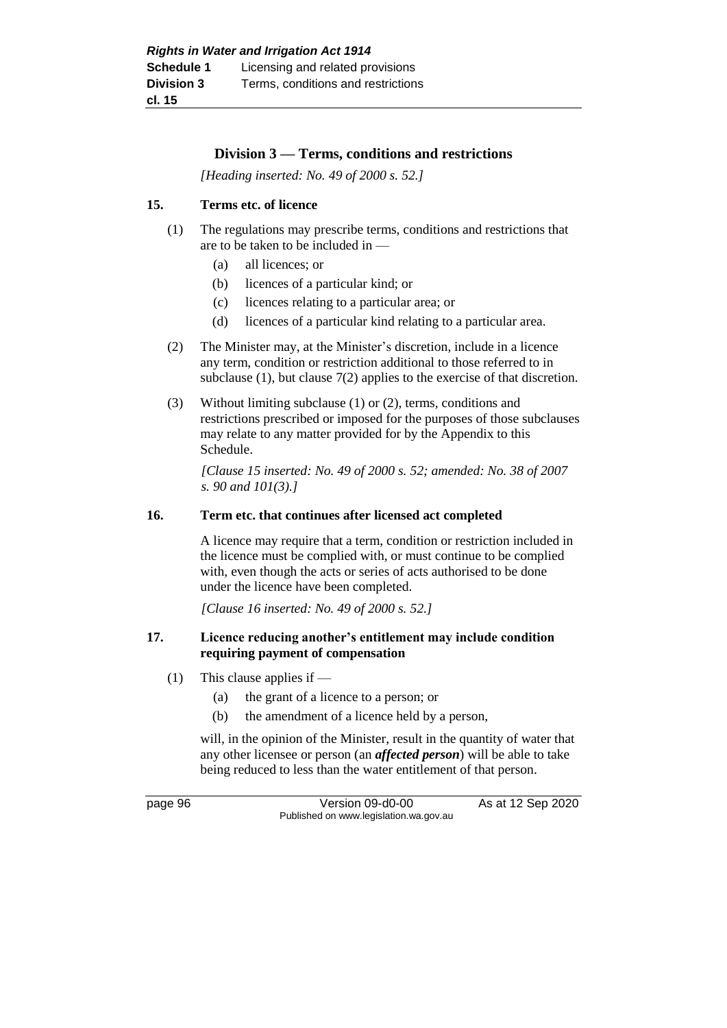## Division 3 — Terms, conditions and restrictions

*[Heading inserted: No. 49 of 2000 s. 52.]*

### 15. Terms etc. of licence

(1) The regulations may prescribe terms, conditions and restrictions that are to be taken to be included in —

- (a) all licences; or
- (b) licences of a particular kind; or
- (c) licences relating to a particular area; or
- (d) licences of a particular kind relating to a particular area.

(2) The Minister may, at the Minister's discretion, include in a licence any term, condition or restriction additional to those referred to in subclause (1), but clause 7(2) applies to the exercise of that discretion.

(3) Without limiting subclause (1) or (2), terms, conditions and restrictions prescribed or imposed for the purposes of those subclauses may relate to any matter provided for by the Appendix to this Schedule.

*[Clause 15 inserted: No. 49 of 2000 s. 52; amended: No. 38 of 2007 s. 90 and 101(3).]*

### 16. Term etc. that continues after licensed act completed

A licence may require that a term, condition or restriction included in the licence must be complied with, or must continue to be complied with, even though the acts or series of acts authorised to be done under the licence have been completed.

*[Clause 16 inserted: No. 49 of 2000 s. 52.]*

### 17. Licence reducing another's entitlement may include condition requiring payment of compensation

(1) This clause applies if —

- (a) the grant of a licence to a person; or
- (b) the amendment of a licence held by a person,

will, in the opinion of the Minister, result in the quantity of water that any other licensee or person (an ***affected person***) will be able to take being reduced to less than the water entitlement of that person.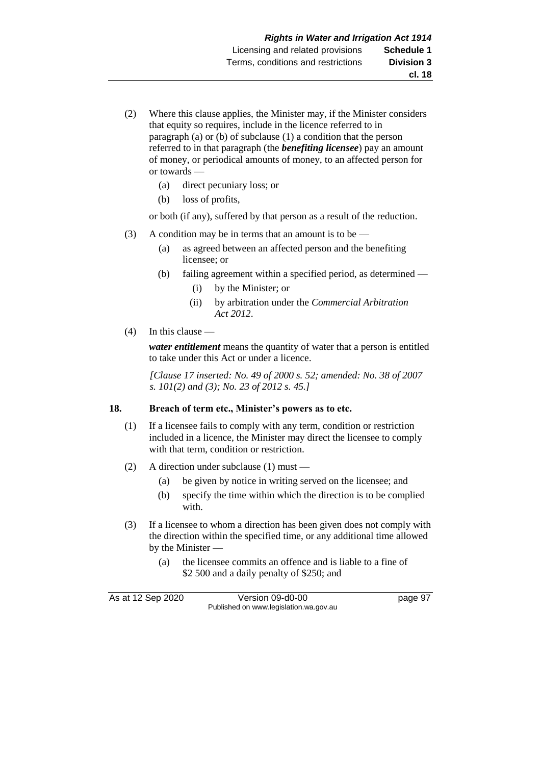(2) Where this clause applies, the Minister may, if the Minister considers that equity so requires, include in the licence referred to in paragraph (a) or (b) of subclause (1) a condition that the person referred to in that paragraph (the ***benefiting licensee***) pay an amount of money, or periodical amounts of money, to an affected person for or towards —

  (a) direct pecuniary loss; or

  (b) loss of profits,

or both (if any), suffered by that person as a result of the reduction.

(3) A condition may be in terms that an amount is to be —

  (a) as agreed between an affected person and the benefiting licensee; or

  (b) failing agreement within a specified period, as determined —

    (i) by the Minister; or

    (ii) by arbitration under the *Commercial Arbitration Act 2012*.

(4) In this clause —

***water entitlement*** means the quantity of water that a person is entitled to take under this Act or under a licence.

*[Clause 17 inserted: No. 49 of 2000 s. 52; amended: No. 38 of 2007 s. 101(2) and (3); No. 23 of 2012 s. 45.]*

**18. Breach of term etc., Minister's powers as to etc.**

(1) If a licensee fails to comply with any term, condition or restriction included in a licence, the Minister may direct the licensee to comply with that term, condition or restriction.

(2) A direction under subclause (1) must —

  (a) be given by notice in writing served on the licensee; and

  (b) specify the time within which the direction is to be complied with.

(3) If a licensee to whom a direction has been given does not comply with the direction within the specified time, or any additional time allowed by the Minister —

  (a) the licensee commits an offence and is liable to a fine of \$2 500 and a daily penalty of \$250; and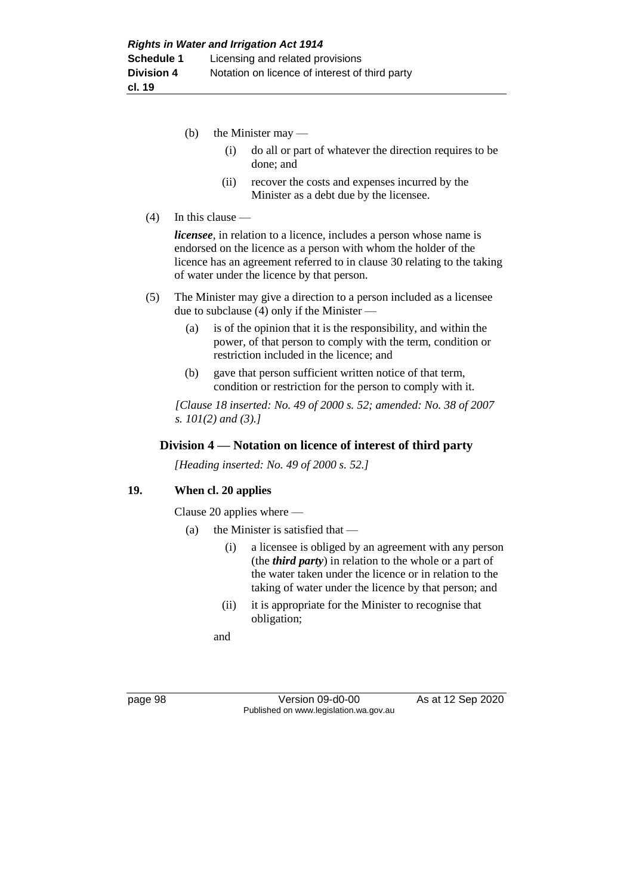(b) the Minister may —

  (i) do all or part of whatever the direction requires to be done; and

  (ii) recover the costs and expenses incurred by the Minister as a debt due by the licensee.

(4) In this clause —

***licensee***, in relation to a licence, includes a person whose name is endorsed on the licence as a person with whom the holder of the licence has an agreement referred to in clause 30 relating to the taking of water under the licence by that person.

(5) The Minister may give a direction to a person included as a licensee due to subclause (4) only if the Minister —

  (a) is of the opinion that it is the responsibility, and within the power, of that person to comply with the term, condition or restriction included in the licence; and

  (b) gave that person sufficient written notice of that term, condition or restriction for the person to comply with it.

*[Clause 18 inserted: No. 49 of 2000 s. 52; amended: No. 38 of 2007 s. 101(2) and (3).]*

## Division 4 — Notation on licence of interest of third party

*[Heading inserted: No. 49 of 2000 s. 52.]*

### 19. When cl. 20 applies

Clause 20 applies where —

  (a) the Minister is satisfied that —

    (i) a licensee is obliged by an agreement with any person (the ***third party***) in relation to the whole or a part of the water taken under the licence or in relation to the taking of water under the licence by that person; and

    (ii) it is appropriate for the Minister to recognise that obligation;

  and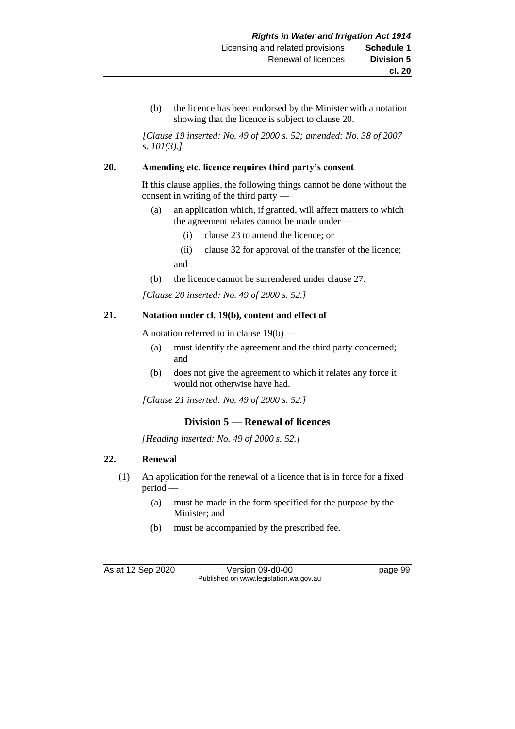(b) the licence has been endorsed by the Minister with a notation showing that the licence is subject to clause 20.

*[Clause 19 inserted: No. 49 of 2000 s. 52; amended: No. 38 of 2007 s. 101(3).]*

**20. Amending etc. licence requires third party's consent**

If this clause applies, the following things cannot be done without the consent in writing of the third party —

(a) an application which, if granted, will affect matters to which the agreement relates cannot be made under —

(i) clause 23 to amend the licence; or

(ii) clause 32 for approval of the transfer of the licence;

and

(b) the licence cannot be surrendered under clause 27.

*[Clause 20 inserted: No. 49 of 2000 s. 52.]*

**21. Notation under cl. 19(b), content and effect of**

A notation referred to in clause 19(b) —

(a) must identify the agreement and the third party concerned; and

(b) does not give the agreement to which it relates any force it would not otherwise have had.

*[Clause 21 inserted: No. 49 of 2000 s. 52.]*

## Division 5 — Renewal of licences

*[Heading inserted: No. 49 of 2000 s. 52.]*

**22. Renewal**

(1) An application for the renewal of a licence that is in force for a fixed period —

(a) must be made in the form specified for the purpose by the Minister; and

(b) must be accompanied by the prescribed fee.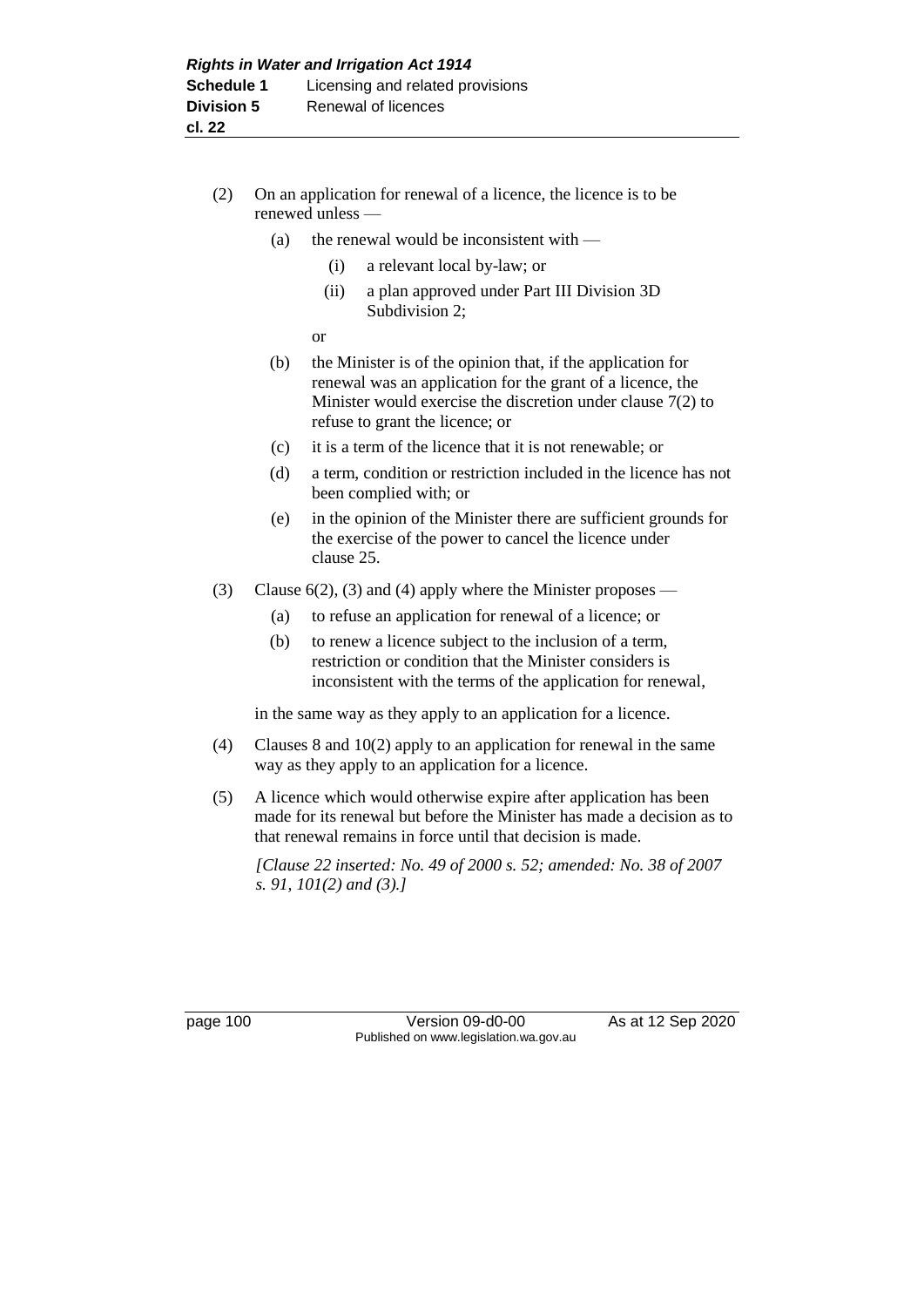(2) On an application for renewal of a licence, the licence is to be renewed unless —

   (a) the renewal would be inconsistent with —

      (i) a relevant local by-law; or

      (ii) a plan approved under Part III Division 3D Subdivision 2;

   or

   (b) the Minister is of the opinion that, if the application for renewal was an application for the grant of a licence, the Minister would exercise the discretion under clause 7(2) to refuse to grant the licence; or

   (c) it is a term of the licence that it is not renewable; or

   (d) a term, condition or restriction included in the licence has not been complied with; or

   (e) in the opinion of the Minister there are sufficient grounds for the exercise of the power to cancel the licence under clause 25.

(3) Clause 6(2), (3) and (4) apply where the Minister proposes —

   (a) to refuse an application for renewal of a licence; or

   (b) to renew a licence subject to the inclusion of a term, restriction or condition that the Minister considers is inconsistent with the terms of the application for renewal,

   in the same way as they apply to an application for a licence.

(4) Clauses 8 and 10(2) apply to an application for renewal in the same way as they apply to an application for a licence.

(5) A licence which would otherwise expire after application has been made for its renewal but before the Minister has made a decision as to that renewal remains in force until that decision is made.

*[Clause 22 inserted: No. 49 of 2000 s. 52; amended: No. 38 of 2007 s. 91, 101(2) and (3).]*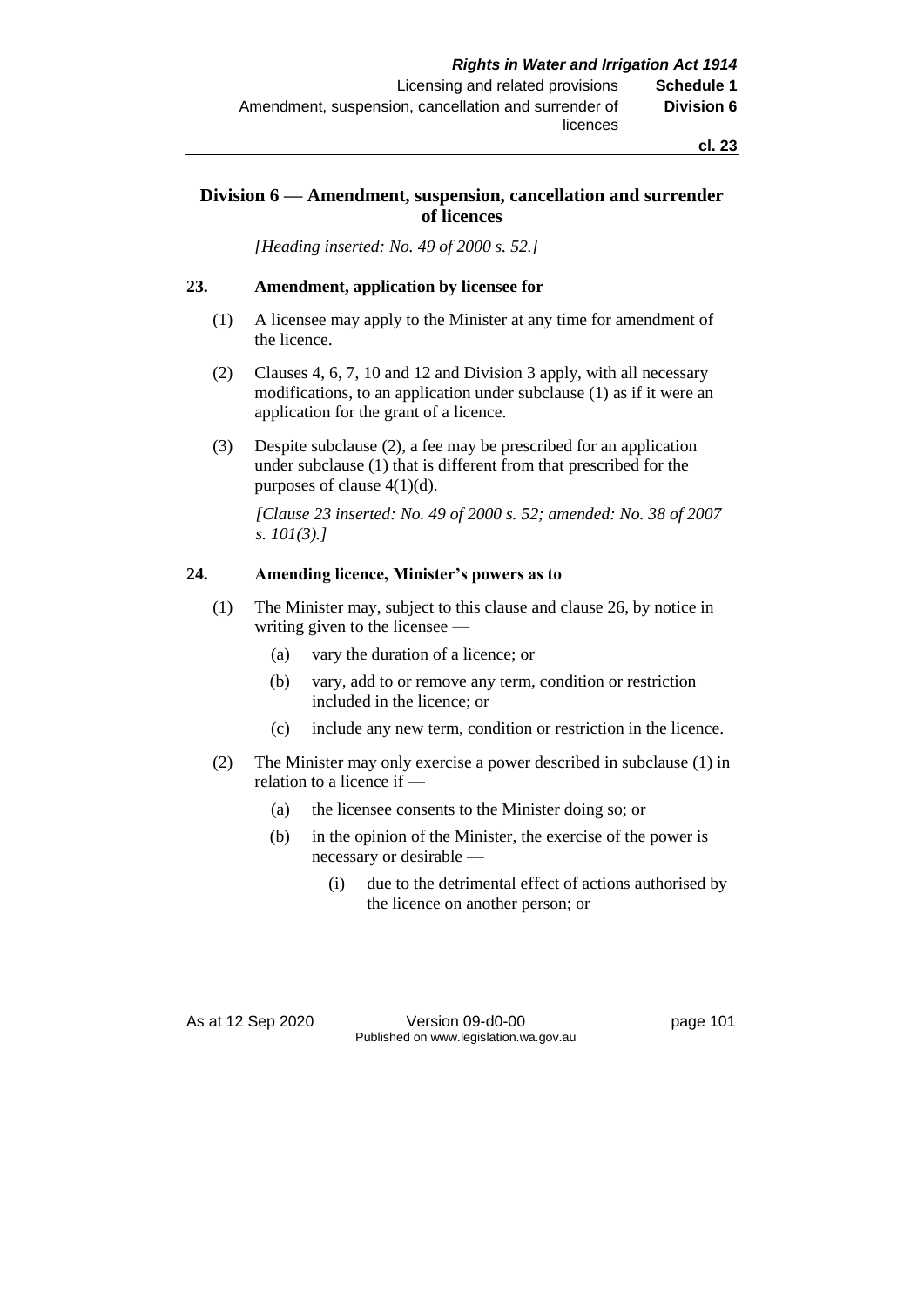## Division 6 — Amendment, suspension, cancellation and surrender of licences

*[Heading inserted: No. 49 of 2000 s. 52.]*

### 23. Amendment, application by licensee for

(1) A licensee may apply to the Minister at any time for amendment of the licence.

(2) Clauses 4, 6, 7, 10 and 12 and Division 3 apply, with all necessary modifications, to an application under subclause (1) as if it were an application for the grant of a licence.

(3) Despite subclause (2), a fee may be prescribed for an application under subclause (1) that is different from that prescribed for the purposes of clause 4(1)(d).

*[Clause 23 inserted: No. 49 of 2000 s. 52; amended: No. 38 of 2007 s. 101(3).]*

### 24. Amending licence, Minister's powers as to

(1) The Minister may, subject to this clause and clause 26, by notice in writing given to the licensee —

- (a) vary the duration of a licence; or
- (b) vary, add to or remove any term, condition or restriction included in the licence; or
- (c) include any new term, condition or restriction in the licence.

(2) The Minister may only exercise a power described in subclause (1) in relation to a licence if —

- (a) the licensee consents to the Minister doing so; or
- (b) in the opinion of the Minister, the exercise of the power is necessary or desirable —
  - (i) due to the detrimental effect of actions authorised by the licence on another person; or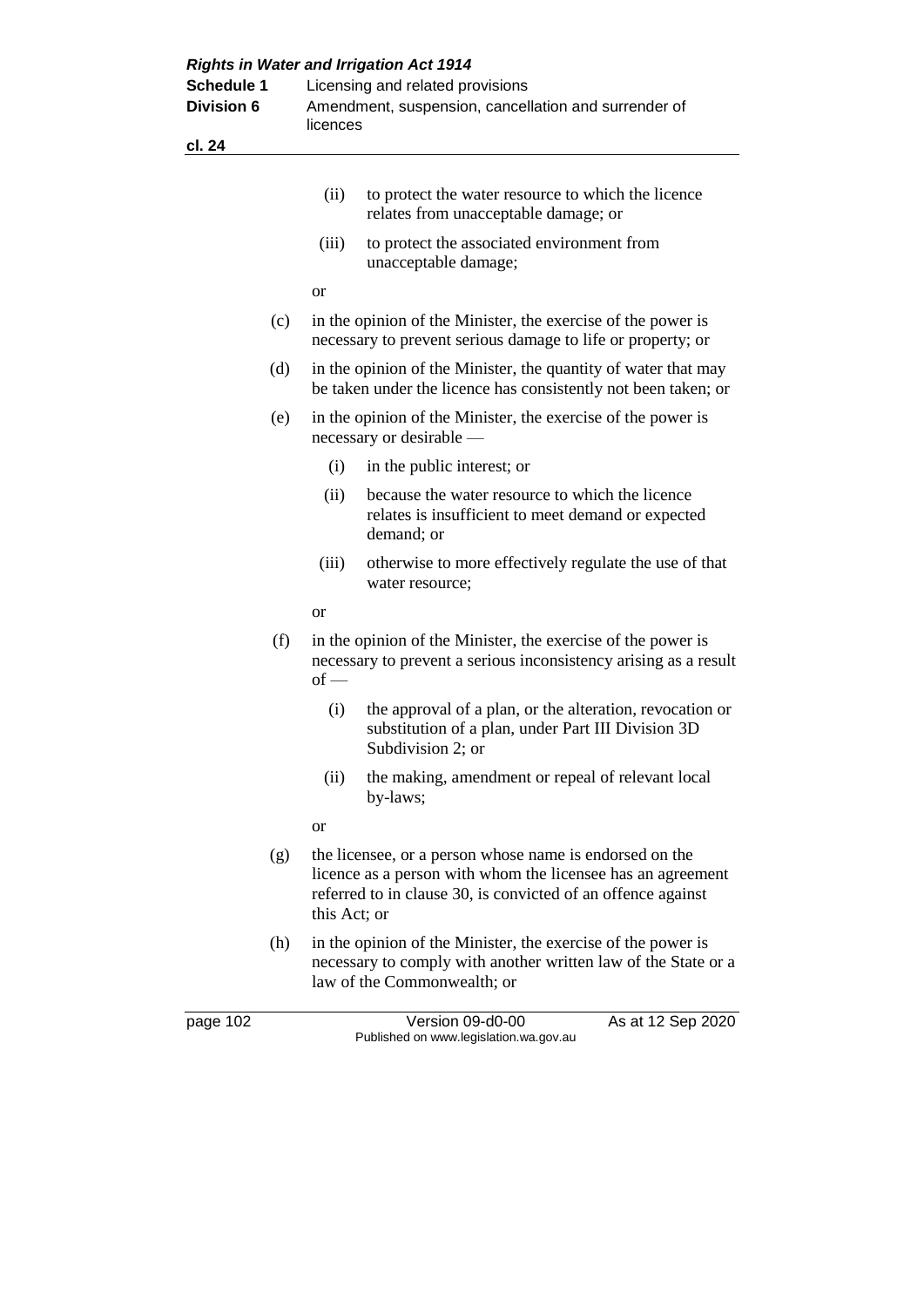(ii) to protect the water resource to which the licence relates from unacceptable damage; or

(iii) to protect the associated environment from unacceptable damage;

or

(c) in the opinion of the Minister, the exercise of the power is necessary to prevent serious damage to life or property; or

(d) in the opinion of the Minister, the quantity of water that may be taken under the licence has consistently not been taken; or

(e) in the opinion of the Minister, the exercise of the power is necessary or desirable —

(i) in the public interest; or

(ii) because the water resource to which the licence relates is insufficient to meet demand or expected demand; or

(iii) otherwise to more effectively regulate the use of that water resource;

or

(f) in the opinion of the Minister, the exercise of the power is necessary to prevent a serious inconsistency arising as a result of —

(i) the approval of a plan, or the alteration, revocation or substitution of a plan, under Part III Division 3D Subdivision 2; or

(ii) the making, amendment or repeal of relevant local by-laws;

or

(g) the licensee, or a person whose name is endorsed on the licence as a person with whom the licensee has an agreement referred to in clause 30, is convicted of an offence against this Act; or

(h) in the opinion of the Minister, the exercise of the power is necessary to comply with another written law of the State or a law of the Commonwealth; or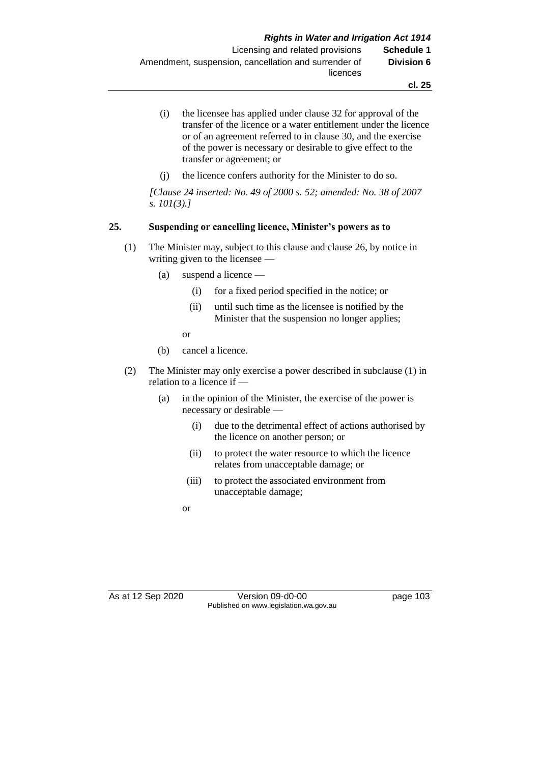(i) the licensee has applied under clause 32 for approval of the transfer of the licence or a water entitlement under the licence or of an agreement referred to in clause 30, and the exercise of the power is necessary or desirable to give effect to the transfer or agreement; or

(j) the licence confers authority for the Minister to do so.

*[Clause 24 inserted: No. 49 of 2000 s. 52; amended: No. 38 of 2007 s. 101(3).]*

### 25. Suspending or cancelling licence, Minister's powers as to

(1) The Minister may, subject to this clause and clause 26, by notice in writing given to the licensee —

(a) suspend a licence —

(i) for a fixed period specified in the notice; or

(ii) until such time as the licensee is notified by the Minister that the suspension no longer applies;

or

(b) cancel a licence.

(2) The Minister may only exercise a power described in subclause (1) in relation to a licence if —

(a) in the opinion of the Minister, the exercise of the power is necessary or desirable —

(i) due to the detrimental effect of actions authorised by the licence on another person; or

(ii) to protect the water resource to which the licence relates from unacceptable damage; or

(iii) to protect the associated environment from unacceptable damage;

or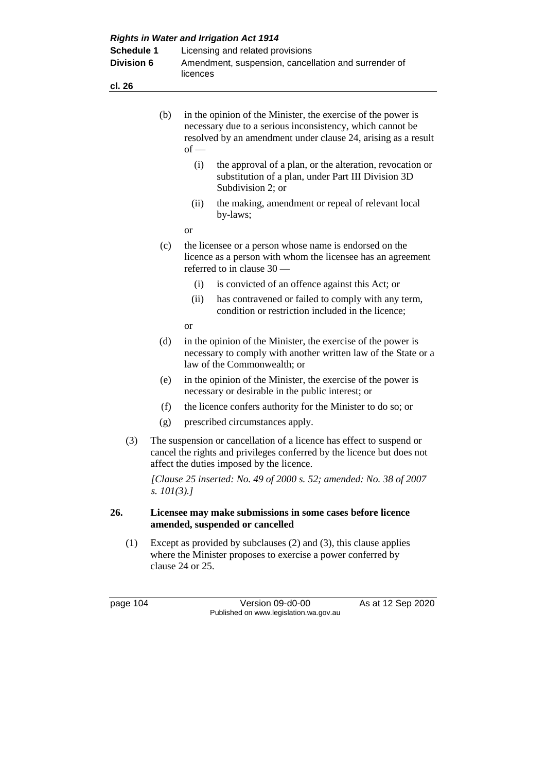(b) in the opinion of the Minister, the exercise of the power is necessary due to a serious inconsistency, which cannot be resolved by an amendment under clause 24, arising as a result of —

(i) the approval of a plan, or the alteration, revocation or substitution of a plan, under Part III Division 3D Subdivision 2; or

(ii) the making, amendment or repeal of relevant local by-laws;

or

(c) the licensee or a person whose name is endorsed on the licence as a person with whom the licensee has an agreement referred to in clause 30 —

(i) is convicted of an offence against this Act; or

(ii) has contravened or failed to comply with any term, condition or restriction included in the licence;

or

(d) in the opinion of the Minister, the exercise of the power is necessary to comply with another written law of the State or a law of the Commonwealth; or

(e) in the opinion of the Minister, the exercise of the power is necessary or desirable in the public interest; or

(f) the licence confers authority for the Minister to do so; or

(g) prescribed circumstances apply.

(3) The suspension or cancellation of a licence has effect to suspend or cancel the rights and privileges conferred by the licence but does not affect the duties imposed by the licence.

*[Clause 25 inserted: No. 49 of 2000 s. 52; amended: No. 38 of 2007 s. 101(3).]*

### 26. Licensee may make submissions in some cases before licence amended, suspended or cancelled

(1) Except as provided by subclauses (2) and (3), this clause applies where the Minister proposes to exercise a power conferred by clause 24 or 25.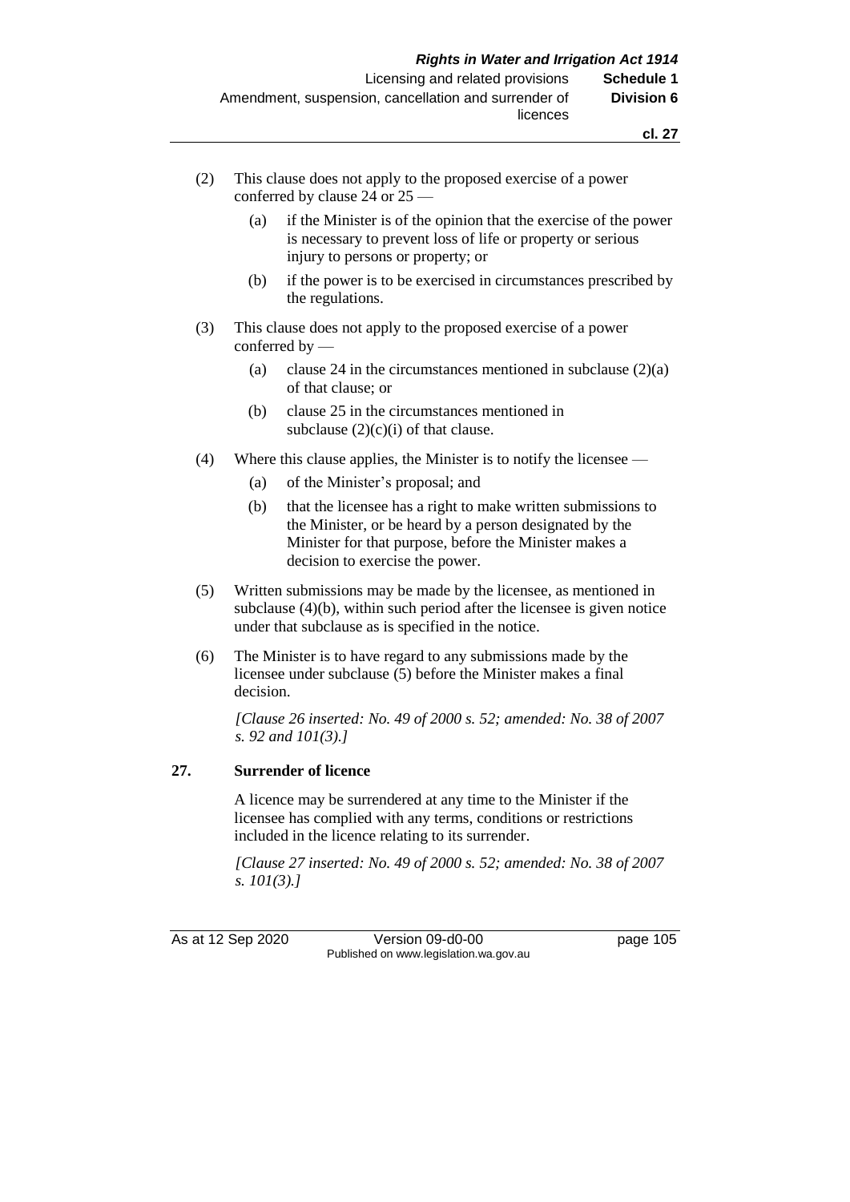(2) This clause does not apply to the proposed exercise of a power conferred by clause 24 or 25 —

   (a) if the Minister is of the opinion that the exercise of the power is necessary to prevent loss of life or property or serious injury to persons or property; or

   (b) if the power is to be exercised in circumstances prescribed by the regulations.

(3) This clause does not apply to the proposed exercise of a power conferred by —

   (a) clause 24 in the circumstances mentioned in subclause (2)(a) of that clause; or

   (b) clause 25 in the circumstances mentioned in subclause (2)(c)(i) of that clause.

(4) Where this clause applies, the Minister is to notify the licensee —

   (a) of the Minister's proposal; and

   (b) that the licensee has a right to make written submissions to the Minister, or be heard by a person designated by the Minister for that purpose, before the Minister makes a decision to exercise the power.

(5) Written submissions may be made by the licensee, as mentioned in subclause (4)(b), within such period after the licensee is given notice under that subclause as is specified in the notice.

(6) The Minister is to have regard to any submissions made by the licensee under subclause (5) before the Minister makes a final decision.

*[Clause 26 inserted: No. 49 of 2000 s. 52; amended: No. 38 of 2007 s. 92 and 101(3).]*

### 27. Surrender of licence

A licence may be surrendered at any time to the Minister if the licensee has complied with any terms, conditions or restrictions included in the licence relating to its surrender.

*[Clause 27 inserted: No. 49 of 2000 s. 52; amended: No. 38 of 2007 s. 101(3).]*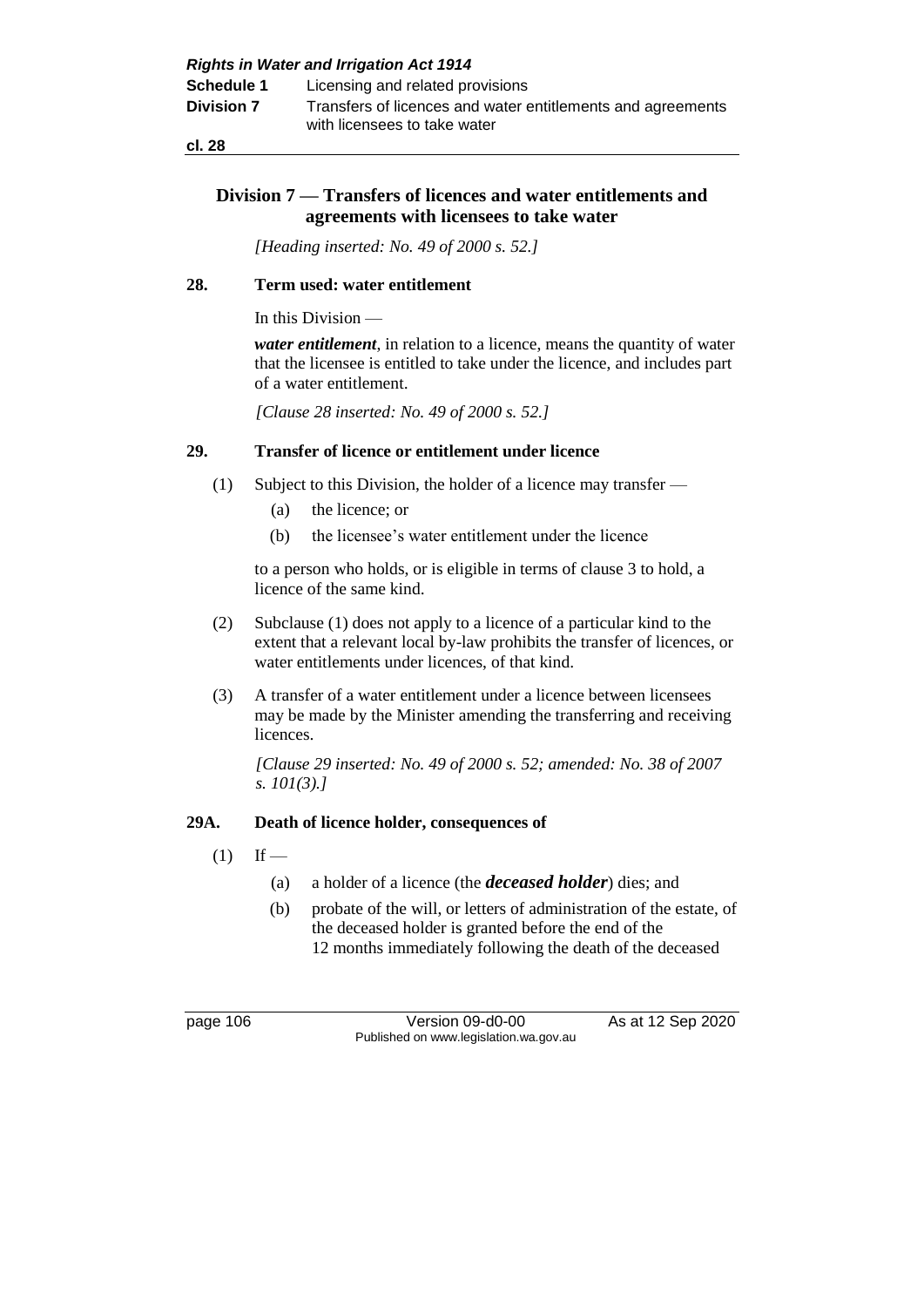## Division 7 — Transfers of licences and water entitlements and agreements with licensees to take water

*[Heading inserted: No. 49 of 2000 s. 52.]*

### 28. Term used: water entitlement

In this Division —

***water entitlement***, in relation to a licence, means the quantity of water that the licensee is entitled to take under the licence, and includes part of a water entitlement.

*[Clause 28 inserted: No. 49 of 2000 s. 52.]*

### 29. Transfer of licence or entitlement under licence

(1) Subject to this Division, the holder of a licence may transfer —

- (a) the licence; or
- (b) the licensee's water entitlement under the licence

to a person who holds, or is eligible in terms of clause 3 to hold, a licence of the same kind.

(2) Subclause (1) does not apply to a licence of a particular kind to the extent that a relevant local by-law prohibits the transfer of licences, or water entitlements under licences, of that kind.

(3) A transfer of a water entitlement under a licence between licensees may be made by the Minister amending the transferring and receiving licences.

*[Clause 29 inserted: No. 49 of 2000 s. 52; amended: No. 38 of 2007 s. 101(3).]*

### 29A. Death of licence holder, consequences of

(1) If —

- (a) a holder of a licence (the ***deceased holder***) dies; and
- (b) probate of the will, or letters of administration of the estate, of the deceased holder is granted before the end of the 12 months immediately following the death of the deceased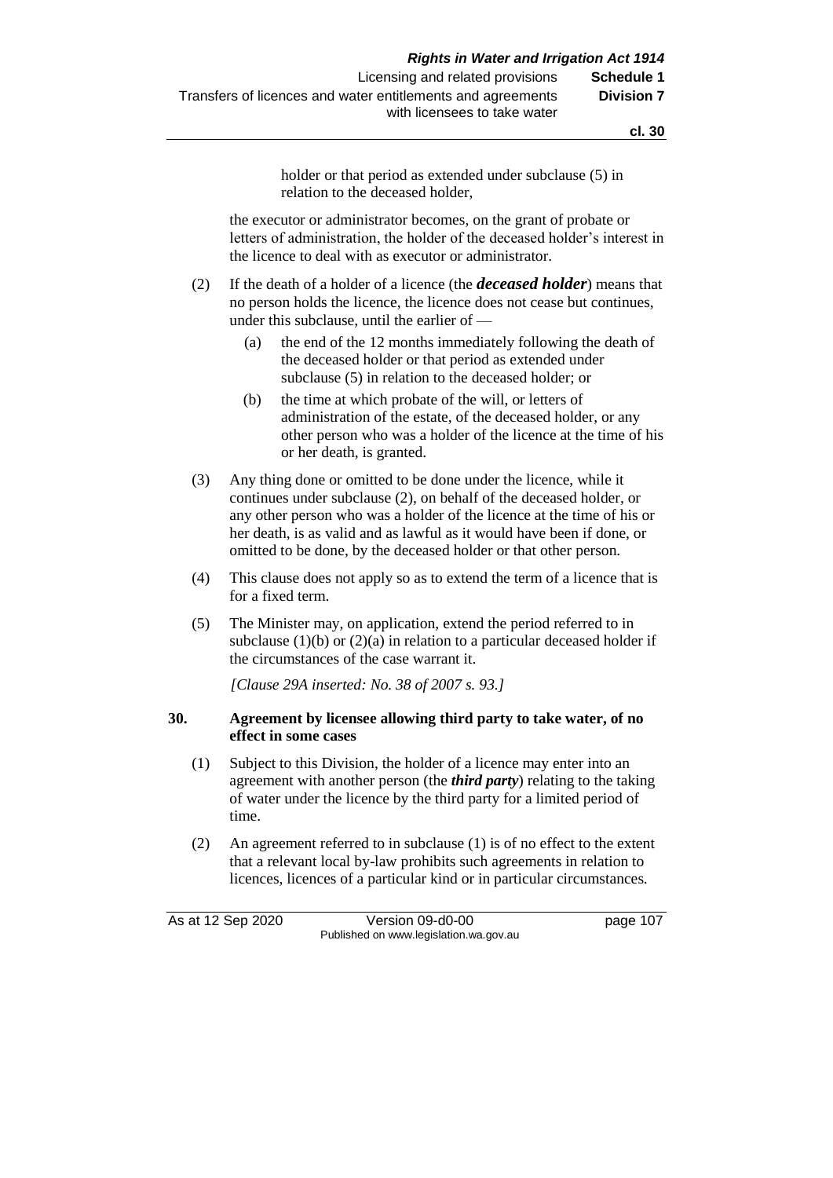holder or that period as extended under subclause (5) in relation to the deceased holder,

the executor or administrator becomes, on the grant of probate or letters of administration, the holder of the deceased holder's interest in the licence to deal with as executor or administrator.

(2) If the death of a holder of a licence (the ***deceased holder***) means that no person holds the licence, the licence does not cease but continues, under this subclause, until the earlier of —

(a) the end of the 12 months immediately following the death of the deceased holder or that period as extended under subclause (5) in relation to the deceased holder; or

(b) the time at which probate of the will, or letters of administration of the estate, of the deceased holder, or any other person who was a holder of the licence at the time of his or her death, is granted.

(3) Any thing done or omitted to be done under the licence, while it continues under subclause (2), on behalf of the deceased holder, or any other person who was a holder of the licence at the time of his or her death, is as valid and as lawful as it would have been if done, or omitted to be done, by the deceased holder or that other person.

(4) This clause does not apply so as to extend the term of a licence that is for a fixed term.

(5) The Minister may, on application, extend the period referred to in subclause (1)(b) or (2)(a) in relation to a particular deceased holder if the circumstances of the case warrant it.

*[Clause 29A inserted: No. 38 of 2007 s. 93.]*

**30. Agreement by licensee allowing third party to take water, of no effect in some cases**

(1) Subject to this Division, the holder of a licence may enter into an agreement with another person (the ***third party***) relating to the taking of water under the licence by the third party for a limited period of time.

(2) An agreement referred to in subclause (1) is of no effect to the extent that a relevant local by-law prohibits such agreements in relation to licences, licences of a particular kind or in particular circumstances.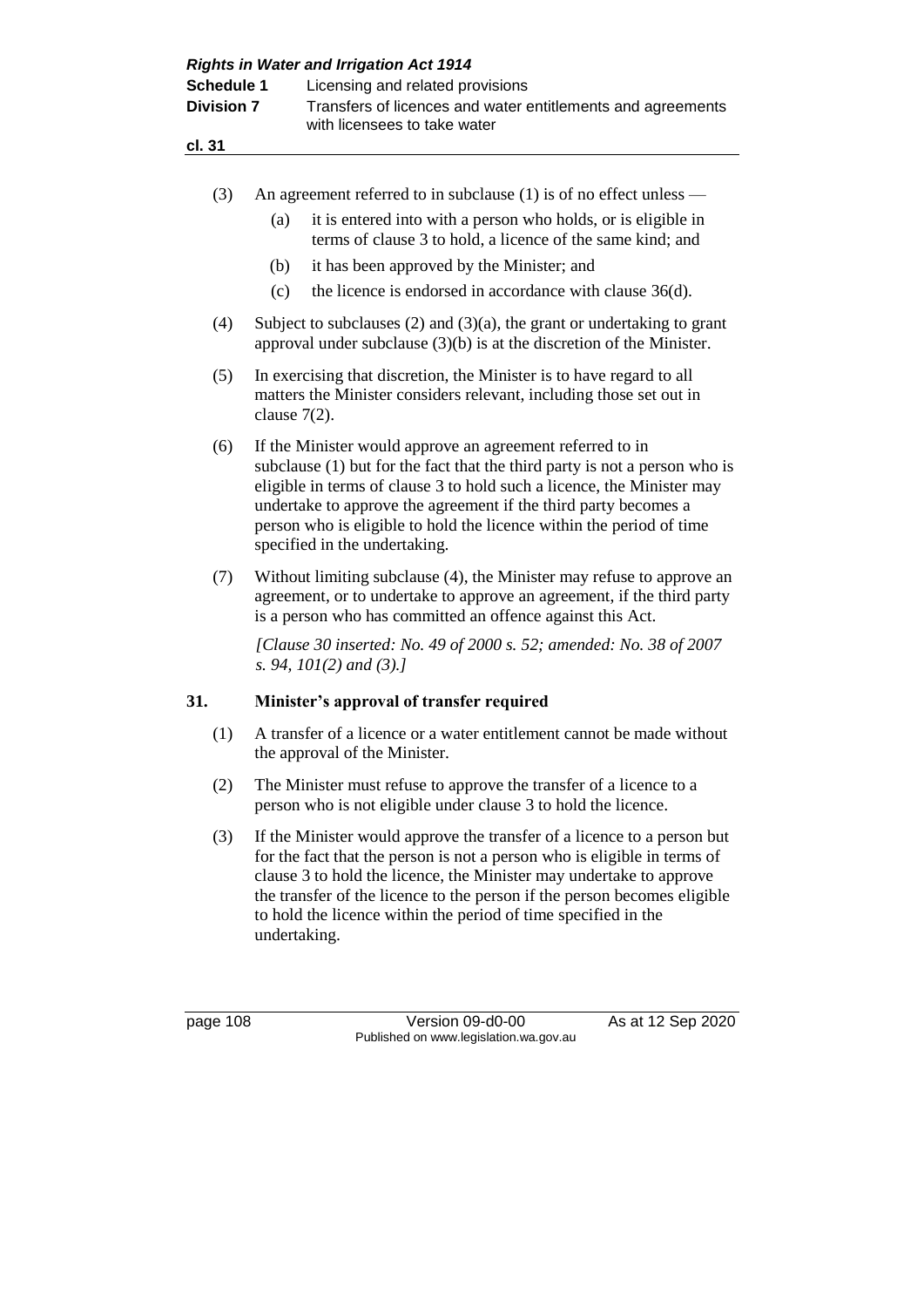(3) An agreement referred to in subclause (1) is of no effect unless —

(a) it is entered into with a person who holds, or is eligible in terms of clause 3 to hold, a licence of the same kind; and

(b) it has been approved by the Minister; and

(c) the licence is endorsed in accordance with clause 36(d).

(4) Subject to subclauses (2) and (3)(a), the grant or undertaking to grant approval under subclause (3)(b) is at the discretion of the Minister.

(5) In exercising that discretion, the Minister is to have regard to all matters the Minister considers relevant, including those set out in clause 7(2).

(6) If the Minister would approve an agreement referred to in subclause (1) but for the fact that the third party is not a person who is eligible in terms of clause 3 to hold such a licence, the Minister may undertake to approve the agreement if the third party becomes a person who is eligible to hold the licence within the period of time specified in the undertaking.

(7) Without limiting subclause (4), the Minister may refuse to approve an agreement, or to undertake to approve an agreement, if the third party is a person who has committed an offence against this Act.

*[Clause 30 inserted: No. 49 of 2000 s. 52; amended: No. 38 of 2007 s. 94, 101(2) and (3).]*

## 31. Minister's approval of transfer required

(1) A transfer of a licence or a water entitlement cannot be made without the approval of the Minister.

(2) The Minister must refuse to approve the transfer of a licence to a person who is not eligible under clause 3 to hold the licence.

(3) If the Minister would approve the transfer of a licence to a person but for the fact that the person is not a person who is eligible in terms of clause 3 to hold the licence, the Minister may undertake to approve the transfer of the licence to the person if the person becomes eligible to hold the licence within the period of time specified in the undertaking.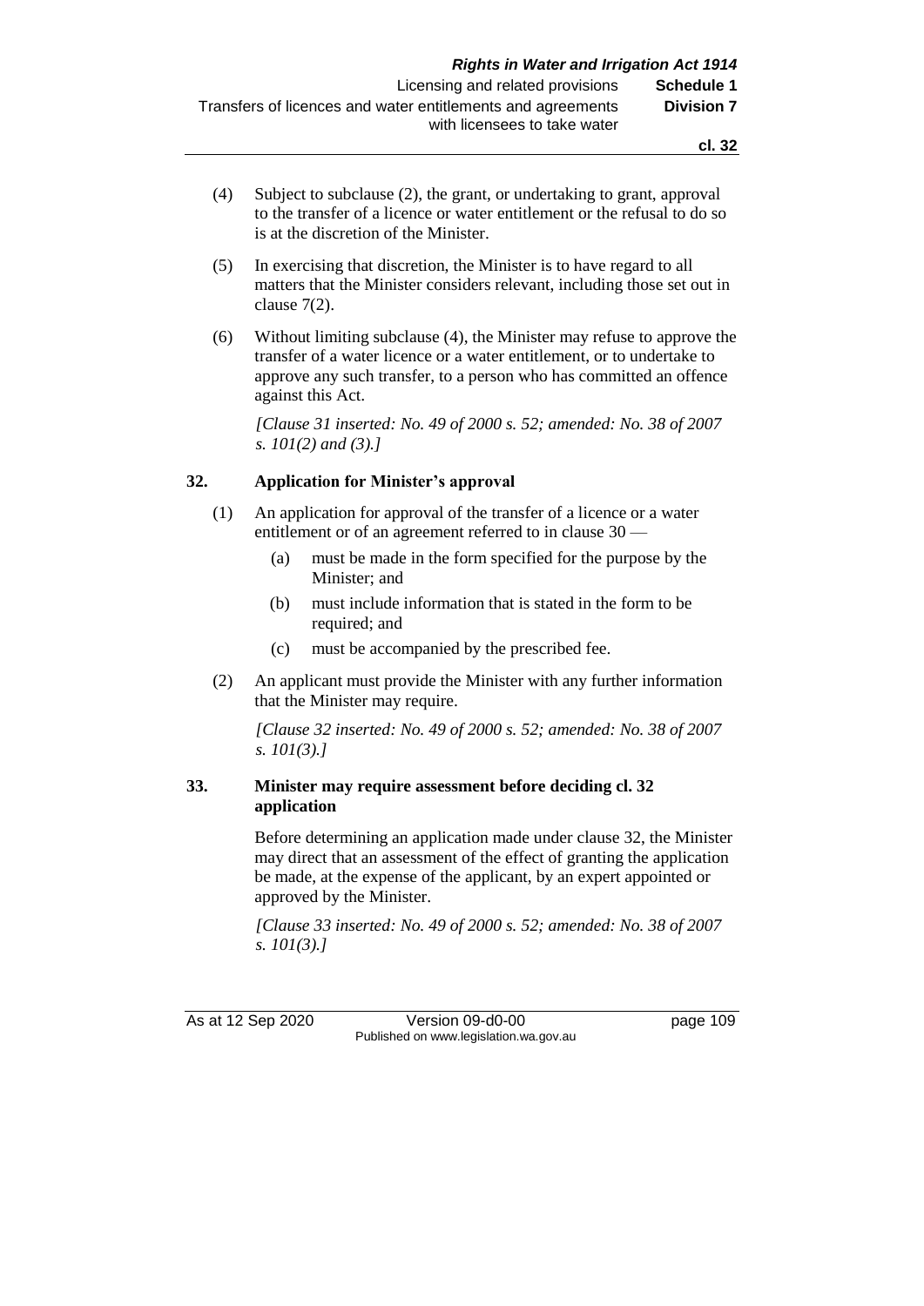(4) Subject to subclause (2), the grant, or undertaking to grant, approval to the transfer of a licence or water entitlement or the refusal to do so is at the discretion of the Minister.

(5) In exercising that discretion, the Minister is to have regard to all matters that the Minister considers relevant, including those set out in clause 7(2).

(6) Without limiting subclause (4), the Minister may refuse to approve the transfer of a water licence or a water entitlement, or to undertake to approve any such transfer, to a person who has committed an offence against this Act.

*[Clause 31 inserted: No. 49 of 2000 s. 52; amended: No. 38 of 2007 s. 101(2) and (3).]*

### 32. Application for Minister's approval

(1) An application for approval of the transfer of a licence or a water entitlement or of an agreement referred to in clause 30 —

- (a) must be made in the form specified for the purpose by the Minister; and
- (b) must include information that is stated in the form to be required; and
- (c) must be accompanied by the prescribed fee.

(2) An applicant must provide the Minister with any further information that the Minister may require.

*[Clause 32 inserted: No. 49 of 2000 s. 52; amended: No. 38 of 2007 s. 101(3).]*

### 33. Minister may require assessment before deciding cl. 32 application

Before determining an application made under clause 32, the Minister may direct that an assessment of the effect of granting the application be made, at the expense of the applicant, by an expert appointed or approved by the Minister.

*[Clause 33 inserted: No. 49 of 2000 s. 52; amended: No. 38 of 2007 s. 101(3).]*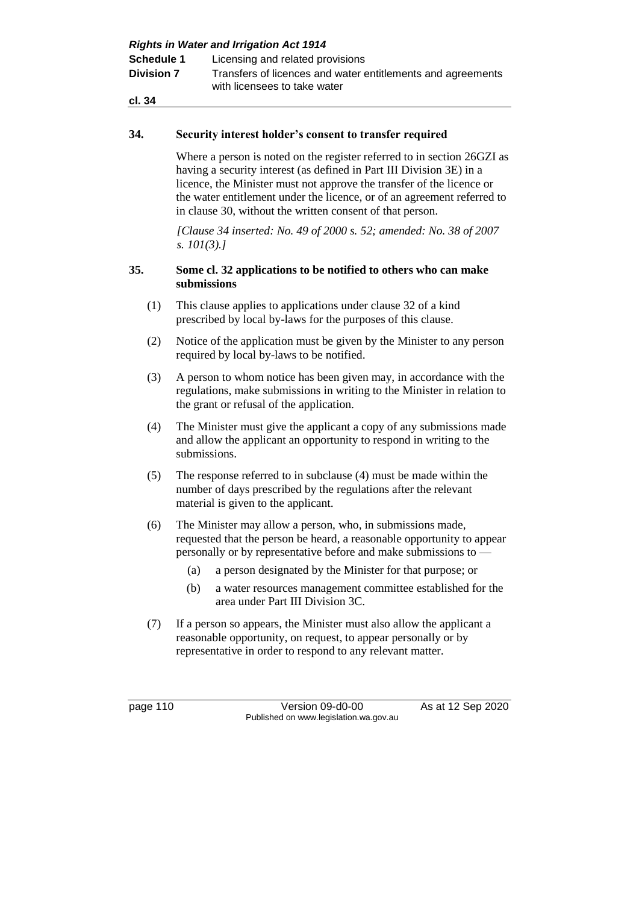### 34. Security interest holder's consent to transfer required

Where a person is noted on the register referred to in section 26GZI as having a security interest (as defined in Part III Division 3E) in a licence, the Minister must not approve the transfer of the licence or the water entitlement under the licence, or of an agreement referred to in clause 30, without the written consent of that person.

*[Clause 34 inserted: No. 49 of 2000 s. 52; amended: No. 38 of 2007 s. 101(3).]*

### 35. Some cl. 32 applications to be notified to others who can make submissions

(1) This clause applies to applications under clause 32 of a kind prescribed by local by-laws for the purposes of this clause.

(2) Notice of the application must be given by the Minister to any person required by local by-laws to be notified.

(3) A person to whom notice has been given may, in accordance with the regulations, make submissions in writing to the Minister in relation to the grant or refusal of the application.

(4) The Minister must give the applicant a copy of any submissions made and allow the applicant an opportunity to respond in writing to the submissions.

(5) The response referred to in subclause (4) must be made within the number of days prescribed by the regulations after the relevant material is given to the applicant.

(6) The Minister may allow a person, who, in submissions made, requested that the person be heard, a reasonable opportunity to appear personally or by representative before and make submissions to —

- (a) a person designated by the Minister for that purpose; or
- (b) a water resources management committee established for the area under Part III Division 3C.

(7) If a person so appears, the Minister must also allow the applicant a reasonable opportunity, on request, to appear personally or by representative in order to respond to any relevant matter.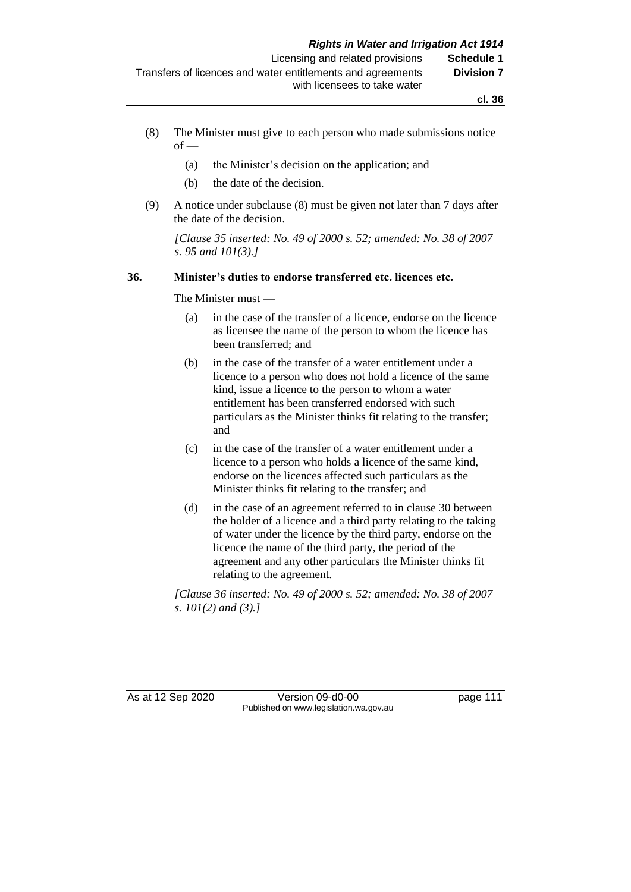(8) The Minister must give to each person who made submissions notice of —

(a) the Minister's decision on the application; and

(b) the date of the decision.

(9) A notice under subclause (8) must be given not later than 7 days after the date of the decision.

*[Clause 35 inserted: No. 49 of 2000 s. 52; amended: No. 38 of 2007 s. 95 and 101(3).]*

**36. Minister's duties to endorse transferred etc. licences etc.**

The Minister must —

(a) in the case of the transfer of a licence, endorse on the licence as licensee the name of the person to whom the licence has been transferred; and

(b) in the case of the transfer of a water entitlement under a licence to a person who does not hold a licence of the same kind, issue a licence to the person to whom a water entitlement has been transferred endorsed with such particulars as the Minister thinks fit relating to the transfer; and

(c) in the case of the transfer of a water entitlement under a licence to a person who holds a licence of the same kind, endorse on the licences affected such particulars as the Minister thinks fit relating to the transfer; and

(d) in the case of an agreement referred to in clause 30 between the holder of a licence and a third party relating to the taking of water under the licence by the third party, endorse on the licence the name of the third party, the period of the agreement and any other particulars the Minister thinks fit relating to the agreement.

*[Clause 36 inserted: No. 49 of 2000 s. 52; amended: No. 38 of 2007 s. 101(2) and (3).]*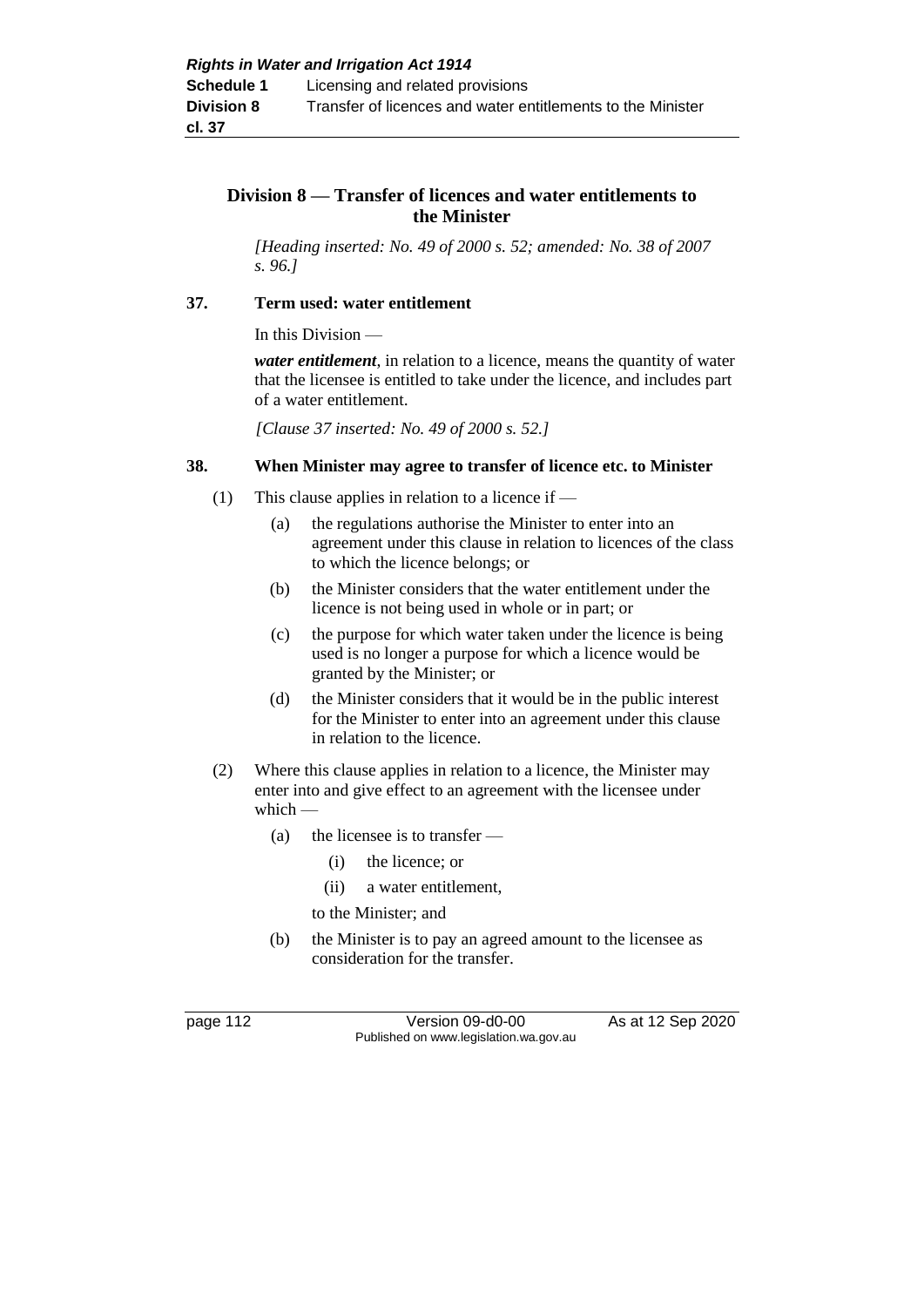## Division 8 — Transfer of licences and water entitlements to the Minister

*[Heading inserted: No. 49 of 2000 s. 52; amended: No. 38 of 2007 s. 96.]*

### 37. Term used: water entitlement

In this Division —

***water entitlement***, in relation to a licence, means the quantity of water that the licensee is entitled to take under the licence, and includes part of a water entitlement.

*[Clause 37 inserted: No. 49 of 2000 s. 52.]*

### 38. When Minister may agree to transfer of licence etc. to Minister

(1) This clause applies in relation to a licence if —

- (a) the regulations authorise the Minister to enter into an agreement under this clause in relation to licences of the class to which the licence belongs; or
- (b) the Minister considers that the water entitlement under the licence is not being used in whole or in part; or
- (c) the purpose for which water taken under the licence is being used is no longer a purpose for which a licence would be granted by the Minister; or
- (d) the Minister considers that it would be in the public interest for the Minister to enter into an agreement under this clause in relation to the licence.

(2) Where this clause applies in relation to a licence, the Minister may enter into and give effect to an agreement with the licensee under which —

- (a) the licensee is to transfer —
  - (i) the licence; or
  - (ii) a water entitlement,

  to the Minister; and
- (b) the Minister is to pay an agreed amount to the licensee as consideration for the transfer.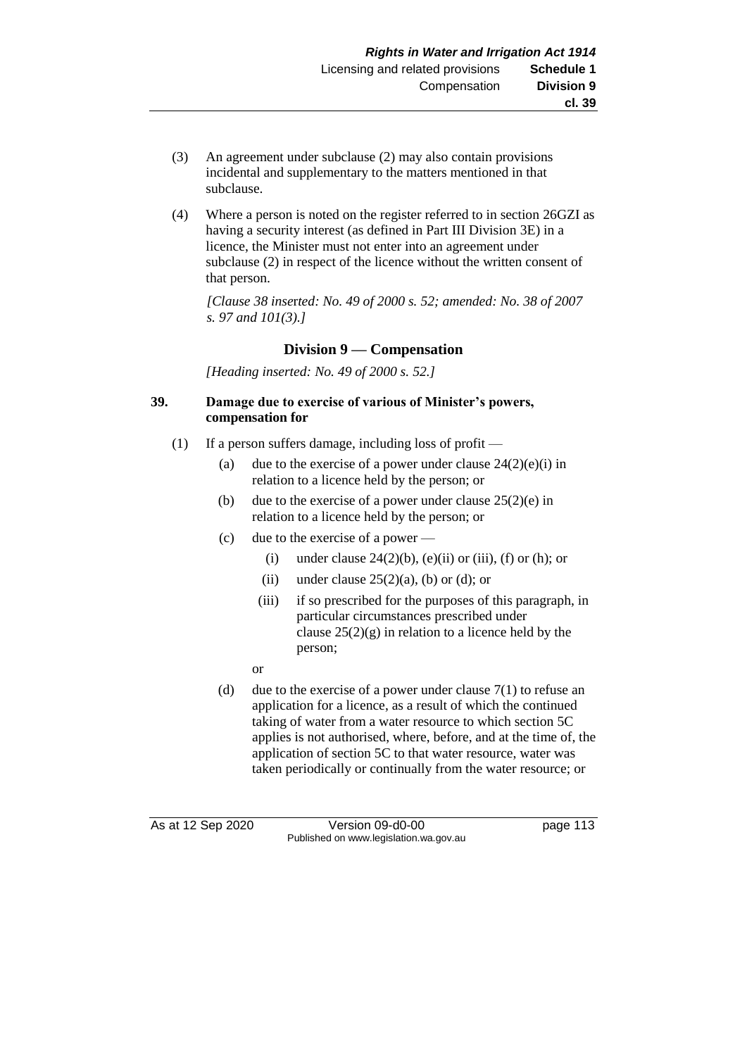(3) An agreement under subclause (2) may also contain provisions incidental and supplementary to the matters mentioned in that subclause.

(4) Where a person is noted on the register referred to in section 26GZI as having a security interest (as defined in Part III Division 3E) in a licence, the Minister must not enter into an agreement under subclause (2) in respect of the licence without the written consent of that person.

*[Clause 38 inserted: No. 49 of 2000 s. 52; amended: No. 38 of 2007 s. 97 and 101(3).]*

## Division 9 — Compensation

*[Heading inserted: No. 49 of 2000 s. 52.]*

### 39. Damage due to exercise of various of Minister's powers, compensation for

(1) If a person suffers damage, including loss of profit —

- (a) due to the exercise of a power under clause 24(2)(e)(i) in relation to a licence held by the person; or
- (b) due to the exercise of a power under clause 25(2)(e) in relation to a licence held by the person; or
- (c) due to the exercise of a power —
  - (i) under clause 24(2)(b), (e)(ii) or (iii), (f) or (h); or
  - (ii) under clause 25(2)(a), (b) or (d); or
  - (iii) if so prescribed for the purposes of this paragraph, in particular circumstances prescribed under clause 25(2)(g) in relation to a licence held by the person;

  or
- (d) due to the exercise of a power under clause 7(1) to refuse an application for a licence, as a result of which the continued taking of water from a water resource to which section 5C applies is not authorised, where, before, and at the time of, the application of section 5C to that water resource, water was taken periodically or continually from the water resource; or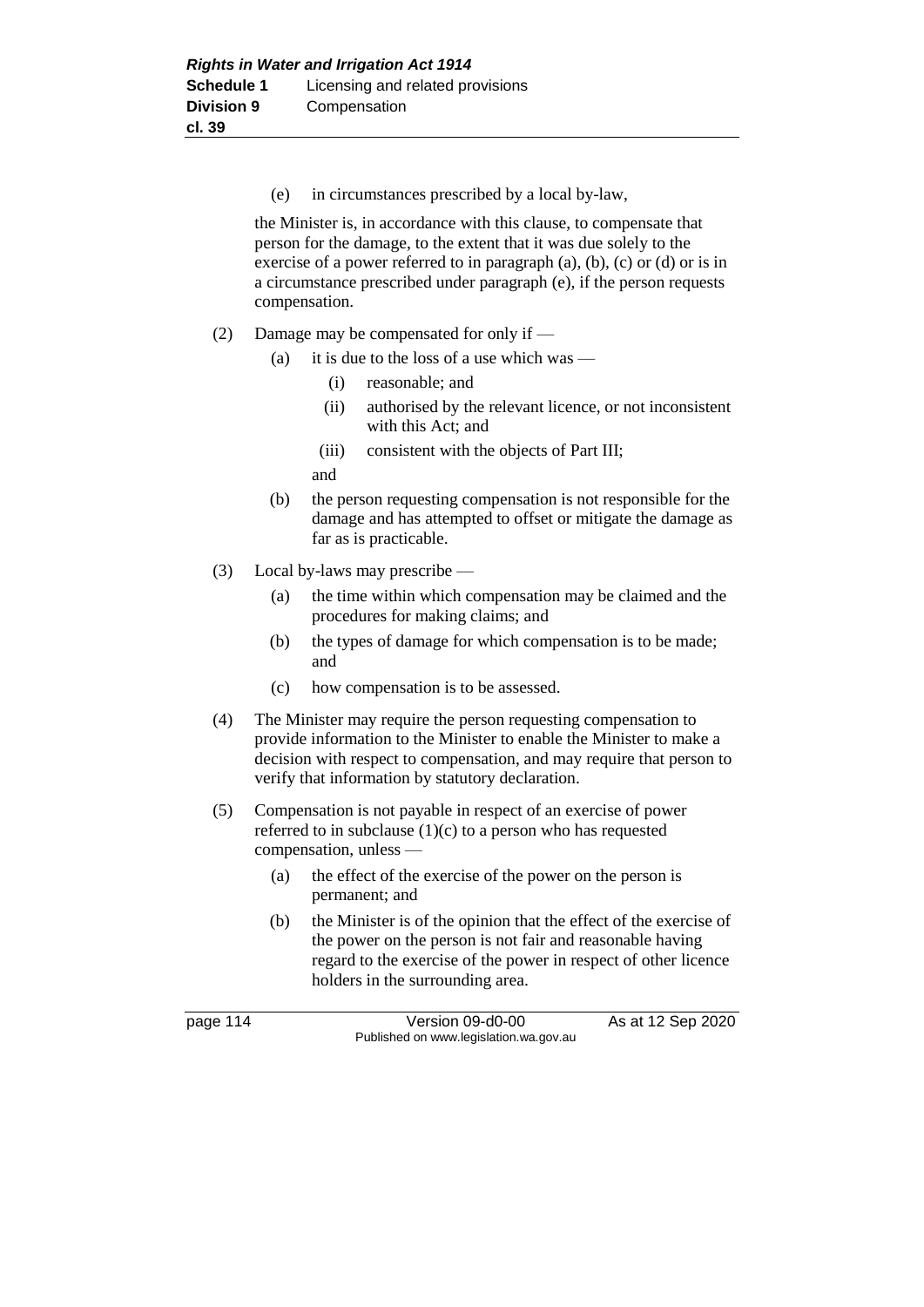(e) in circumstances prescribed by a local by-law,

the Minister is, in accordance with this clause, to compensate that person for the damage, to the extent that it was due solely to the exercise of a power referred to in paragraph (a), (b), (c) or (d) or is in a circumstance prescribed under paragraph (e), if the person requests compensation.

(2) Damage may be compensated for only if —

(a) it is due to the loss of a use which was —

(i) reasonable; and

(ii) authorised by the relevant licence, or not inconsistent with this Act; and

(iii) consistent with the objects of Part III;

and

(b) the person requesting compensation is not responsible for the damage and has attempted to offset or mitigate the damage as far as is practicable.

(3) Local by-laws may prescribe —

(a) the time within which compensation may be claimed and the procedures for making claims; and

(b) the types of damage for which compensation is to be made; and

(c) how compensation is to be assessed.

(4) The Minister may require the person requesting compensation to provide information to the Minister to enable the Minister to make a decision with respect to compensation, and may require that person to verify that information by statutory declaration.

(5) Compensation is not payable in respect of an exercise of power referred to in subclause (1)(c) to a person who has requested compensation, unless —

(a) the effect of the exercise of the power on the person is permanent; and

(b) the Minister is of the opinion that the effect of the exercise of the power on the person is not fair and reasonable having regard to the exercise of the power in respect of other licence holders in the surrounding area.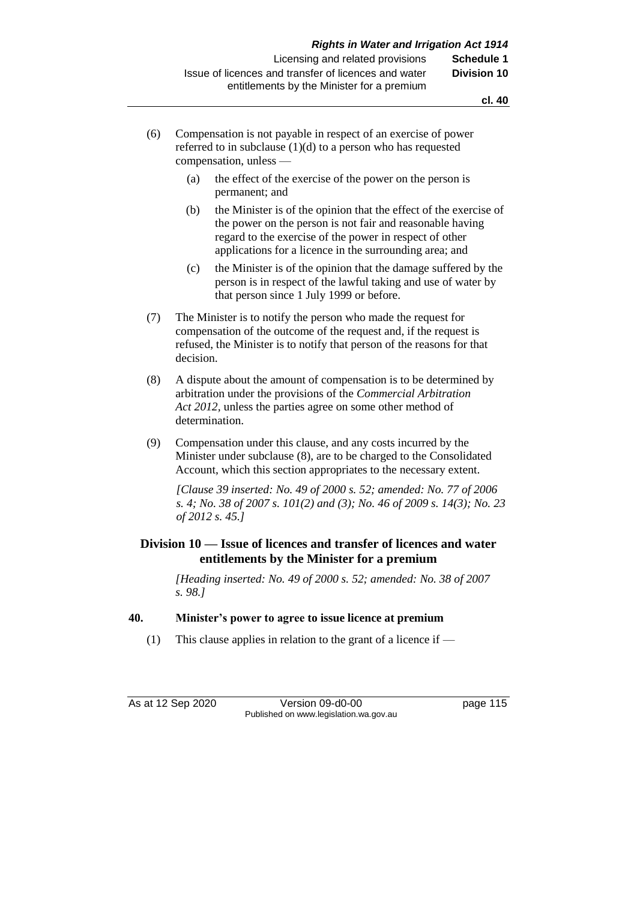(6) Compensation is not payable in respect of an exercise of power referred to in subclause (1)(d) to a person who has requested compensation, unless —

(a) the effect of the exercise of the power on the person is permanent; and

(b) the Minister is of the opinion that the effect of the exercise of the power on the person is not fair and reasonable having regard to the exercise of the power in respect of other applications for a licence in the surrounding area; and

(c) the Minister is of the opinion that the damage suffered by the person is in respect of the lawful taking and use of water by that person since 1 July 1999 or before.

(7) The Minister is to notify the person who made the request for compensation of the outcome of the request and, if the request is refused, the Minister is to notify that person of the reasons for that decision.

(8) A dispute about the amount of compensation is to be determined by arbitration under the provisions of the *Commercial Arbitration Act 2012*, unless the parties agree on some other method of determination.

(9) Compensation under this clause, and any costs incurred by the Minister under subclause (8), are to be charged to the Consolidated Account, which this section appropriates to the necessary extent.

*[Clause 39 inserted: No. 49 of 2000 s. 52; amended: No. 77 of 2006 s. 4; No. 38 of 2007 s. 101(2) and (3); No. 46 of 2009 s. 14(3); No. 23 of 2012 s. 45.]*

## Division 10 — Issue of licences and transfer of licences and water entitlements by the Minister for a premium

*[Heading inserted: No. 49 of 2000 s. 52; amended: No. 38 of 2007 s. 98.]*

### 40. Minister's power to agree to issue licence at premium

(1) This clause applies in relation to the grant of a licence if —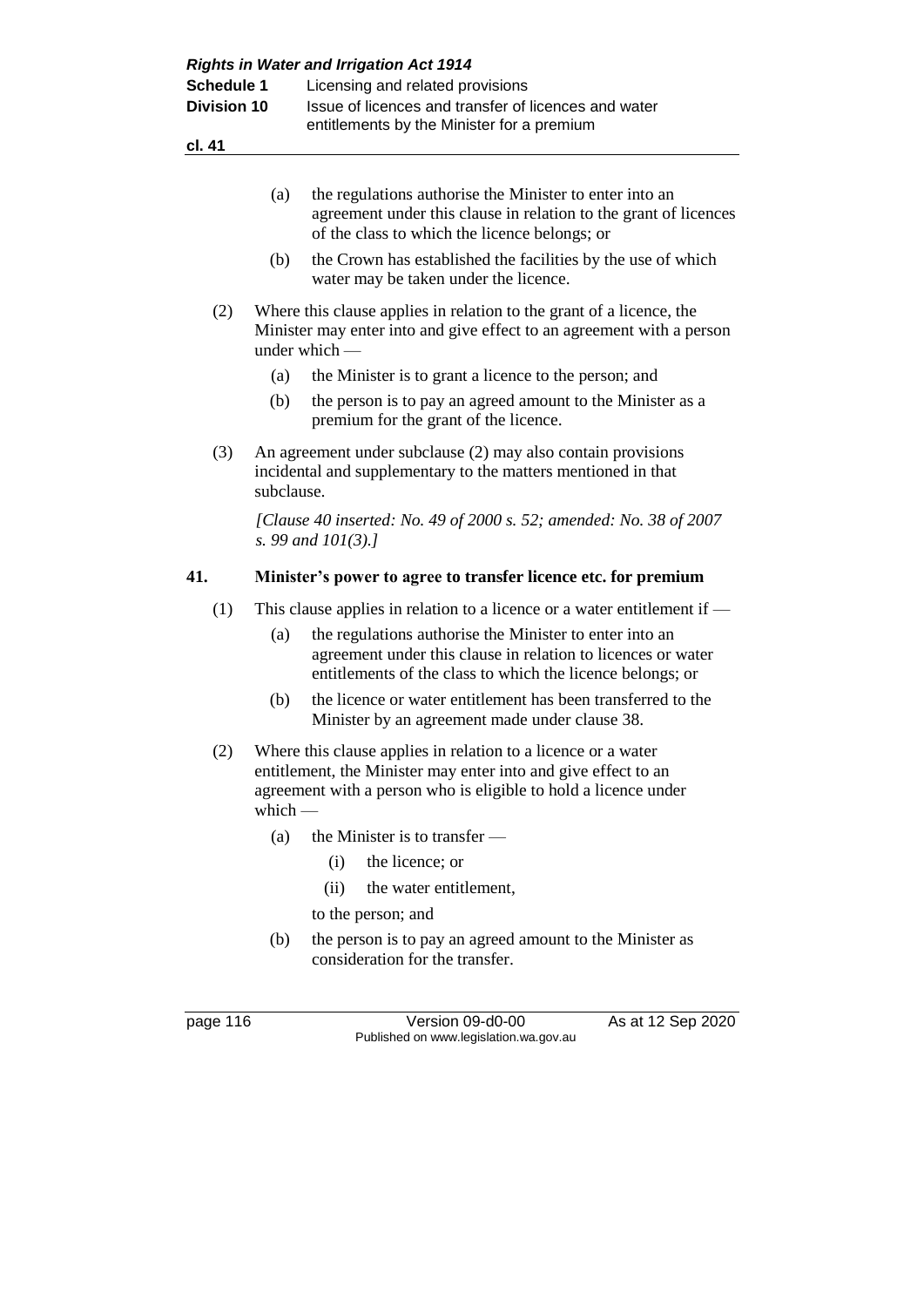(a) the regulations authorise the Minister to enter into an agreement under this clause in relation to the grant of licences of the class to which the licence belongs; or

(b) the Crown has established the facilities by the use of which water may be taken under the licence.

(2) Where this clause applies in relation to the grant of a licence, the Minister may enter into and give effect to an agreement with a person under which —

(a) the Minister is to grant a licence to the person; and

(b) the person is to pay an agreed amount to the Minister as a premium for the grant of the licence.

(3) An agreement under subclause (2) may also contain provisions incidental and supplementary to the matters mentioned in that subclause.

*[Clause 40 inserted: No. 49 of 2000 s. 52; amended: No. 38 of 2007 s. 99 and 101(3).]*

### 41. Minister's power to agree to transfer licence etc. for premium

(1) This clause applies in relation to a licence or a water entitlement if —

(a) the regulations authorise the Minister to enter into an agreement under this clause in relation to licences or water entitlements of the class to which the licence belongs; or

(b) the licence or water entitlement has been transferred to the Minister by an agreement made under clause 38.

(2) Where this clause applies in relation to a licence or a water entitlement, the Minister may enter into and give effect to an agreement with a person who is eligible to hold a licence under which —

(a) the Minister is to transfer —

(i) the licence; or

(ii) the water entitlement,

to the person; and

(b) the person is to pay an agreed amount to the Minister as consideration for the transfer.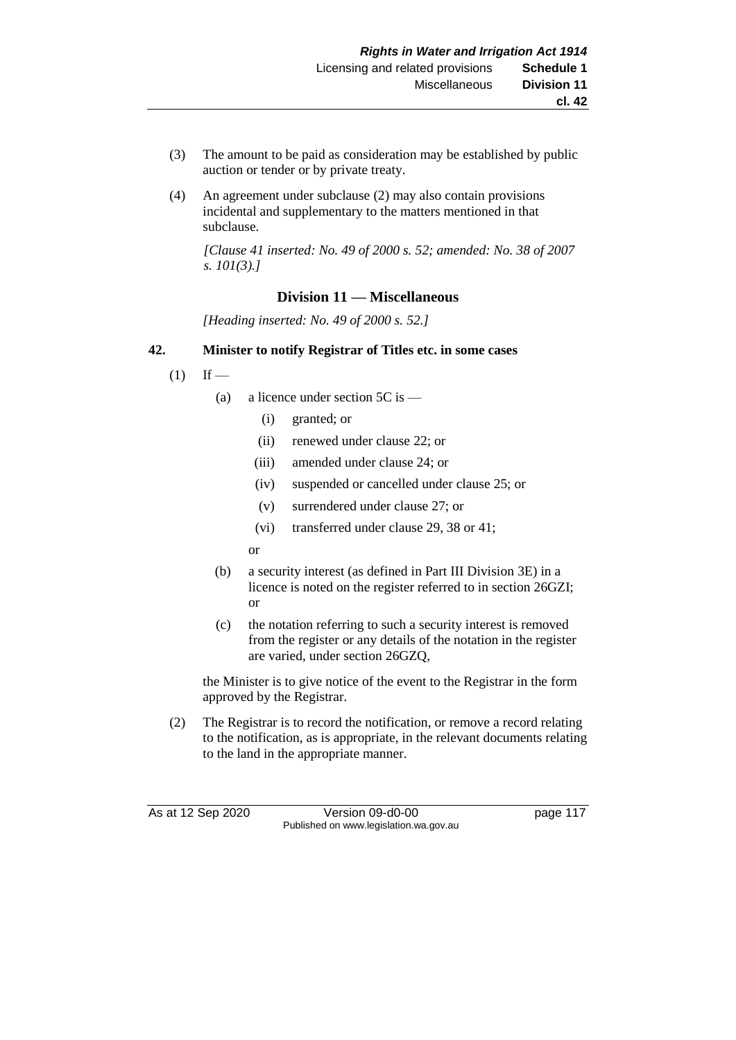(3) The amount to be paid as consideration may be established by public auction or tender or by private treaty.

(4) An agreement under subclause (2) may also contain provisions incidental and supplementary to the matters mentioned in that subclause.

*[Clause 41 inserted: No. 49 of 2000 s. 52; amended: No. 38 of 2007 s. 101(3).]*

## Division 11 — Miscellaneous

*[Heading inserted: No. 49 of 2000 s. 52.]*

### 42. Minister to notify Registrar of Titles etc. in some cases

(1) If —

- (a) a licence under section 5C is —
  - (i) granted; or
  - (ii) renewed under clause 22; or
  - (iii) amended under clause 24; or
  - (iv) suspended or cancelled under clause 25; or
  - (v) surrendered under clause 27; or
  - (vi) transferred under clause 29, 38 or 41;

  or
- (b) a security interest (as defined in Part III Division 3E) in a licence is noted on the register referred to in section 26GZI; or
- (c) the notation referring to such a security interest is removed from the register or any details of the notation in the register are varied, under section 26GZQ,

the Minister is to give notice of the event to the Registrar in the form approved by the Registrar.

(2) The Registrar is to record the notification, or remove a record relating to the notification, as is appropriate, in the relevant documents relating to the land in the appropriate manner.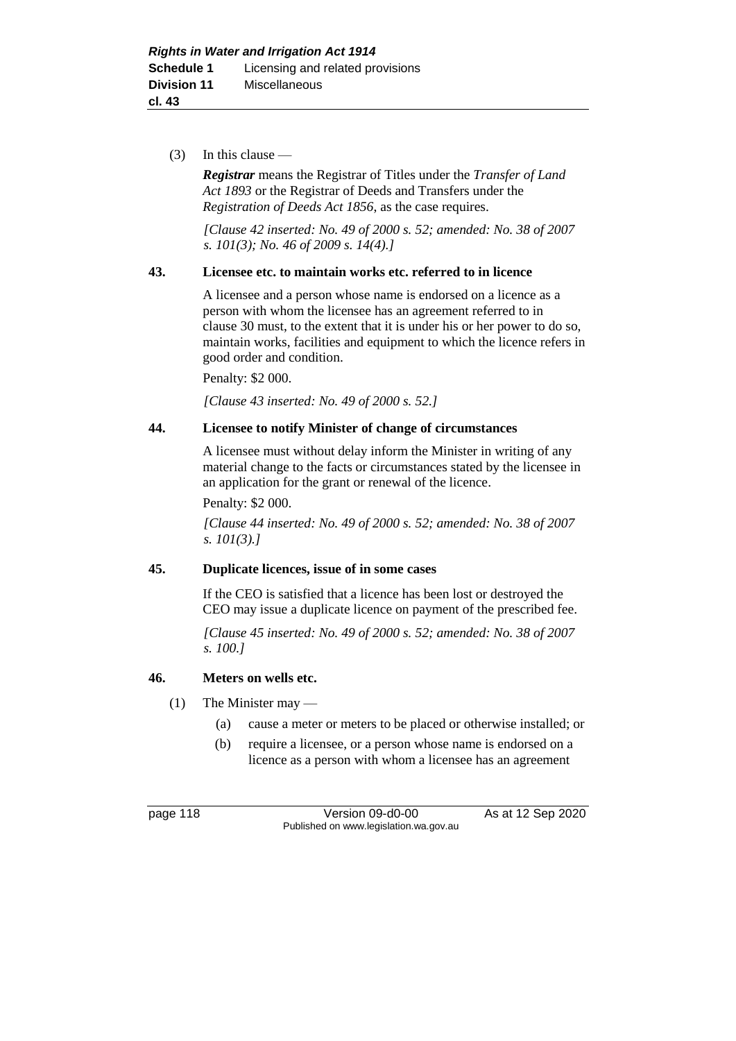(3) In this clause —

***Registrar*** means the Registrar of Titles under the *Transfer of Land Act 1893* or the Registrar of Deeds and Transfers under the *Registration of Deeds Act 1856*, as the case requires.

*[Clause 42 inserted: No. 49 of 2000 s. 52; amended: No. 38 of 2007 s. 101(3); No. 46 of 2009 s. 14(4).]*

### 43. Licensee etc. to maintain works etc. referred to in licence

A licensee and a person whose name is endorsed on a licence as a person with whom the licensee has an agreement referred to in clause 30 must, to the extent that it is under his or her power to do so, maintain works, facilities and equipment to which the licence refers in good order and condition.

Penalty: $2 000.

*[Clause 43 inserted: No. 49 of 2000 s. 52.]*

### 44. Licensee to notify Minister of change of circumstances

A licensee must without delay inform the Minister in writing of any material change to the facts or circumstances stated by the licensee in an application for the grant or renewal of the licence.

Penalty: $2 000.

*[Clause 44 inserted: No. 49 of 2000 s. 52; amended: No. 38 of 2007 s. 101(3).]*

### 45. Duplicate licences, issue of in some cases

If the CEO is satisfied that a licence has been lost or destroyed the CEO may issue a duplicate licence on payment of the prescribed fee.

*[Clause 45 inserted: No. 49 of 2000 s. 52; amended: No. 38 of 2007 s. 100.]*

### 46. Meters on wells etc.

(1) The Minister may —

(a) cause a meter or meters to be placed or otherwise installed; or

(b) require a licensee, or a person whose name is endorsed on a licence as a person with whom a licensee has an agreement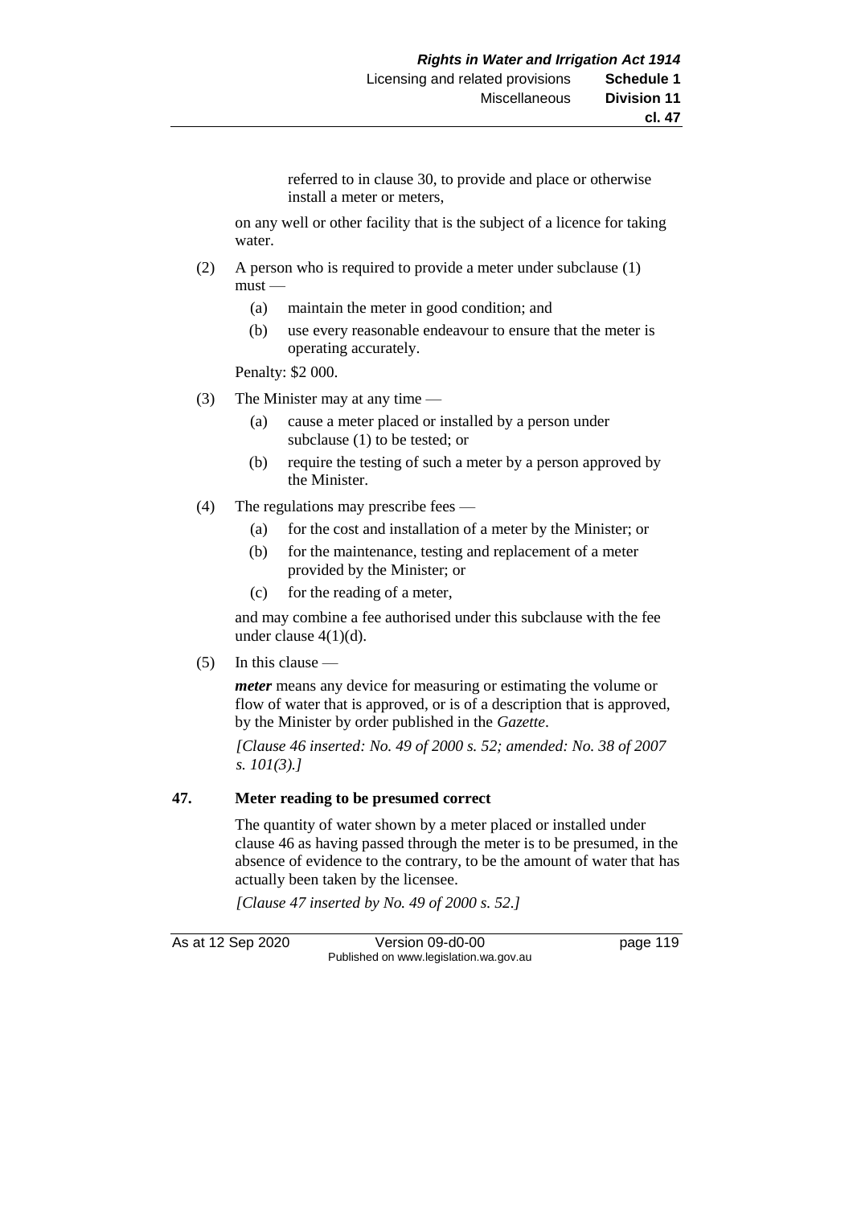referred to in clause 30, to provide and place or otherwise install a meter or meters,

on any well or other facility that is the subject of a licence for taking water.

(2) A person who is required to provide a meter under subclause (1) must —

- (a) maintain the meter in good condition; and
- (b) use every reasonable endeavour to ensure that the meter is operating accurately.

Penalty: $2 000.

(3) The Minister may at any time —

- (a) cause a meter placed or installed by a person under subclause (1) to be tested; or
- (b) require the testing of such a meter by a person approved by the Minister.

(4) The regulations may prescribe fees —

- (a) for the cost and installation of a meter by the Minister; or
- (b) for the maintenance, testing and replacement of a meter provided by the Minister; or
- (c) for the reading of a meter,

and may combine a fee authorised under this subclause with the fee under clause 4(1)(d).

(5) In this clause —

***meter*** means any device for measuring or estimating the volume or flow of water that is approved, or is of a description that is approved, by the Minister by order published in the *Gazette*.

*[Clause 46 inserted: No. 49 of 2000 s. 52; amended: No. 38 of 2007 s. 101(3).]*

## 47. Meter reading to be presumed correct

The quantity of water shown by a meter placed or installed under clause 46 as having passed through the meter is to be presumed, in the absence of evidence to the contrary, to be the amount of water that has actually been taken by the licensee.

*[Clause 47 inserted by No. 49 of 2000 s. 52.]*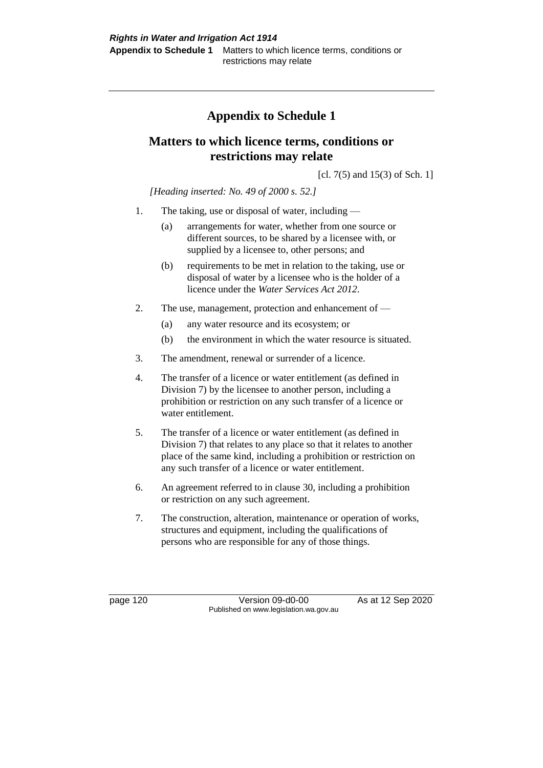# Appendix to Schedule 1

## Matters to which licence terms, conditions or restrictions may relate

[cl. 7(5) and 15(3) of Sch. 1]

*[Heading inserted: No. 49 of 2000 s. 52.]*

1. The taking, use or disposal of water, including —
   - (a) arrangements for water, whether from one source or different sources, to be shared by a licensee with, or supplied by a licensee to, other persons; and
   - (b) requirements to be met in relation to the taking, use or disposal of water by a licensee who is the holder of a licence under the *Water Services Act 2012*.
2. The use, management, protection and enhancement of —
   - (a) any water resource and its ecosystem; or
   - (b) the environment in which the water resource is situated.
3. The amendment, renewal or surrender of a licence.
4. The transfer of a licence or water entitlement (as defined in Division 7) by the licensee to another person, including a prohibition or restriction on any such transfer of a licence or water entitlement.
5. The transfer of a licence or water entitlement (as defined in Division 7) that relates to any place so that it relates to another place of the same kind, including a prohibition or restriction on any such transfer of a licence or water entitlement.
6. An agreement referred to in clause 30, including a prohibition or restriction on any such agreement.
7. The construction, alteration, maintenance or operation of works, structures and equipment, including the qualifications of persons who are responsible for any of those things.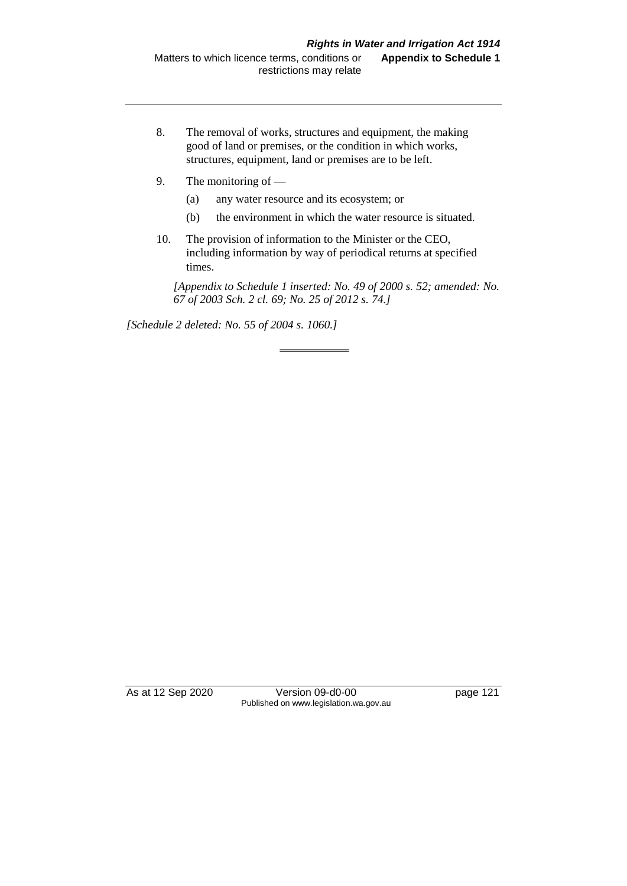8. The removal of works, structures and equipment, the making good of land or premises, or the condition in which works, structures, equipment, land or premises are to be left.

9. The monitoring of —

   (a) any water resource and its ecosystem; or

   (b) the environment in which the water resource is situated.

10. The provision of information to the Minister or the CEO, including information by way of periodical returns at specified times.

*[Appendix to Schedule 1 inserted: No. 49 of 2000 s. 52; amended: No. 67 of 2003 Sch. 2 cl. 69; No. 25 of 2012 s. 74.]*

*[Schedule 2 deleted: No. 55 of 2004 s. 1060.]*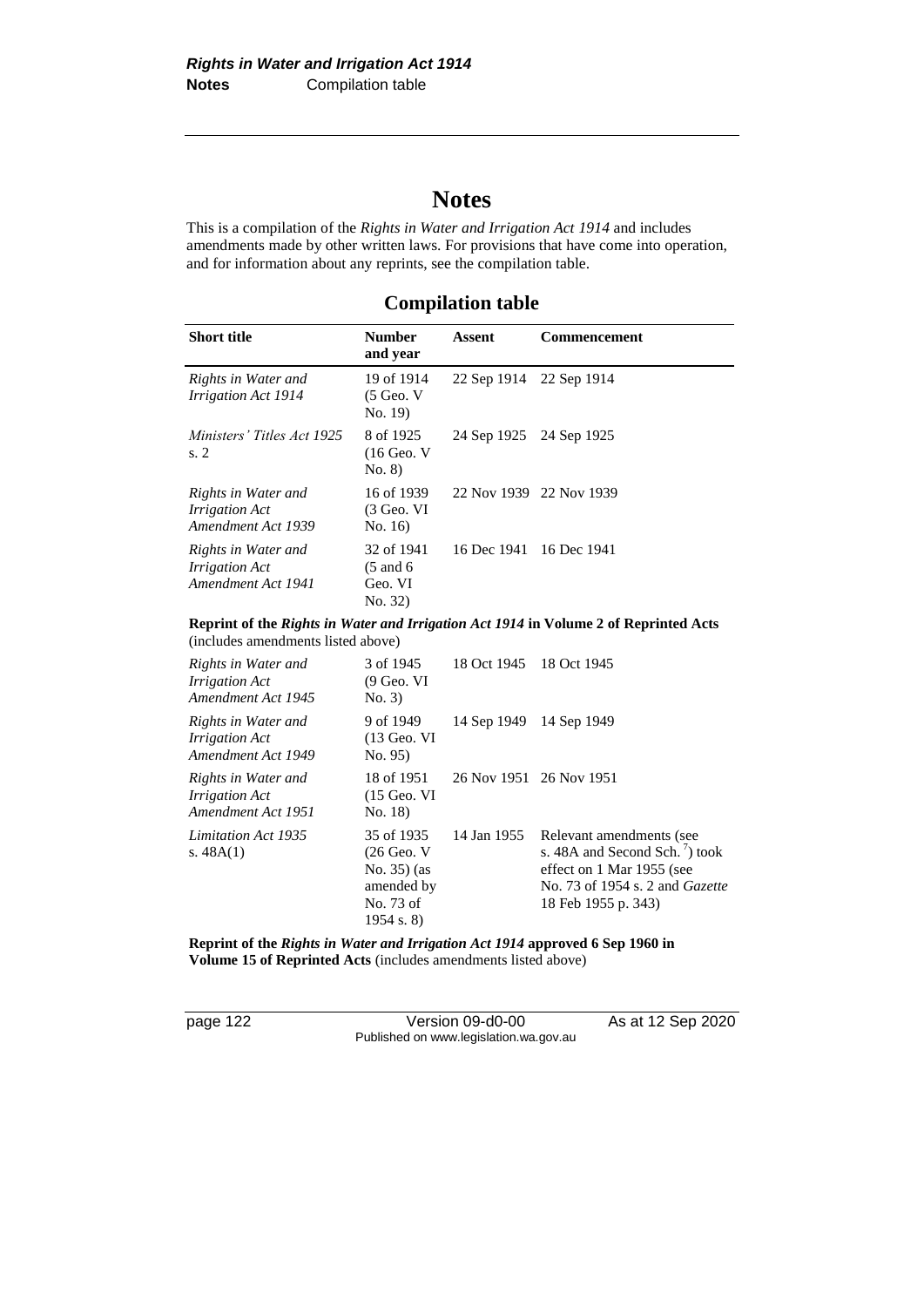# Notes

This is a compilation of the *Rights in Water and Irrigation Act 1914* and includes amendments made by other written laws. For provisions that have come into operation, and for information about any reprints, see the compilation table.

## Compilation table

| Short title | Number and year | Assent | Commencement |
|---|---|---|---|
| *Rights in Water and Irrigation Act 1914* | 19 of 1914 (5 Geo. V No. 19) | 22 Sep 1914 | 22 Sep 1914 |
| *Ministers' Titles Act 1925* s. 2 | 8 of 1925 (16 Geo. V No. 8) | 24 Sep 1925 | 24 Sep 1925 |
| *Rights in Water and Irrigation Act Amendment Act 1939* | 16 of 1939 (3 Geo. VI No. 16) | 22 Nov 1939 | 22 Nov 1939 |
| *Rights in Water and Irrigation Act Amendment Act 1941* | 32 of 1941 (5 and 6 Geo. VI No. 32) | 16 Dec 1941 | 16 Dec 1941 |
| **Reprint of the *Rights in Water and Irrigation Act 1914* in Volume 2 of Reprinted Acts** (includes amendments listed above) | | | |
| *Rights in Water and Irrigation Act Amendment Act 1945* | 3 of 1945 (9 Geo. VI No. 3) | 18 Oct 1945 | 18 Oct 1945 |
| *Rights in Water and Irrigation Act Amendment Act 1949* | 9 of 1949 (13 Geo. VI No. 95) | 14 Sep 1949 | 14 Sep 1949 |
| *Rights in Water and Irrigation Act Amendment Act 1951* | 18 of 1951 (15 Geo. VI No. 18) | 26 Nov 1951 | 26 Nov 1951 |
| *Limitation Act 1935* s. 48A(1) | 35 of 1935 (26 Geo. V No. 35) (as amended by No. 73 of 1954 s. 8) | 14 Jan 1955 | Relevant amendments (see s. 48A and Second Sch. [7]) took effect on 1 Mar 1955 (see No. 73 of 1954 s. 2 and *Gazette* 18 Feb 1955 p. 343) |
| **Reprint of the *Rights in Water and Irrigation Act 1914* approved 6 Sep 1960 in Volume 15 of Reprinted Acts** (includes amendments listed above) | | | |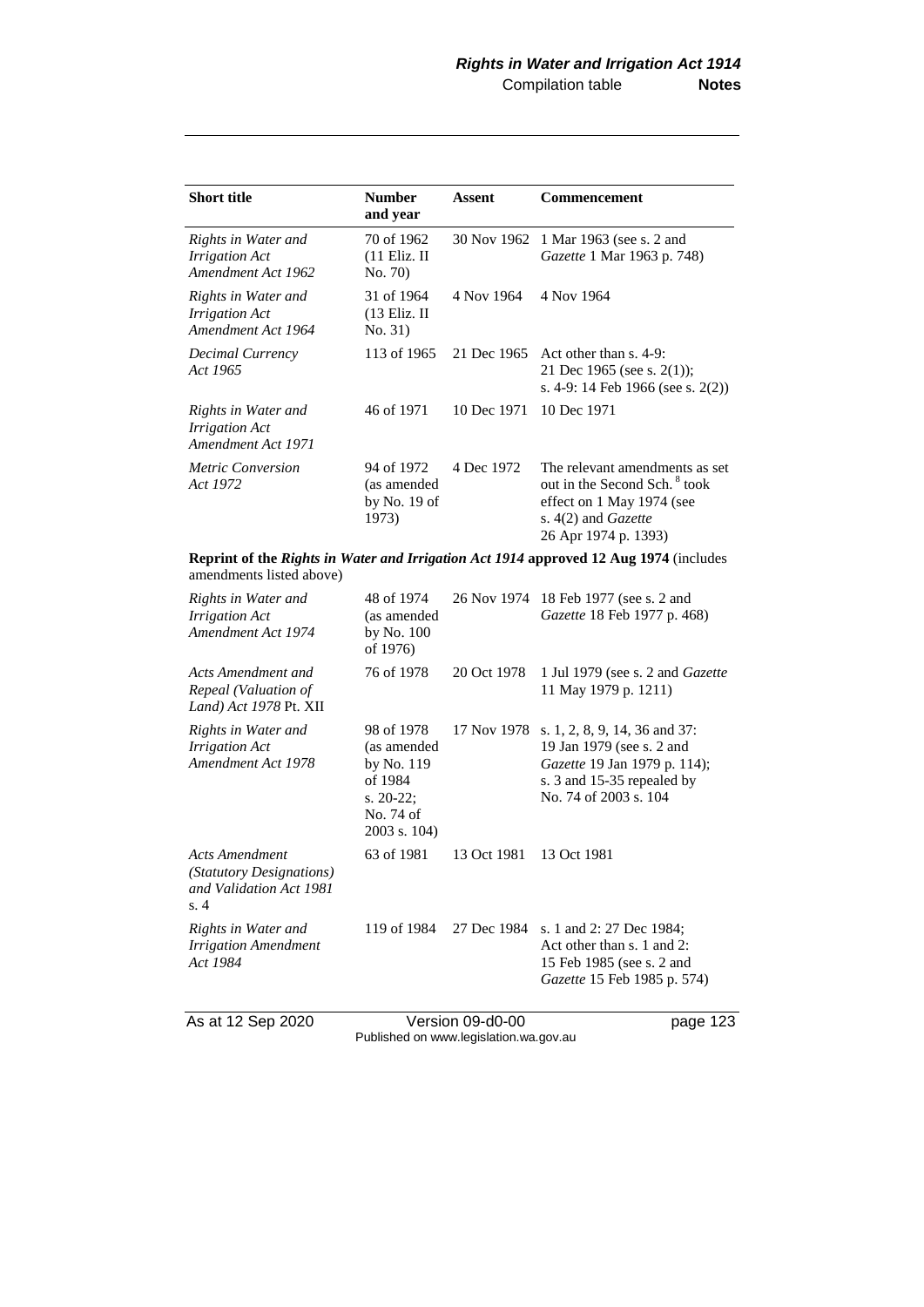| Short title | Number and year | Assent | Commencement |
|---|---|---|---|
| *Rights in Water and Irrigation Act Amendment Act 1962* | 70 of 1962 (11 Eliz. II No. 70) | 30 Nov 1962 | 1 Mar 1963 (see s. 2 and *Gazette* 1 Mar 1963 p. 748) |
| *Rights in Water and Irrigation Act Amendment Act 1964* | 31 of 1964 (13 Eliz. II No. 31) | 4 Nov 1964 | 4 Nov 1964 |
| *Decimal Currency Act 1965* | 113 of 1965 | 21 Dec 1965 | Act other than s. 4-9: 21 Dec 1965 (see s. 2(1)); s. 4-9: 14 Feb 1966 (see s. 2(2)) |
| *Rights in Water and Irrigation Act Amendment Act 1971* | 46 of 1971 | 10 Dec 1971 | 10 Dec 1971 |
| *Metric Conversion Act 1972* | 94 of 1972 (as amended by No. 19 of 1973) | 4 Dec 1972 | The relevant amendments as set out in the Second Sch. [8] took effect on 1 May 1974 (see s. 4(2) and *Gazette* 26 Apr 1974 p. 1393) |
| **Reprint of the *Rights in Water and Irrigation Act 1914* approved 12 Aug 1974** (includes amendments listed above) | | | |
| *Rights in Water and Irrigation Act Amendment Act 1974* | 48 of 1974 (as amended by No. 100 of 1976) | 26 Nov 1974 | 18 Feb 1977 (see s. 2 and *Gazette* 18 Feb 1977 p. 468) |
| *Acts Amendment and Repeal (Valuation of Land) Act 1978* Pt. XII | 76 of 1978 | 20 Oct 1978 | 1 Jul 1979 (see s. 2 and *Gazette* 11 May 1979 p. 1211) |
| *Rights in Water and Irrigation Act Amendment Act 1978* | 98 of 1978 (as amended by No. 119 of 1984 s. 20-22; No. 74 of 2003 s. 104) | 17 Nov 1978 | s. 1, 2, 8, 9, 14, 36 and 37: 19 Jan 1979 (see s. 2 and *Gazette* 19 Jan 1979 p. 114); s. 3 and 15-35 repealed by No. 74 of 2003 s. 104 |
| *Acts Amendment (Statutory Designations) and Validation Act 1981* s. 4 | 63 of 1981 | 13 Oct 1981 | 13 Oct 1981 |
| *Rights in Water and Irrigation Amendment Act 1984* | 119 of 1984 | 27 Dec 1984 | s. 1 and 2: 27 Dec 1984; Act other than s. 1 and 2: 15 Feb 1985 (see s. 2 and *Gazette* 15 Feb 1985 p. 574) |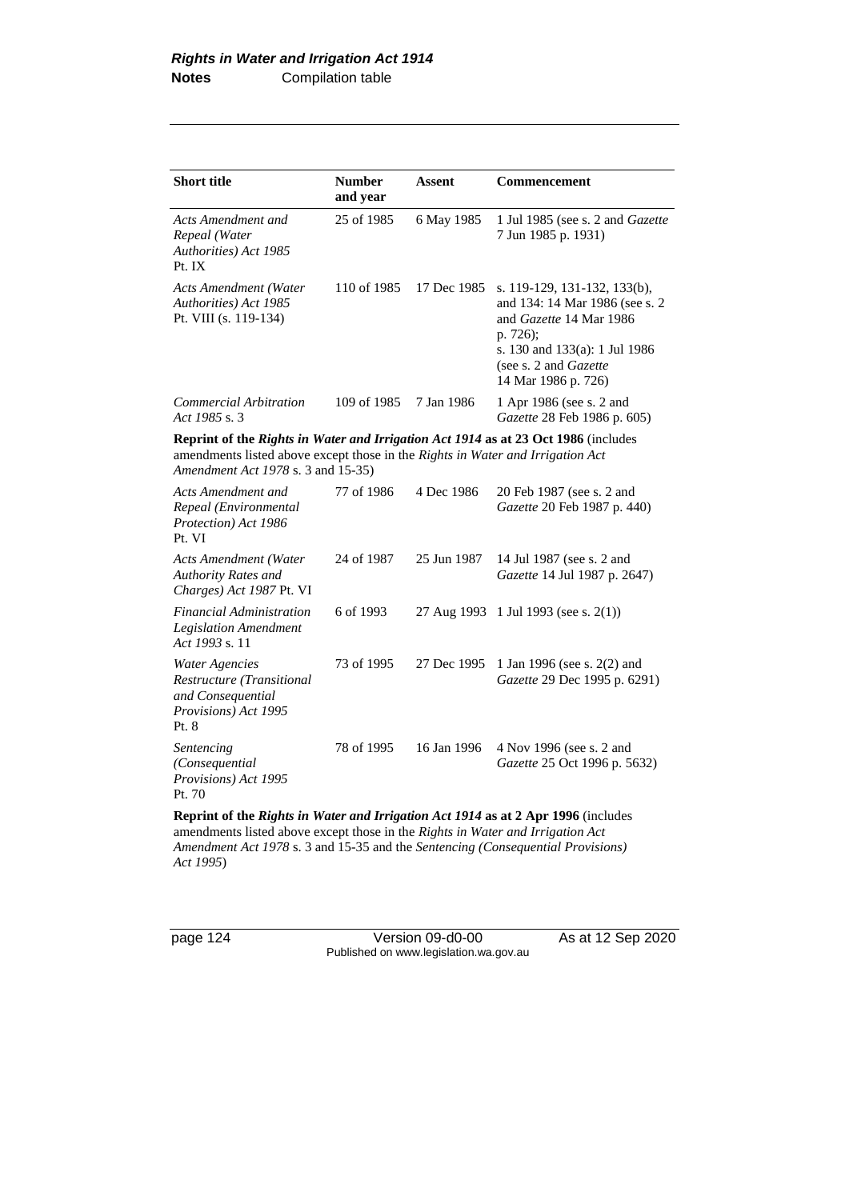| Short title | Number and year | Assent | Commencement |
|---|---|---|---|
| *Acts Amendment and Repeal (Water Authorities) Act 1985* Pt. IX | 25 of 1985 | 6 May 1985 | 1 Jul 1985 (see s. 2 and *Gazette* 7 Jun 1985 p. 1931) |
| *Acts Amendment (Water Authorities) Act 1985* Pt. VIII (s. 119-134) | 110 of 1985 | 17 Dec 1985 | s. 119-129, 131-132, 133(b), and 134: 14 Mar 1986 (see s. 2 and *Gazette* 14 Mar 1986 p. 726); s. 130 and 133(a): 1 Jul 1986 (see s. 2 and *Gazette* 14 Mar 1986 p. 726) |
| *Commercial Arbitration Act 1985* s. 3 | 109 of 1985 | 7 Jan 1986 | 1 Apr 1986 (see s. 2 and *Gazette* 28 Feb 1986 p. 605) |
| **Reprint of the *Rights in Water and Irrigation Act 1914* as at 23 Oct 1986** (includes amendments listed above except those in the *Rights in Water and Irrigation Act Amendment Act 1978* s. 3 and 15-35) | | | |
| *Acts Amendment and Repeal (Environmental Protection) Act 1986* Pt. VI | 77 of 1986 | 4 Dec 1986 | 20 Feb 1987 (see s. 2 and *Gazette* 20 Feb 1987 p. 440) |
| *Acts Amendment (Water Authority Rates and Charges) Act 1987* Pt. VI | 24 of 1987 | 25 Jun 1987 | 14 Jul 1987 (see s. 2 and *Gazette* 14 Jul 1987 p. 2647) |
| *Financial Administration Legislation Amendment Act 1993* s. 11 | 6 of 1993 | 27 Aug 1993 | 1 Jul 1993 (see s. 2(1)) |
| *Water Agencies Restructure (Transitional and Consequential Provisions) Act 1995* Pt. 8 | 73 of 1995 | 27 Dec 1995 | 1 Jan 1996 (see s. 2(2) and *Gazette* 29 Dec 1995 p. 6291) |
| *Sentencing (Consequential Provisions) Act 1995* Pt. 70 | 78 of 1995 | 16 Jan 1996 | 4 Nov 1996 (see s. 2 and *Gazette* 25 Oct 1996 p. 5632) |
| **Reprint of the *Rights in Water and Irrigation Act 1914* as at 2 Apr 1996** (includes amendments listed above except those in the *Rights in Water and Irrigation Act Amendment Act 1978* s. 3 and 15-35 and the *Sentencing (Consequential Provisions) Act 1995*) | | | |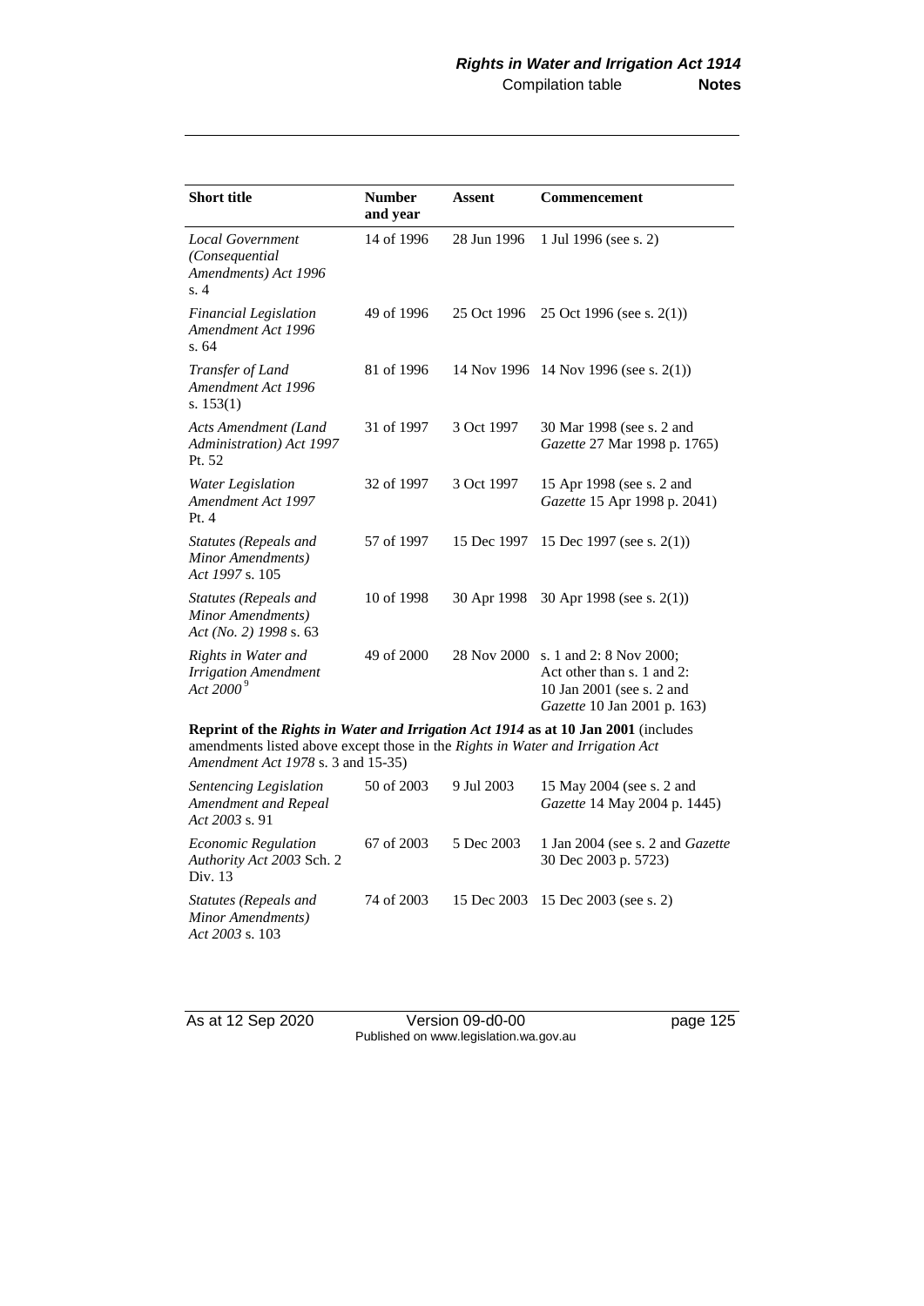| Short title | Number and year | Assent | Commencement |
|---|---|---|---|
| *Local Government (Consequential Amendments) Act 1996* s. 4 | 14 of 1996 | 28 Jun 1996 | 1 Jul 1996 (see s. 2) |
| *Financial Legislation Amendment Act 1996* s. 64 | 49 of 1996 | 25 Oct 1996 | 25 Oct 1996 (see s. 2(1)) |
| *Transfer of Land Amendment Act 1996* s. 153(1) | 81 of 1996 | 14 Nov 1996 | 14 Nov 1996 (see s. 2(1)) |
| *Acts Amendment (Land Administration) Act 1997* Pt. 52 | 31 of 1997 | 3 Oct 1997 | 30 Mar 1998 (see s. 2 and *Gazette* 27 Mar 1998 p. 1765) |
| *Water Legislation Amendment Act 1997* Pt. 4 | 32 of 1997 | 3 Oct 1997 | 15 Apr 1998 (see s. 2 and *Gazette* 15 Apr 1998 p. 2041) |
| *Statutes (Repeals and Minor Amendments) Act 1997* s. 105 | 57 of 1997 | 15 Dec 1997 | 15 Dec 1997 (see s. 2(1)) |
| *Statutes (Repeals and Minor Amendments) Act (No. 2) 1998* s. 63 | 10 of 1998 | 30 Apr 1998 | 30 Apr 1998 (see s. 2(1)) |
| *Rights in Water and Irrigation Amendment Act 2000* [9] | 49 of 2000 | 28 Nov 2000 | s. 1 and 2: 8 Nov 2000; Act other than s. 1 and 2: 10 Jan 2001 (see s. 2 and *Gazette* 10 Jan 2001 p. 163) |
| **Reprint of the *Rights in Water and Irrigation Act 1914* as at 10 Jan 2001** (includes amendments listed above except those in the *Rights in Water and Irrigation Act Amendment Act 1978* s. 3 and 15-35) | | | |
| *Sentencing Legislation Amendment and Repeal Act 2003* s. 91 | 50 of 2003 | 9 Jul 2003 | 15 May 2004 (see s. 2 and *Gazette* 14 May 2004 p. 1445) |
| *Economic Regulation Authority Act 2003* Sch. 2 Div. 13 | 67 of 2003 | 5 Dec 2003 | 1 Jan 2004 (see s. 2 and *Gazette* 30 Dec 2003 p. 5723) |
| *Statutes (Repeals and Minor Amendments) Act 2003* s. 103 | 74 of 2003 | 15 Dec 2003 | 15 Dec 2003 (see s. 2) |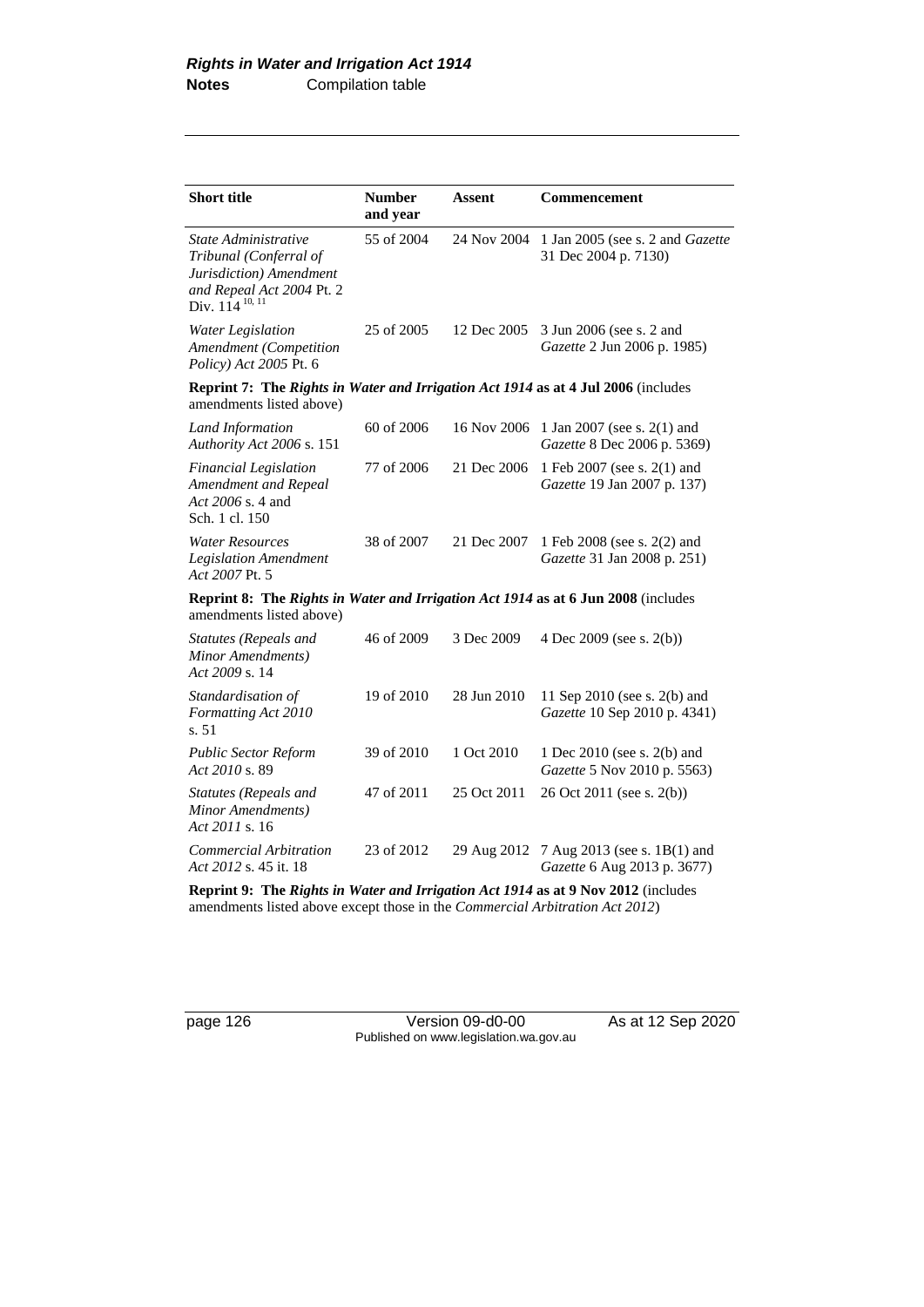| Short title | Number and year | Assent | Commencement |
|---|---|---|---|
| *State Administrative Tribunal (Conferral of Jurisdiction) Amendment and Repeal Act 2004* Pt. 2 Div. 114 [10, 11] | 55 of 2004 | 24 Nov 2004 | 1 Jan 2005 (see s. 2 and *Gazette* 31 Dec 2004 p. 7130) |
| *Water Legislation Amendment (Competition Policy) Act 2005* Pt. 6 | 25 of 2005 | 12 Dec 2005 | 3 Jun 2006 (see s. 2 and *Gazette* 2 Jun 2006 p. 1985) |
| **Reprint 7: The *Rights in Water and Irrigation Act 1914* as at 4 Jul 2006** (includes amendments listed above) | | | |
| *Land Information Authority Act 2006* s. 151 | 60 of 2006 | 16 Nov 2006 | 1 Jan 2007 (see s. 2(1) and *Gazette* 8 Dec 2006 p. 5369) |
| *Financial Legislation Amendment and Repeal Act 2006* s. 4 and Sch. 1 cl. 150 | 77 of 2006 | 21 Dec 2006 | 1 Feb 2007 (see s. 2(1) and *Gazette* 19 Jan 2007 p. 137) |
| *Water Resources Legislation Amendment Act 2007* Pt. 5 | 38 of 2007 | 21 Dec 2007 | 1 Feb 2008 (see s. 2(2) and *Gazette* 31 Jan 2008 p. 251) |
| **Reprint 8: The *Rights in Water and Irrigation Act 1914* as at 6 Jun 2008** (includes amendments listed above) | | | |
| *Statutes (Repeals and Minor Amendments) Act 2009* s. 14 | 46 of 2009 | 3 Dec 2009 | 4 Dec 2009 (see s. 2(b)) |
| *Standardisation of Formatting Act 2010* s. 51 | 19 of 2010 | 28 Jun 2010 | 11 Sep 2010 (see s. 2(b) and *Gazette* 10 Sep 2010 p. 4341) |
| *Public Sector Reform Act 2010* s. 89 | 39 of 2010 | 1 Oct 2010 | 1 Dec 2010 (see s. 2(b) and *Gazette* 5 Nov 2010 p. 5563) |
| *Statutes (Repeals and Minor Amendments) Act 2011* s. 16 | 47 of 2011 | 25 Oct 2011 | 26 Oct 2011 (see s. 2(b)) |
| *Commercial Arbitration Act 2012* s. 45 it. 18 | 23 of 2012 | 29 Aug 2012 | 7 Aug 2013 (see s. 1B(1) and *Gazette* 6 Aug 2013 p. 3677) |
| **Reprint 9: The *Rights in Water and Irrigation Act 1914* as at 9 Nov 2012** (includes amendments listed above except those in the *Commercial Arbitration Act 2012*) | | | |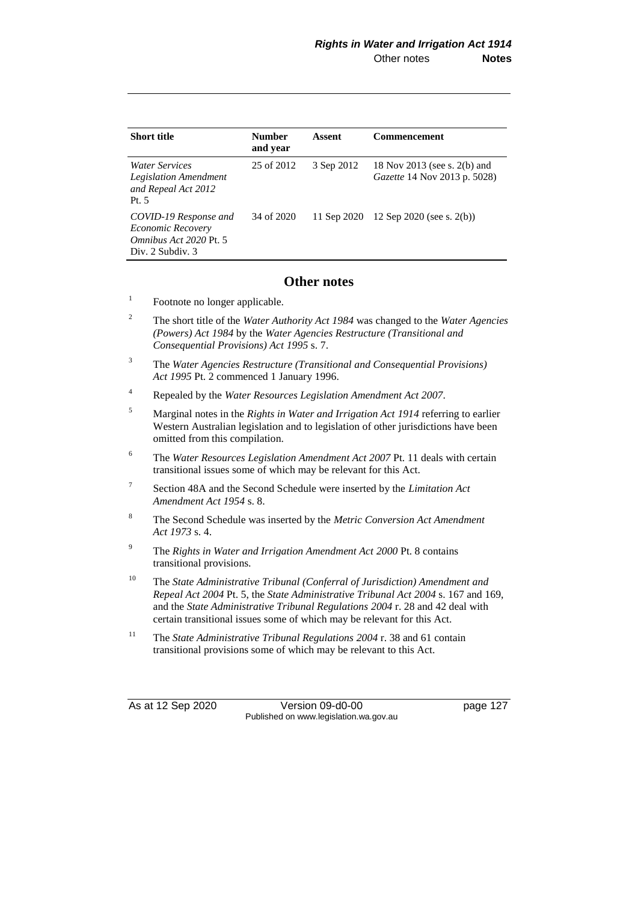| Short title | Number and year | Assent | Commencement |
|---|---|---|---|
| *Water Services Legislation Amendment and Repeal Act 2012* Pt. 5 | 25 of 2012 | 3 Sep 2012 | 18 Nov 2013 (see s. 2(b) and *Gazette* 14 Nov 2013 p. 5028) |
| *COVID-19 Response and Economic Recovery Omnibus Act 2020* Pt. 5 Div. 2 Subdiv. 3 | 34 of 2020 | 11 Sep 2020 | 12 Sep 2020 (see s. 2(b)) |

## Other notes

[1] Footnote no longer applicable.

[2] The short title of the *Water Authority Act 1984* was changed to the *Water Agencies (Powers) Act 1984* by the *Water Agencies Restructure (Transitional and Consequential Provisions) Act 1995* s. 7.

[3] The *Water Agencies Restructure (Transitional and Consequential Provisions) Act 1995* Pt. 2 commenced 1 January 1996.

[4] Repealed by the *Water Resources Legislation Amendment Act 2007*.

[5] Marginal notes in the *Rights in Water and Irrigation Act 1914* referring to earlier Western Australian legislation and to legislation of other jurisdictions have been omitted from this compilation.

[6] The *Water Resources Legislation Amendment Act 2007* Pt. 11 deals with certain transitional issues some of which may be relevant for this Act.

[7] Section 48A and the Second Schedule were inserted by the *Limitation Act Amendment Act 1954* s. 8.

[8] The Second Schedule was inserted by the *Metric Conversion Act Amendment Act 1973* s. 4.

[9] The *Rights in Water and Irrigation Amendment Act 2000* Pt. 8 contains transitional provisions.

[10] The *State Administrative Tribunal (Conferral of Jurisdiction) Amendment and Repeal Act 2004* Pt. 5, the *State Administrative Tribunal Act 2004* s. 167 and 169, and the *State Administrative Tribunal Regulations 2004* r. 28 and 42 deal with certain transitional issues some of which may be relevant for this Act.

[11] The *State Administrative Tribunal Regulations 2004* r. 38 and 61 contain transitional provisions some of which may be relevant to this Act.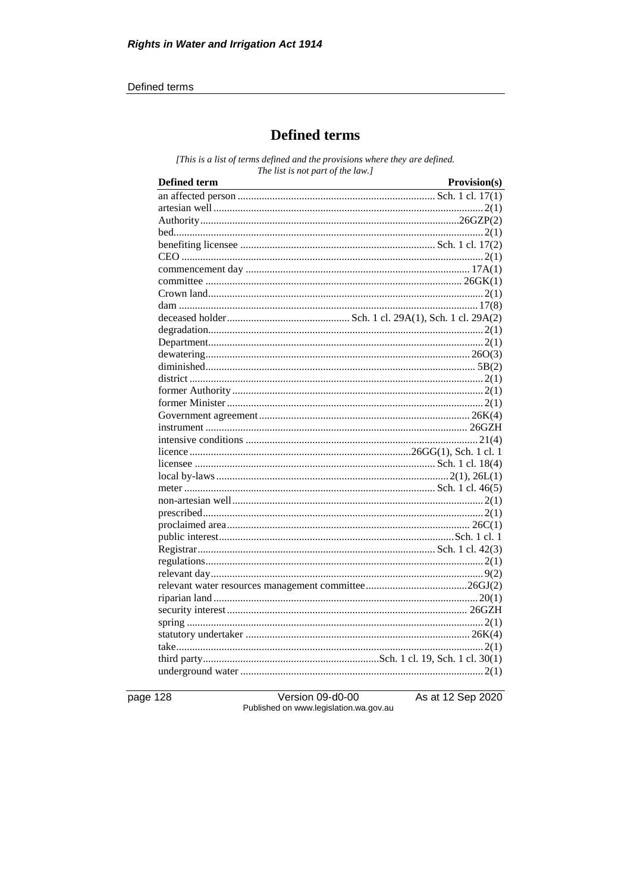# Defined terms

*[This is a list of terms defined and the provisions where they are defined. The list is not part of the law.]*

| Defined term | Provision(s) |
|---|---|
| an affected person | Sch. 1 cl. 17(1) |
| artesian well | 2(1) |
| Authority | 26GZP(2) |
| bed | 2(1) |
| benefiting licensee | Sch. 1 cl. 17(2) |
| CEO | 2(1) |
| commencement day | 17A(1) |
| committee | 26GK(1) |
| Crown land | 2(1) |
| dam | 17(8) |
| deceased holder | Sch. 1 cl. 29A(1), Sch. 1 cl. 29A(2) |
| degradation | 2(1) |
| Department | 2(1) |
| dewatering | 26O(3) |
| diminished | 5B(2) |
| district | 2(1) |
| former Authority | 2(1) |
| former Minister | 2(1) |
| Government agreement | 26K(4) |
| instrument | 26GZH |
| intensive conditions | 21(4) |
| licence | 26GG(1), Sch. 1 cl. 1 |
| licensee | Sch. 1 cl. 18(4) |
| local by-laws | 2(1), 26L(1) |
| meter | Sch. 1 cl. 46(5) |
| non-artesian well | 2(1) |
| prescribed | 2(1) |
| proclaimed area | 26C(1) |
| public interest | Sch. 1 cl. 1 |
| Registrar | Sch. 1 cl. 42(3) |
| regulations | 2(1) |
| relevant day | 9(2) |
| relevant water resources management committee | 26GJ(2) |
| riparian land | 20(1) |
| security interest | 26GZH |
| spring | 2(1) |
| statutory undertaker | 26K(4) |
| take | 2(1) |
| third party | Sch. 1 cl. 19, Sch. 1 cl. 30(1) |
| underground water | 2(1) |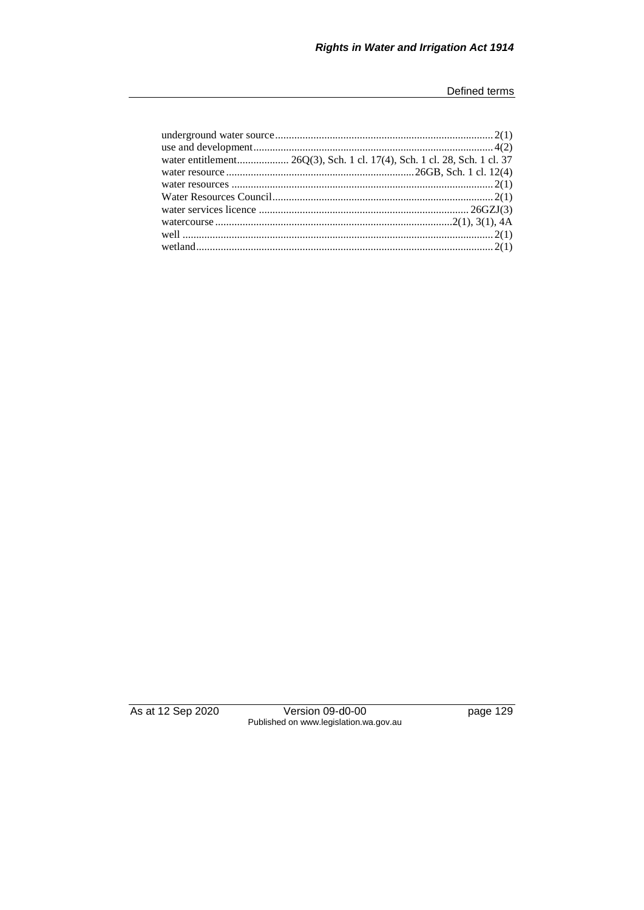underground water source ........................................................................ 2(1)
use and development ................................................................................. 4(2)
water entitlement .................. 26Q(3), Sch. 1 cl. 17(4), Sch. 1 cl. 28, Sch. 1 cl. 37
water resource ...................................................................... 26GB, Sch. 1 cl. 12(4)
water resources ........................................................................................ 2(1)
Water Resources Council ......................................................................... 2(1)
water services licence ........................................................................ 26GZJ(3)
watercourse ........................................................................... 2(1), 3(1), 4A
well .......................................................................................................... 2(1)
wetland .................................................................................................... 2(1)